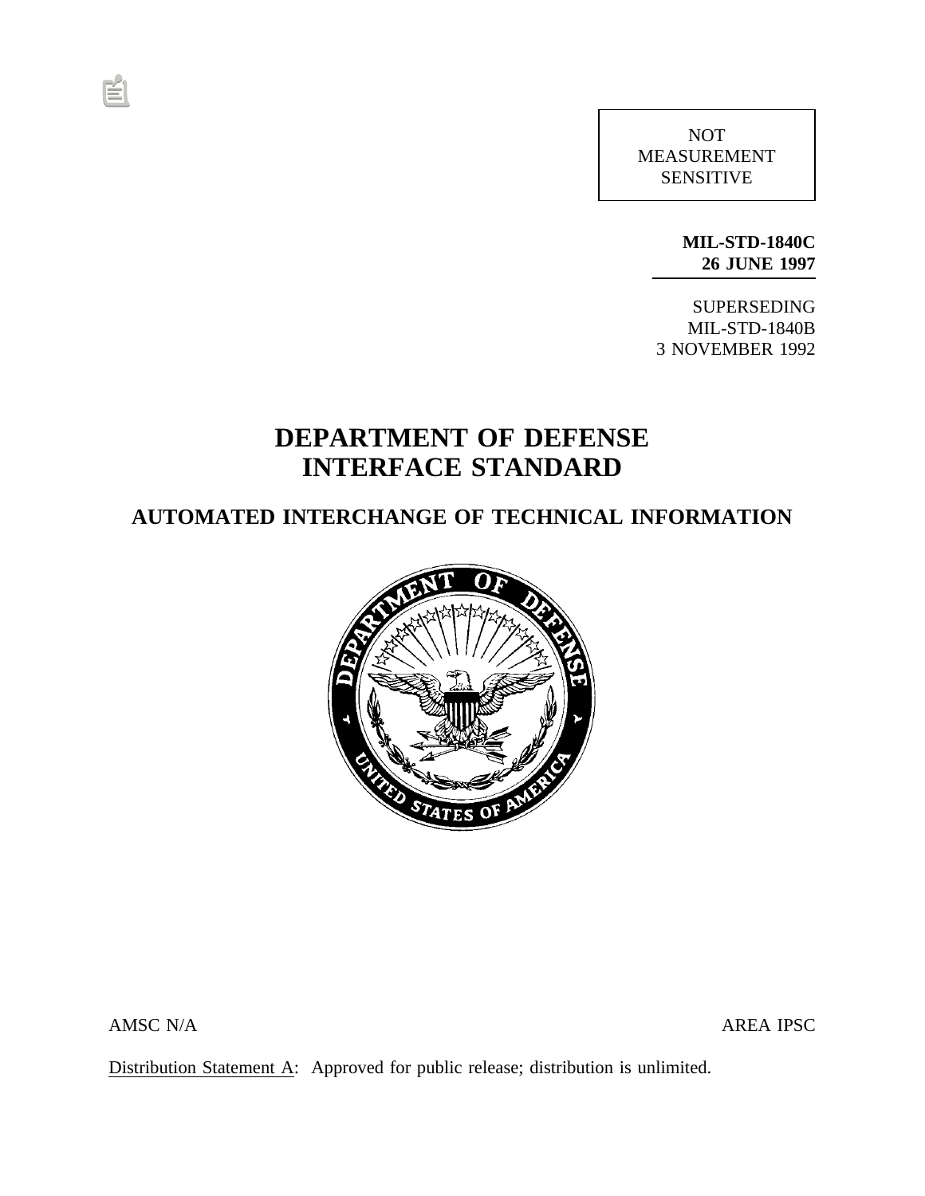NOT
MEASUREMENT
SENSITIVE

**MIL-STD-1840C**
**26 JUNE 1997**

SUPERSEDING
MIL-STD-1840B
3 NOVEMBER 1992

# DEPARTMENT OF DEFENSE
# INTERFACE STANDARD

## AUTOMATED INTERCHANGE OF TECHNICAL INFORMATION

AMSC N/A AREA IPSC

Distribution Statement A: Approved for public release; distribution is unlimited.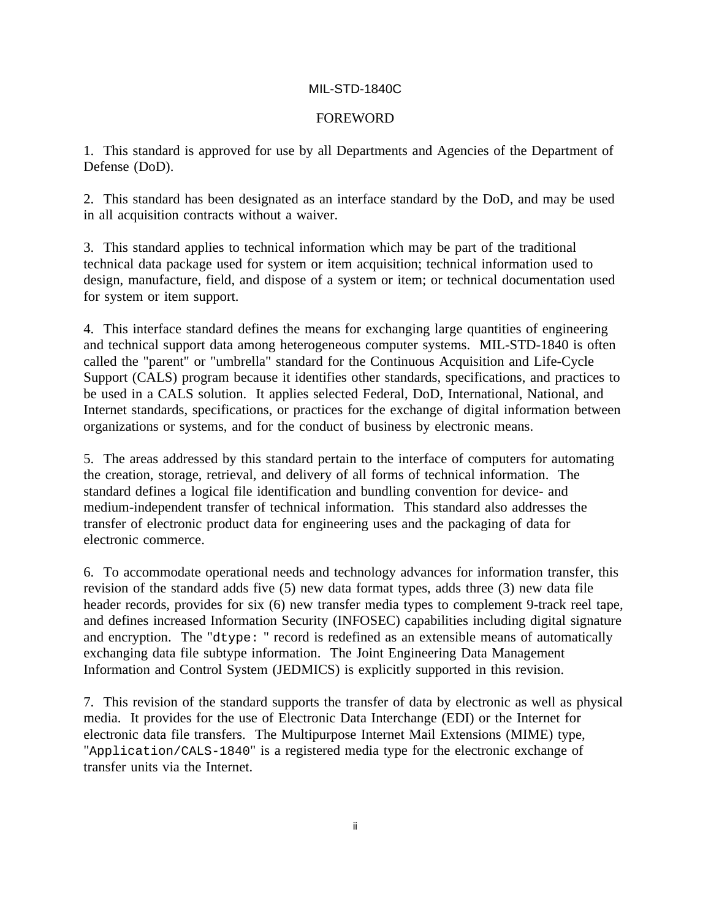# FOREWORD

1. This standard is approved for use by all Departments and Agencies of the Department of Defense (DoD).

2. This standard has been designated as an interface standard by the DoD, and may be used in all acquisition contracts without a waiver.

3. This standard applies to technical information which may be part of the traditional technical data package used for system or item acquisition; technical information used to design, manufacture, field, and dispose of a system or item; or technical documentation used for system or item support.

4. This interface standard defines the means for exchanging large quantities of engineering and technical support data among heterogeneous computer systems. MIL-STD-1840 is often called the "parent" or "umbrella" standard for the Continuous Acquisition and Life-Cycle Support (CALS) program because it identifies other standards, specifications, and practices to be used in a CALS solution. It applies selected Federal, DoD, International, National, and Internet standards, specifications, or practices for the exchange of digital information between organizations or systems, and for the conduct of business by electronic means.

5. The areas addressed by this standard pertain to the interface of computers for automating the creation, storage, retrieval, and delivery of all forms of technical information. The standard defines a logical file identification and bundling convention for device- and medium-independent transfer of technical information. This standard also addresses the transfer of electronic product data for engineering uses and the packaging of data for electronic commerce.

6. To accommodate operational needs and technology advances for information transfer, this revision of the standard adds five (5) new data format types, adds three (3) new data file header records, provides for six (6) new transfer media types to complement 9-track reel tape, and defines increased Information Security (INFOSEC) capabilities including digital signature and encryption. The "`dtype: `" record is redefined as an extensible means of automatically exchanging data file subtype information. The Joint Engineering Data Management Information and Control System (JEDMICS) is explicitly supported in this revision.

7. This revision of the standard supports the transfer of data by electronic as well as physical media. It provides for the use of Electronic Data Interchange (EDI) or the Internet for electronic data file transfers. The Multipurpose Internet Mail Extensions (MIME) type, "`Application/CALS-1840`" is a registered media type for the electronic exchange of transfer units via the Internet.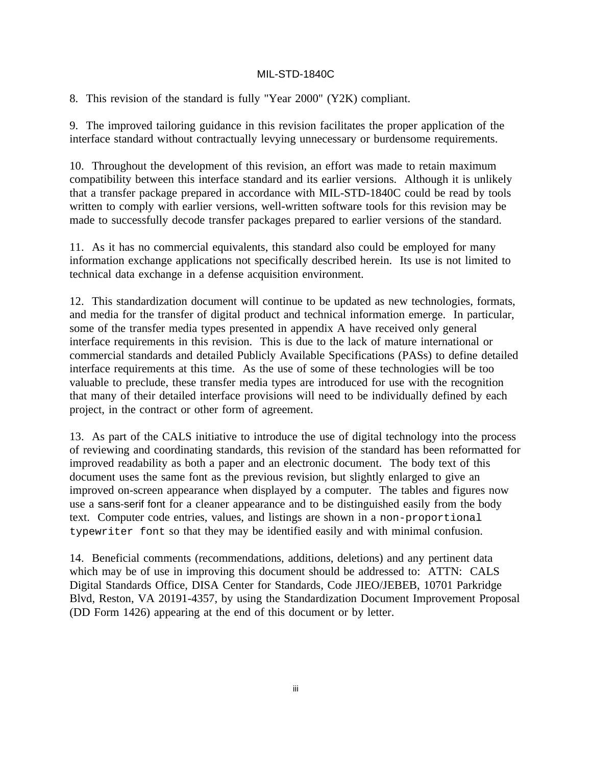8. This revision of the standard is fully "Year 2000" (Y2K) compliant.

9. The improved tailoring guidance in this revision facilitates the proper application of the interface standard without contractually levying unnecessary or burdensome requirements.

10. Throughout the development of this revision, an effort was made to retain maximum compatibility between this interface standard and its earlier versions. Although it is unlikely that a transfer package prepared in accordance with MIL-STD-1840C could be read by tools written to comply with earlier versions, well-written software tools for this revision may be made to successfully decode transfer packages prepared to earlier versions of the standard.

11. As it has no commercial equivalents, this standard also could be employed for many information exchange applications not specifically described herein. Its use is not limited to technical data exchange in a defense acquisition environment.

12. This standardization document will continue to be updated as new technologies, formats, and media for the transfer of digital product and technical information emerge. In particular, some of the transfer media types presented in appendix A have received only general interface requirements in this revision. This is due to the lack of mature international or commercial standards and detailed Publicly Available Specifications (PASs) to define detailed interface requirements at this time. As the use of some of these technologies will be too valuable to preclude, these transfer media types are introduced for use with the recognition that many of their detailed interface provisions will need to be individually defined by each project, in the contract or other form of agreement.

13. As part of the CALS initiative to introduce the use of digital technology into the process of reviewing and coordinating standards, this revision of the standard has been reformatted for improved readability as both a paper and an electronic document. The body text of this document uses the same font as the previous revision, but slightly enlarged to give an improved on-screen appearance when displayed by a computer. The tables and figures now use a sans-serif font for a cleaner appearance and to be distinguished easily from the body text. Computer code entries, values, and listings are shown in a `non-proportional typewriter font` so that they may be identified easily and with minimal confusion.

14. Beneficial comments (recommendations, additions, deletions) and any pertinent data which may be of use in improving this document should be addressed to: ATTN: CALS Digital Standards Office, DISA Center for Standards, Code JIEO/JEBEB, 10701 Parkridge Blvd, Reston, VA 20191-4357, by using the Standardization Document Improvement Proposal (DD Form 1426) appearing at the end of this document or by letter.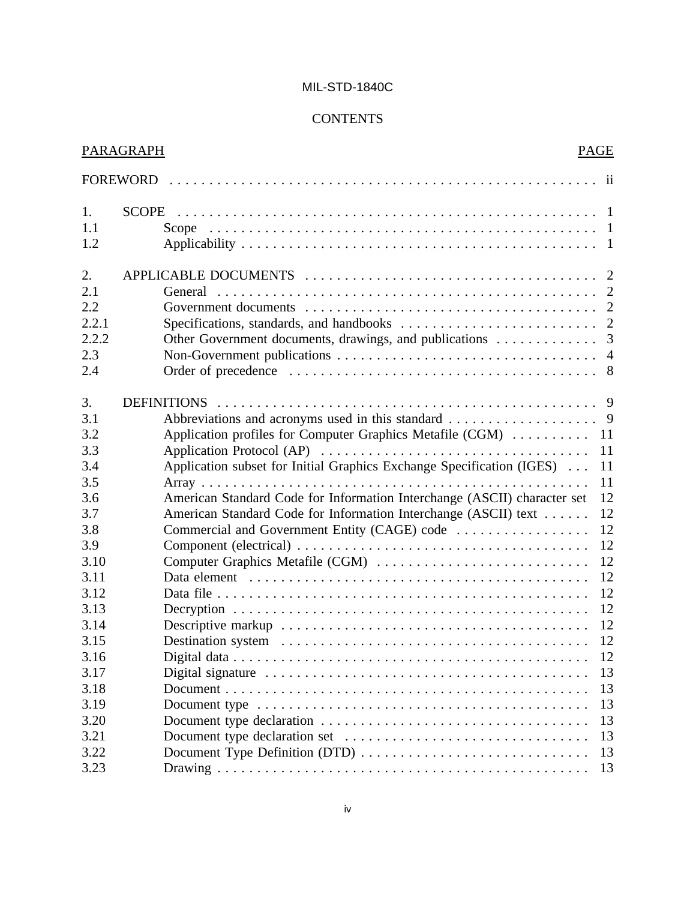MIL-STD-1840C

# CONTENTS

| PARAGRAPH | | PAGE |
|---|---|---|
| FOREWORD | | ii |
| 1. | SCOPE | 1 |
| 1.1 | Scope | 1 |
| 1.2 | Applicability | 1 |
| 2. | APPLICABLE DOCUMENTS | 2 |
| 2.1 | General | 2 |
| 2.2 | Government documents | 2 |
| 2.2.1 | Specifications, standards, and handbooks | 2 |
| 2.2.2 | Other Government documents, drawings, and publications | 3 |
| 2.3 | Non-Government publications | 4 |
| 2.4 | Order of precedence | 8 |
| 3. | DEFINITIONS | 9 |
| 3.1 | Abbreviations and acronyms used in this standard | 9 |
| 3.2 | Application profiles for Computer Graphics Metafile (CGM) | 11 |
| 3.3 | Application Protocol (AP) | 11 |
| 3.4 | Application subset for Initial Graphics Exchange Specification (IGES) | 11 |
| 3.5 | Array | 11 |
| 3.6 | American Standard Code for Information Interchange (ASCII) character set | 12 |
| 3.7 | American Standard Code for Information Interchange (ASCII) text | 12 |
| 3.8 | Commercial and Government Entity (CAGE) code | 12 |
| 3.9 | Component (electrical) | 12 |
| 3.10 | Computer Graphics Metafile (CGM) | 12 |
| 3.11 | Data element | 12 |
| 3.12 | Data file | 12 |
| 3.13 | Decryption | 12 |
| 3.14 | Descriptive markup | 12 |
| 3.15 | Destination system | 12 |
| 3.16 | Digital data | 12 |
| 3.17 | Digital signature | 13 |
| 3.18 | Document | 13 |
| 3.19 | Document type | 13 |
| 3.20 | Document type declaration | 13 |
| 3.21 | Document type declaration set | 13 |
| 3.22 | Document Type Definition (DTD) | 13 |
| 3.23 | Drawing | 13 |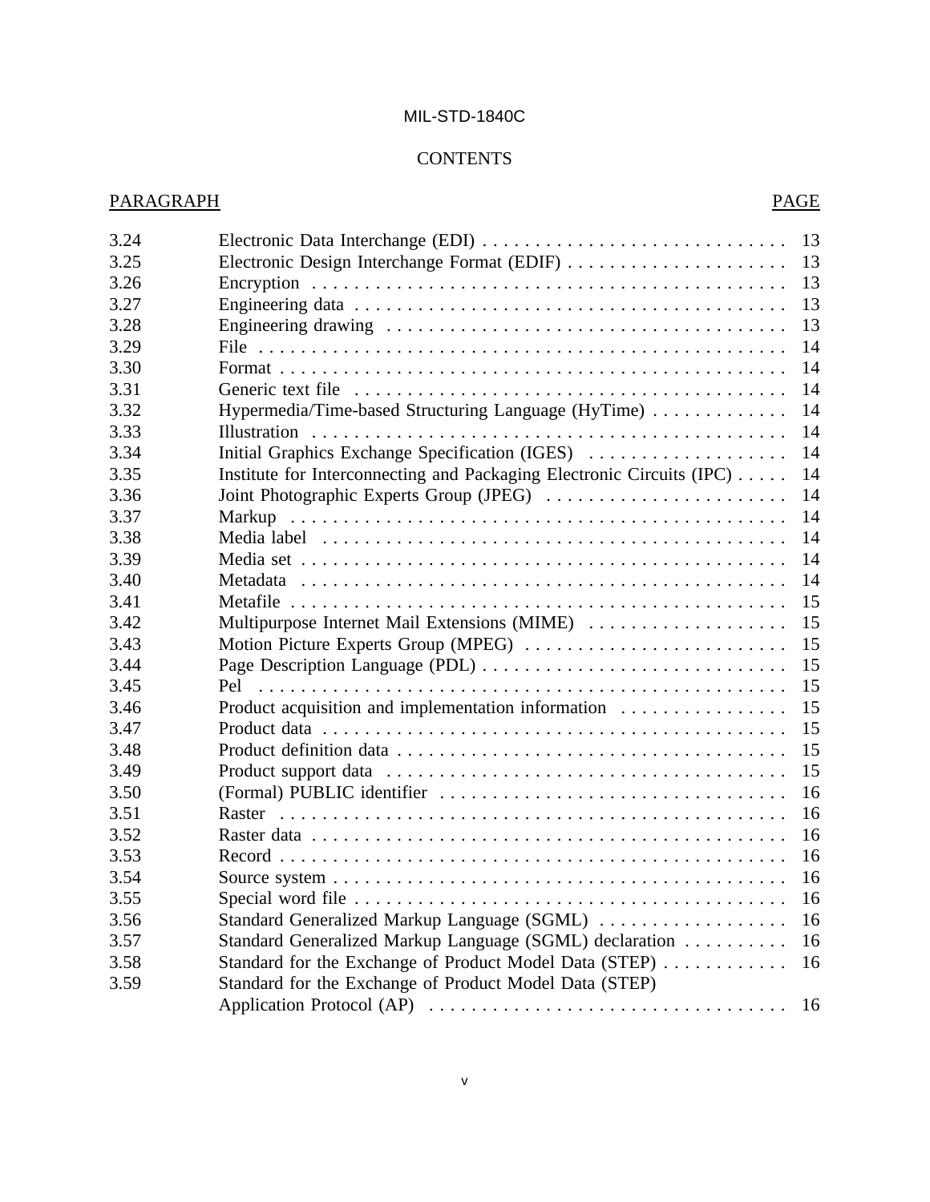CONTENTS

| PARAGRAPH | | PAGE |
|---|---|---|
| 3.24 | Electronic Data Interchange (EDI) | 13 |
| 3.25 | Electronic Design Interchange Format (EDIF) | 13 |
| 3.26 | Encryption | 13 |
| 3.27 | Engineering data | 13 |
| 3.28 | Engineering drawing | 13 |
| 3.29 | File | 14 |
| 3.30 | Format | 14 |
| 3.31 | Generic text file | 14 |
| 3.32 | Hypermedia/Time-based Structuring Language (HyTime) | 14 |
| 3.33 | Illustration | 14 |
| 3.34 | Initial Graphics Exchange Specification (IGES) | 14 |
| 3.35 | Institute for Interconnecting and Packaging Electronic Circuits (IPC) | 14 |
| 3.36 | Joint Photographic Experts Group (JPEG) | 14 |
| 3.37 | Markup | 14 |
| 3.38 | Media label | 14 |
| 3.39 | Media set | 14 |
| 3.40 | Metadata | 14 |
| 3.41 | Metafile | 15 |
| 3.42 | Multipurpose Internet Mail Extensions (MIME) | 15 |
| 3.43 | Motion Picture Experts Group (MPEG) | 15 |
| 3.44 | Page Description Language (PDL) | 15 |
| 3.45 | Pel | 15 |
| 3.46 | Product acquisition and implementation information | 15 |
| 3.47 | Product data | 15 |
| 3.48 | Product definition data | 15 |
| 3.49 | Product support data | 15 |
| 3.50 | (Formal) PUBLIC identifier | 16 |
| 3.51 | Raster | 16 |
| 3.52 | Raster data | 16 |
| 3.53 | Record | 16 |
| 3.54 | Source system | 16 |
| 3.55 | Special word file | 16 |
| 3.56 | Standard Generalized Markup Language (SGML) | 16 |
| 3.57 | Standard Generalized Markup Language (SGML) declaration | 16 |
| 3.58 | Standard for the Exchange of Product Model Data (STEP) | 16 |
| 3.59 | Standard for the Exchange of Product Model Data (STEP) Application Protocol (AP) | 16 |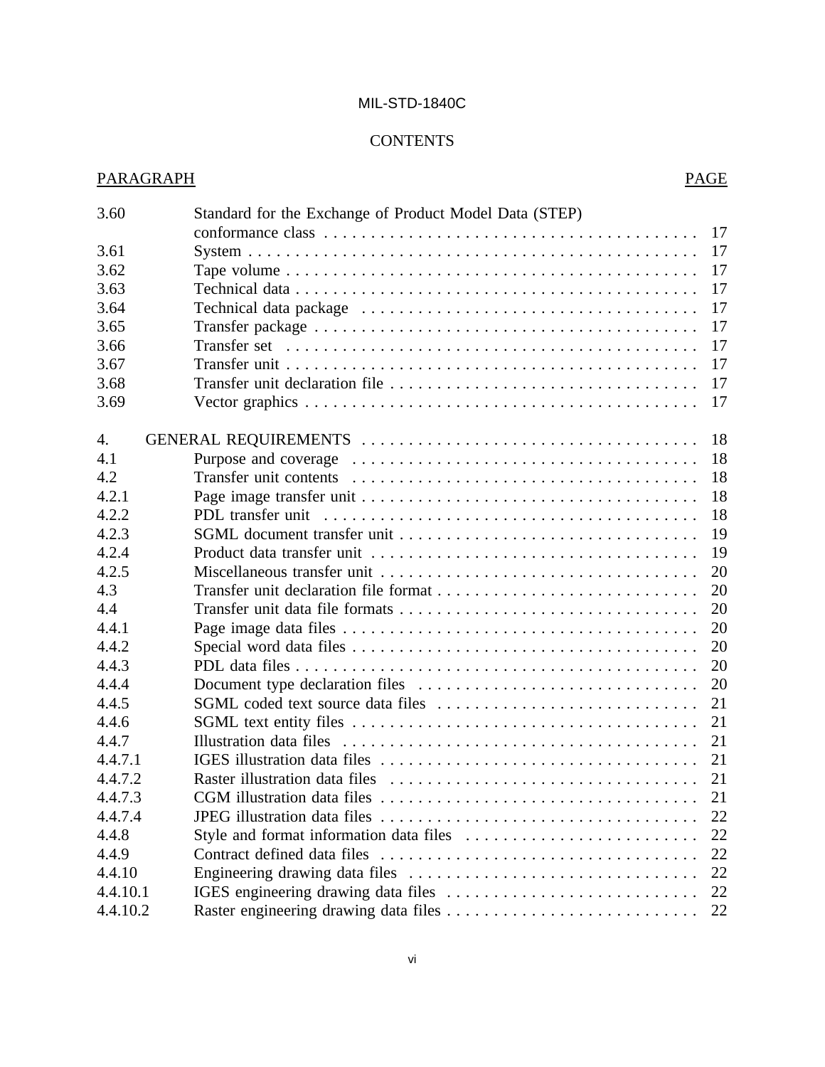MIL-STD-1840C

CONTENTS

| PARAGRAPH | | PAGE |
|---|---|---|
| 3.60 | Standard for the Exchange of Product Model Data (STEP) conformance class | 17 |
| 3.61 | System | 17 |
| 3.62 | Tape volume | 17 |
| 3.63 | Technical data | 17 |
| 3.64 | Technical data package | 17 |
| 3.65 | Transfer package | 17 |
| 3.66 | Transfer set | 17 |
| 3.67 | Transfer unit | 17 |
| 3.68 | Transfer unit declaration file | 17 |
| 3.69 | Vector graphics | 17 |
| 4. | GENERAL REQUIREMENTS | 18 |
| 4.1 | Purpose and coverage | 18 |
| 4.2 | Transfer unit contents | 18 |
| 4.2.1 | Page image transfer unit | 18 |
| 4.2.2 | PDL transfer unit | 18 |
| 4.2.3 | SGML document transfer unit | 19 |
| 4.2.4 | Product data transfer unit | 19 |
| 4.2.5 | Miscellaneous transfer unit | 20 |
| 4.3 | Transfer unit declaration file format | 20 |
| 4.4 | Transfer unit data file formats | 20 |
| 4.4.1 | Page image data files | 20 |
| 4.4.2 | Special word data files | 20 |
| 4.4.3 | PDL data files | 20 |
| 4.4.4 | Document type declaration files | 20 |
| 4.4.5 | SGML coded text source data files | 21 |
| 4.4.6 | SGML text entity files | 21 |
| 4.4.7 | Illustration data files | 21 |
| 4.4.7.1 | IGES illustration data files | 21 |
| 4.4.7.2 | Raster illustration data files | 21 |
| 4.4.7.3 | CGM illustration data files | 21 |
| 4.4.7.4 | JPEG illustration data files | 22 |
| 4.4.8 | Style and format information data files | 22 |
| 4.4.9 | Contract defined data files | 22 |
| 4.4.10 | Engineering drawing data files | 22 |
| 4.4.10.1 | IGES engineering drawing data files | 22 |
| 4.4.10.2 | Raster engineering drawing data files | 22 |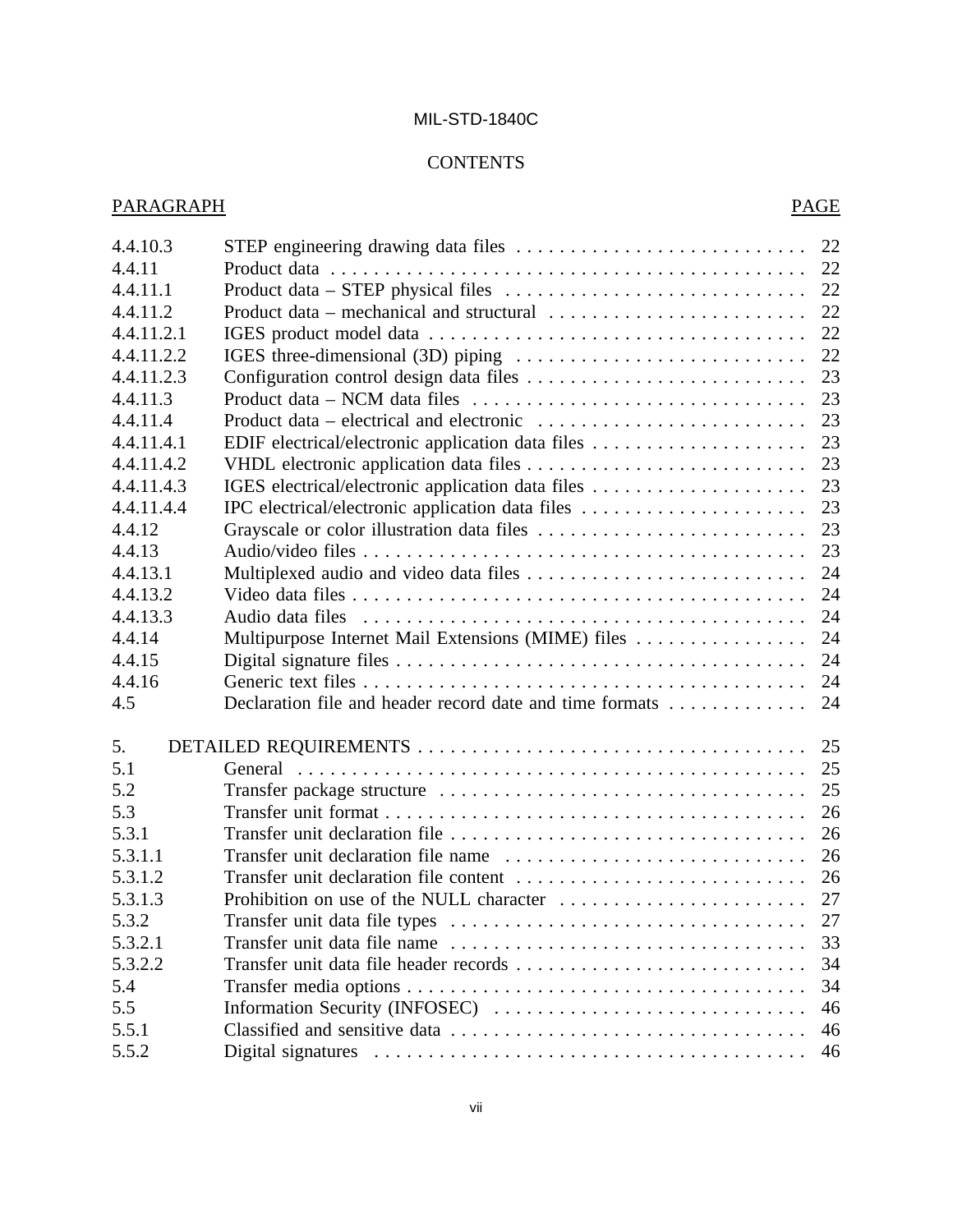CONTENTS

| PARAGRAPH | | PAGE |
|---|---|---|
| 4.4.10.3 | STEP engineering drawing data files | 22 |
| 4.4.11 | Product data | 22 |
| 4.4.11.1 | Product data – STEP physical files | 22 |
| 4.4.11.2 | Product data – mechanical and structural | 22 |
| 4.4.11.2.1 | IGES product model data | 22 |
| 4.4.11.2.2 | IGES three-dimensional (3D) piping | 22 |
| 4.4.11.2.3 | Configuration control design data files | 23 |
| 4.4.11.3 | Product data – NCM data files | 23 |
| 4.4.11.4 | Product data – electrical and electronic | 23 |
| 4.4.11.4.1 | EDIF electrical/electronic application data files | 23 |
| 4.4.11.4.2 | VHDL electronic application data files | 23 |
| 4.4.11.4.3 | IGES electrical/electronic application data files | 23 |
| 4.4.11.4.4 | IPC electrical/electronic application data files | 23 |
| 4.4.12 | Grayscale or color illustration data files | 23 |
| 4.4.13 | Audio/video files | 23 |
| 4.4.13.1 | Multiplexed audio and video data files | 24 |
| 4.4.13.2 | Video data files | 24 |
| 4.4.13.3 | Audio data files | 24 |
| 4.4.14 | Multipurpose Internet Mail Extensions (MIME) files | 24 |
| 4.4.15 | Digital signature files | 24 |
| 4.4.16 | Generic text files | 24 |
| 4.5 | Declaration file and header record date and time formats | 24 |
| 5. | DETAILED REQUIREMENTS | 25 |
| 5.1 | General | 25 |
| 5.2 | Transfer package structure | 25 |
| 5.3 | Transfer unit format | 26 |
| 5.3.1 | Transfer unit declaration file | 26 |
| 5.3.1.1 | Transfer unit declaration file name | 26 |
| 5.3.1.2 | Transfer unit declaration file content | 26 |
| 5.3.1.3 | Prohibition on use of the NULL character | 27 |
| 5.3.2 | Transfer unit data file types | 27 |
| 5.3.2.1 | Transfer unit data file name | 33 |
| 5.3.2.2 | Transfer unit data file header records | 34 |
| 5.4 | Transfer media options | 34 |
| 5.5 | Information Security (INFOSEC) | 46 |
| 5.5.1 | Classified and sensitive data | 46 |
| 5.5.2 | Digital signatures | 46 |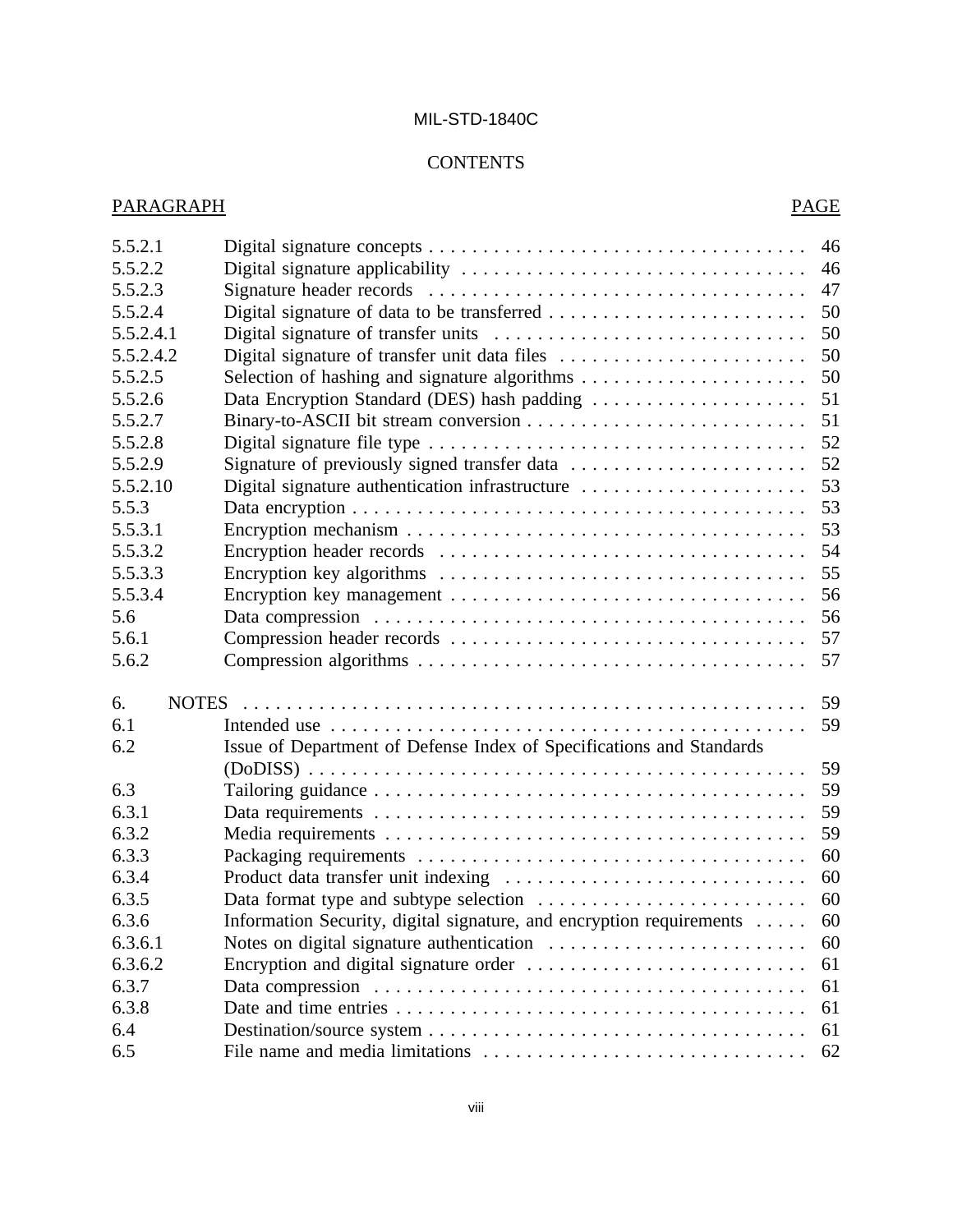# CONTENTS

| PARAGRAPH | | PAGE |
|---|---|---|
| 5.5.2.1 | Digital signature concepts | 46 |
| 5.5.2.2 | Digital signature applicability | 46 |
| 5.5.2.3 | Signature header records | 47 |
| 5.5.2.4 | Digital signature of data to be transferred | 50 |
| 5.5.2.4.1 | Digital signature of transfer units | 50 |
| 5.5.2.4.2 | Digital signature of transfer unit data files | 50 |
| 5.5.2.5 | Selection of hashing and signature algorithms | 50 |
| 5.5.2.6 | Data Encryption Standard (DES) hash padding | 51 |
| 5.5.2.7 | Binary-to-ASCII bit stream conversion | 51 |
| 5.5.2.8 | Digital signature file type | 52 |
| 5.5.2.9 | Signature of previously signed transfer data | 52 |
| 5.5.2.10 | Digital signature authentication infrastructure | 53 |
| 5.5.3 | Data encryption | 53 |
| 5.5.3.1 | Encryption mechanism | 53 |
| 5.5.3.2 | Encryption header records | 54 |
| 5.5.3.3 | Encryption key algorithms | 55 |
| 5.5.3.4 | Encryption key management | 56 |
| 5.6 | Data compression | 56 |
| 5.6.1 | Compression header records | 57 |
| 5.6.2 | Compression algorithms | 57 |
| 6. | NOTES | 59 |
| 6.1 | Intended use | 59 |
| 6.2 | Issue of Department of Defense Index of Specifications and Standards (DoDISS) | 59 |
| 6.3 | Tailoring guidance | 59 |
| 6.3.1 | Data requirements | 59 |
| 6.3.2 | Media requirements | 59 |
| 6.3.3 | Packaging requirements | 60 |
| 6.3.4 | Product data transfer unit indexing | 60 |
| 6.3.5 | Data format type and subtype selection | 60 |
| 6.3.6 | Information Security, digital signature, and encryption requirements | 60 |
| 6.3.6.1 | Notes on digital signature authentication | 60 |
| 6.3.6.2 | Encryption and digital signature order | 61 |
| 6.3.7 | Data compression | 61 |
| 6.3.8 | Date and time entries | 61 |
| 6.4 | Destination/source system | 61 |
| 6.5 | File name and media limitations | 62 |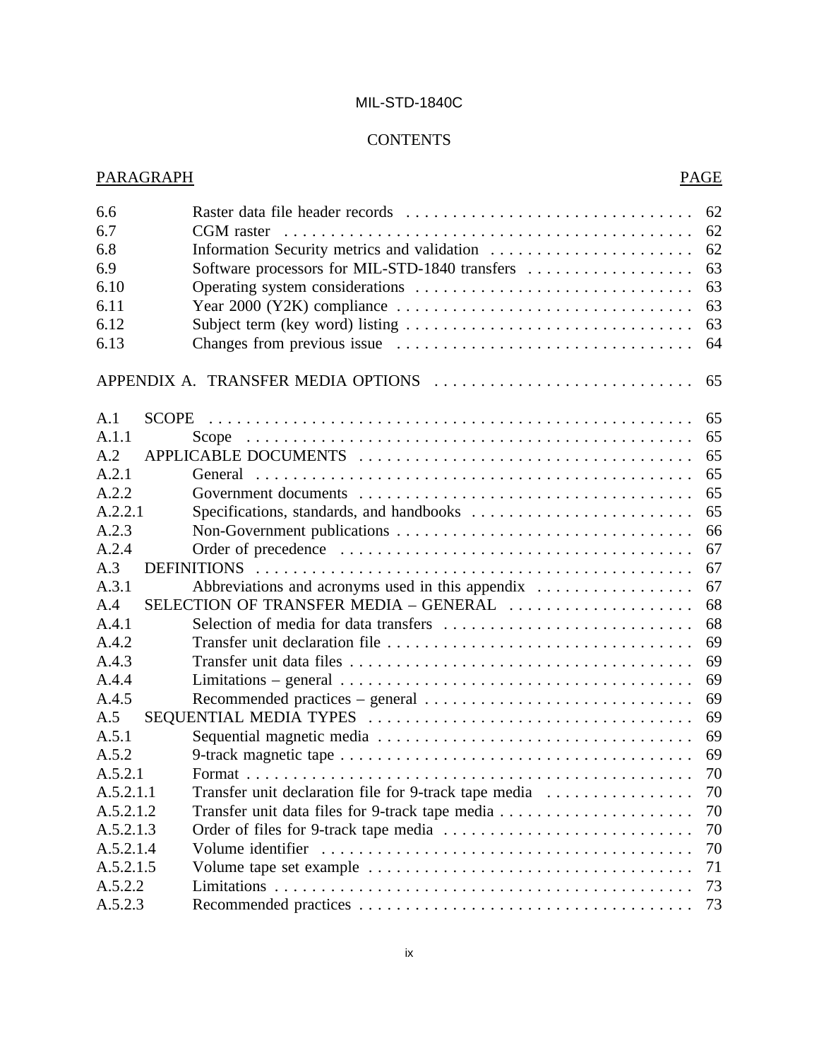# CONTENTS

| PARAGRAPH | | PAGE |
|---|---|---|
| 6.6 | Raster data file header records | 62 |
| 6.7 | CGM raster | 62 |
| 6.8 | Information Security metrics and validation | 62 |
| 6.9 | Software processors for MIL-STD-1840 transfers | 63 |
| 6.10 | Operating system considerations | 63 |
| 6.11 | Year 2000 (Y2K) compliance | 63 |
| 6.12 | Subject term (key word) listing | 63 |
| 6.13 | Changes from previous issue | 64 |
| APPENDIX A. TRANSFER MEDIA OPTIONS | | 65 |
| A.1 | SCOPE | 65 |
| A.1.1 | Scope | 65 |
| A.2 | APPLICABLE DOCUMENTS | 65 |
| A.2.1 | General | 65 |
| A.2.2 | Government documents | 65 |
| A.2.2.1 | Specifications, standards, and handbooks | 65 |
| A.2.3 | Non-Government publications | 66 |
| A.2.4 | Order of precedence | 67 |
| A.3 | DEFINITIONS | 67 |
| A.3.1 | Abbreviations and acronyms used in this appendix | 67 |
| A.4 | SELECTION OF TRANSFER MEDIA – GENERAL | 68 |
| A.4.1 | Selection of media for data transfers | 68 |
| A.4.2 | Transfer unit declaration file | 69 |
| A.4.3 | Transfer unit data files | 69 |
| A.4.4 | Limitations – general | 69 |
| A.4.5 | Recommended practices – general | 69 |
| A.5 | SEQUENTIAL MEDIA TYPES | 69 |
| A.5.1 | Sequential magnetic media | 69 |
| A.5.2 | 9-track magnetic tape | 69 |
| A.5.2.1 | Format | 70 |
| A.5.2.1.1 | Transfer unit declaration file for 9-track tape media | 70 |
| A.5.2.1.2 | Transfer unit data files for 9-track tape media | 70 |
| A.5.2.1.3 | Order of files for 9-track tape media | 70 |
| A.5.2.1.4 | Volume identifier | 70 |
| A.5.2.1.5 | Volume tape set example | 71 |
| A.5.2.2 | Limitations | 73 |
| A.5.2.3 | Recommended practices | 73 |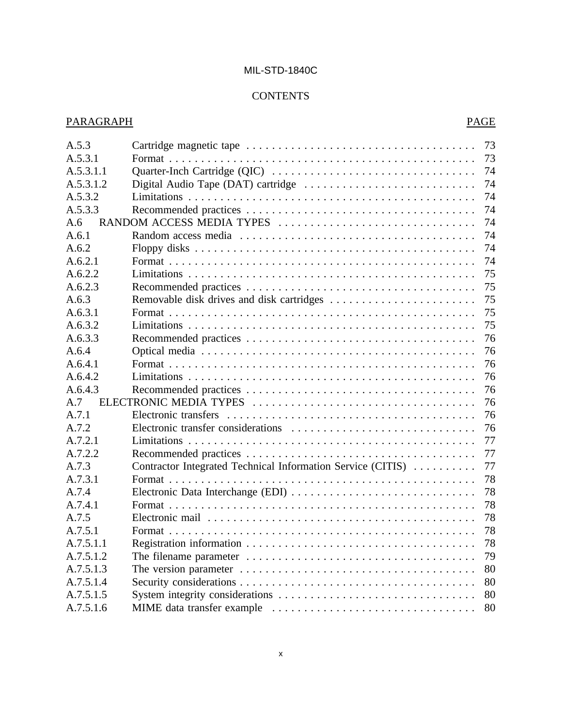# CONTENTS

| PARAGRAPH | | PAGE |
|---|---|---|
| A.5.3 | Cartridge magnetic tape | 73 |
| A.5.3.1 | Format | 73 |
| A.5.3.1.1 | Quarter-Inch Cartridge (QIC) | 74 |
| A.5.3.1.2 | Digital Audio Tape (DAT) cartridge | 74 |
| A.5.3.2 | Limitations | 74 |
| A.5.3.3 | Recommended practices | 74 |
| A.6 | RANDOM ACCESS MEDIA TYPES | 74 |
| A.6.1 | Random access media | 74 |
| A.6.2 | Floppy disks | 74 |
| A.6.2.1 | Format | 74 |
| A.6.2.2 | Limitations | 75 |
| A.6.2.3 | Recommended practices | 75 |
| A.6.3 | Removable disk drives and disk cartridges | 75 |
| A.6.3.1 | Format | 75 |
| A.6.3.2 | Limitations | 75 |
| A.6.3.3 | Recommended practices | 76 |
| A.6.4 | Optical media | 76 |
| A.6.4.1 | Format | 76 |
| A.6.4.2 | Limitations | 76 |
| A.6.4.3 | Recommended practices | 76 |
| A.7 | ELECTRONIC MEDIA TYPES | 76 |
| A.7.1 | Electronic transfers | 76 |
| A.7.2 | Electronic transfer considerations | 76 |
| A.7.2.1 | Limitations | 77 |
| A.7.2.2 | Recommended practices | 77 |
| A.7.3 | Contractor Integrated Technical Information Service (CITIS) | 77 |
| A.7.3.1 | Format | 78 |
| A.7.4 | Electronic Data Interchange (EDI) | 78 |
| A.7.4.1 | Format | 78 |
| A.7.5 | Electronic mail | 78 |
| A.7.5.1 | Format | 78 |
| A.7.5.1.1 | Registration information | 78 |
| A.7.5.1.2 | The filename parameter | 79 |
| A.7.5.1.3 | The version parameter | 80 |
| A.7.5.1.4 | Security considerations | 80 |
| A.7.5.1.5 | System integrity considerations | 80 |
| A.7.5.1.6 | MIME data transfer example | 80 |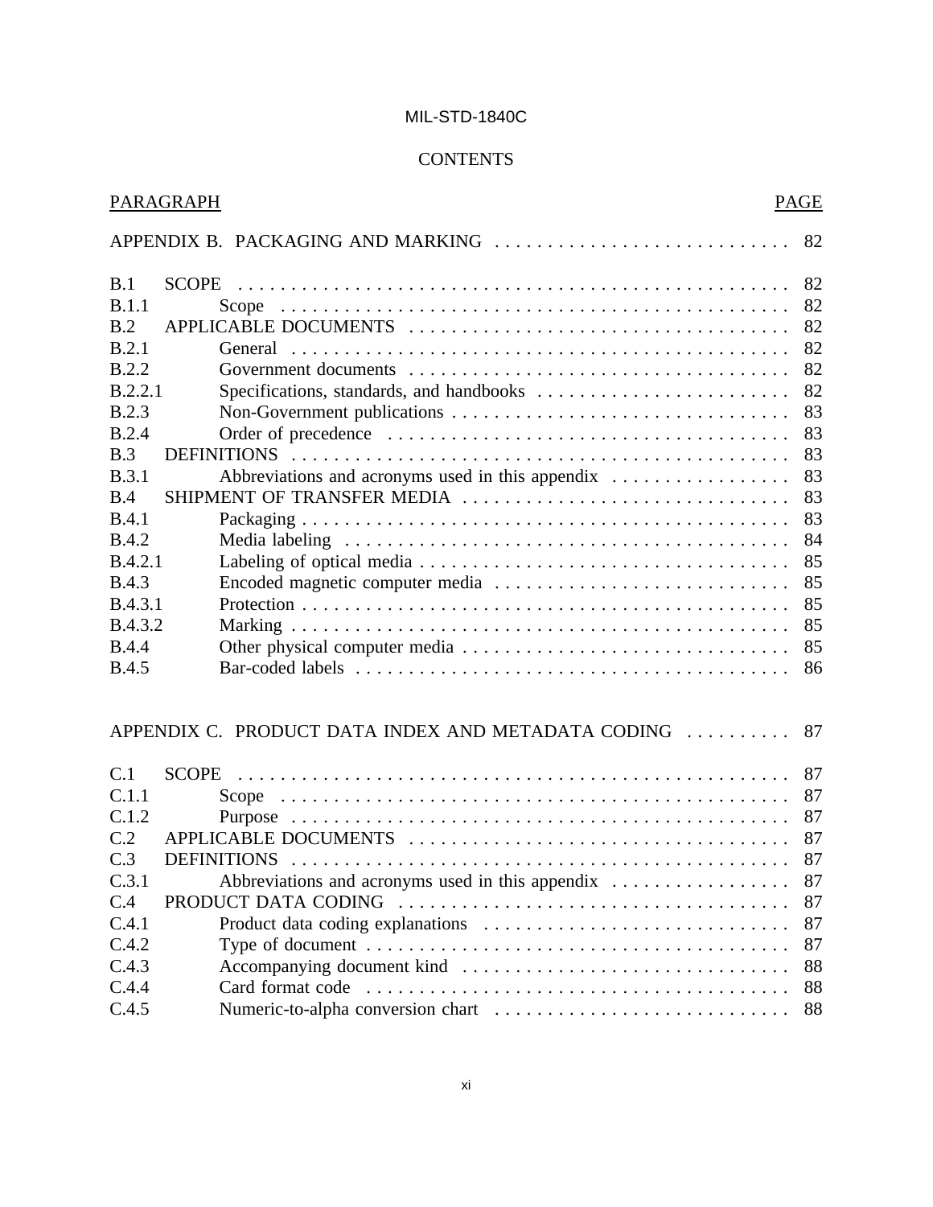MIL-STD-1840C

CONTENTS

| PARAGRAPH | | PAGE |
|---|---|---|
| APPENDIX B. PACKAGING AND MARKING | | 82 |
| B.1 | SCOPE | 82 |
| B.1.1 | Scope | 82 |
| B.2 | APPLICABLE DOCUMENTS | 82 |
| B.2.1 | General | 82 |
| B.2.2 | Government documents | 82 |
| B.2.2.1 | Specifications, standards, and handbooks | 82 |
| B.2.3 | Non-Government publications | 83 |
| B.2.4 | Order of precedence | 83 |
| B.3 | DEFINITIONS | 83 |
| B.3.1 | Abbreviations and acronyms used in this appendix | 83 |
| B.4 | SHIPMENT OF TRANSFER MEDIA | 83 |
| B.4.1 | Packaging | 83 |
| B.4.2 | Media labeling | 84 |
| B.4.2.1 | Labeling of optical media | 85 |
| B.4.3 | Encoded magnetic computer media | 85 |
| B.4.3.1 | Protection | 85 |
| B.4.3.2 | Marking | 85 |
| B.4.4 | Other physical computer media | 85 |
| B.4.5 | Bar-coded labels | 86 |
| APPENDIX C. PRODUCT DATA INDEX AND METADATA CODING | | 87 |
| C.1 | SCOPE | 87 |
| C.1.1 | Scope | 87 |
| C.1.2 | Purpose | 87 |
| C.2 | APPLICABLE DOCUMENTS | 87 |
| C.3 | DEFINITIONS | 87 |
| C.3.1 | Abbreviations and acronyms used in this appendix | 87 |
| C.4 | PRODUCT DATA CODING | 87 |
| C.4.1 | Product data coding explanations | 87 |
| C.4.2 | Type of document | 87 |
| C.4.3 | Accompanying document kind | 88 |
| C.4.4 | Card format code | 88 |
| C.4.5 | Numeric-to-alpha conversion chart | 88 |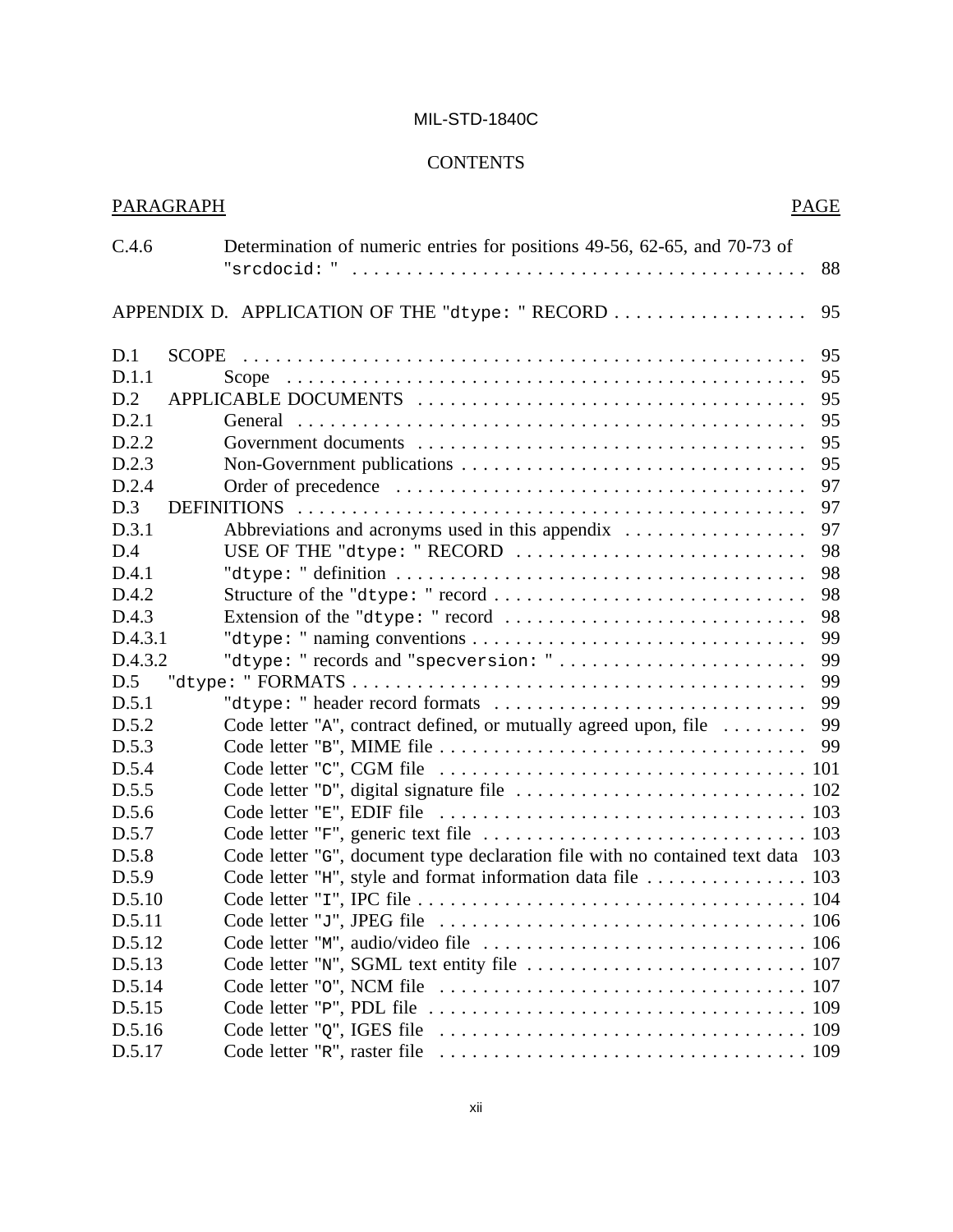MIL-STD-1840C

CONTENTS

| PARAGRAPH | | PAGE |
|---|---|---|
| C.4.6 | Determination of numeric entries for positions 49-56, 62-65, and 70-73 of "srcdocid: " | 88 |
| APPENDIX D. | APPLICATION OF THE "dtype: " RECORD | 95 |
| D.1 | SCOPE | 95 |
| D.1.1 | Scope | 95 |
| D.2 | APPLICABLE DOCUMENTS | 95 |
| D.2.1 | General | 95 |
| D.2.2 | Government documents | 95 |
| D.2.3 | Non-Government publications | 95 |
| D.2.4 | Order of precedence | 97 |
| D.3 | DEFINITIONS | 97 |
| D.3.1 | Abbreviations and acronyms used in this appendix | 97 |
| D.4 | USE OF THE "dtype: " RECORD | 98 |
| D.4.1 | "dtype: " definition | 98 |
| D.4.2 | Structure of the "dtype: " record | 98 |
| D.4.3 | Extension of the "dtype: " record | 98 |
| D.4.3.1 | "dtype: " naming conventions | 99 |
| D.4.3.2 | "dtype: " records and "specversion: " | 99 |
| D.5 | "dtype: " FORMATS | 99 |
| D.5.1 | "dtype: " header record formats | 99 |
| D.5.2 | Code letter "A", contract defined, or mutually agreed upon, file | 99 |
| D.5.3 | Code letter "B", MIME file | 99 |
| D.5.4 | Code letter "C", CGM file | 101 |
| D.5.5 | Code letter "D", digital signature file | 102 |
| D.5.6 | Code letter "E", EDIF file | 103 |
| D.5.7 | Code letter "F", generic text file | 103 |
| D.5.8 | Code letter "G", document type declaration file with no contained text data | 103 |
| D.5.9 | Code letter "H", style and format information data file | 103 |
| D.5.10 | Code letter "I", IPC file | 104 |
| D.5.11 | Code letter "J", JPEG file | 106 |
| D.5.12 | Code letter "M", audio/video file | 106 |
| D.5.13 | Code letter "N", SGML text entity file | 107 |
| D.5.14 | Code letter "O", NCM file | 107 |
| D.5.15 | Code letter "P", PDL file | 109 |
| D.5.16 | Code letter "Q", IGES file | 109 |
| D.5.17 | Code letter "R", raster file | 109 |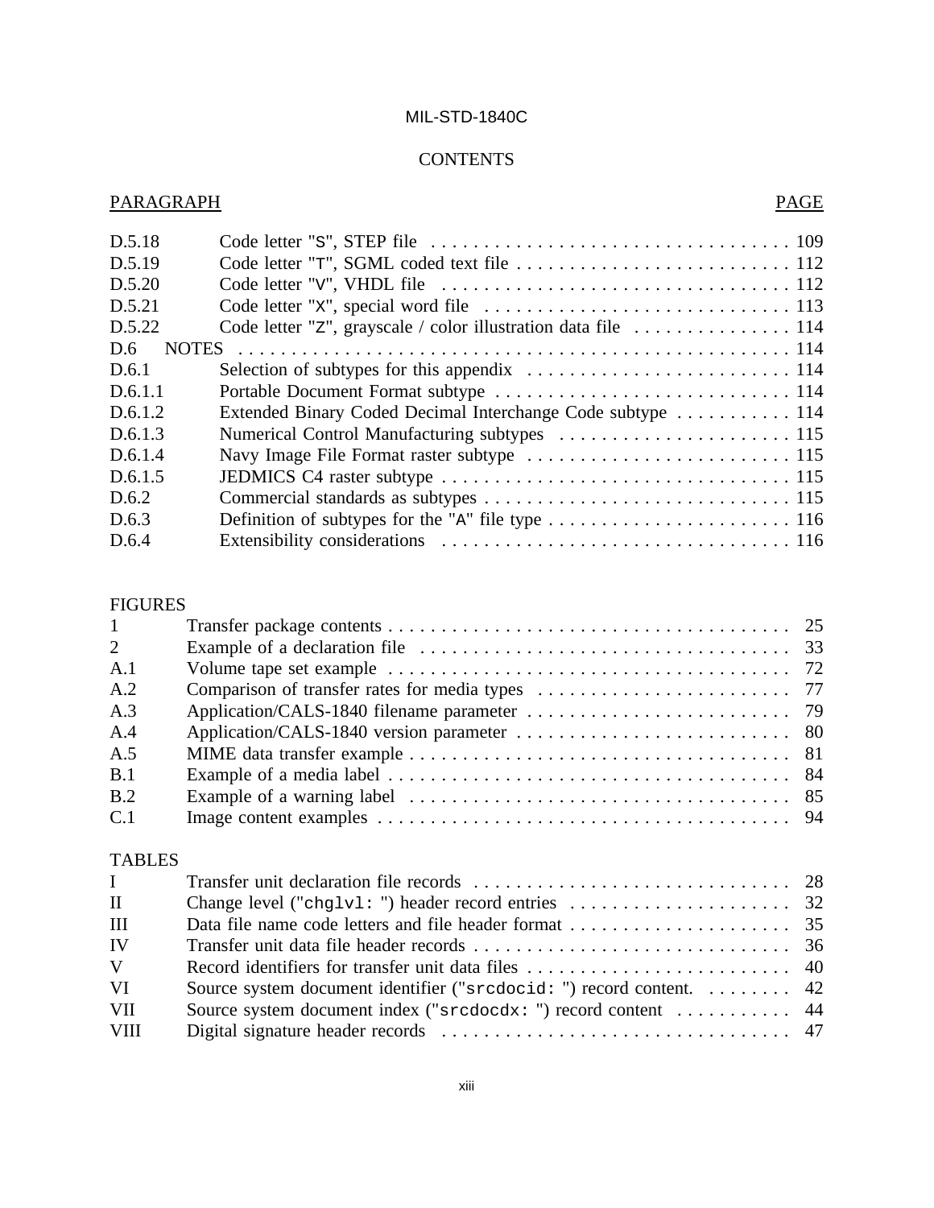## CONTENTS

| PARAGRAPH | | PAGE |
|---|---|---|
| D.5.18 | Code letter "S", STEP file | 109 |
| D.5.19 | Code letter "T", SGML coded text file | 112 |
| D.5.20 | Code letter "V", VHDL file | 112 |
| D.5.21 | Code letter "X", special word file | 113 |
| D.5.22 | Code letter "Z", grayscale / color illustration data file | 114 |
| D.6 | NOTES | 114 |
| D.6.1 | Selection of subtypes for this appendix | 114 |
| D.6.1.1 | Portable Document Format subtype | 114 |
| D.6.1.2 | Extended Binary Coded Decimal Interchange Code subtype | 114 |
| D.6.1.3 | Numerical Control Manufacturing subtypes | 115 |
| D.6.1.4 | Navy Image File Format raster subtype | 115 |
| D.6.1.5 | JEDMICS C4 raster subtype | 115 |
| D.6.2 | Commercial standards as subtypes | 115 |
| D.6.3 | Definition of subtypes for the "A" file type | 116 |
| D.6.4 | Extensibility considerations | 116 |

FIGURES

| | | |
|---|---|---|
| 1 | Transfer package contents | 25 |
| 2 | Example of a declaration file | 33 |
| A.1 | Volume tape set example | 72 |
| A.2 | Comparison of transfer rates for media types | 77 |
| A.3 | Application/CALS-1840 filename parameter | 79 |
| A.4 | Application/CALS-1840 version parameter | 80 |
| A.5 | MIME data transfer example | 81 |
| B.1 | Example of a media label | 84 |
| B.2 | Example of a warning label | 85 |
| C.1 | Image content examples | 94 |

TABLES

| | | |
|---|---|---|
| I | Transfer unit declaration file records | 28 |
| II | Change level ("chglvl: ") header record entries | 32 |
| III | Data file name code letters and file header format | 35 |
| IV | Transfer unit data file header records | 36 |
| V | Record identifiers for transfer unit data files | 40 |
| VI | Source system document identifier ("srcdocid: ") record content. | 42 |
| VII | Source system document index ("srcdocdx: ") record content | 44 |
| VIII | Digital signature header records | 47 |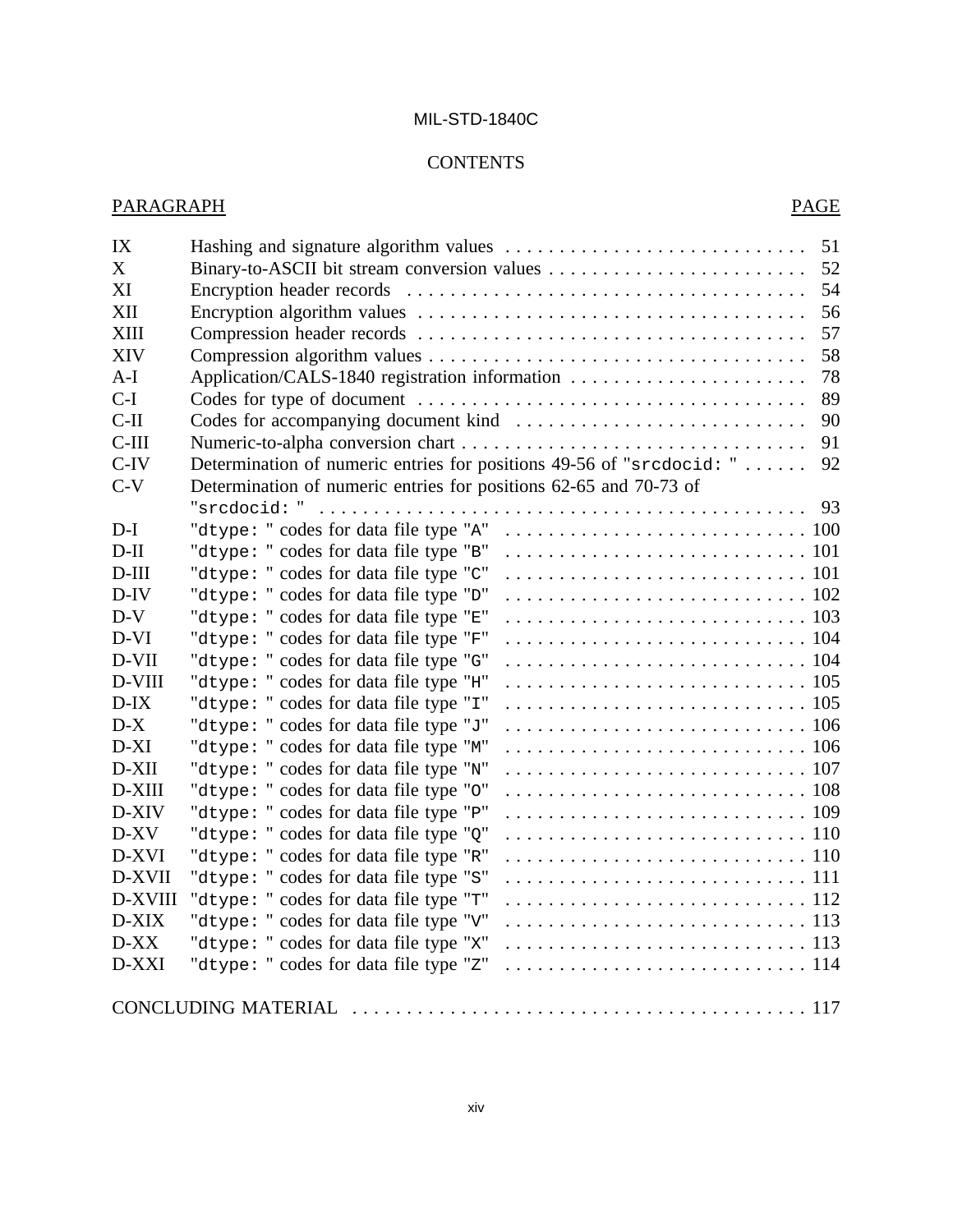MIL-STD-1840C

CONTENTS

| PARAGRAPH | | PAGE |
|---|---|---|
| IX | Hashing and signature algorithm values | 51 |
| X | Binary-to-ASCII bit stream conversion values | 52 |
| XI | Encryption header records | 54 |
| XII | Encryption algorithm values | 56 |
| XIII | Compression header records | 57 |
| XIV | Compression algorithm values | 58 |
| A-I | Application/CALS-1840 registration information | 78 |
| C-I | Codes for type of document | 89 |
| C-II | Codes for accompanying document kind | 90 |
| C-III | Numeric-to-alpha conversion chart | 91 |
| C-IV | Determination of numeric entries for positions 49-56 of "srcdocid: " | 92 |
| C-V | Determination of numeric entries for positions 62-65 and 70-73 of "srcdocid: " | 93 |
| D-I | "dtype: " codes for data file type "A" | 100 |
| D-II | "dtype: " codes for data file type "B" | 101 |
| D-III | "dtype: " codes for data file type "C" | 101 |
| D-IV | "dtype: " codes for data file type "D" | 102 |
| D-V | "dtype: " codes for data file type "E" | 103 |
| D-VI | "dtype: " codes for data file type "F" | 104 |
| D-VII | "dtype: " codes for data file type "G" | 104 |
| D-VIII | "dtype: " codes for data file type "H" | 105 |
| D-IX | "dtype: " codes for data file type "I" | 105 |
| D-X | "dtype: " codes for data file type "J" | 106 |
| D-XI | "dtype: " codes for data file type "M" | 106 |
| D-XII | "dtype: " codes for data file type "N" | 107 |
| D-XIII | "dtype: " codes for data file type "O" | 108 |
| D-XIV | "dtype: " codes for data file type "P" | 109 |
| D-XV | "dtype: " codes for data file type "Q" | 110 |
| D-XVI | "dtype: " codes for data file type "R" | 110 |
| D-XVII | "dtype: " codes for data file type "S" | 111 |
| D-XVIII | "dtype: " codes for data file type "T" | 112 |
| D-XIX | "dtype: " codes for data file type "V" | 113 |
| D-XX | "dtype: " codes for data file type "X" | 113 |
| D-XXI | "dtype: " codes for data file type "Z" | 114 |

CONCLUDING MATERIAL . . . . . . 117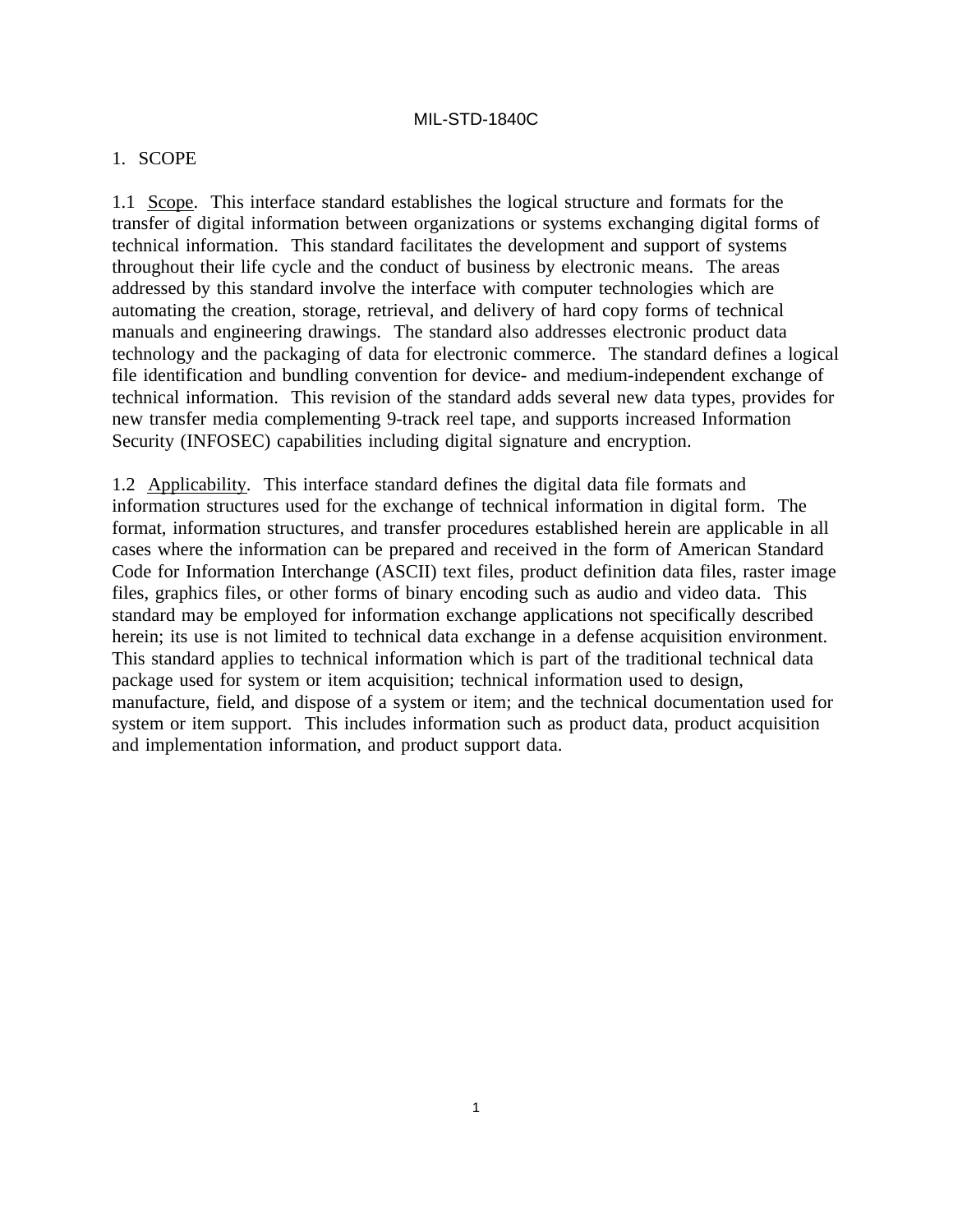# 1. SCOPE

1.1 Scope. This interface standard establishes the logical structure and formats for the transfer of digital information between organizations or systems exchanging digital forms of technical information. This standard facilitates the development and support of systems throughout their life cycle and the conduct of business by electronic means. The areas addressed by this standard involve the interface with computer technologies which are automating the creation, storage, retrieval, and delivery of hard copy forms of technical manuals and engineering drawings. The standard also addresses electronic product data technology and the packaging of data for electronic commerce. The standard defines a logical file identification and bundling convention for device- and medium-independent exchange of technical information. This revision of the standard adds several new data types, provides for new transfer media complementing 9-track reel tape, and supports increased Information Security (INFOSEC) capabilities including digital signature and encryption.

1.2 Applicability. This interface standard defines the digital data file formats and information structures used for the exchange of technical information in digital form. The format, information structures, and transfer procedures established herein are applicable in all cases where the information can be prepared and received in the form of American Standard Code for Information Interchange (ASCII) text files, product definition data files, raster image files, graphics files, or other forms of binary encoding such as audio and video data. This standard may be employed for information exchange applications not specifically described herein; its use is not limited to technical data exchange in a defense acquisition environment. This standard applies to technical information which is part of the traditional technical data package used for system or item acquisition; technical information used to design, manufacture, field, and dispose of a system or item; and the technical documentation used for system or item support. This includes information such as product data, product acquisition and implementation information, and product support data.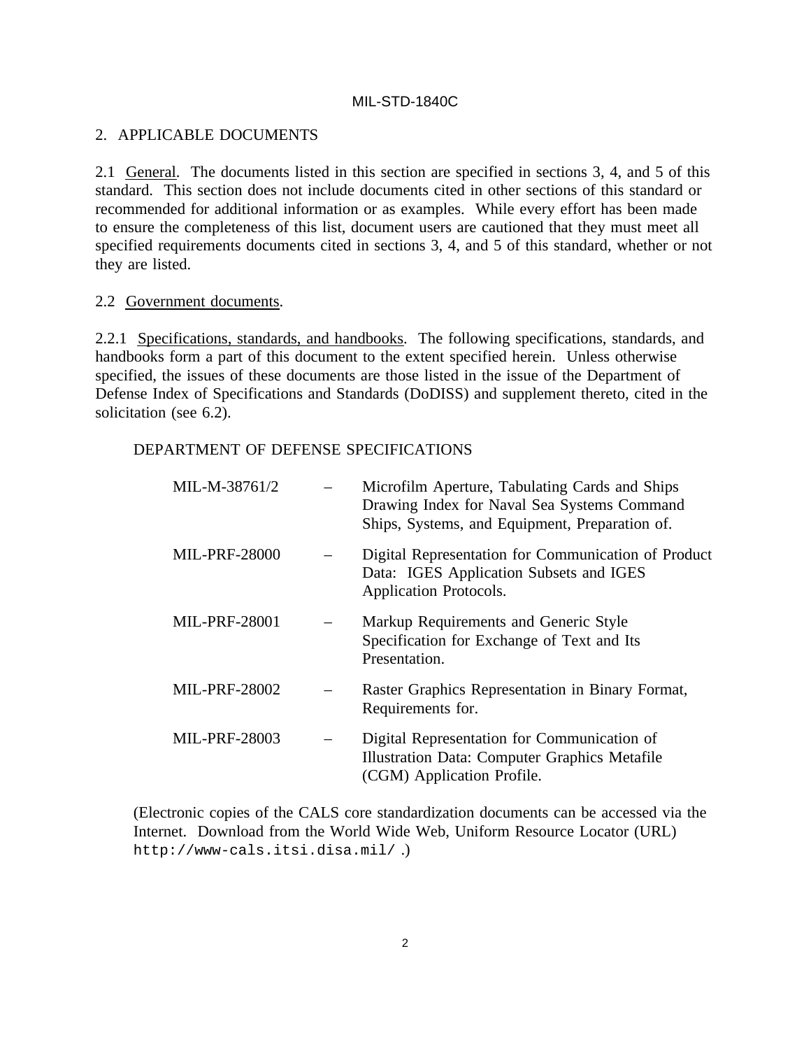## 2. APPLICABLE DOCUMENTS

2.1 General. The documents listed in this section are specified in sections 3, 4, and 5 of this standard. This section does not include documents cited in other sections of this standard or recommended for additional information or as examples. While every effort has been made to ensure the completeness of this list, document users are cautioned that they must meet all specified requirements documents cited in sections 3, 4, and 5 of this standard, whether or not they are listed.

2.2 Government documents.

2.2.1 Specifications, standards, and handbooks. The following specifications, standards, and handbooks form a part of this document to the extent specified herein. Unless otherwise specified, the issues of these documents are those listed in the issue of the Department of Defense Index of Specifications and Standards (DoDISS) and supplement thereto, cited in the solicitation (see 6.2).

DEPARTMENT OF DEFENSE SPECIFICATIONS

| | | |
|---|---|---|
| MIL-M-38761/2 | – | Microfilm Aperture, Tabulating Cards and Ships Drawing Index for Naval Sea Systems Command Ships, Systems, and Equipment, Preparation of. |
| MIL-PRF-28000 | – | Digital Representation for Communication of Product Data: IGES Application Subsets and IGES Application Protocols. |
| MIL-PRF-28001 | – | Markup Requirements and Generic Style Specification for Exchange of Text and Its Presentation. |
| MIL-PRF-28002 | – | Raster Graphics Representation in Binary Format, Requirements for. |
| MIL-PRF-28003 | – | Digital Representation for Communication of Illustration Data: Computer Graphics Metafile (CGM) Application Profile. |

(Electronic copies of the CALS core standardization documents can be accessed via the Internet. Download from the World Wide Web, Uniform Resource Locator (URL) `http://www-cals.itsi.disa.mil/` .)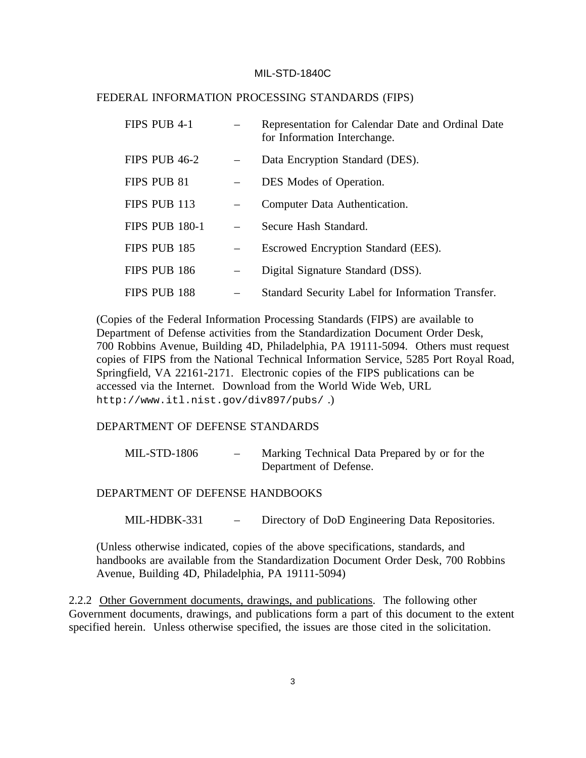FEDERAL INFORMATION PROCESSING STANDARDS (FIPS)

| | | |
|---|---|---|
| FIPS PUB 4-1 | – | Representation for Calendar Date and Ordinal Date for Information Interchange. |
| FIPS PUB 46-2 | – | Data Encryption Standard (DES). |
| FIPS PUB 81 | – | DES Modes of Operation. |
| FIPS PUB 113 | – | Computer Data Authentication. |
| FIPS PUB 180-1 | – | Secure Hash Standard. |
| FIPS PUB 185 | – | Escrowed Encryption Standard (EES). |
| FIPS PUB 186 | – | Digital Signature Standard (DSS). |
| FIPS PUB 188 | – | Standard Security Label for Information Transfer. |

(Copies of the Federal Information Processing Standards (FIPS) are available to Department of Defense activities from the Standardization Document Order Desk, 700 Robbins Avenue, Building 4D, Philadelphia, PA 19111-5094. Others must request copies of FIPS from the National Technical Information Service, 5285 Port Royal Road, Springfield, VA 22161-2171. Electronic copies of the FIPS publications can be accessed via the Internet. Download from the World Wide Web, URL `http://www.itl.nist.gov/div897/pubs/` .)

DEPARTMENT OF DEFENSE STANDARDS

| | | |
|---|---|---|
| MIL-STD-1806 | – | Marking Technical Data Prepared by or for the Department of Defense. |

DEPARTMENT OF DEFENSE HANDBOOKS

| | | |
|---|---|---|
| MIL-HDBK-331 | – | Directory of DoD Engineering Data Repositories. |

(Unless otherwise indicated, copies of the above specifications, standards, and handbooks are available from the Standardization Document Order Desk, 700 Robbins Avenue, Building 4D, Philadelphia, PA 19111-5094)

2.2.2 Other Government documents, drawings, and publications. The following other Government documents, drawings, and publications form a part of this document to the extent specified herein. Unless otherwise specified, the issues are those cited in the solicitation.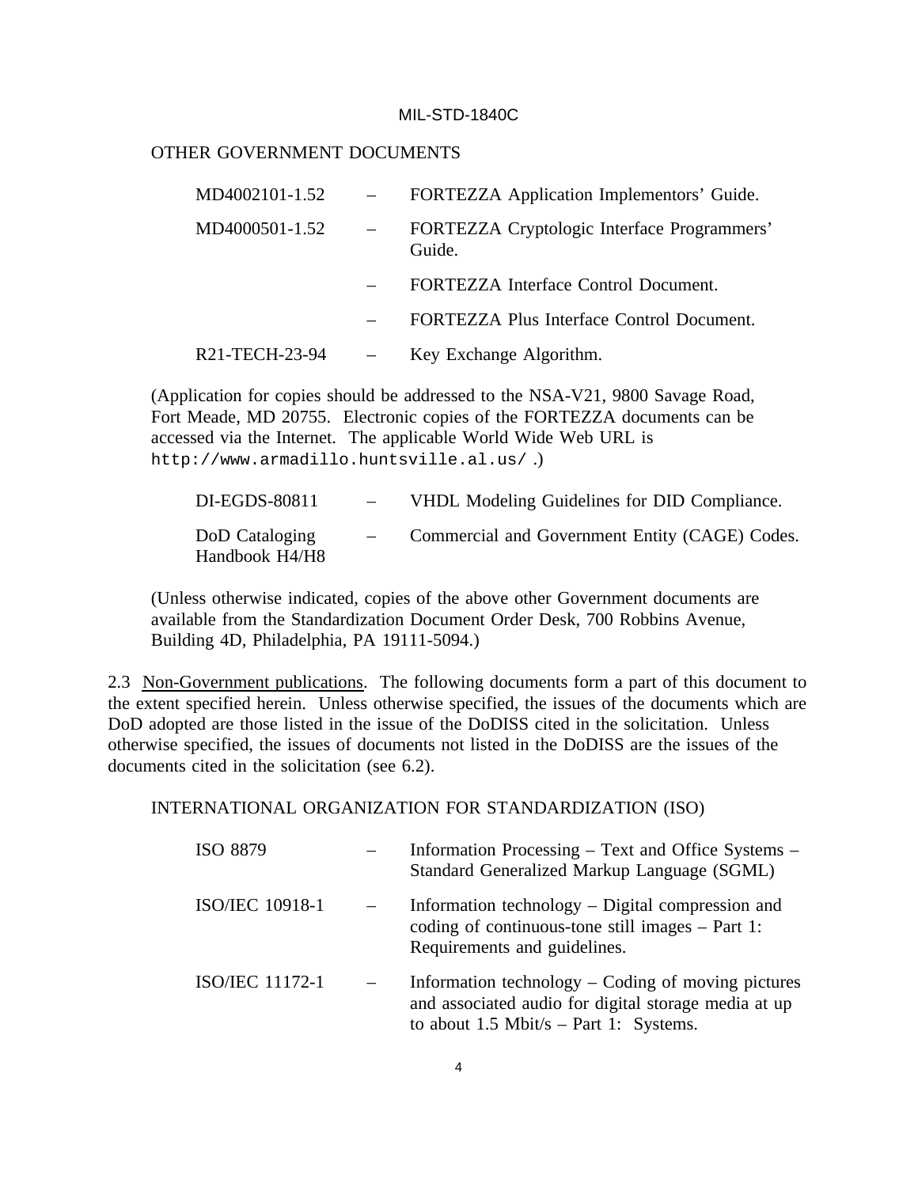OTHER GOVERNMENT DOCUMENTS

| | | |
|---|---|---|
| MD4002101-1.52 | – | FORTEZZA Application Implementors' Guide. |
| MD4000501-1.52 | – | FORTEZZA Cryptologic Interface Programmers' Guide. |
| | – | FORTEZZA Interface Control Document. |
| | – | FORTEZZA Plus Interface Control Document. |
| R21-TECH-23-94 | – | Key Exchange Algorithm. |

(Application for copies should be addressed to the NSA-V21, 9800 Savage Road, Fort Meade, MD 20755. Electronic copies of the FORTEZZA documents can be accessed via the Internet. The applicable World Wide Web URL is `http://www.armadillo.huntsville.al.us/` .)

| | | |
|---|---|---|
| DI-EGDS-80811 | – | VHDL Modeling Guidelines for DID Compliance. |
| DoD Cataloging Handbook H4/H8 | – | Commercial and Government Entity (CAGE) Codes. |

(Unless otherwise indicated, copies of the above other Government documents are available from the Standardization Document Order Desk, 700 Robbins Avenue, Building 4D, Philadelphia, PA 19111-5094.)

2.3 Non-Government publications. The following documents form a part of this document to the extent specified herein. Unless otherwise specified, the issues of the documents which are DoD adopted are those listed in the issue of the DoDISS cited in the solicitation. Unless otherwise specified, the issues of documents not listed in the DoDISS are the issues of the documents cited in the solicitation (see 6.2).

INTERNATIONAL ORGANIZATION FOR STANDARDIZATION (ISO)

| | | |
|---|---|---|
| ISO 8879 | – | Information Processing – Text and Office Systems – Standard Generalized Markup Language (SGML) |
| ISO/IEC 10918-1 | – | Information technology – Digital compression and coding of continuous-tone still images – Part 1: Requirements and guidelines. |
| ISO/IEC 11172-1 | – | Information technology – Coding of moving pictures and associated audio for digital storage media at up to about 1.5 Mbit/s – Part 1: Systems. |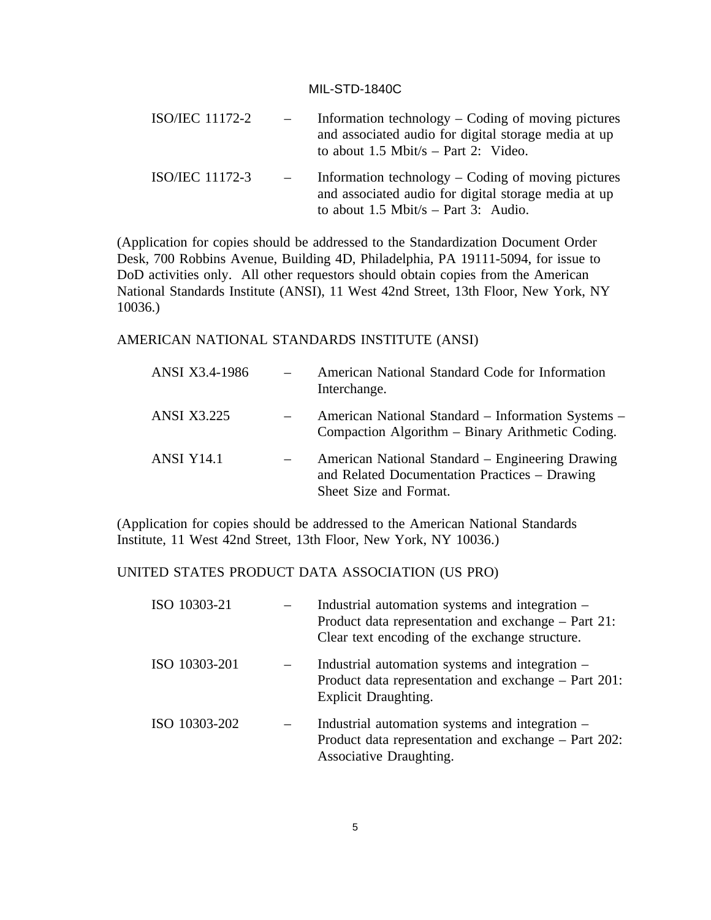ISO/IEC 11172-2 – Information technology – Coding of moving pictures and associated audio for digital storage media at up to about 1.5 Mbit/s – Part 2: Video.

ISO/IEC 11172-3 – Information technology – Coding of moving pictures and associated audio for digital storage media at up to about 1.5 Mbit/s – Part 3: Audio.

(Application for copies should be addressed to the Standardization Document Order Desk, 700 Robbins Avenue, Building 4D, Philadelphia, PA 19111-5094, for issue to DoD activities only. All other requestors should obtain copies from the American National Standards Institute (ANSI), 11 West 42nd Street, 13th Floor, New York, NY 10036.)

AMERICAN NATIONAL STANDARDS INSTITUTE (ANSI)

ANSI X3.4-1986 – American National Standard Code for Information Interchange.

ANSI X3.225 – American National Standard – Information Systems – Compaction Algorithm – Binary Arithmetic Coding.

ANSI Y14.1 – American National Standard – Engineering Drawing and Related Documentation Practices – Drawing Sheet Size and Format.

(Application for copies should be addressed to the American National Standards Institute, 11 West 42nd Street, 13th Floor, New York, NY 10036.)

UNITED STATES PRODUCT DATA ASSOCIATION (US PRO)

ISO 10303-21 – Industrial automation systems and integration – Product data representation and exchange – Part 21: Clear text encoding of the exchange structure.

ISO 10303-201 – Industrial automation systems and integration – Product data representation and exchange – Part 201: Explicit Draughting.

ISO 10303-202 – Industrial automation systems and integration – Product data representation and exchange – Part 202: Associative Draughting.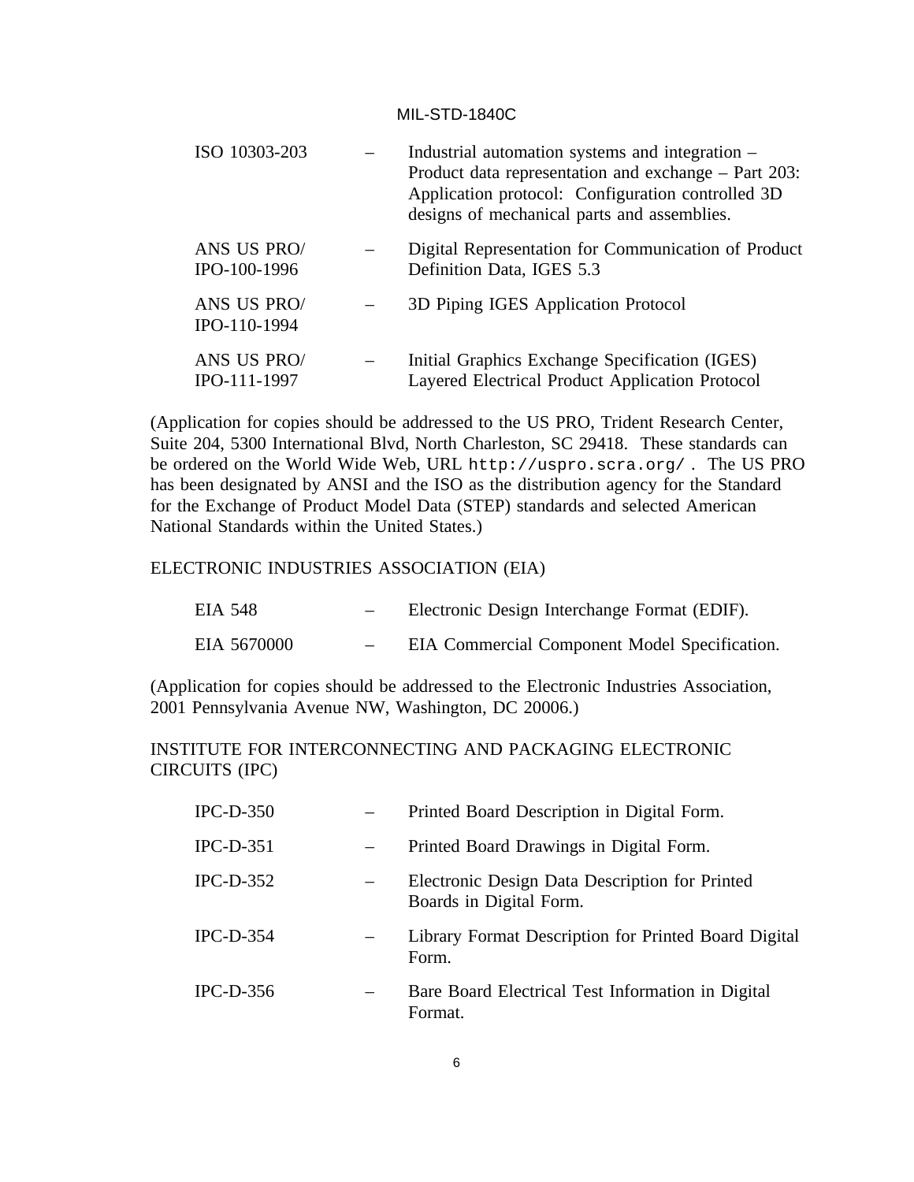| | | |
|---|---|---|
| ISO 10303-203 | – | Industrial automation systems and integration – Product data representation and exchange – Part 203: Application protocol: Configuration controlled 3D designs of mechanical parts and assemblies. |
| ANS US PRO/ IPO-100-1996 | – | Digital Representation for Communication of Product Definition Data, IGES 5.3 |
| ANS US PRO/ IPO-110-1994 | – | 3D Piping IGES Application Protocol |
| ANS US PRO/ IPO-111-1997 | – | Initial Graphics Exchange Specification (IGES) Layered Electrical Product Application Protocol |

(Application for copies should be addressed to the US PRO, Trident Research Center, Suite 204, 5300 International Blvd, North Charleston, SC 29418. These standards can be ordered on the World Wide Web, URL `http://uspro.scra.org/` . The US PRO has been designated by ANSI and the ISO as the distribution agency for the Standard for the Exchange of Product Model Data (STEP) standards and selected American National Standards within the United States.)

ELECTRONIC INDUSTRIES ASSOCIATION (EIA)

| | | |
|---|---|---|
| EIA 548 | – | Electronic Design Interchange Format (EDIF). |
| EIA 5670000 | – | EIA Commercial Component Model Specification. |

(Application for copies should be addressed to the Electronic Industries Association, 2001 Pennsylvania Avenue NW, Washington, DC 20006.)

INSTITUTE FOR INTERCONNECTING AND PACKAGING ELECTRONIC CIRCUITS (IPC)

| | | |
|---|---|---|
| IPC-D-350 | – | Printed Board Description in Digital Form. |
| IPC-D-351 | – | Printed Board Drawings in Digital Form. |
| IPC-D-352 | – | Electronic Design Data Description for Printed Boards in Digital Form. |
| IPC-D-354 | – | Library Format Description for Printed Board Digital Form. |
| IPC-D-356 | – | Bare Board Electrical Test Information in Digital Format. |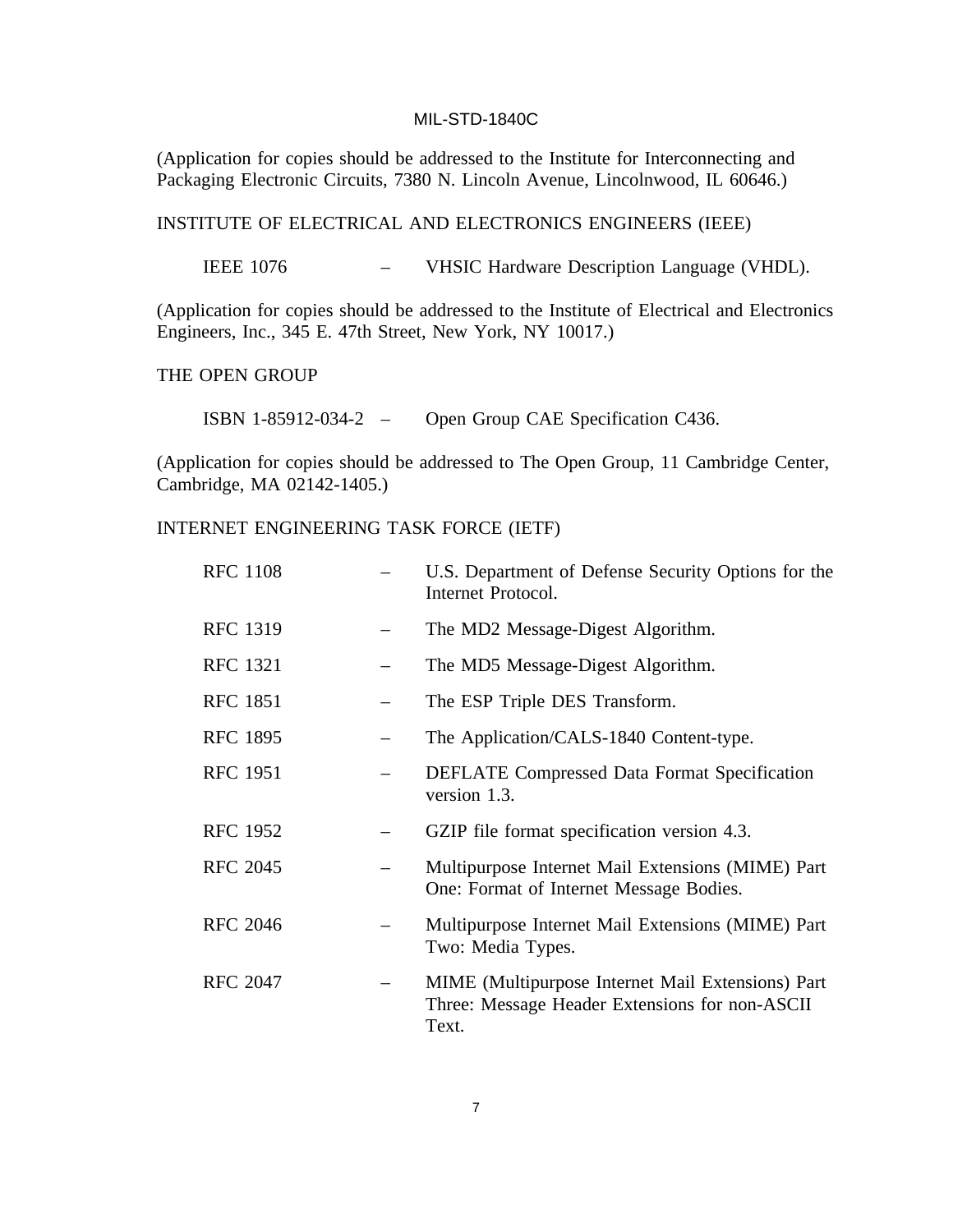(Application for copies should be addressed to the Institute for Interconnecting and Packaging Electronic Circuits, 7380 N. Lincoln Avenue, Lincolnwood, IL 60646.)

INSTITUTE OF ELECTRICAL AND ELECTRONICS ENGINEERS (IEEE)

| | | |
|---|---|---|
| IEEE 1076 | – | VHSIC Hardware Description Language (VHDL). |

(Application for copies should be addressed to the Institute of Electrical and Electronics Engineers, Inc., 345 E. 47th Street, New York, NY 10017.)

THE OPEN GROUP

| | | |
|---|---|---|
| ISBN 1-85912-034-2 | – | Open Group CAE Specification C436. |

(Application for copies should be addressed to The Open Group, 11 Cambridge Center, Cambridge, MA 02142-1405.)

INTERNET ENGINEERING TASK FORCE (IETF)

| | | |
|---|---|---|
| RFC 1108 | – | U.S. Department of Defense Security Options for the Internet Protocol. |
| RFC 1319 | – | The MD2 Message-Digest Algorithm. |
| RFC 1321 | – | The MD5 Message-Digest Algorithm. |
| RFC 1851 | – | The ESP Triple DES Transform. |
| RFC 1895 | – | The Application/CALS-1840 Content-type. |
| RFC 1951 | – | DEFLATE Compressed Data Format Specification version 1.3. |
| RFC 1952 | – | GZIP file format specification version 4.3. |
| RFC 2045 | – | Multipurpose Internet Mail Extensions (MIME) Part One: Format of Internet Message Bodies. |
| RFC 2046 | – | Multipurpose Internet Mail Extensions (MIME) Part Two: Media Types. |
| RFC 2047 | – | MIME (Multipurpose Internet Mail Extensions) Part Three: Message Header Extensions for non-ASCII Text. |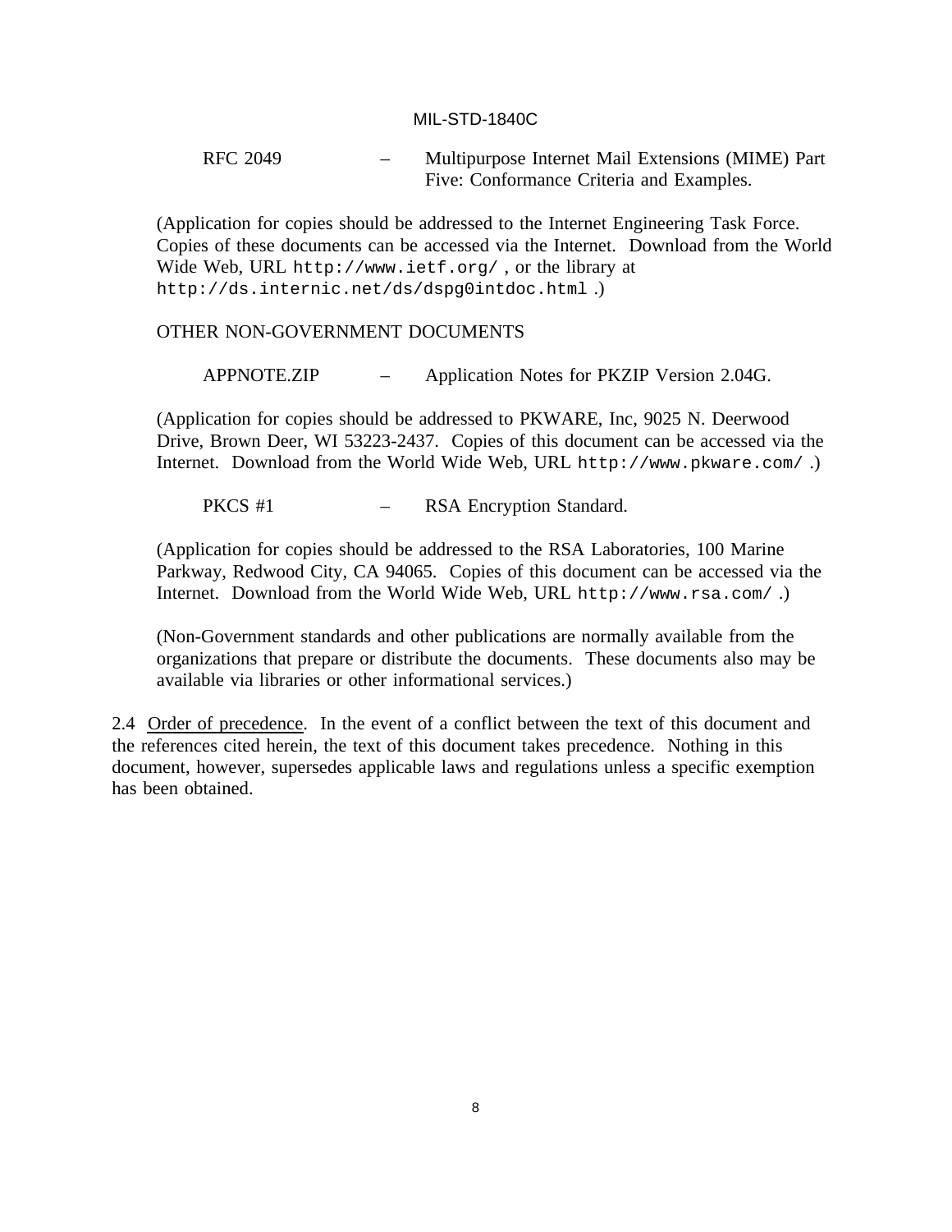RFC 2049 – Multipurpose Internet Mail Extensions (MIME) Part Five: Conformance Criteria and Examples.

(Application for copies should be addressed to the Internet Engineering Task Force. Copies of these documents can be accessed via the Internet. Download from the World Wide Web, URL `http://www.ietf.org/` , or the library at `http://ds.internic.net/ds/dspg0intdoc.html` .)

OTHER NON-GOVERNMENT DOCUMENTS

APPNOTE.ZIP – Application Notes for PKZIP Version 2.04G.

(Application for copies should be addressed to PKWARE, Inc, 9025 N. Deerwood Drive, Brown Deer, WI 53223-2437. Copies of this document can be accessed via the Internet. Download from the World Wide Web, URL `http://www.pkware.com/` .)

PKCS #1 – RSA Encryption Standard.

(Application for copies should be addressed to the RSA Laboratories, 100 Marine Parkway, Redwood City, CA 94065. Copies of this document can be accessed via the Internet. Download from the World Wide Web, URL `http://www.rsa.com/` .)

(Non-Government standards and other publications are normally available from the organizations that prepare or distribute the documents. These documents also may be available via libraries or other informational services.)

2.4 Order of precedence. In the event of a conflict between the text of this document and the references cited herein, the text of this document takes precedence. Nothing in this document, however, supersedes applicable laws and regulations unless a specific exemption has been obtained.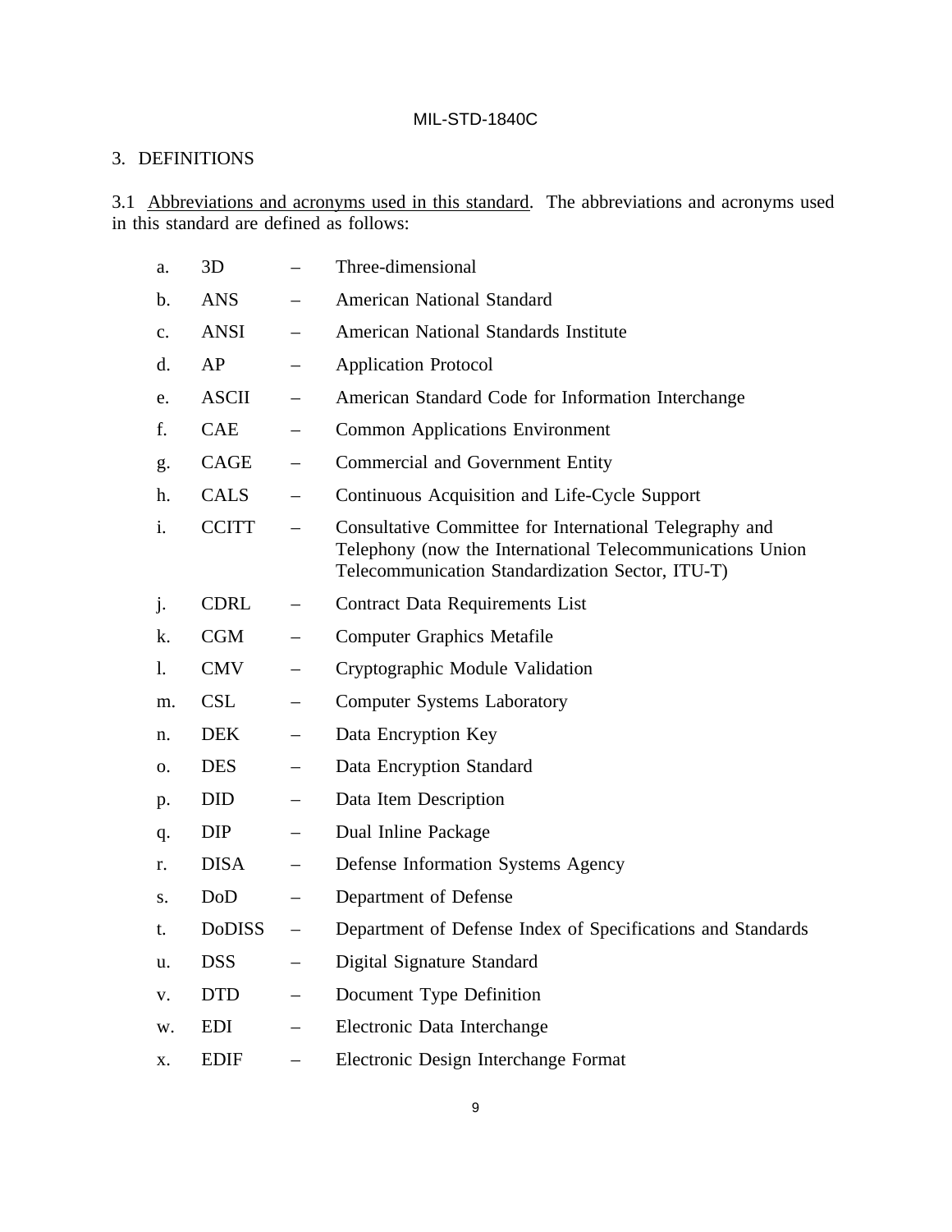## 3. DEFINITIONS

3.1 Abbreviations and acronyms used in this standard. The abbreviations and acronyms used in this standard are defined as follows:

a. 3D – Three-dimensional

b. ANS – American National Standard

c. ANSI – American National Standards Institute

d. AP – Application Protocol

e. ASCII – American Standard Code for Information Interchange

f. CAE – Common Applications Environment

g. CAGE – Commercial and Government Entity

h. CALS – Continuous Acquisition and Life-Cycle Support

i. CCITT – Consultative Committee for International Telegraphy and Telephony (now the International Telecommunications Union Telecommunication Standardization Sector, ITU-T)

j. CDRL – Contract Data Requirements List

k. CGM – Computer Graphics Metafile

l. CMV – Cryptographic Module Validation

m. CSL – Computer Systems Laboratory

n. DEK – Data Encryption Key

o. DES – Data Encryption Standard

p. DID – Data Item Description

q. DIP – Dual Inline Package

r. DISA – Defense Information Systems Agency

s. DoD – Department of Defense

t. DoDISS – Department of Defense Index of Specifications and Standards

u. DSS – Digital Signature Standard

v. DTD – Document Type Definition

w. EDI – Electronic Data Interchange

x. EDIF – Electronic Design Interchange Format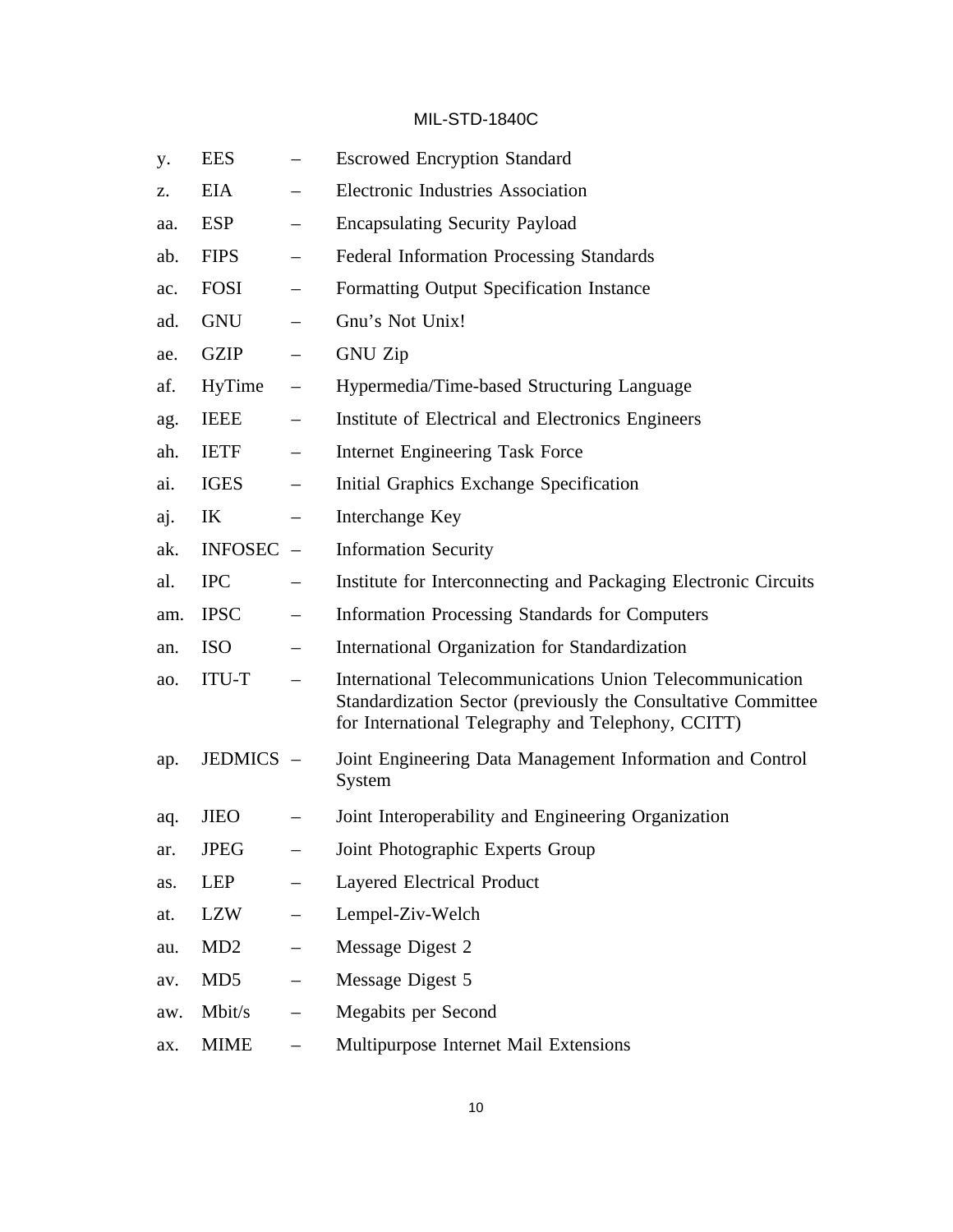y. EES – Escrowed Encryption Standard

z. EIA – Electronic Industries Association

aa. ESP – Encapsulating Security Payload

ab. FIPS – Federal Information Processing Standards

ac. FOSI – Formatting Output Specification Instance

ad. GNU – Gnu's Not Unix!

ae. GZIP – GNU Zip

af. HyTime – Hypermedia/Time-based Structuring Language

ag. IEEE – Institute of Electrical and Electronics Engineers

ah. IETF – Internet Engineering Task Force

ai. IGES – Initial Graphics Exchange Specification

aj. IK – Interchange Key

ak. INFOSEC – Information Security

al. IPC – Institute for Interconnecting and Packaging Electronic Circuits

am. IPSC – Information Processing Standards for Computers

an. ISO – International Organization for Standardization

ao. ITU-T – International Telecommunications Union Telecommunication Standardization Sector (previously the Consultative Committee for International Telegraphy and Telephony, CCITT)

ap. JEDMICS – Joint Engineering Data Management Information and Control System

aq. JIEO – Joint Interoperability and Engineering Organization

ar. JPEG – Joint Photographic Experts Group

as. LEP – Layered Electrical Product

at. LZW – Lempel-Ziv-Welch

au. MD2 – Message Digest 2

av. MD5 – Message Digest 5

aw. Mbit/s – Megabits per Second

ax. MIME – Multipurpose Internet Mail Extensions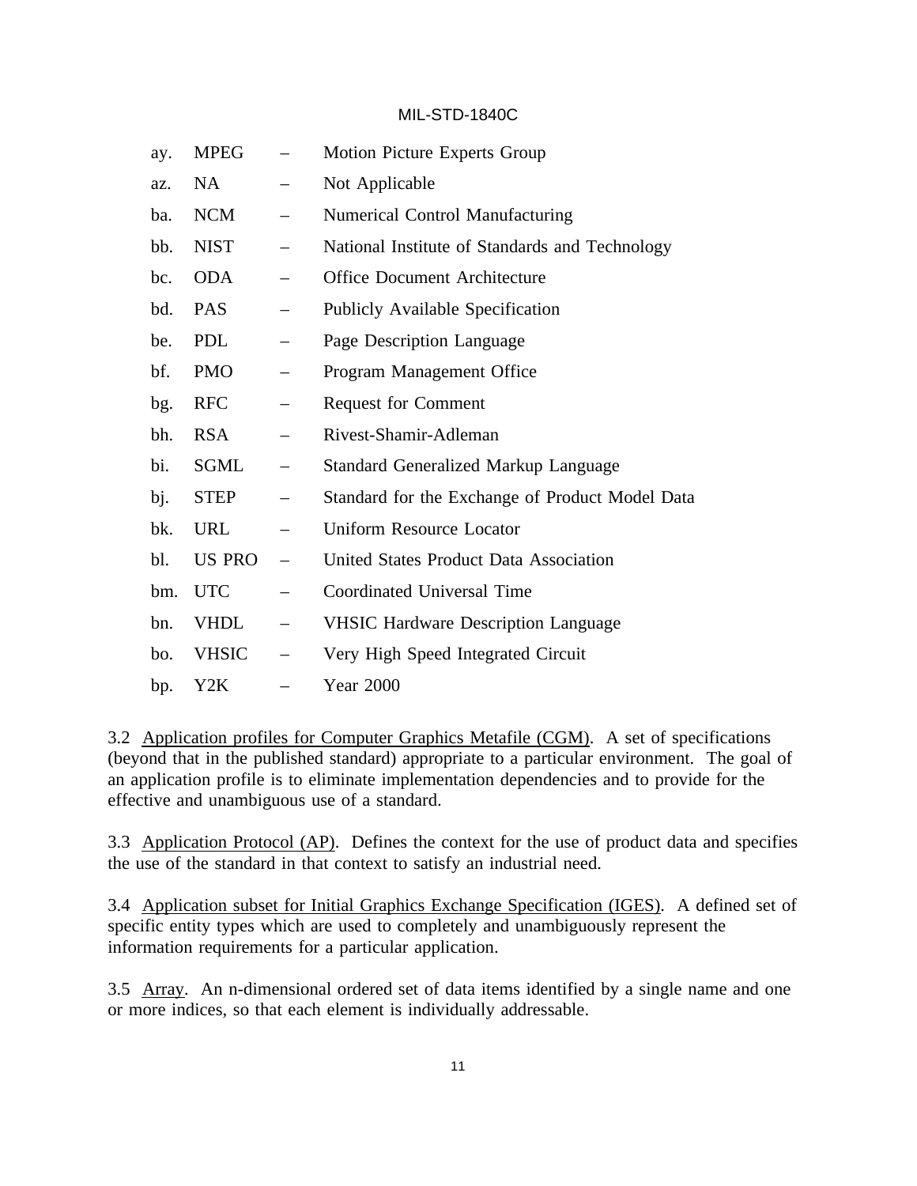ay. MPEG – Motion Picture Experts Group

az. NA – Not Applicable

ba. NCM – Numerical Control Manufacturing

bb. NIST – National Institute of Standards and Technology

bc. ODA – Office Document Architecture

bd. PAS – Publicly Available Specification

be. PDL – Page Description Language

bf. PMO – Program Management Office

bg. RFC – Request for Comment

bh. RSA – Rivest-Shamir-Adleman

bi. SGML – Standard Generalized Markup Language

bj. STEP – Standard for the Exchange of Product Model Data

bk. URL – Uniform Resource Locator

bl. US PRO – United States Product Data Association

bm. UTC – Coordinated Universal Time

bn. VHDL – VHSIC Hardware Description Language

bo. VHSIC – Very High Speed Integrated Circuit

bp. Y2K – Year 2000

3.2 Application profiles for Computer Graphics Metafile (CGM). A set of specifications (beyond that in the published standard) appropriate to a particular environment. The goal of an application profile is to eliminate implementation dependencies and to provide for the effective and unambiguous use of a standard.

3.3 Application Protocol (AP). Defines the context for the use of product data and specifies the use of the standard in that context to satisfy an industrial need.

3.4 Application subset for Initial Graphics Exchange Specification (IGES). A defined set of specific entity types which are used to completely and unambiguously represent the information requirements for a particular application.

3.5 Array. An n-dimensional ordered set of data items identified by a single name and one or more indices, so that each element is individually addressable.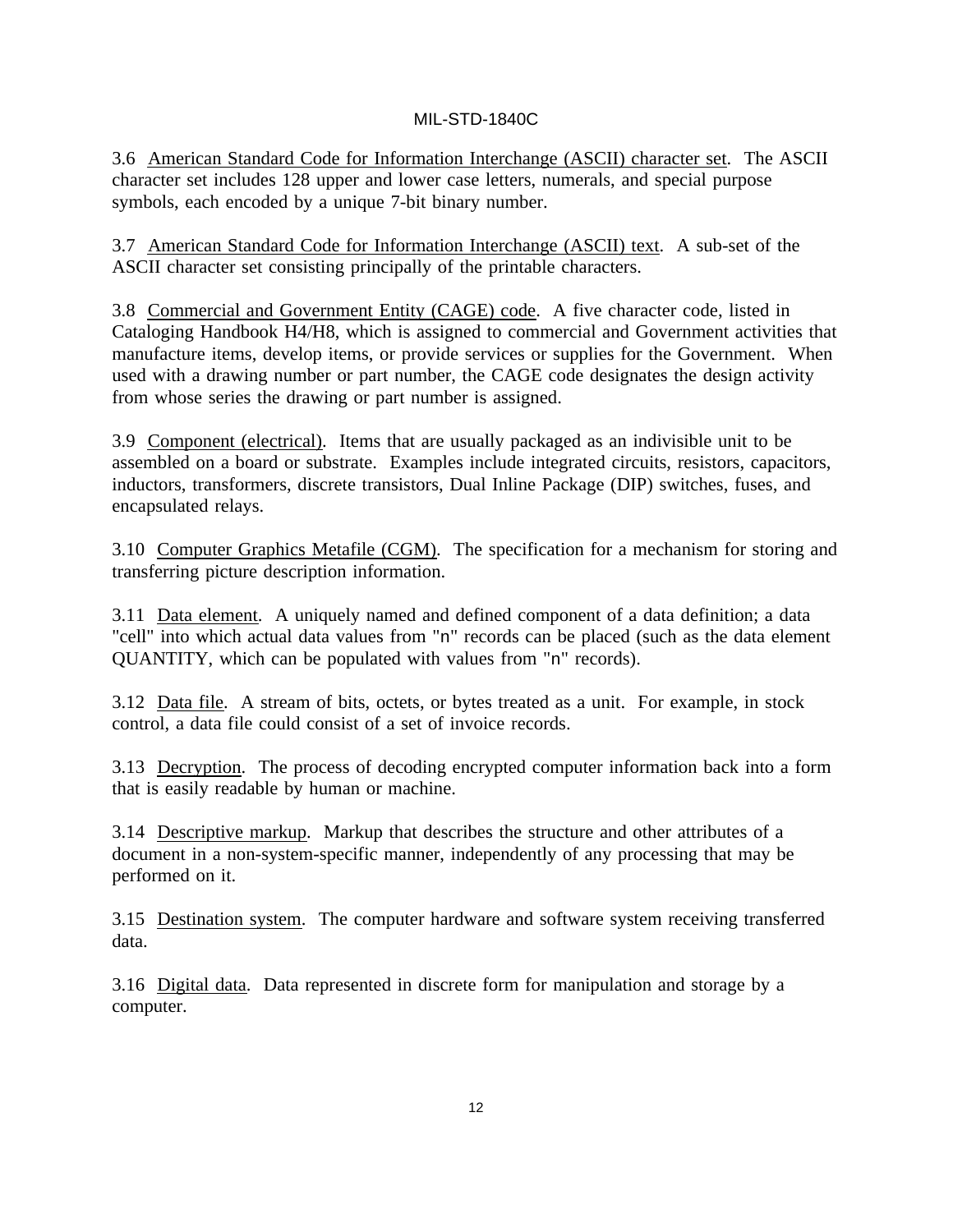3.6 American Standard Code for Information Interchange (ASCII) character set. The ASCII character set includes 128 upper and lower case letters, numerals, and special purpose symbols, each encoded by a unique 7-bit binary number.

3.7 American Standard Code for Information Interchange (ASCII) text. A sub-set of the ASCII character set consisting principally of the printable characters.

3.8 Commercial and Government Entity (CAGE) code. A five character code, listed in Cataloging Handbook H4/H8, which is assigned to commercial and Government activities that manufacture items, develop items, or provide services or supplies for the Government. When used with a drawing number or part number, the CAGE code designates the design activity from whose series the drawing or part number is assigned.

3.9 Component (electrical). Items that are usually packaged as an indivisible unit to be assembled on a board or substrate. Examples include integrated circuits, resistors, capacitors, inductors, transformers, discrete transistors, Dual Inline Package (DIP) switches, fuses, and encapsulated relays.

3.10 Computer Graphics Metafile (CGM). The specification for a mechanism for storing and transferring picture description information.

3.11 Data element. A uniquely named and defined component of a data definition; a data "cell" into which actual data values from "n" records can be placed (such as the data element QUANTITY, which can be populated with values from "n" records).

3.12 Data file. A stream of bits, octets, or bytes treated as a unit. For example, in stock control, a data file could consist of a set of invoice records.

3.13 Decryption. The process of decoding encrypted computer information back into a form that is easily readable by human or machine.

3.14 Descriptive markup. Markup that describes the structure and other attributes of a document in a non-system-specific manner, independently of any processing that may be performed on it.

3.15 Destination system. The computer hardware and software system receiving transferred data.

3.16 Digital data. Data represented in discrete form for manipulation and storage by a computer.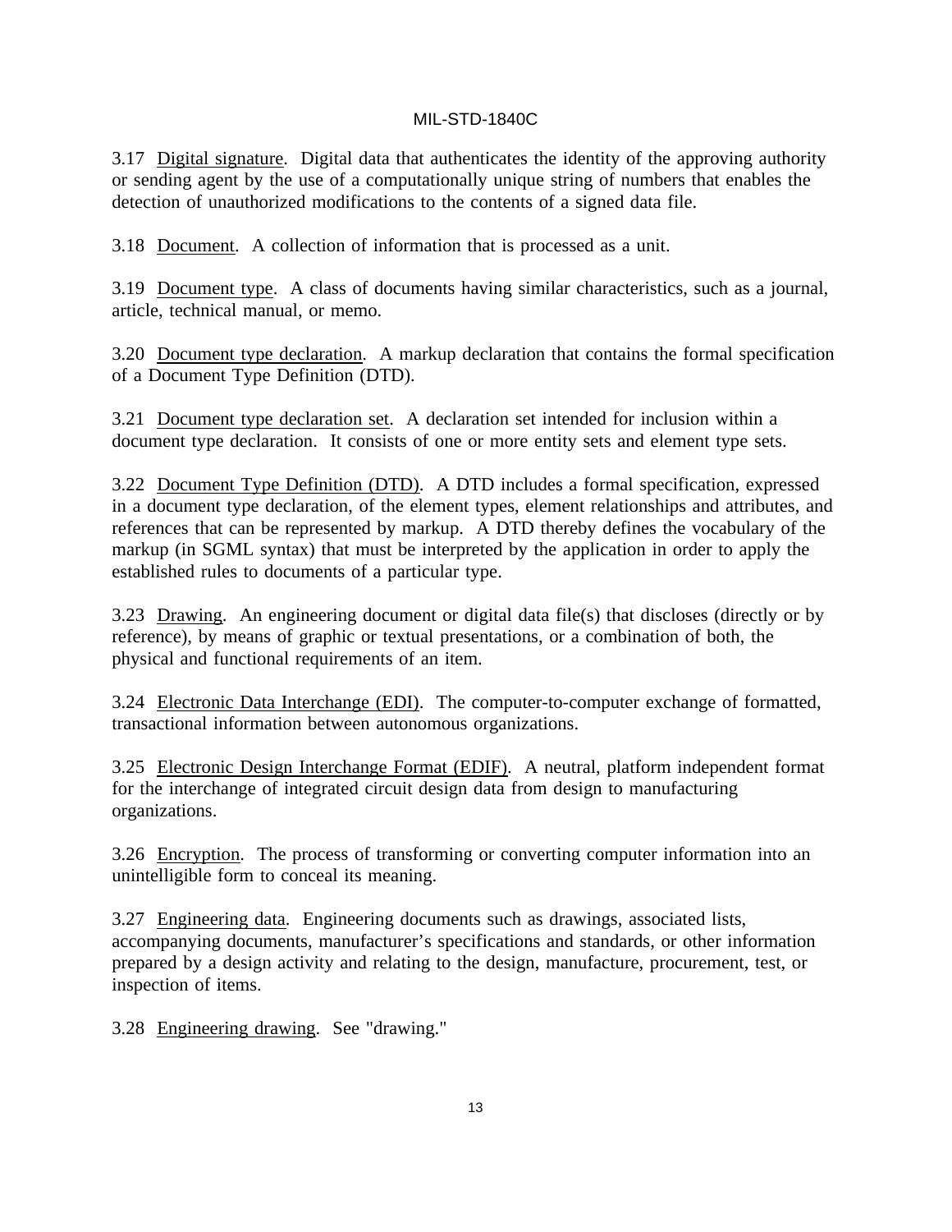3.17 Digital signature. Digital data that authenticates the identity of the approving authority or sending agent by the use of a computationally unique string of numbers that enables the detection of unauthorized modifications to the contents of a signed data file.

3.18 Document. A collection of information that is processed as a unit.

3.19 Document type. A class of documents having similar characteristics, such as a journal, article, technical manual, or memo.

3.20 Document type declaration. A markup declaration that contains the formal specification of a Document Type Definition (DTD).

3.21 Document type declaration set. A declaration set intended for inclusion within a document type declaration. It consists of one or more entity sets and element type sets.

3.22 Document Type Definition (DTD). A DTD includes a formal specification, expressed in a document type declaration, of the element types, element relationships and attributes, and references that can be represented by markup. A DTD thereby defines the vocabulary of the markup (in SGML syntax) that must be interpreted by the application in order to apply the established rules to documents of a particular type.

3.23 Drawing. An engineering document or digital data file(s) that discloses (directly or by reference), by means of graphic or textual presentations, or a combination of both, the physical and functional requirements of an item.

3.24 Electronic Data Interchange (EDI). The computer-to-computer exchange of formatted, transactional information between autonomous organizations.

3.25 Electronic Design Interchange Format (EDIF). A neutral, platform independent format for the interchange of integrated circuit design data from design to manufacturing organizations.

3.26 Encryption. The process of transforming or converting computer information into an unintelligible form to conceal its meaning.

3.27 Engineering data. Engineering documents such as drawings, associated lists, accompanying documents, manufacturer's specifications and standards, or other information prepared by a design activity and relating to the design, manufacture, procurement, test, or inspection of items.

3.28 Engineering drawing. See "drawing."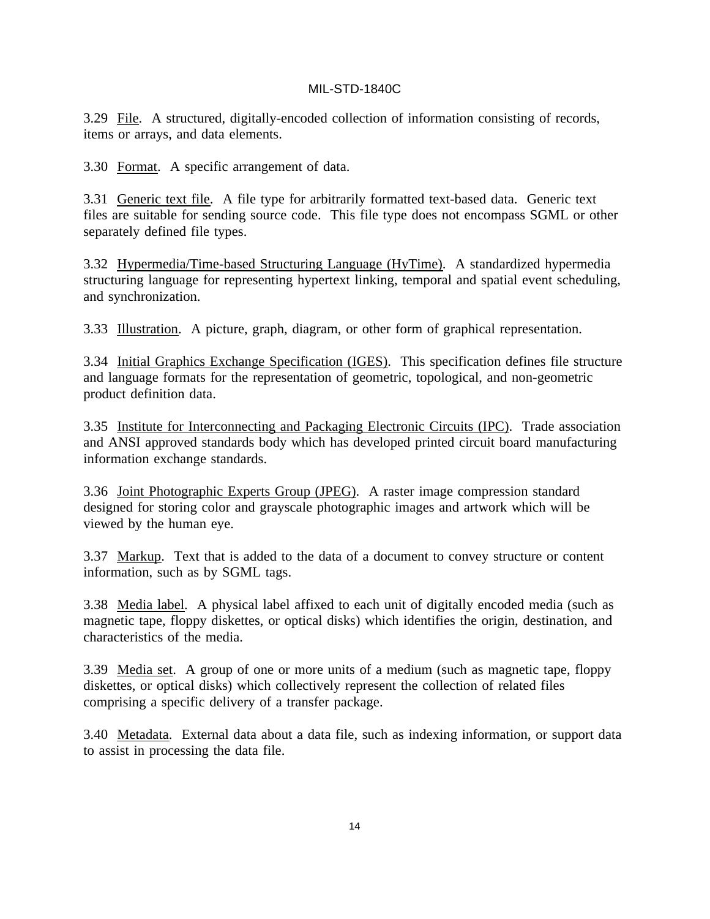3.29 <u>File</u>. A structured, digitally-encoded collection of information consisting of records, items or arrays, and data elements.

3.30 <u>Format</u>. A specific arrangement of data.

3.31 <u>Generic text file</u>. A file type for arbitrarily formatted text-based data. Generic text files are suitable for sending source code. This file type does not encompass SGML or other separately defined file types.

3.32 <u>Hypermedia/Time-based Structuring Language (HyTime)</u>. A standardized hypermedia structuring language for representing hypertext linking, temporal and spatial event scheduling, and synchronization.

3.33 <u>Illustration</u>. A picture, graph, diagram, or other form of graphical representation.

3.34 <u>Initial Graphics Exchange Specification (IGES)</u>. This specification defines file structure and language formats for the representation of geometric, topological, and non-geometric product definition data.

3.35 <u>Institute for Interconnecting and Packaging Electronic Circuits (IPC)</u>. Trade association and ANSI approved standards body which has developed printed circuit board manufacturing information exchange standards.

3.36 <u>Joint Photographic Experts Group (JPEG)</u>. A raster image compression standard designed for storing color and grayscale photographic images and artwork which will be viewed by the human eye.

3.37 <u>Markup</u>. Text that is added to the data of a document to convey structure or content information, such as by SGML tags.

3.38 <u>Media label</u>. A physical label affixed to each unit of digitally encoded media (such as magnetic tape, floppy diskettes, or optical disks) which identifies the origin, destination, and characteristics of the media.

3.39 <u>Media set</u>. A group of one or more units of a medium (such as magnetic tape, floppy diskettes, or optical disks) which collectively represent the collection of related files comprising a specific delivery of a transfer package.

3.40 <u>Metadata</u>. External data about a data file, such as indexing information, or support data to assist in processing the data file.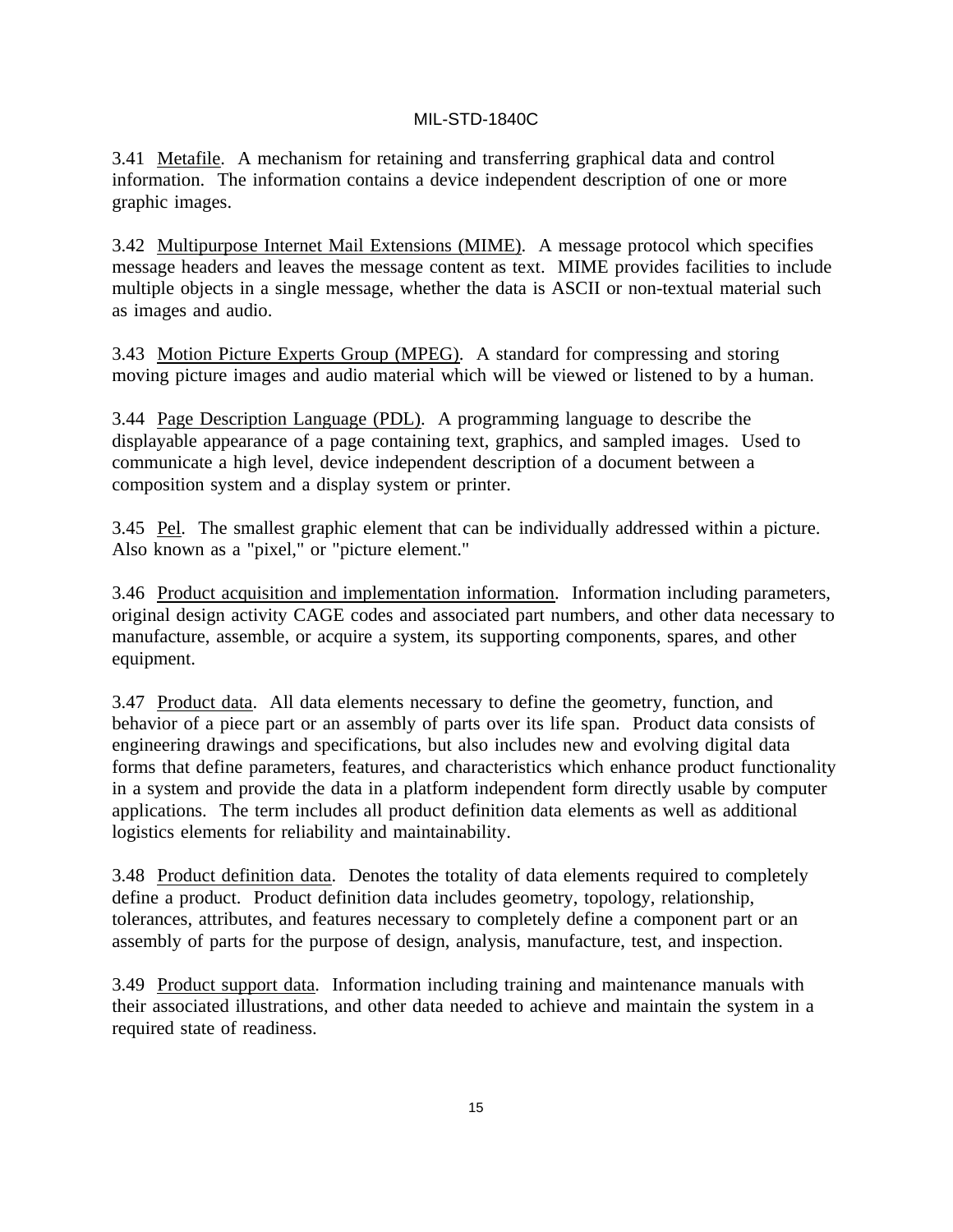3.41 Metafile. A mechanism for retaining and transferring graphical data and control information. The information contains a device independent description of one or more graphic images.

3.42 Multipurpose Internet Mail Extensions (MIME). A message protocol which specifies message headers and leaves the message content as text. MIME provides facilities to include multiple objects in a single message, whether the data is ASCII or non-textual material such as images and audio.

3.43 Motion Picture Experts Group (MPEG). A standard for compressing and storing moving picture images and audio material which will be viewed or listened to by a human.

3.44 Page Description Language (PDL). A programming language to describe the displayable appearance of a page containing text, graphics, and sampled images. Used to communicate a high level, device independent description of a document between a composition system and a display system or printer.

3.45 Pel. The smallest graphic element that can be individually addressed within a picture. Also known as a "pixel," or "picture element."

3.46 Product acquisition and implementation information. Information including parameters, original design activity CAGE codes and associated part numbers, and other data necessary to manufacture, assemble, or acquire a system, its supporting components, spares, and other equipment.

3.47 Product data. All data elements necessary to define the geometry, function, and behavior of a piece part or an assembly of parts over its life span. Product data consists of engineering drawings and specifications, but also includes new and evolving digital data forms that define parameters, features, and characteristics which enhance product functionality in a system and provide the data in a platform independent form directly usable by computer applications. The term includes all product definition data elements as well as additional logistics elements for reliability and maintainability.

3.48 Product definition data. Denotes the totality of data elements required to completely define a product. Product definition data includes geometry, topology, relationship, tolerances, attributes, and features necessary to completely define a component part or an assembly of parts for the purpose of design, analysis, manufacture, test, and inspection.

3.49 Product support data. Information including training and maintenance manuals with their associated illustrations, and other data needed to achieve and maintain the system in a required state of readiness.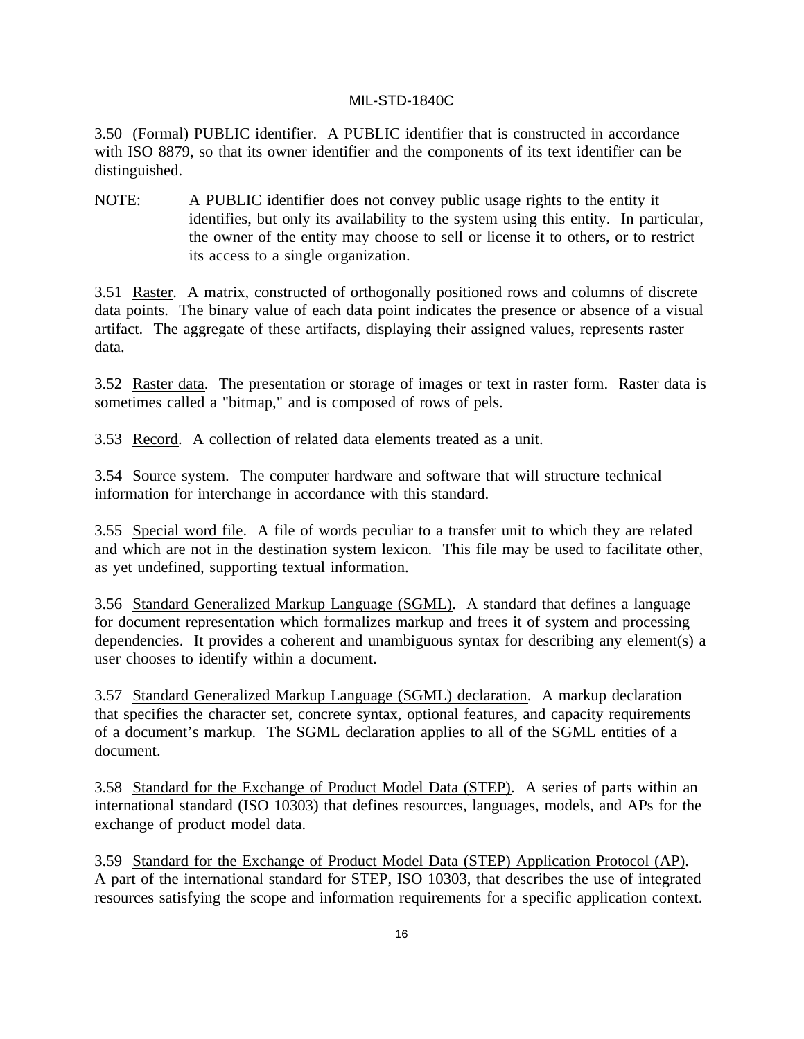3.50 <u>(Formal) PUBLIC identifier</u>. A PUBLIC identifier that is constructed in accordance with ISO 8879, so that its owner identifier and the components of its text identifier can be distinguished.

NOTE: A PUBLIC identifier does not convey public usage rights to the entity it identifies, but only its availability to the system using this entity. In particular, the owner of the entity may choose to sell or license it to others, or to restrict its access to a single organization.

3.51 <u>Raster</u>. A matrix, constructed of orthogonally positioned rows and columns of discrete data points. The binary value of each data point indicates the presence or absence of a visual artifact. The aggregate of these artifacts, displaying their assigned values, represents raster data.

3.52 <u>Raster data</u>. The presentation or storage of images or text in raster form. Raster data is sometimes called a "bitmap," and is composed of rows of pels.

3.53 <u>Record</u>. A collection of related data elements treated as a unit.

3.54 <u>Source system</u>. The computer hardware and software that will structure technical information for interchange in accordance with this standard.

3.55 <u>Special word file</u>. A file of words peculiar to a transfer unit to which they are related and which are not in the destination system lexicon. This file may be used to facilitate other, as yet undefined, supporting textual information.

3.56 <u>Standard Generalized Markup Language (SGML)</u>. A standard that defines a language for document representation which formalizes markup and frees it of system and processing dependencies. It provides a coherent and unambiguous syntax for describing any element(s) a user chooses to identify within a document.

3.57 <u>Standard Generalized Markup Language (SGML) declaration</u>. A markup declaration that specifies the character set, concrete syntax, optional features, and capacity requirements of a document's markup. The SGML declaration applies to all of the SGML entities of a document.

3.58 <u>Standard for the Exchange of Product Model Data (STEP)</u>. A series of parts within an international standard (ISO 10303) that defines resources, languages, models, and APs for the exchange of product model data.

3.59 <u>Standard for the Exchange of Product Model Data (STEP) Application Protocol (AP)</u>. A part of the international standard for STEP, ISO 10303, that describes the use of integrated resources satisfying the scope and information requirements for a specific application context.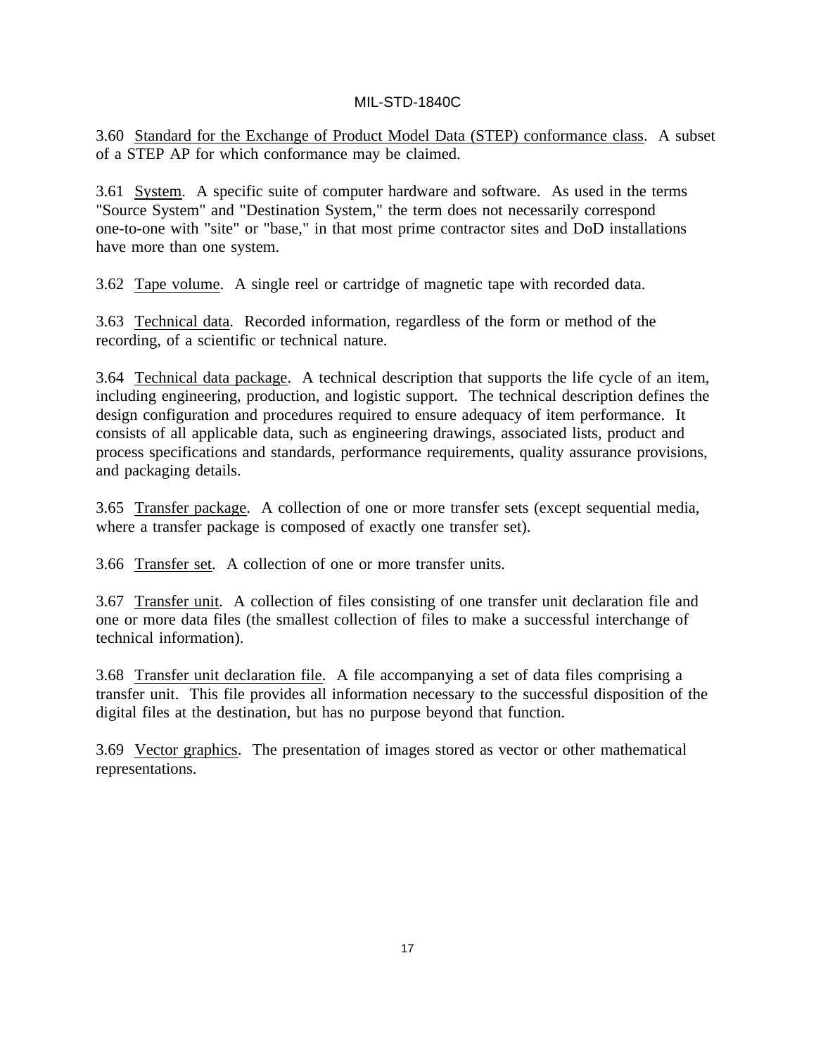3.60  Standard for the Exchange of Product Model Data (STEP) conformance class.  A subset of a STEP AP for which conformance may be claimed.

3.61  System.  A specific suite of computer hardware and software.  As used in the terms "Source System" and "Destination System," the term does not necessarily correspond one-to-one with "site" or "base," in that most prime contractor sites and DoD installations have more than one system.

3.62  Tape volume.  A single reel or cartridge of magnetic tape with recorded data.

3.63  Technical data.  Recorded information, regardless of the form or method of the recording, of a scientific or technical nature.

3.64  Technical data package.  A technical description that supports the life cycle of an item, including engineering, production, and logistic support.  The technical description defines the design configuration and procedures required to ensure adequacy of item performance.  It consists of all applicable data, such as engineering drawings, associated lists, product and process specifications and standards, performance requirements, quality assurance provisions, and packaging details.

3.65  Transfer package.  A collection of one or more transfer sets (except sequential media, where a transfer package is composed of exactly one transfer set).

3.66  Transfer set.  A collection of one or more transfer units.

3.67  Transfer unit.  A collection of files consisting of one transfer unit declaration file and one or more data files (the smallest collection of files to make a successful interchange of technical information).

3.68  Transfer unit declaration file.  A file accompanying a set of data files comprising a transfer unit.  This file provides all information necessary to the successful disposition of the digital files at the destination, but has no purpose beyond that function.

3.69  Vector graphics.  The presentation of images stored as vector or other mathematical representations.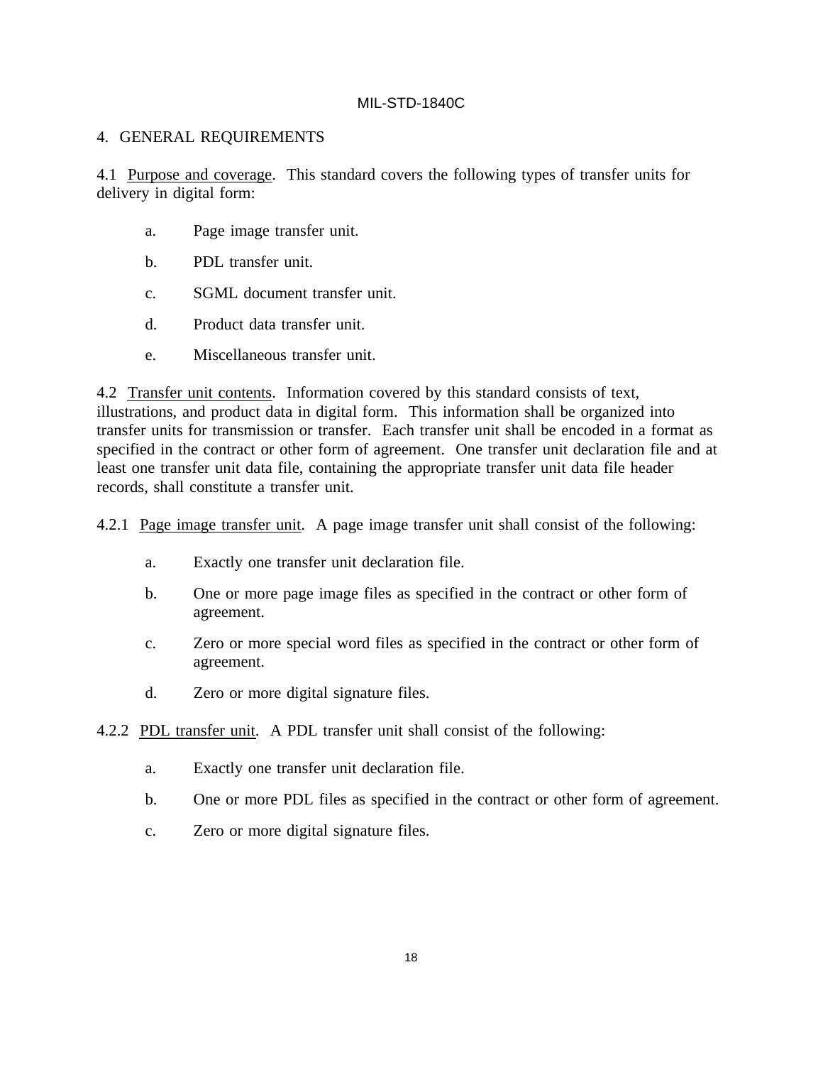## 4. GENERAL REQUIREMENTS

4.1 Purpose and coverage. This standard covers the following types of transfer units for delivery in digital form:

- a. Page image transfer unit.
- b. PDL transfer unit.
- c. SGML document transfer unit.
- d. Product data transfer unit.
- e. Miscellaneous transfer unit.

4.2 Transfer unit contents. Information covered by this standard consists of text, illustrations, and product data in digital form. This information shall be organized into transfer units for transmission or transfer. Each transfer unit shall be encoded in a format as specified in the contract or other form of agreement. One transfer unit declaration file and at least one transfer unit data file, containing the appropriate transfer unit data file header records, shall constitute a transfer unit.

4.2.1 Page image transfer unit. A page image transfer unit shall consist of the following:

- a. Exactly one transfer unit declaration file.
- b. One or more page image files as specified in the contract or other form of agreement.
- c. Zero or more special word files as specified in the contract or other form of agreement.
- d. Zero or more digital signature files.

4.2.2 PDL transfer unit. A PDL transfer unit shall consist of the following:

- a. Exactly one transfer unit declaration file.
- b. One or more PDL files as specified in the contract or other form of agreement.
- c. Zero or more digital signature files.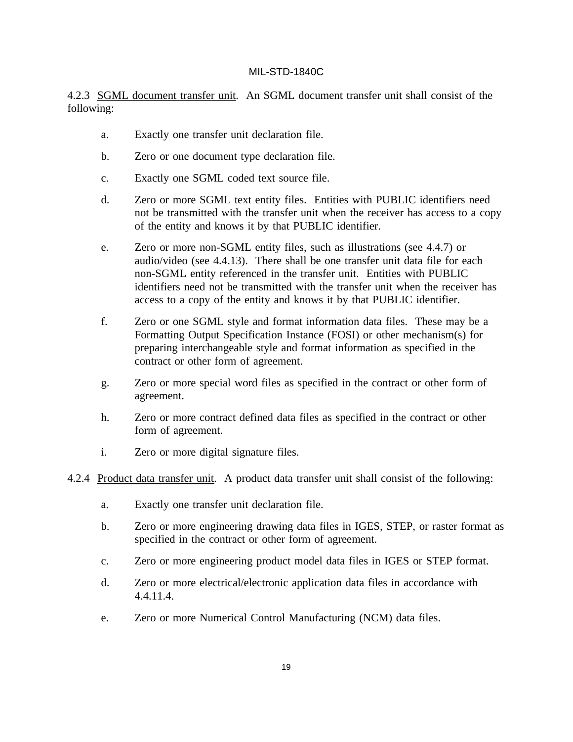4.2.3 SGML document transfer unit. An SGML document transfer unit shall consist of the following:

a. Exactly one transfer unit declaration file.

b. Zero or one document type declaration file.

c. Exactly one SGML coded text source file.

d. Zero or more SGML text entity files. Entities with PUBLIC identifiers need not be transmitted with the transfer unit when the receiver has access to a copy of the entity and knows it by that PUBLIC identifier.

e. Zero or more non-SGML entity files, such as illustrations (see 4.4.7) or audio/video (see 4.4.13). There shall be one transfer unit data file for each non-SGML entity referenced in the transfer unit. Entities with PUBLIC identifiers need not be transmitted with the transfer unit when the receiver has access to a copy of the entity and knows it by that PUBLIC identifier.

f. Zero or one SGML style and format information data files. These may be a Formatting Output Specification Instance (FOSI) or other mechanism(s) for preparing interchangeable style and format information as specified in the contract or other form of agreement.

g. Zero or more special word files as specified in the contract or other form of agreement.

h. Zero or more contract defined data files as specified in the contract or other form of agreement.

i. Zero or more digital signature files.

4.2.4 Product data transfer unit. A product data transfer unit shall consist of the following:

a. Exactly one transfer unit declaration file.

b. Zero or more engineering drawing data files in IGES, STEP, or raster format as specified in the contract or other form of agreement.

c. Zero or more engineering product model data files in IGES or STEP format.

d. Zero or more electrical/electronic application data files in accordance with 4.4.11.4.

e. Zero or more Numerical Control Manufacturing (NCM) data files.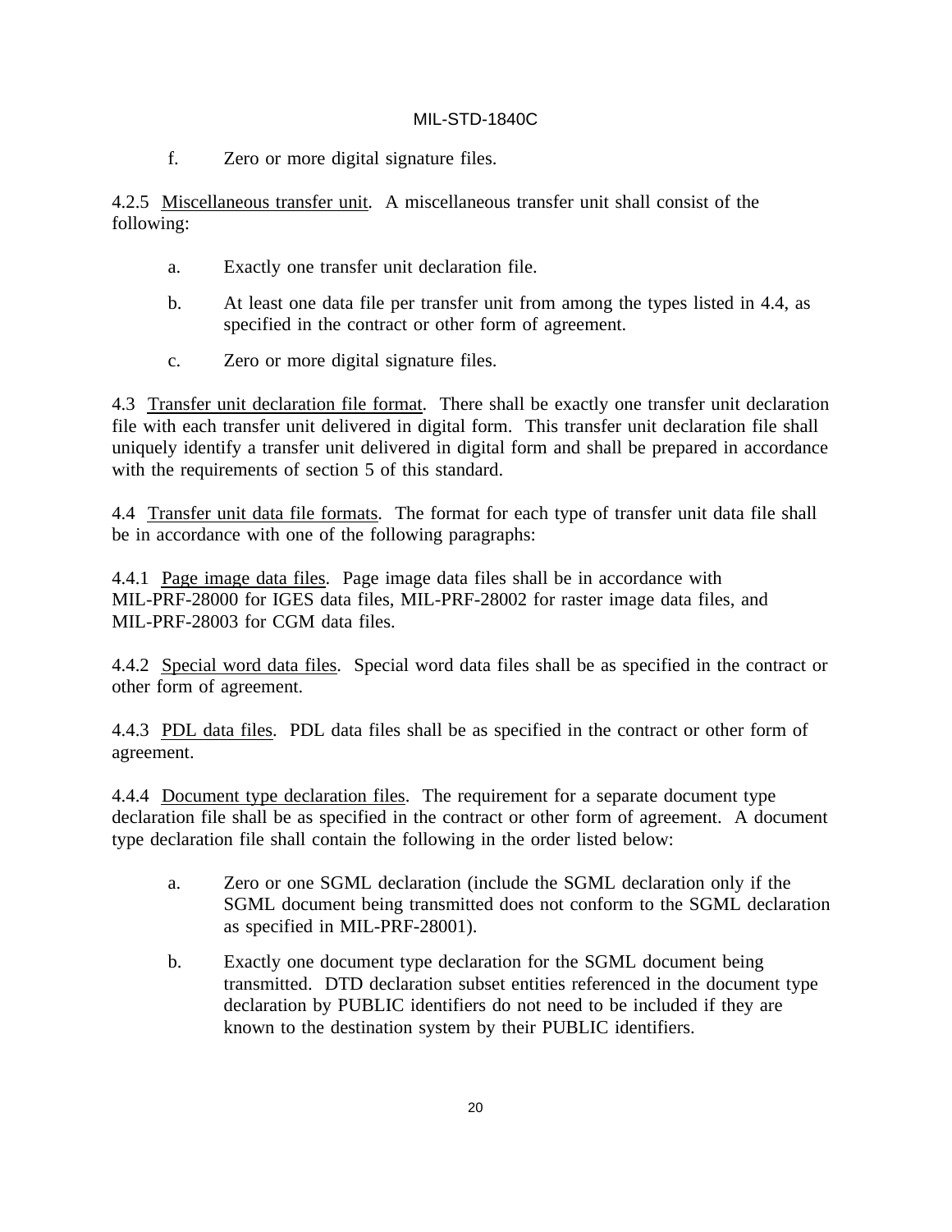f. Zero or more digital signature files.

4.2.5 Miscellaneous transfer unit. A miscellaneous transfer unit shall consist of the following:

a. Exactly one transfer unit declaration file.

b. At least one data file per transfer unit from among the types listed in 4.4, as specified in the contract or other form of agreement.

c. Zero or more digital signature files.

4.3 Transfer unit declaration file format. There shall be exactly one transfer unit declaration file with each transfer unit delivered in digital form. This transfer unit declaration file shall uniquely identify a transfer unit delivered in digital form and shall be prepared in accordance with the requirements of section 5 of this standard.

4.4 Transfer unit data file formats. The format for each type of transfer unit data file shall be in accordance with one of the following paragraphs:

4.4.1 Page image data files. Page image data files shall be in accordance with MIL-PRF-28000 for IGES data files, MIL-PRF-28002 for raster image data files, and MIL-PRF-28003 for CGM data files.

4.4.2 Special word data files. Special word data files shall be as specified in the contract or other form of agreement.

4.4.3 PDL data files. PDL data files shall be as specified in the contract or other form of agreement.

4.4.4 Document type declaration files. The requirement for a separate document type declaration file shall be as specified in the contract or other form of agreement. A document type declaration file shall contain the following in the order listed below:

a. Zero or one SGML declaration (include the SGML declaration only if the SGML document being transmitted does not conform to the SGML declaration as specified in MIL-PRF-28001).

b. Exactly one document type declaration for the SGML document being transmitted. DTD declaration subset entities referenced in the document type declaration by PUBLIC identifiers do not need to be included if they are known to the destination system by their PUBLIC identifiers.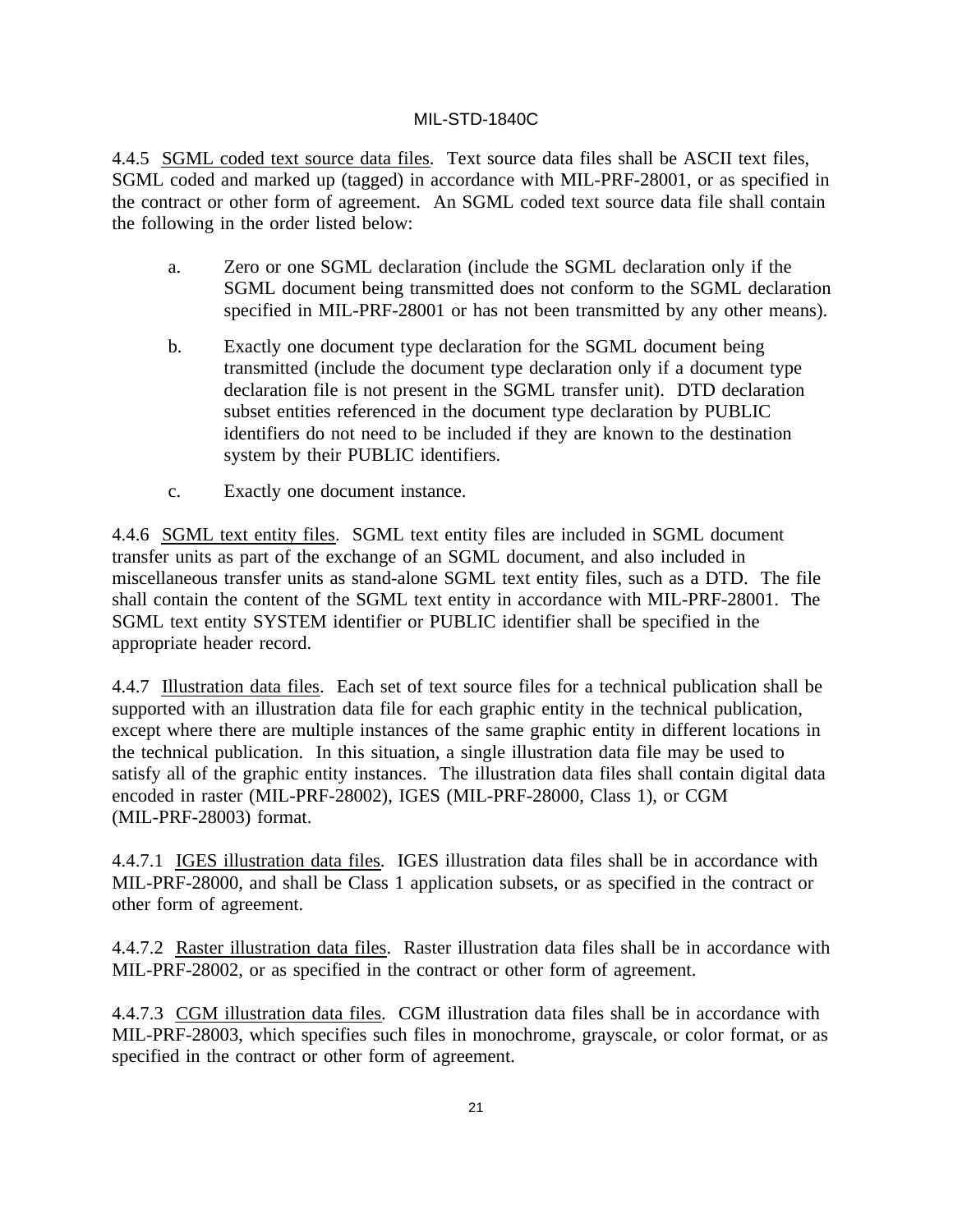4.4.5 SGML coded text source data files. Text source data files shall be ASCII text files, SGML coded and marked up (tagged) in accordance with MIL-PRF-28001, or as specified in the contract or other form of agreement. An SGML coded text source data file shall contain the following in the order listed below:

a. Zero or one SGML declaration (include the SGML declaration only if the SGML document being transmitted does not conform to the SGML declaration specified in MIL-PRF-28001 or has not been transmitted by any other means).

b. Exactly one document type declaration for the SGML document being transmitted (include the document type declaration only if a document type declaration file is not present in the SGML transfer unit). DTD declaration subset entities referenced in the document type declaration by PUBLIC identifiers do not need to be included if they are known to the destination system by their PUBLIC identifiers.

c. Exactly one document instance.

4.4.6 SGML text entity files. SGML text entity files are included in SGML document transfer units as part of the exchange of an SGML document, and also included in miscellaneous transfer units as stand-alone SGML text entity files, such as a DTD. The file shall contain the content of the SGML text entity in accordance with MIL-PRF-28001. The SGML text entity SYSTEM identifier or PUBLIC identifier shall be specified in the appropriate header record.

4.4.7 Illustration data files. Each set of text source files for a technical publication shall be supported with an illustration data file for each graphic entity in the technical publication, except where there are multiple instances of the same graphic entity in different locations in the technical publication. In this situation, a single illustration data file may be used to satisfy all of the graphic entity instances. The illustration data files shall contain digital data encoded in raster (MIL-PRF-28002), IGES (MIL-PRF-28000, Class 1), or CGM (MIL-PRF-28003) format.

4.4.7.1 IGES illustration data files. IGES illustration data files shall be in accordance with MIL-PRF-28000, and shall be Class 1 application subsets, or as specified in the contract or other form of agreement.

4.4.7.2 Raster illustration data files. Raster illustration data files shall be in accordance with MIL-PRF-28002, or as specified in the contract or other form of agreement.

4.4.7.3 CGM illustration data files. CGM illustration data files shall be in accordance with MIL-PRF-28003, which specifies such files in monochrome, grayscale, or color format, or as specified in the contract or other form of agreement.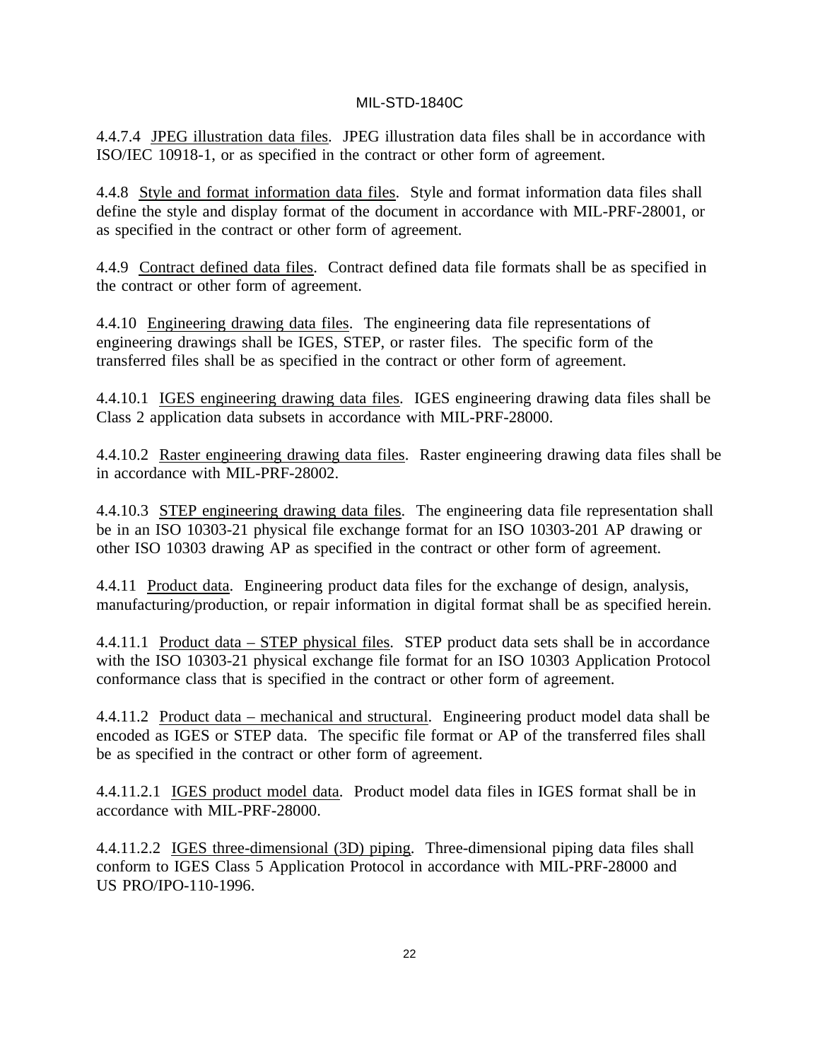4.4.7.4 JPEG illustration data files. JPEG illustration data files shall be in accordance with ISO/IEC 10918-1, or as specified in the contract or other form of agreement.

4.4.8 Style and format information data files. Style and format information data files shall define the style and display format of the document in accordance with MIL-PRF-28001, or as specified in the contract or other form of agreement.

4.4.9 Contract defined data files. Contract defined data file formats shall be as specified in the contract or other form of agreement.

4.4.10 Engineering drawing data files. The engineering data file representations of engineering drawings shall be IGES, STEP, or raster files. The specific form of the transferred files shall be as specified in the contract or other form of agreement.

4.4.10.1 IGES engineering drawing data files. IGES engineering drawing data files shall be Class 2 application data subsets in accordance with MIL-PRF-28000.

4.4.10.2 Raster engineering drawing data files. Raster engineering drawing data files shall be in accordance with MIL-PRF-28002.

4.4.10.3 STEP engineering drawing data files. The engineering data file representation shall be in an ISO 10303-21 physical file exchange format for an ISO 10303-201 AP drawing or other ISO 10303 drawing AP as specified in the contract or other form of agreement.

4.4.11 Product data. Engineering product data files for the exchange of design, analysis, manufacturing/production, or repair information in digital format shall be as specified herein.

4.4.11.1 Product data – STEP physical files. STEP product data sets shall be in accordance with the ISO 10303-21 physical exchange file format for an ISO 10303 Application Protocol conformance class that is specified in the contract or other form of agreement.

4.4.11.2 Product data – mechanical and structural. Engineering product model data shall be encoded as IGES or STEP data. The specific file format or AP of the transferred files shall be as specified in the contract or other form of agreement.

4.4.11.2.1 IGES product model data. Product model data files in IGES format shall be in accordance with MIL-PRF-28000.

4.4.11.2.2 IGES three-dimensional (3D) piping. Three-dimensional piping data files shall conform to IGES Class 5 Application Protocol in accordance with MIL-PRF-28000 and US PRO/IPO-110-1996.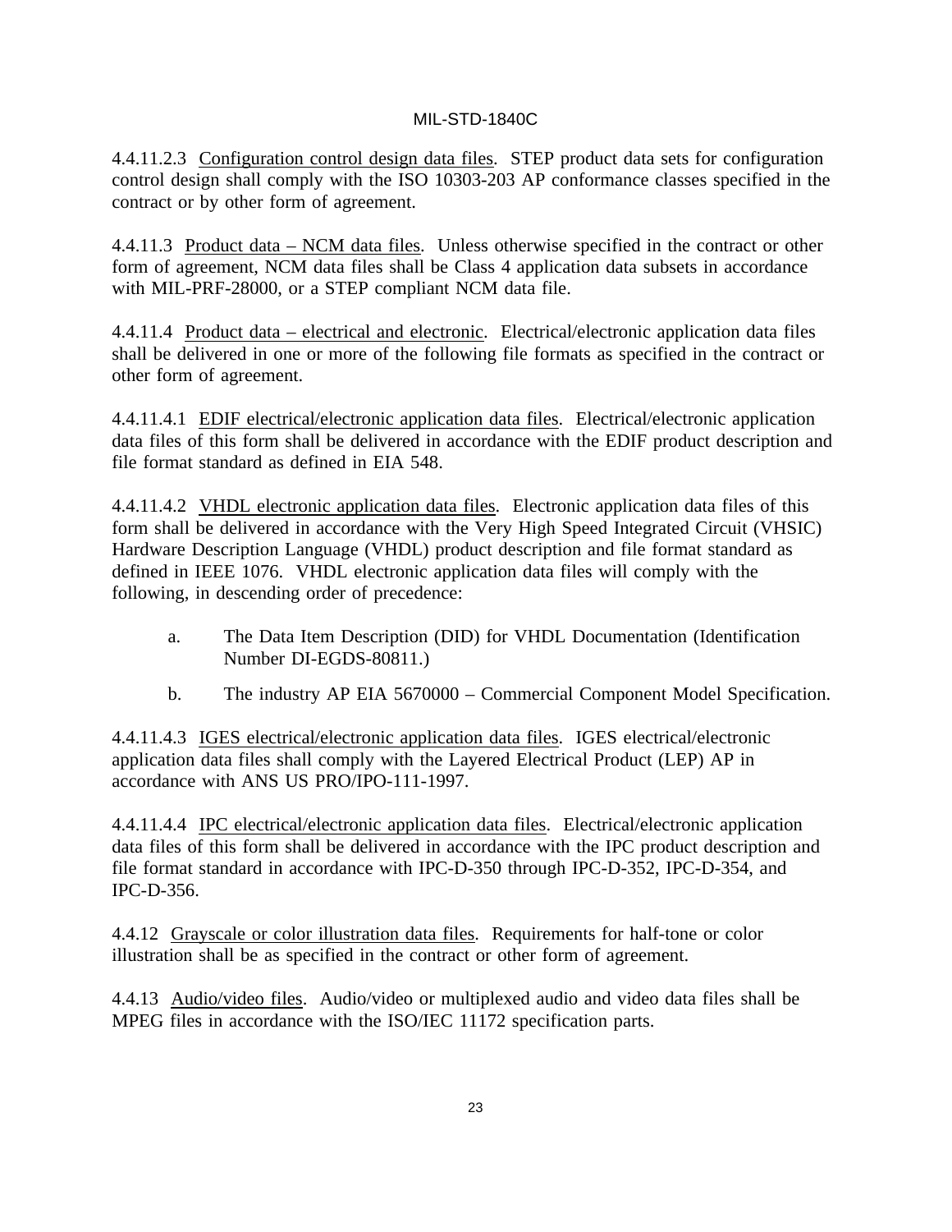4.4.11.2.3 Configuration control design data files. STEP product data sets for configuration control design shall comply with the ISO 10303-203 AP conformance classes specified in the contract or by other form of agreement.

4.4.11.3 Product data – NCM data files. Unless otherwise specified in the contract or other form of agreement, NCM data files shall be Class 4 application data subsets in accordance with MIL-PRF-28000, or a STEP compliant NCM data file.

4.4.11.4 Product data – electrical and electronic. Electrical/electronic application data files shall be delivered in one or more of the following file formats as specified in the contract or other form of agreement.

4.4.11.4.1 EDIF electrical/electronic application data files. Electrical/electronic application data files of this form shall be delivered in accordance with the EDIF product description and file format standard as defined in EIA 548.

4.4.11.4.2 VHDL electronic application data files. Electronic application data files of this form shall be delivered in accordance with the Very High Speed Integrated Circuit (VHSIC) Hardware Description Language (VHDL) product description and file format standard as defined in IEEE 1076. VHDL electronic application data files will comply with the following, in descending order of precedence:

a. The Data Item Description (DID) for VHDL Documentation (Identification Number DI-EGDS-80811.)

b. The industry AP EIA 5670000 – Commercial Component Model Specification.

4.4.11.4.3 IGES electrical/electronic application data files. IGES electrical/electronic application data files shall comply with the Layered Electrical Product (LEP) AP in accordance with ANS US PRO/IPO-111-1997.

4.4.11.4.4 IPC electrical/electronic application data files. Electrical/electronic application data files of this form shall be delivered in accordance with the IPC product description and file format standard in accordance with IPC-D-350 through IPC-D-352, IPC-D-354, and IPC-D-356.

4.4.12 Grayscale or color illustration data files. Requirements for half-tone or color illustration shall be as specified in the contract or other form of agreement.

4.4.13 Audio/video files. Audio/video or multiplexed audio and video data files shall be MPEG files in accordance with the ISO/IEC 11172 specification parts.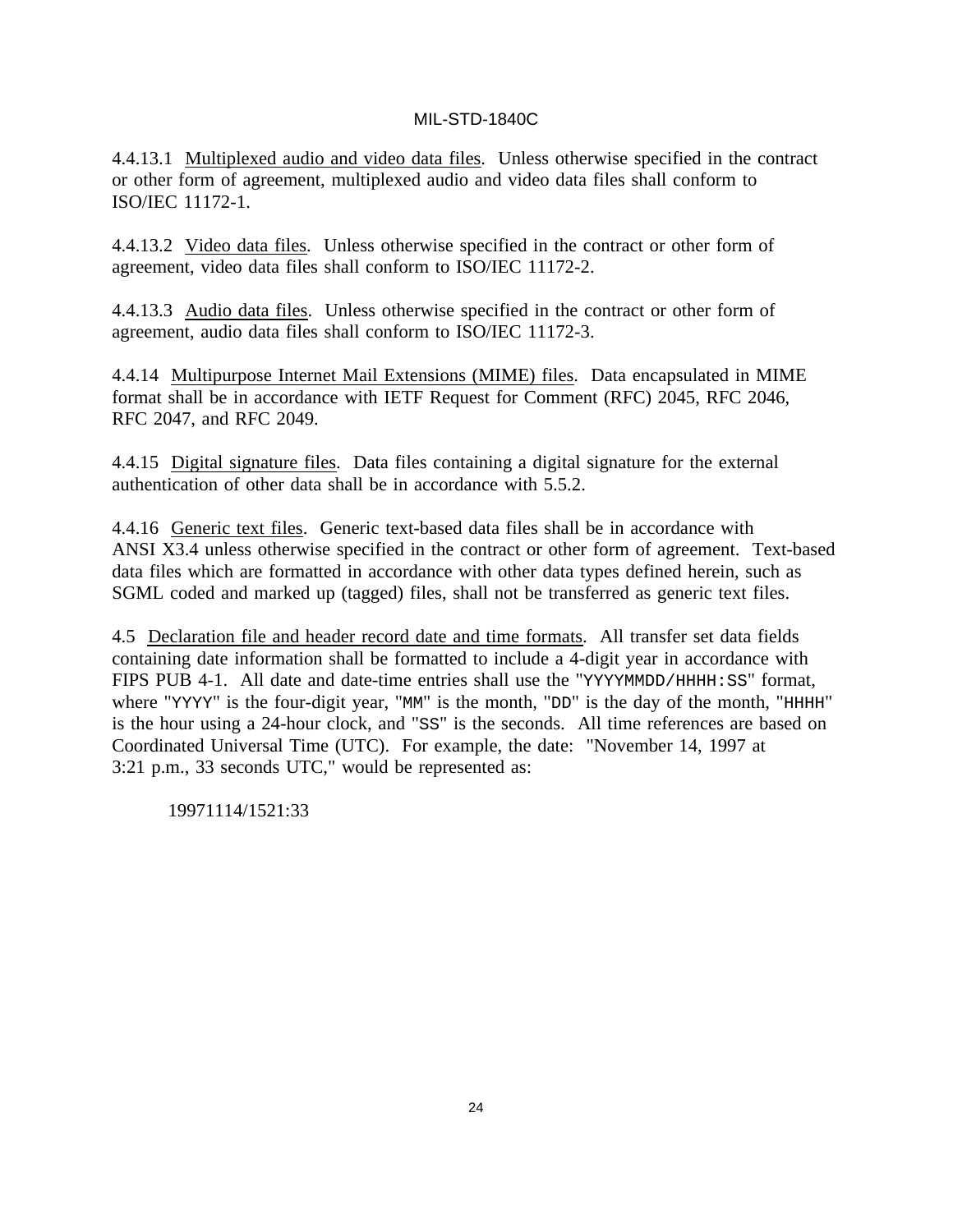4.4.13.1 Multiplexed audio and video data files. Unless otherwise specified in the contract or other form of agreement, multiplexed audio and video data files shall conform to ISO/IEC 11172-1.

4.4.13.2 Video data files. Unless otherwise specified in the contract or other form of agreement, video data files shall conform to ISO/IEC 11172-2.

4.4.13.3 Audio data files. Unless otherwise specified in the contract or other form of agreement, audio data files shall conform to ISO/IEC 11172-3.

4.4.14 Multipurpose Internet Mail Extensions (MIME) files. Data encapsulated in MIME format shall be in accordance with IETF Request for Comment (RFC) 2045, RFC 2046, RFC 2047, and RFC 2049.

4.4.15 Digital signature files. Data files containing a digital signature for the external authentication of other data shall be in accordance with 5.5.2.

4.4.16 Generic text files. Generic text-based data files shall be in accordance with ANSI X3.4 unless otherwise specified in the contract or other form of agreement. Text-based data files which are formatted in accordance with other data types defined herein, such as SGML coded and marked up (tagged) files, shall not be transferred as generic text files.

4.5 Declaration file and header record date and time formats. All transfer set data fields containing date information shall be formatted to include a 4-digit year in accordance with FIPS PUB 4-1. All date and date-time entries shall use the "`YYYYMMDD/HHHH:SS`" format, where "`YYYY`" is the four-digit year, "`MM`" is the month, "`DD`" is the day of the month, "`HHHH`" is the hour using a 24-hour clock, and "`SS`" is the seconds. All time references are based on Coordinated Universal Time (UTC). For example, the date: "November 14, 1997 at 3:21 p.m., 33 seconds UTC," would be represented as:

    19971114/1521:33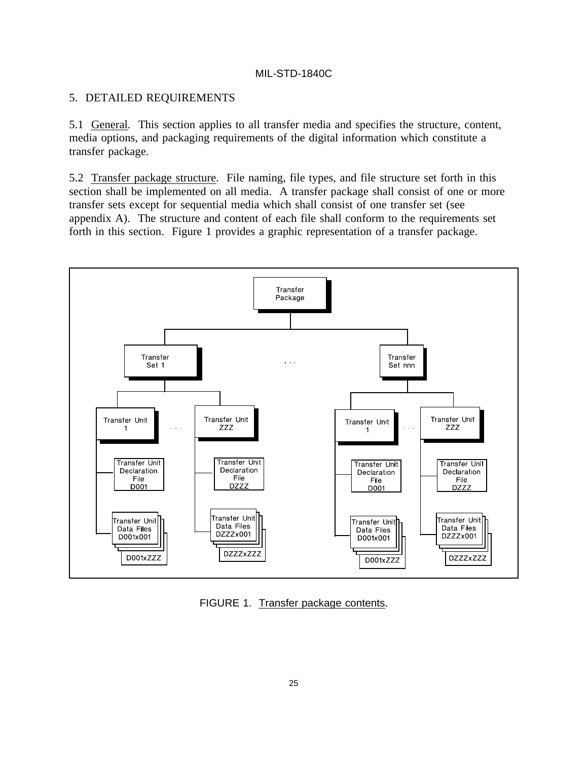## 5. DETAILED REQUIREMENTS

5.1 General. This section applies to all transfer media and specifies the structure, content, media options, and packaging requirements of the digital information which constitute a transfer package.

5.2 Transfer package structure. File naming, file types, and file structure set forth in this section shall be implemented on all media. A transfer package shall consist of one or more transfer sets except for sequential media which shall consist of one transfer set (see appendix A). The structure and content of each file shall conform to the requirements set forth in this section. Figure 1 provides a graphic representation of a transfer package.

FIGURE 1. Transfer package contents.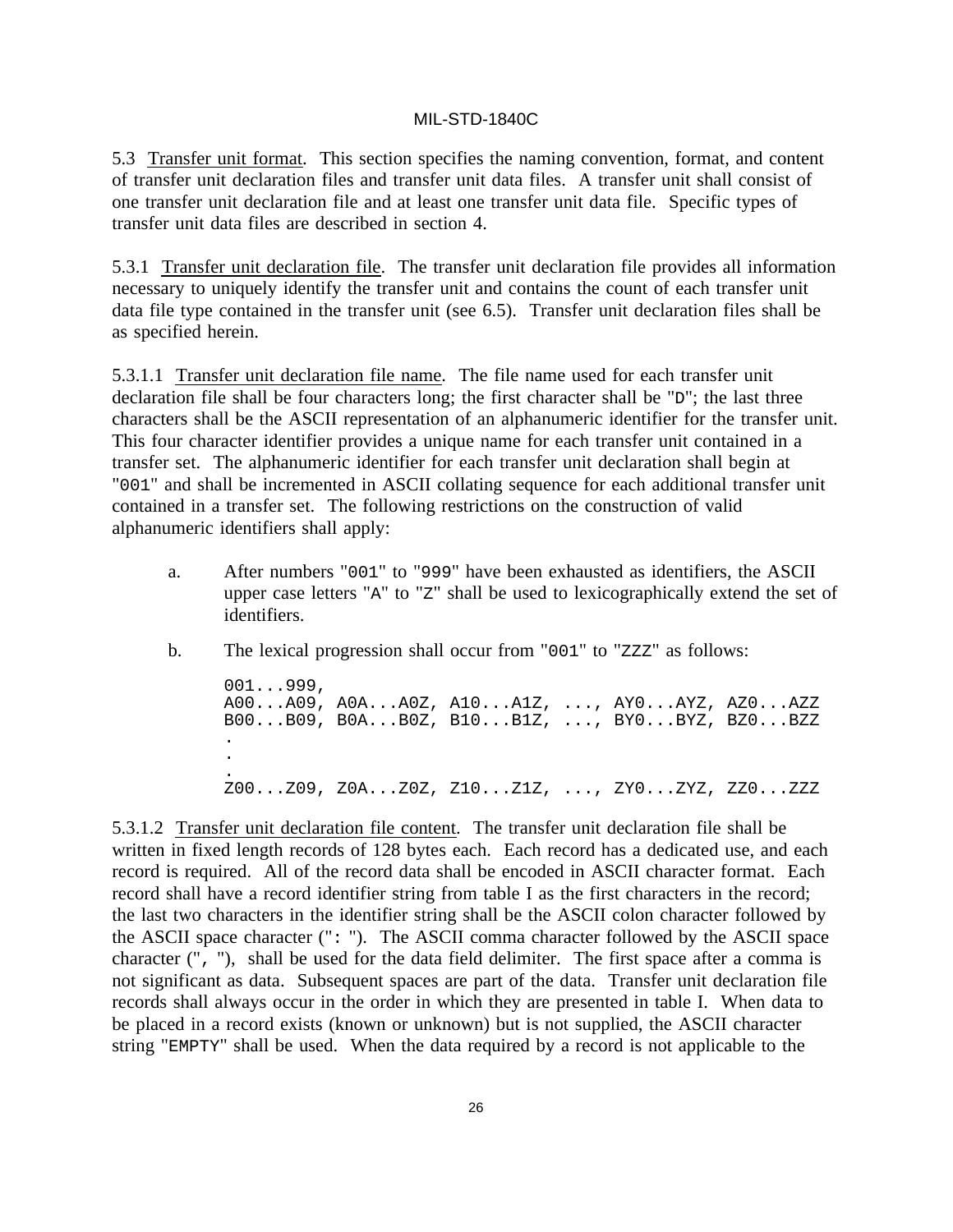5.3 Transfer unit format. This section specifies the naming convention, format, and content of transfer unit declaration files and transfer unit data files. A transfer unit shall consist of one transfer unit declaration file and at least one transfer unit data file. Specific types of transfer unit data files are described in section 4.

5.3.1 Transfer unit declaration file. The transfer unit declaration file provides all information necessary to uniquely identify the transfer unit and contains the count of each transfer unit data file type contained in the transfer unit (see 6.5). Transfer unit declaration files shall be as specified herein.

5.3.1.1 Transfer unit declaration file name. The file name used for each transfer unit declaration file shall be four characters long; the first character shall be "D"; the last three characters shall be the ASCII representation of an alphanumeric identifier for the transfer unit. This four character identifier provides a unique name for each transfer unit contained in a transfer set. The alphanumeric identifier for each transfer unit declaration shall begin at "001" and shall be incremented in ASCII collating sequence for each additional transfer unit contained in a transfer set. The following restrictions on the construction of valid alphanumeric identifiers shall apply:

a. After numbers "001" to "999" have been exhausted as identifiers, the ASCII upper case letters "A" to "Z" shall be used to lexicographically extend the set of identifiers.

b. The lexical progression shall occur from "001" to "ZZZ" as follows:

```
001...999,
A00...A09, A0A...A0Z, A10...A1Z, ..., AY0...AYZ, AZ0...AZZ
B00...B09, B0A...B0Z, B10...B1Z, ..., BY0...BYZ, BZ0...BZZ
.
.
.
Z00...Z09, Z0A...Z0Z, Z10...Z1Z, ..., ZY0...ZYZ, ZZ0...ZZZ
```

5.3.1.2 Transfer unit declaration file content. The transfer unit declaration file shall be written in fixed length records of 128 bytes each. Each record has a dedicated use, and each record is required. All of the record data shall be encoded in ASCII character format. Each record shall have a record identifier string from table I as the first characters in the record; the last two characters in the identifier string shall be the ASCII colon character followed by the ASCII space character (": "). The ASCII comma character followed by the ASCII space character (", "), shall be used for the data field delimiter. The first space after a comma is not significant as data. Subsequent spaces are part of the data. Transfer unit declaration file records shall always occur in the order in which they are presented in table I. When data to be placed in a record exists (known or unknown) but is not supplied, the ASCII character string "EMPTY" shall be used. When the data required by a record is not applicable to the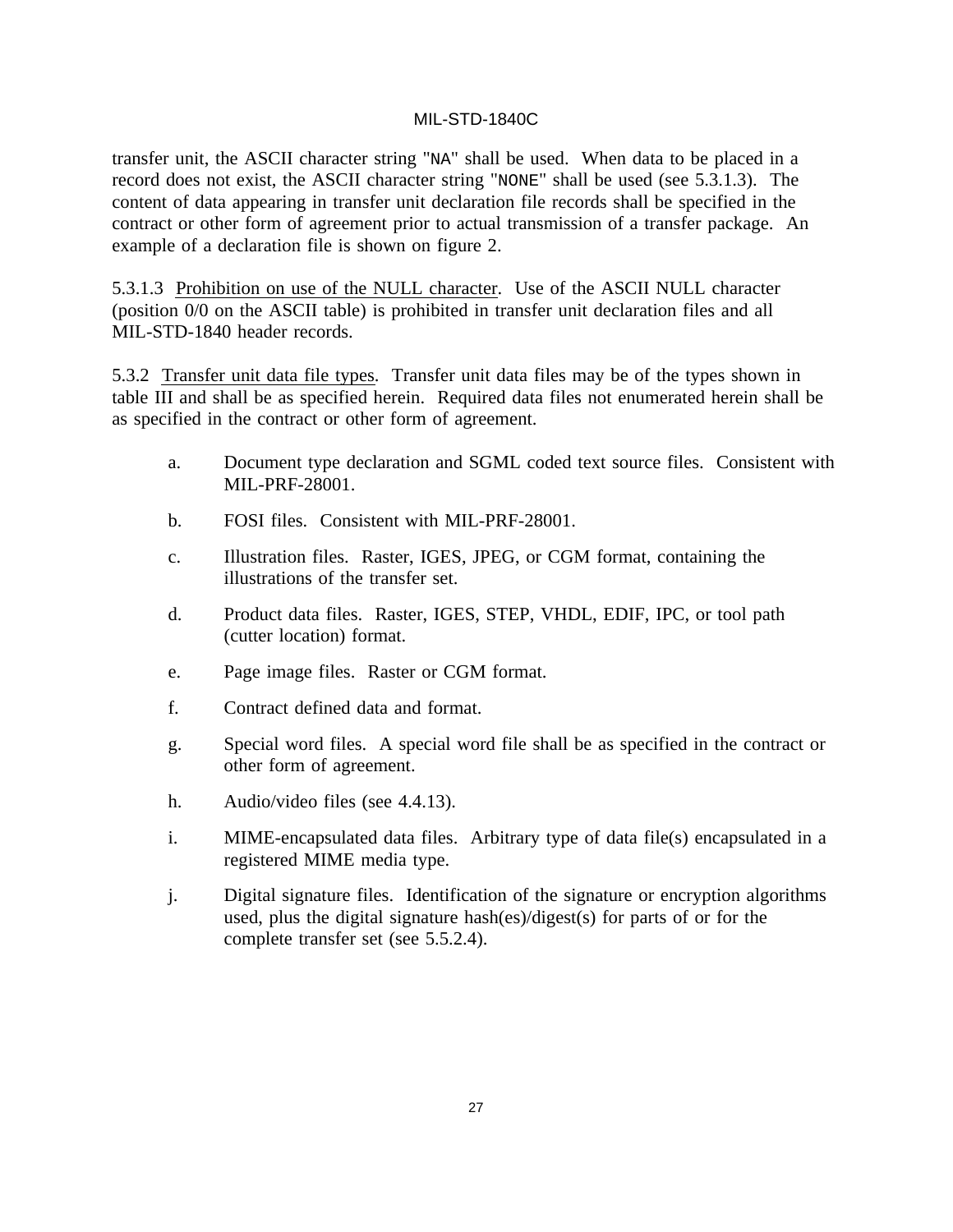transfer unit, the ASCII character string "NA" shall be used. When data to be placed in a record does not exist, the ASCII character string "NONE" shall be used (see 5.3.1.3). The content of data appearing in transfer unit declaration file records shall be specified in the contract or other form of agreement prior to actual transmission of a transfer package. An example of a declaration file is shown on figure 2.

5.3.1.3 Prohibition on use of the NULL character. Use of the ASCII NULL character (position 0/0 on the ASCII table) is prohibited in transfer unit declaration files and all MIL-STD-1840 header records.

5.3.2 Transfer unit data file types. Transfer unit data files may be of the types shown in table III and shall be as specified herein. Required data files not enumerated herein shall be as specified in the contract or other form of agreement.

a. Document type declaration and SGML coded text source files. Consistent with MIL-PRF-28001.

b. FOSI files. Consistent with MIL-PRF-28001.

c. Illustration files. Raster, IGES, JPEG, or CGM format, containing the illustrations of the transfer set.

d. Product data files. Raster, IGES, STEP, VHDL, EDIF, IPC, or tool path (cutter location) format.

e. Page image files. Raster or CGM format.

f. Contract defined data and format.

g. Special word files. A special word file shall be as specified in the contract or other form of agreement.

h. Audio/video files (see 4.4.13).

i. MIME-encapsulated data files. Arbitrary type of data file(s) encapsulated in a registered MIME media type.

j. Digital signature files. Identification of the signature or encryption algorithms used, plus the digital signature hash(es)/digest(s) for parts of or for the complete transfer set (see 5.5.2.4).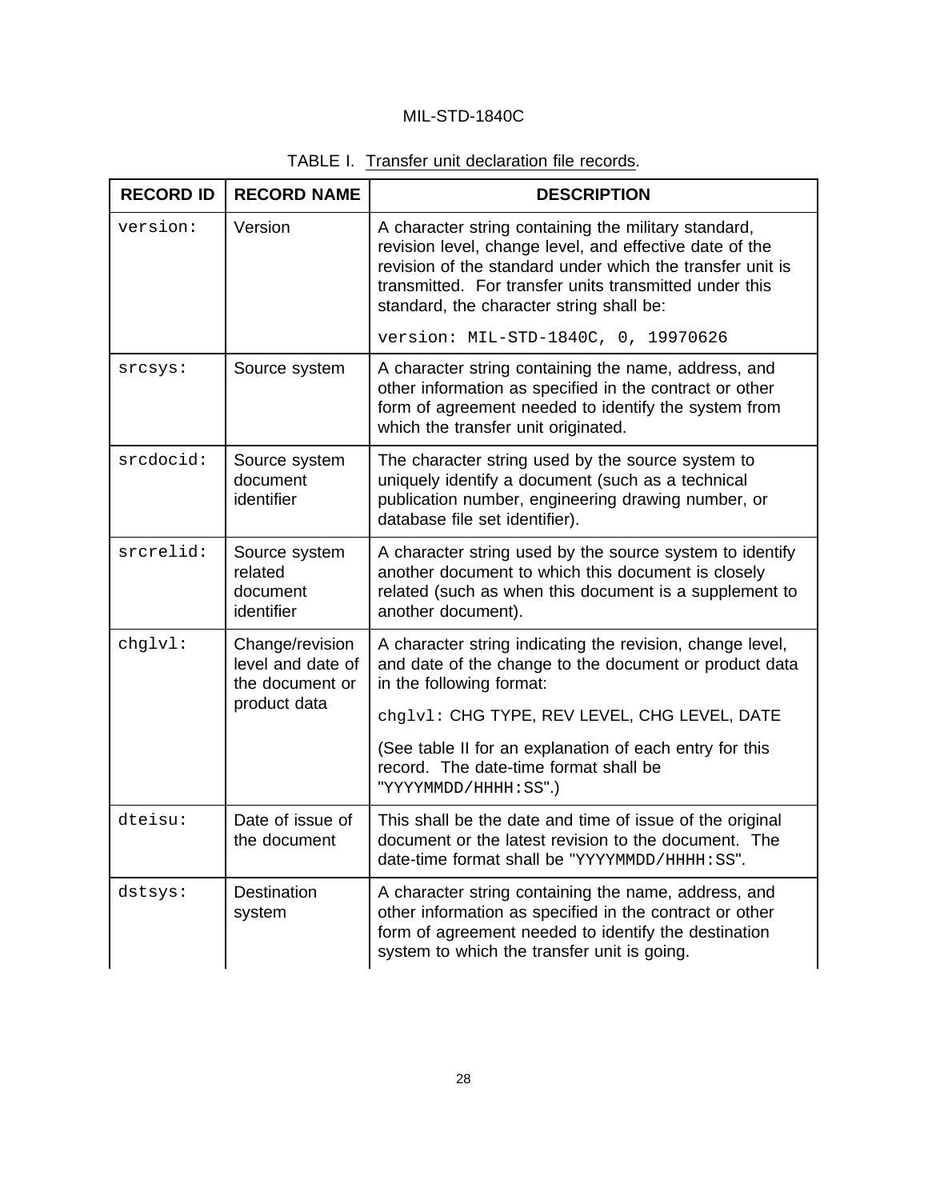TABLE I. Transfer unit declaration file records.

| RECORD ID | RECORD NAME | DESCRIPTION |
|---|---|---|
| `version:` | Version | A character string containing the military standard, revision level, change level, and effective date of the revision of the standard under which the transfer unit is transmitted. For transfer units transmitted under this standard, the character string shall be: `version: MIL-STD-1840C, 0, 19970626` |
| `srcsys:` | Source system | A character string containing the name, address, and other information as specified in the contract or other form of agreement needed to identify the system from which the transfer unit originated. |
| `srcdocid:` | Source system document identifier | The character string used by the source system to uniquely identify a document (such as a technical publication number, engineering drawing number, or database file set identifier). |
| `srcrelid:` | Source system related document identifier | A character string used by the source system to identify another document to which this document is closely related (such as when this document is a supplement to another document). |
| `chglvl:` | Change/revision level and date of the document or product data | A character string indicating the revision, change level, and date of the change to the document or product data in the following format: `chglvl:` CHG TYPE, REV LEVEL, CHG LEVEL, DATE (See table II for an explanation of each entry for this record. The date-time format shall be "`YYYYMMDD/HHHH:SS`".) |
| `dteisu:` | Date of issue of the document | This shall be the date and time of issue of the original document or the latest revision to the document. The date-time format shall be "`YYYYMMDD/HHHH:SS`". |
| `dstsys:` | Destination system | A character string containing the name, address, and other information as specified in the contract or other form of agreement needed to identify the destination system to which the transfer unit is going. |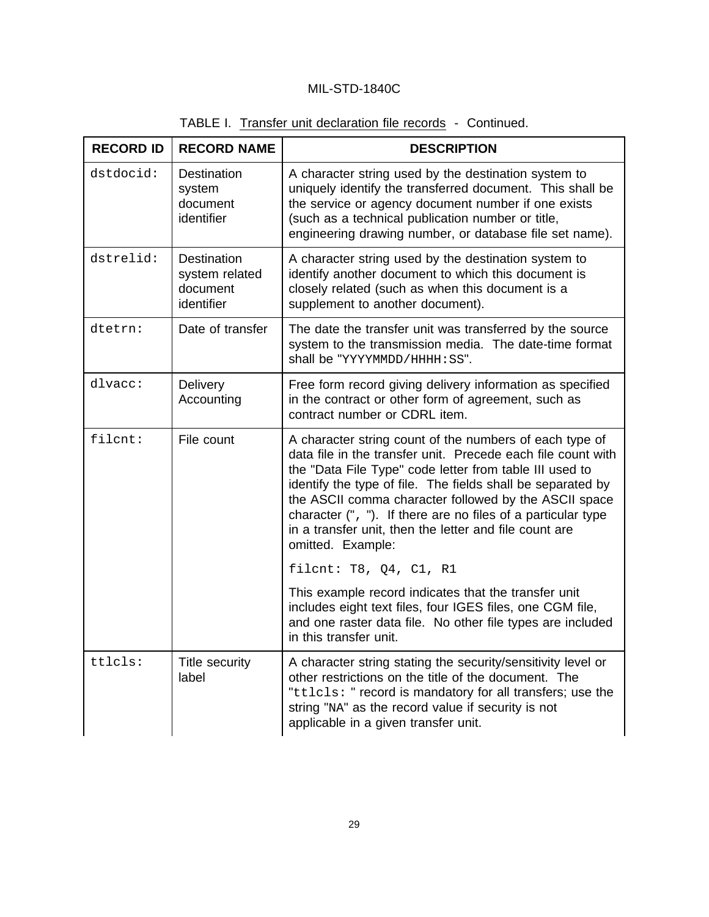TABLE I. Transfer unit declaration file records - Continued.

| RECORD ID | RECORD NAME | DESCRIPTION |
| --- | --- | --- |
| `dstdocid:` | Destination system document identifier | A character string used by the destination system to uniquely identify the transferred document. This shall be the service or agency document number if one exists (such as a technical publication number or title, engineering drawing number, or database file set name). |
| `dstrelid:` | Destination system related document identifier | A character string used by the destination system to identify another document to which this document is closely related (such as when this document is a supplement to another document). |
| `dtetrn:` | Date of transfer | The date the transfer unit was transferred by the source system to the transmission media. The date-time format shall be "`YYYYMMDD/HHHH:SS`". |
| `dlvacc:` | Delivery Accounting | Free form record giving delivery information as specified in the contract or other form of agreement, such as contract number or CDRL item. |
| `filcnt:` | File count | A character string count of the numbers of each type of data file in the transfer unit. Precede each file count with the "Data File Type" code letter from table III used to identify the type of file. The fields shall be separated by the ASCII comma character followed by the ASCII space character ("`, `"). If there are no files of a particular type in a transfer unit, then the letter and file count are omitted. Example: `filcnt: T8, Q4, C1, R1` This example record indicates that the transfer unit includes eight text files, four IGES files, one CGM file, and one raster data file. No other file types are included in this transfer unit. |
| `ttlcls:` | Title security label | A character string stating the security/sensitivity level or other restrictions on the title of the document. The "`ttlcls:` " record is mandatory for all transfers; use the string "NA" as the record value if security is not applicable in a given transfer unit. |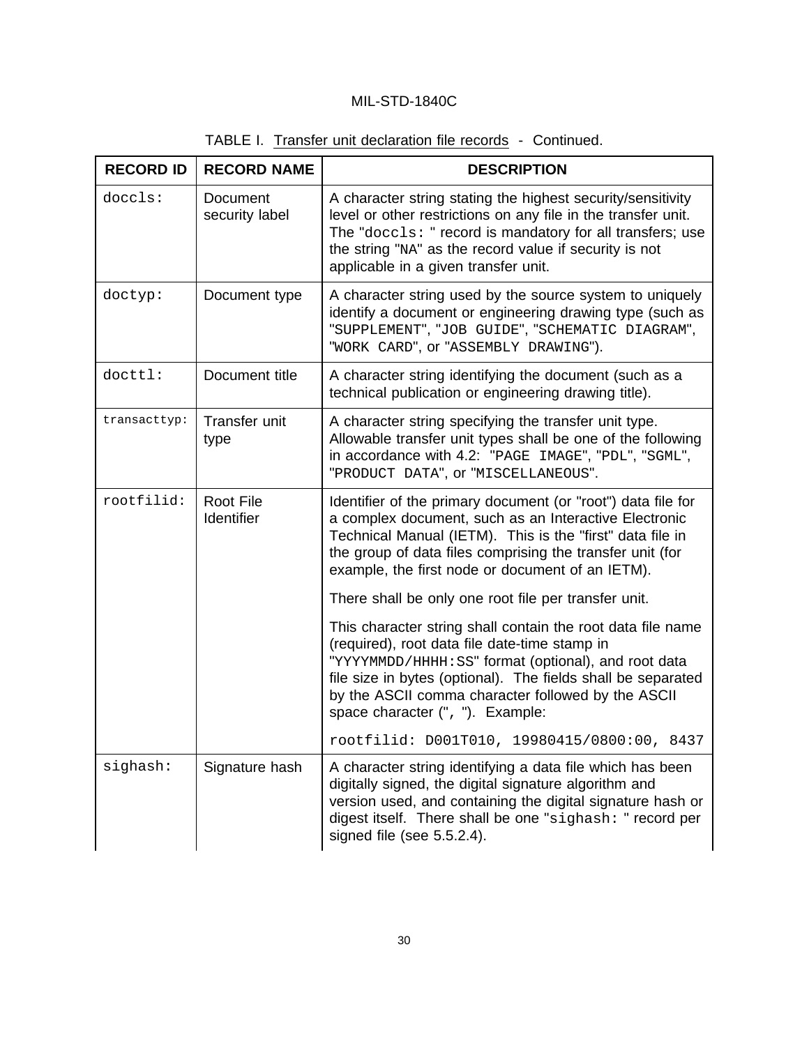TABLE I. Transfer unit declaration file records - Continued.

| RECORD ID | RECORD NAME | DESCRIPTION |
|---|---|---|
| `doccls:` | Document security label | A character string stating the highest security/sensitivity level or other restrictions on any file in the transfer unit. The "`doccls: `" record is mandatory for all transfers; use the string "`NA`" as the record value if security is not applicable in a given transfer unit. |
| `doctyp:` | Document type | A character string used by the source system to uniquely identify a document or engineering drawing type (such as "`SUPPLEMENT`", "`JOB GUIDE`", "`SCHEMATIC DIAGRAM`", "`WORK CARD`", or "`ASSEMBLY DRAWING`"). |
| `docttl:` | Document title | A character string identifying the document (such as a technical publication or engineering drawing title). |
| `transacttyp:` | Transfer unit type | A character string specifying the transfer unit type. Allowable transfer unit types shall be one of the following in accordance with 4.2: "`PAGE IMAGE`", "`PDL`", "`SGML`", "`PRODUCT DATA`", or "`MISCELLANEOUS`". |
| `rootfilid:` | Root File Identifier | Identifier of the primary document (or "root") data file for a complex document, such as an Interactive Electronic Technical Manual (IETM). This is the "first" data file in the group of data files comprising the transfer unit (for example, the first node or document of an IETM).<br><br>There shall be only one root file per transfer unit.<br><br>This character string shall contain the root data file name (required), root data file date-time stamp in "`YYYYMMDD/HHHH:SS`" format (optional), and root data file size in bytes (optional). The fields shall be separated by the ASCII comma character followed by the ASCII space character ("`, `"). Example:<br><br>`rootfilid: D001T010, 19980415/0800:00, 8437` |
| `sighash:` | Signature hash | A character string identifying a data file which has been digitally signed, the digital signature algorithm and version used, and containing the digital signature hash or digest itself. There shall be one "`sighash: `" record per signed file (see 5.5.2.4). |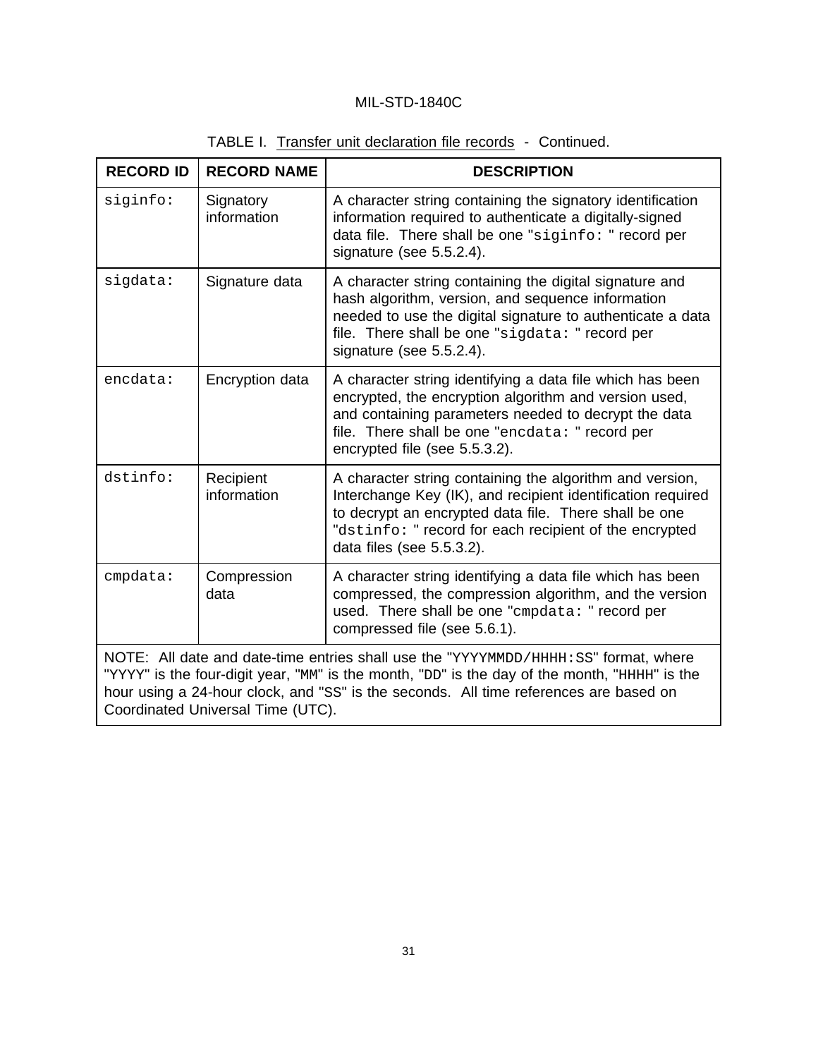TABLE I. Transfer unit declaration file records - Continued.

| RECORD ID | RECORD NAME | DESCRIPTION |
|---|---|---|
| `siginfo:` | Signatory information | A character string containing the signatory identification information required to authenticate a digitally-signed data file. There shall be one "`siginfo:` " record per signature (see 5.5.2.4). |
| `sigdata:` | Signature data | A character string containing the digital signature and hash algorithm, version, and sequence information needed to use the digital signature to authenticate a data file. There shall be one "`sigdata:` " record per signature (see 5.5.2.4). |
| `encdata:` | Encryption data | A character string identifying a data file which has been encrypted, the encryption algorithm and version used, and containing parameters needed to decrypt the data file. There shall be one "`encdata:` " record per encrypted file (see 5.5.3.2). |
| `dstinfo:` | Recipient information | A character string containing the algorithm and version, Interchange Key (IK), and recipient identification required to decrypt an encrypted data file. There shall be one "`dstinfo:` " record for each recipient of the encrypted data files (see 5.5.3.2). |
| `cmpdata:` | Compression data | A character string identifying a data file which has been compressed, the compression algorithm, and the version used. There shall be one "`cmpdata:` " record per compressed file (see 5.6.1). |
| NOTE: All date and date-time entries shall use the "`YYYYMMDD/HHHH:SS`" format, where "`YYYY`" is the four-digit year, "`MM`" is the month, "`DD`" is the day of the month, "`HHHH`" is the hour using a 24-hour clock, and "`SS`" is the seconds. All time references are based on Coordinated Universal Time (UTC). | | |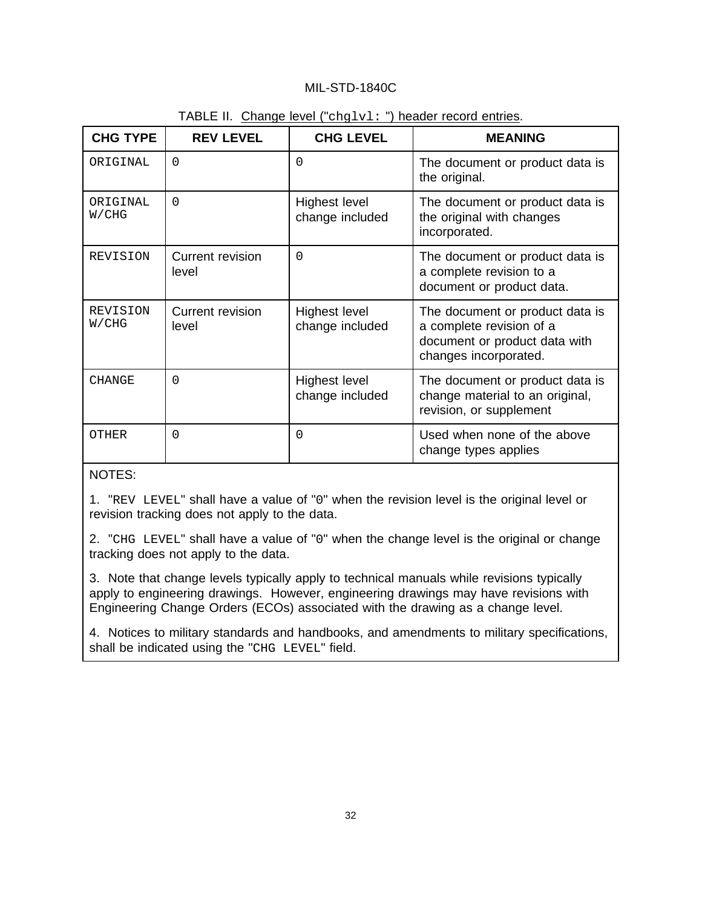TABLE II. Change level ("`chglvl:` ") header record entries.

| CHG TYPE | REV LEVEL | CHG LEVEL | MEANING |
|---|---|---|---|
| `ORIGINAL` | `0` | `0` | The document or product data is the original. |
| `ORIGINAL W/CHG` | `0` | Highest level change included | The document or product data is the original with changes incorporated. |
| `REVISION` | Current revision level | `0` | The document or product data is a complete revision to a document or product data. |
| `REVISION W/CHG` | Current revision level | Highest level change included | The document or product data is a complete revision of a document or product data with changes incorporated. |
| `CHANGE` | `0` | Highest level change included | The document or product data is change material to an original, revision, or supplement |
| `OTHER` | `0` | `0` | Used when none of the above change types applies |

NOTES:

1. "`REV LEVEL`" shall have a value of "`0`" when the revision level is the original level or revision tracking does not apply to the data.

2. "`CHG LEVEL`" shall have a value of "`0`" when the change level is the original or change tracking does not apply to the data.

3. Note that change levels typically apply to technical manuals while revisions typically apply to engineering drawings. However, engineering drawings may have revisions with Engineering Change Orders (ECOs) associated with the drawing as a change level.

4. Notices to military standards and handbooks, and amendments to military specifications, shall be indicated using the "`CHG LEVEL`" field.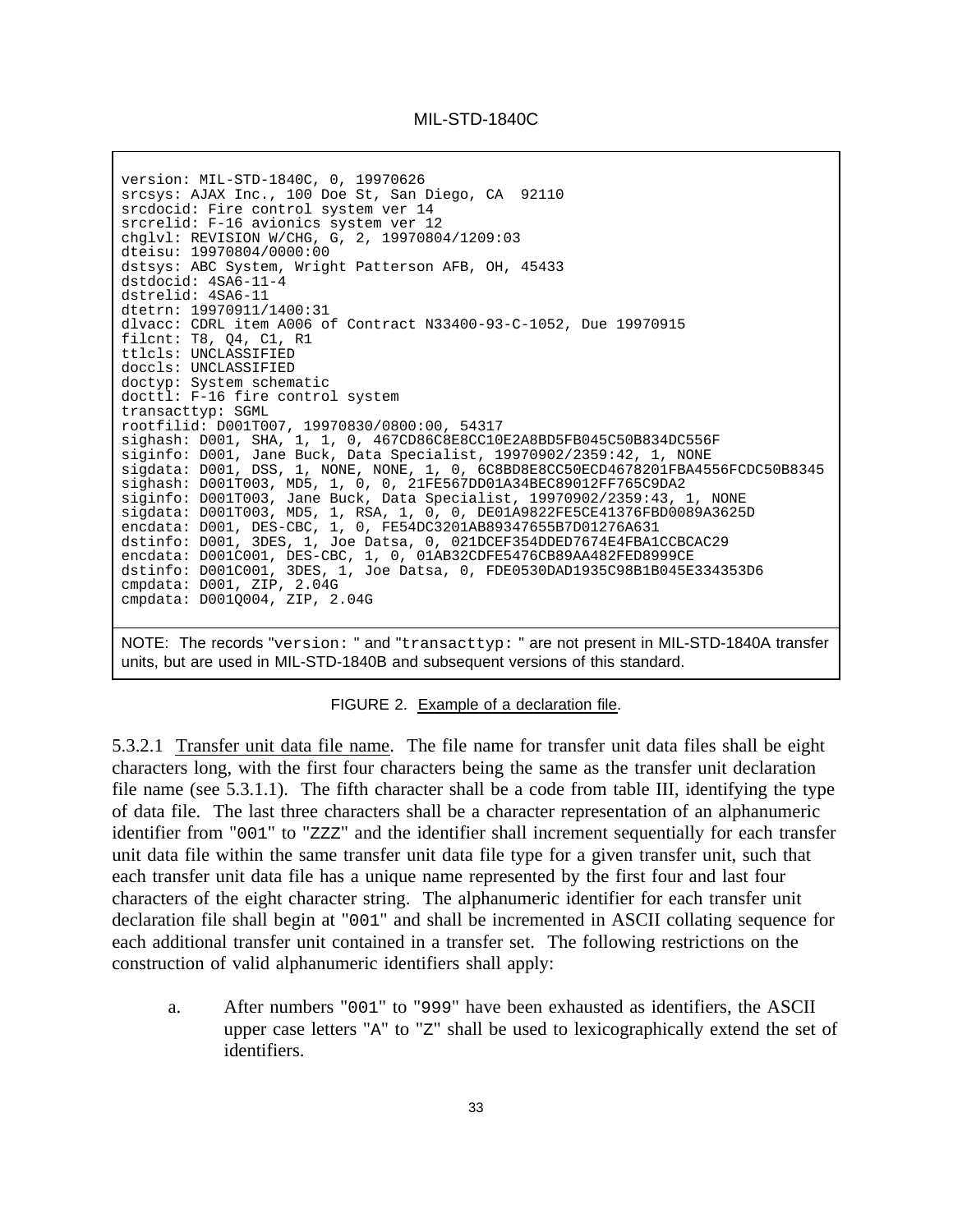```
version: MIL-STD-1840C, 0, 19970626
srcsys: AJAX Inc., 100 Doe St, San Diego, CA  92110
srcdocid: Fire control system ver 14
srcrelid: F-16 avionics system ver 12
chglvl: REVISION W/CHG, G, 2, 19970804/1209:03
dteisu: 19970804/0000:00
dstsys: ABC System, Wright Patterson AFB, OH, 45433
dstdocid: 4SA6-11-4
dstrelid: 4SA6-11
dtetrn: 19970911/1400:31
dlvacc: CDRL item A006 of Contract N33400-93-C-1052, Due 19970915
filcnt: T8, Q4, C1, R1
ttlcls: UNCLASSIFIED
doccls: UNCLASSIFIED
doctyp: System schematic
docttl: F-16 fire control system
transacttyp: SGML
rootfilid: D001T007, 19970830/0800:00, 54317
sighash: D001, SHA, 1, 1, 0, 467CD86C8E8CC10E2A8BD5FB045C50B834DC556F
siginfo: D001, Jane Buck, Data Specialist, 19970902/2359:42, 1, NONE
sigdata: D001, DSS, 1, NONE, NONE, 1, 0, 6C8BD8E8CC50ECD4678201FBA4556FCDC50B8345
sighash: D001T003, MD5, 1, 0, 0, 21FE567DD01A34BEC89012FF765C9DA2
siginfo: D001T003, Jane Buck, Data Specialist, 19970902/2359:43, 1, NONE
sigdata: D001T003, MD5, 1, RSA, 1, 0, 0, DE01A9822FE5CE41376FBD0089A3625D
encdata: D001, DES-CBC, 1, 0, FE54DC3201AB89347655B7D01276A631
dstinfo: D001, 3DES, 1, Joe Datsa, 0, 021DCEF354DDED7674E4FBA1CCBCAC29
encdata: D001C001, DES-CBC, 1, 0, 01AB32CDFE5476CB89AA482FED8999CE
dstinfo: D001C001, 3DES, 1, Joe Datsa, 0, FDE0530DAD1935C98B1B045E334353D6
cmpdata: D001, ZIP, 2.04G
cmpdata: D001Q004, ZIP, 2.04G
```

NOTE: The records "`version:` " and "`transacttyp:` " are not present in MIL-STD-1840A transfer units, but are used in MIL-STD-1840B and subsequent versions of this standard.

FIGURE 2. Example of a declaration file.

5.3.2.1 Transfer unit data file name. The file name for transfer unit data files shall be eight characters long, with the first four characters being the same as the transfer unit declaration file name (see 5.3.1.1). The fifth character shall be a code from table III, identifying the type of data file. The last three characters shall be a character representation of an alphanumeric identifier from "`001`" to "`ZZZ`" and the identifier shall increment sequentially for each transfer unit data file within the same transfer unit data file type for a given transfer unit, such that each transfer unit data file has a unique name represented by the first four and last four characters of the eight character string. The alphanumeric identifier for each transfer unit declaration file shall begin at "`001`" and shall be incremented in ASCII collating sequence for each additional transfer unit contained in a transfer set. The following restrictions on the construction of valid alphanumeric identifiers shall apply:

a. After numbers "`001`" to "`999`" have been exhausted as identifiers, the ASCII upper case letters "`A`" to "`Z`" shall be used to lexicographically extend the set of identifiers.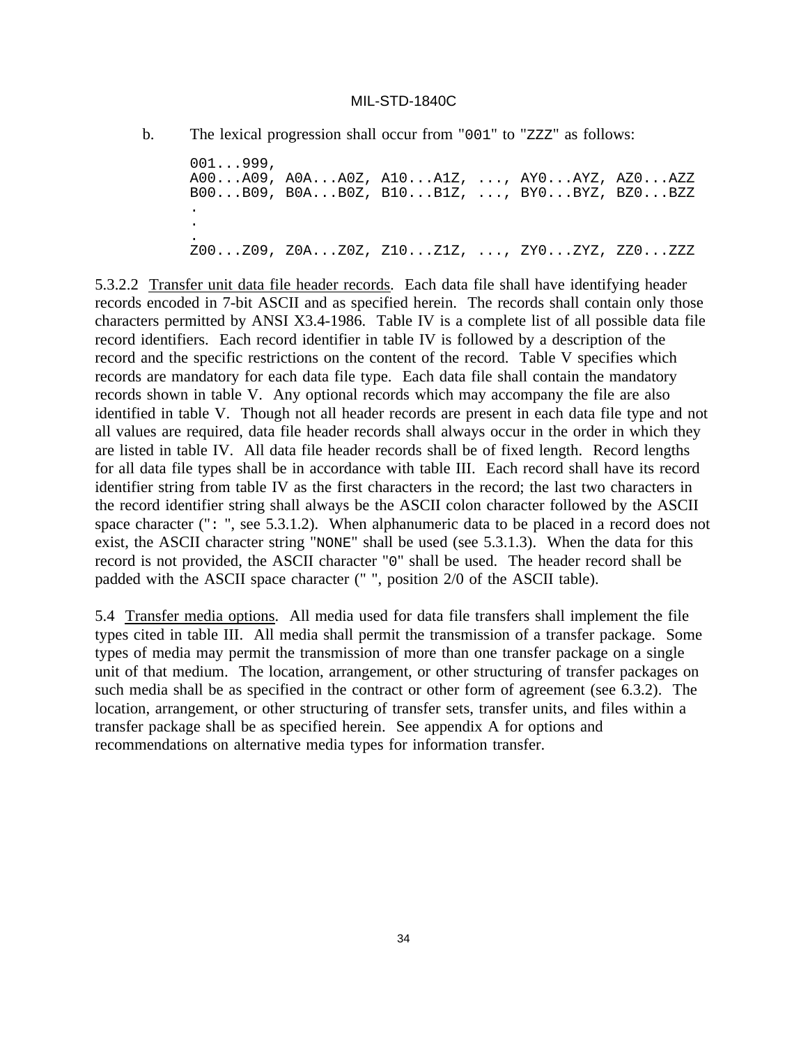b. The lexical progression shall occur from "`001`" to "`ZZZ`" as follows:

```
001...999,
A00...A09, A0A...A0Z, A10...A1Z, ..., AY0...AYZ, AZ0...AZZ
B00...B09, B0A...B0Z, B10...B1Z, ..., BY0...BYZ, BZ0...BZZ
.
.
.
Z00...Z09, Z0A...Z0Z, Z10...Z1Z, ..., ZY0...ZYZ, ZZ0...ZZZ
```

5.3.2.2 Transfer unit data file header records. Each data file shall have identifying header records encoded in 7-bit ASCII and as specified herein. The records shall contain only those characters permitted by ANSI X3.4-1986. Table IV is a complete list of all possible data file record identifiers. Each record identifier in table IV is followed by a description of the record and the specific restrictions on the content of the record. Table V specifies which records are mandatory for each data file type. Each data file shall contain the mandatory records shown in table V. Any optional records which may accompany the file are also identified in table V. Though not all header records are present in each data file type and not all values are required, data file header records shall always occur in the order in which they are listed in table IV. All data file header records shall be of fixed length. Record lengths for all data file types shall be in accordance with table III. Each record shall have its record identifier string from table IV as the first characters in the record; the last two characters in the record identifier string shall always be the ASCII colon character followed by the ASCII space character ("`: `", see 5.3.1.2). When alphanumeric data to be placed in a record does not exist, the ASCII character string "`NONE`" shall be used (see 5.3.1.3). When the data for this record is not provided, the ASCII character "`0`" shall be used. The header record shall be padded with the ASCII space character (" ", position 2/0 of the ASCII table).

5.4 Transfer media options. All media used for data file transfers shall implement the file types cited in table III. All media shall permit the transmission of a transfer package. Some types of media may permit the transmission of more than one transfer package on a single unit of that medium. The location, arrangement, or other structuring of transfer packages on such media shall be as specified in the contract or other form of agreement (see 6.3.2). The location, arrangement, or other structuring of transfer sets, transfer units, and files within a transfer package shall be as specified herein. See appendix A for options and recommendations on alternative media types for information transfer.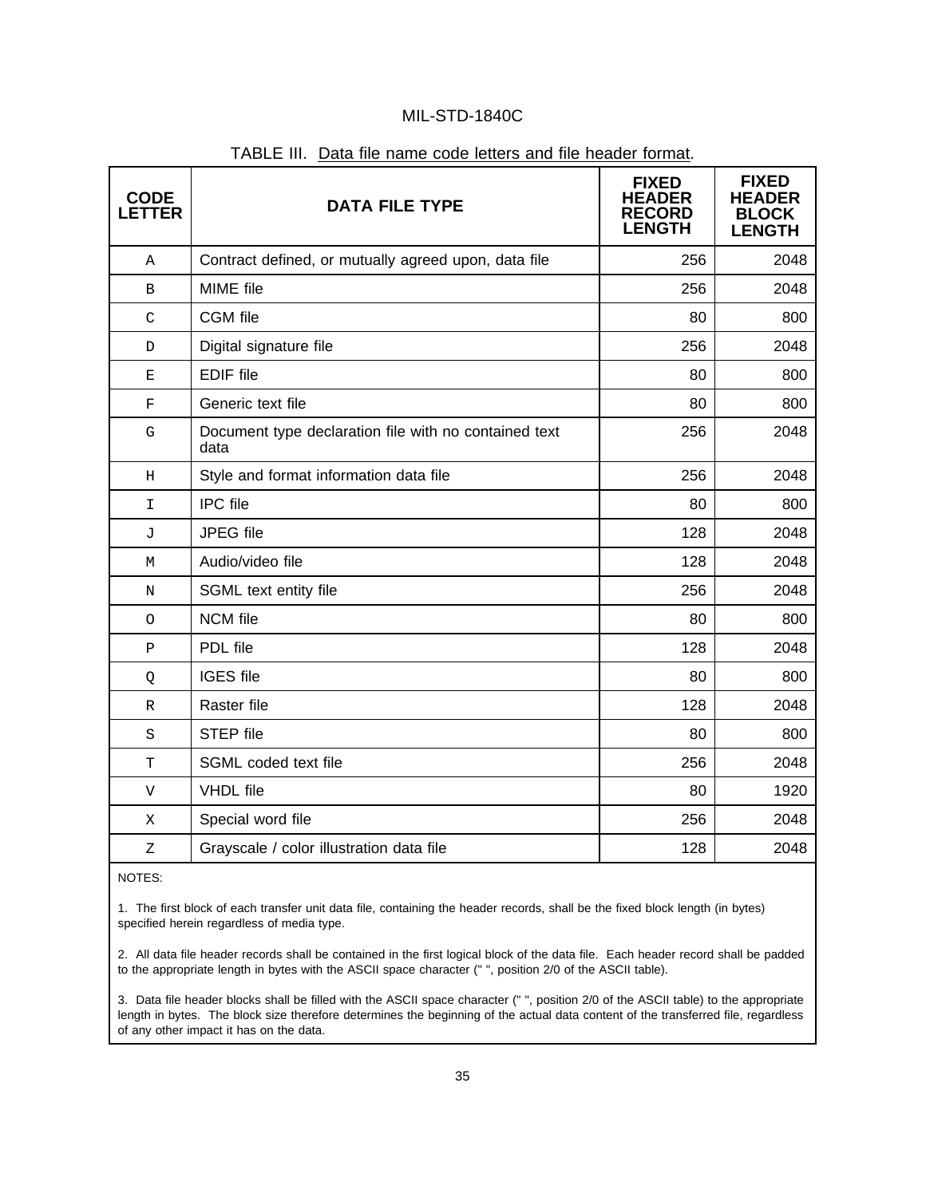TABLE III. Data file name code letters and file header format.

| CODE LETTER | DATA FILE TYPE | FIXED HEADER RECORD LENGTH | FIXED HEADER BLOCK LENGTH |
|---|---|---|---|
| A | Contract defined, or mutually agreed upon, data file | 256 | 2048 |
| B | MIME file | 256 | 2048 |
| C | CGM file | 80 | 800 |
| D | Digital signature file | 256 | 2048 |
| E | EDIF file | 80 | 800 |
| F | Generic text file | 80 | 800 |
| G | Document type declaration file with no contained text data | 256 | 2048 |
| H | Style and format information data file | 256 | 2048 |
| I | IPC file | 80 | 800 |
| J | JPEG file | 128 | 2048 |
| M | Audio/video file | 128 | 2048 |
| N | SGML text entity file | 256 | 2048 |
| O | NCM file | 80 | 800 |
| P | PDL file | 128 | 2048 |
| Q | IGES file | 80 | 800 |
| R | Raster file | 128 | 2048 |
| S | STEP file | 80 | 800 |
| T | SGML coded text file | 256 | 2048 |
| V | VHDL file | 80 | 1920 |
| X | Special word file | 256 | 2048 |
| Z | Grayscale / color illustration data file | 128 | 2048 |

NOTES:

1. The first block of each transfer unit data file, containing the header records, shall be the fixed block length (in bytes) specified herein regardless of media type.

2. All data file header records shall be contained in the first logical block of the data file. Each header record shall be padded to the appropriate length in bytes with the ASCII space character (" ", position 2/0 of the ASCII table).

3. Data file header blocks shall be filled with the ASCII space character (" ", position 2/0 of the ASCII table) to the appropriate length in bytes. The block size therefore determines the beginning of the actual data content of the transferred file, regardless of any other impact it has on the data.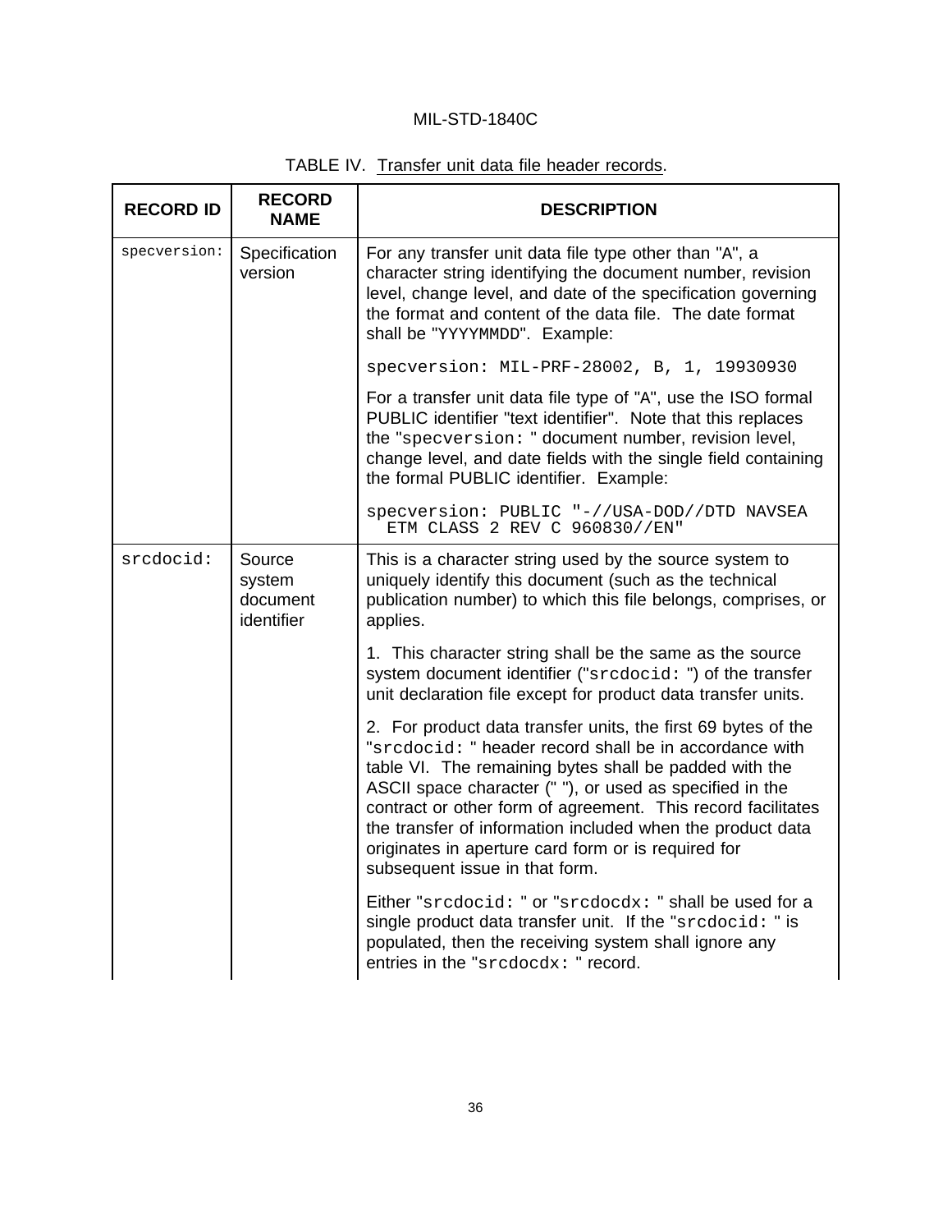TABLE IV. Transfer unit data file header records.

| RECORD ID | RECORD NAME | DESCRIPTION |
|---|---|---|
| `specversion:` | Specification version | For any transfer unit data file type other than "A", a character string identifying the document number, revision level, change level, and date of the specification governing the format and content of the data file. The date format shall be "YYYYMMDD". Example:<br><br>`specversion: MIL-PRF-28002, B, 1, 19930930`<br><br>For a transfer unit data file type of "A", use the ISO formal PUBLIC identifier "text identifier". Note that this replaces the "`specversion:` " document number, revision level, change level, and date fields with the single field containing the formal PUBLIC identifier. Example:<br><br>`specversion: PUBLIC "-//USA-DOD//DTD NAVSEA ETM CLASS 2 REV C 960830//EN"` |
| `srcdocid:` | Source system document identifier | This is a character string used by the source system to uniquely identify this document (such as the technical publication number) to which this file belongs, comprises, or applies.<br><br>1. This character string shall be the same as the source system document identifier ("`srcdocid:` ") of the transfer unit declaration file except for product data transfer units.<br><br>2. For product data transfer units, the first 69 bytes of the "`srcdocid:` " header record shall be in accordance with table VI. The remaining bytes shall be padded with the ASCII space character (" "), or used as specified in the contract or other form of agreement. This record facilitates the transfer of information included when the product data originates in aperture card form or is required for subsequent issue in that form.<br><br>Either "`srcdocid:` " or "`srcdocdx:` " shall be used for a single product data transfer unit. If the "`srcdocid:` " is populated, then the receiving system shall ignore any entries in the "`srcdocdx:` " record. |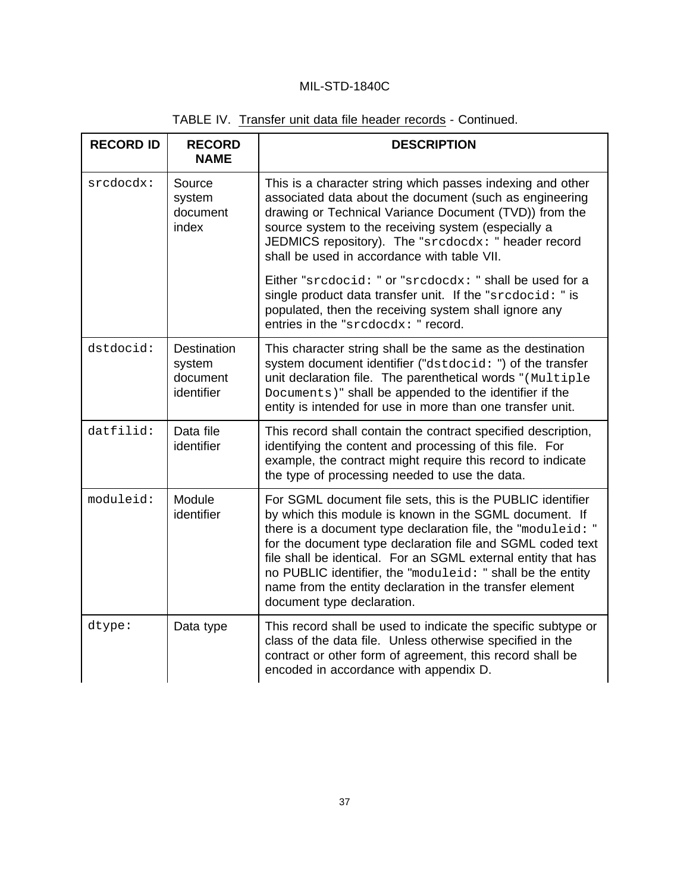TABLE IV. Transfer unit data file header records - Continued.

| RECORD ID | RECORD NAME | DESCRIPTION |
|---|---|---|
| `srcdocdx:` | Source system document index | This is a character string which passes indexing and other associated data about the document (such as engineering drawing or Technical Variance Document (TVD)) from the source system to the receiving system (especially a JEDMICS repository). The "`srcdocdx:` " header record shall be used in accordance with table VII.<br><br>Either "`srcdocid:` " or "`srcdocdx:` " shall be used for a single product data transfer unit. If the "`srcdocid:` " is populated, then the receiving system shall ignore any entries in the "`srcdocdx:` " record. |
| `dstdocid:` | Destination system document identifier | This character string shall be the same as the destination system document identifier ("`dstdocid:` ") of the transfer unit declaration file. The parenthetical words "`(Multiple Documents)`" shall be appended to the identifier if the entity is intended for use in more than one transfer unit. |
| `datfilid:` | Data file identifier | This record shall contain the contract specified description, identifying the content and processing of this file. For example, the contract might require this record to indicate the type of processing needed to use the data. |
| `moduleid:` | Module identifier | For SGML document file sets, this is the PUBLIC identifier by which this module is known in the SGML document. If there is a document type declaration file, the "`moduleid:` " for the document type declaration file and SGML coded text file shall be identical. For an SGML external entity that has no PUBLIC identifier, the "`moduleid:` " shall be the entity name from the entity declaration in the transfer element document type declaration. |
| `dtype:` | Data type | This record shall be used to indicate the specific subtype or class of the data file. Unless otherwise specified in the contract or other form of agreement, this record shall be encoded in accordance with appendix D. |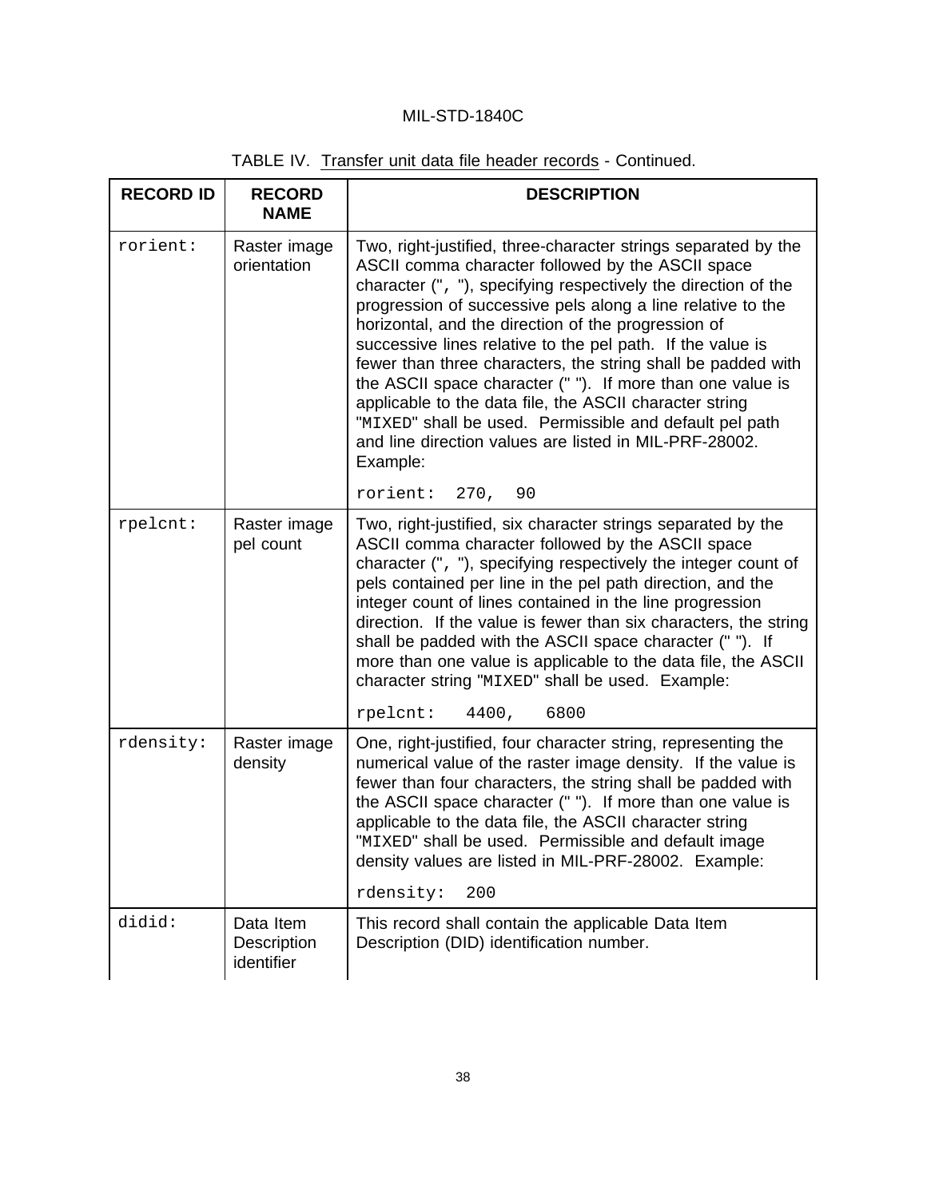TABLE IV. Transfer unit data file header records - Continued.

| RECORD ID | RECORD NAME | DESCRIPTION |
|---|---|---|
| `rorient:` | Raster image orientation | Two, right-justified, three-character strings separated by the ASCII comma character followed by the ASCII space character (", "), specifying respectively the direction of the progression of successive pels along a line relative to the horizontal, and the direction of the progression of successive lines relative to the pel path. If the value is fewer than three characters, the string shall be padded with the ASCII space character (" "). If more than one value is applicable to the data file, the ASCII character string "`MIXED`" shall be used. Permissible and default pel path and line direction values are listed in MIL-PRF-28002. Example:<br><br>`rorient:  270,  90` |
| `rpelcnt:` | Raster image pel count | Two, right-justified, six character strings separated by the ASCII comma character followed by the ASCII space character (", "), specifying respectively the integer count of pels contained per line in the pel path direction, and the integer count of lines contained in the line progression direction. If the value is fewer than six characters, the string shall be padded with the ASCII space character (" "). If more than one value is applicable to the data file, the ASCII character string "`MIXED`" shall be used. Example:<br><br>`rpelcnt:   4400,   6800` |
| `rdensity:` | Raster image density | One, right-justified, four character string, representing the numerical value of the raster image density. If the value is fewer than four characters, the string shall be padded with the ASCII space character (" "). If more than one value is applicable to the data file, the ASCII character string "`MIXED`" shall be used. Permissible and default image density values are listed in MIL-PRF-28002. Example:<br><br>`rdensity:  200` |
| `didid:` | Data Item Description identifier | This record shall contain the applicable Data Item Description (DID) identification number. |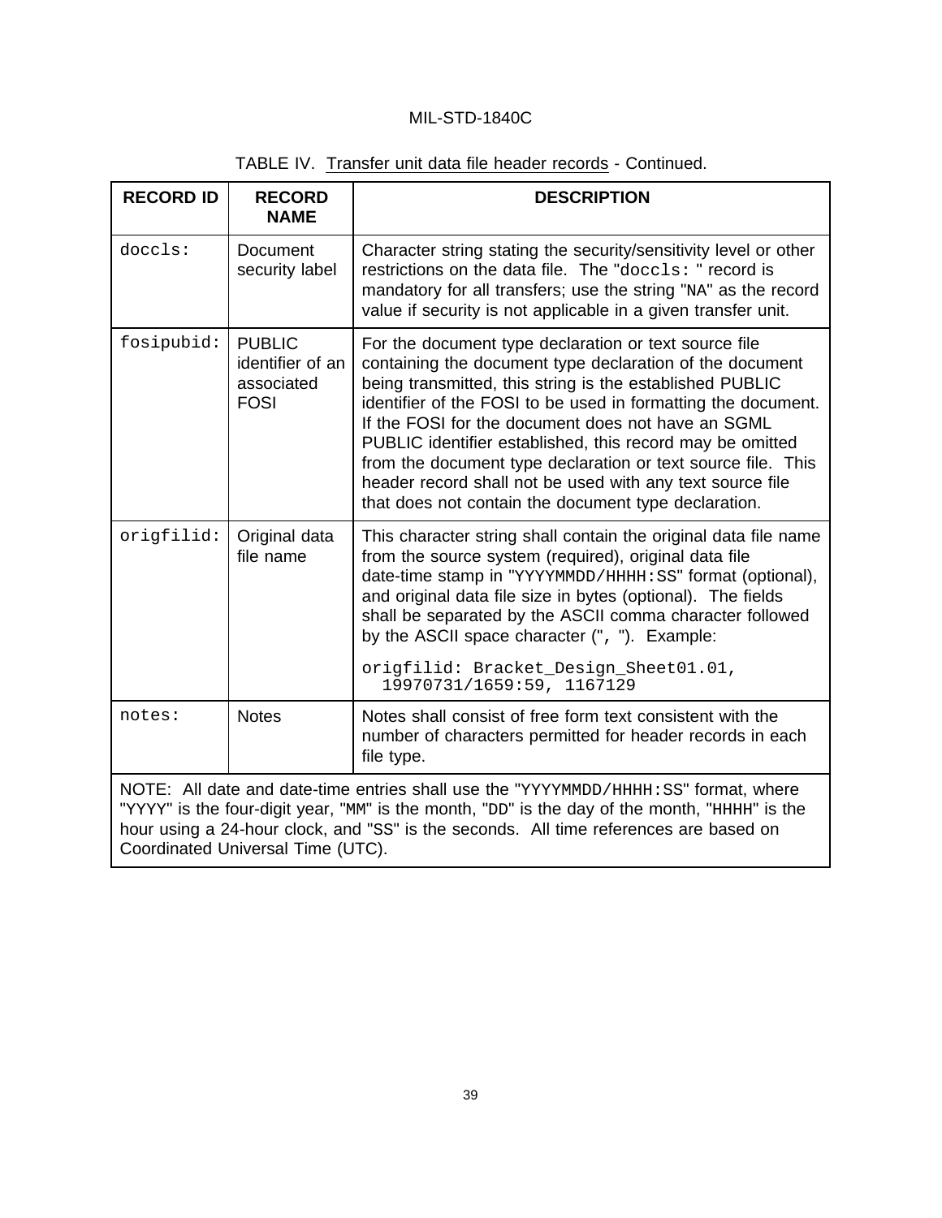TABLE IV. Transfer unit data file header records - Continued.

| RECORD ID | RECORD NAME | DESCRIPTION |
|---|---|---|
| `doccls:` | Document security label | Character string stating the security/sensitivity level or other restrictions on the data file. The "`doccls: `" record is mandatory for all transfers; use the string "NA" as the record value if security is not applicable in a given transfer unit. |
| `fosipubid:` | PUBLIC identifier of an associated FOSI | For the document type declaration or text source file containing the document type declaration of the document being transmitted, this string is the established PUBLIC identifier of the FOSI to be used in formatting the document. If the FOSI for the document does not have an SGML PUBLIC identifier established, this record may be omitted from the document type declaration or text source file. This header record shall not be used with any text source file that does not contain the document type declaration. |
| `origfilid:` | Original data file name | This character string shall contain the original data file name from the source system (required), original data file date-time stamp in "`YYYYMMDD/HHHH:SS`" format (optional), and original data file size in bytes (optional). The fields shall be separated by the ASCII comma character followed by the ASCII space character ("`, `"). Example: `origfilid: Bracket_Design_Sheet01.01, 19970731/1659:59, 1167129` |
| `notes:` | Notes | Notes shall consist of free form text consistent with the number of characters permitted for header records in each file type. |
| NOTE: All date and date-time entries shall use the "`YYYYMMDD/HHHH:SS`" format, where "`YYYY`" is the four-digit year, "`MM`" is the month, "`DD`" is the day of the month, "`HHHH`" is the hour using a 24-hour clock, and "`SS`" is the seconds. All time references are based on Coordinated Universal Time (UTC). | | |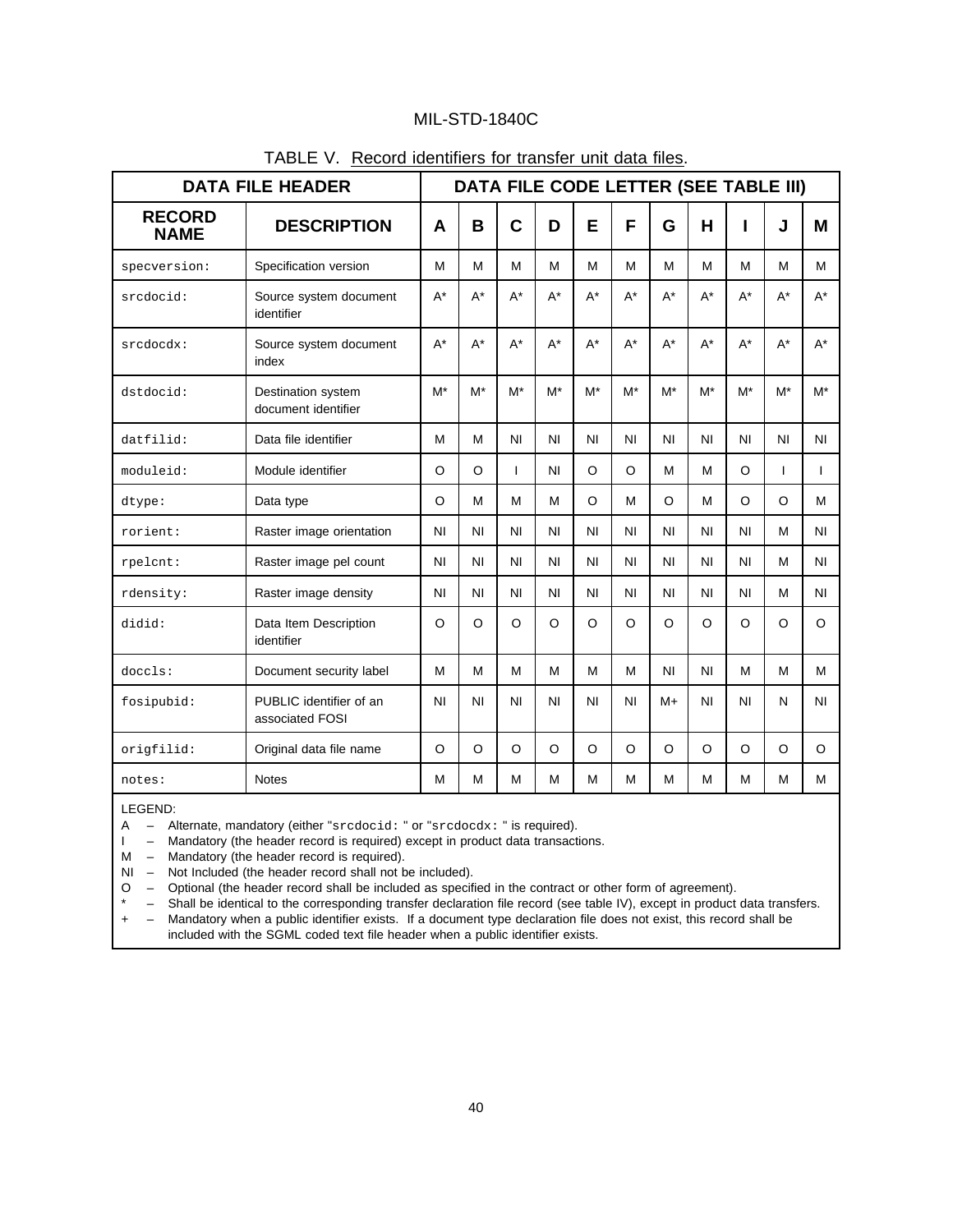TABLE V. Record identifiers for transfer unit data files.

| DATA FILE HEADER | | DATA FILE CODE LETTER (SEE TABLE III) | | | | | | | | | | |
|---|---|---|---|---|---|---|---|---|---|---|---|---|
| **RECORD NAME** | **DESCRIPTION** | **A** | **B** | **C** | **D** | **E** | **F** | **G** | **H** | **I** | **J** | **M** |
| `specversion:` | Specification version | M | M | M | M | M | M | M | M | M | M | M |
| `srcdocid:` | Source system document identifier | A* | A* | A* | A* | A* | A* | A* | A* | A* | A* | A* |
| `srcdocdx:` | Source system document index | A* | A* | A* | A* | A* | A* | A* | A* | A* | A* | A* |
| `dstdocid:` | Destination system document identifier | M* | M* | M* | M* | M* | M* | M* | M* | M* | M* | M* |
| `datfilid:` | Data file identifier | M | M | NI | NI | NI | NI | NI | NI | NI | NI | NI |
| `moduleid:` | Module identifier | O | O | I | NI | O | O | M | M | O | I | I |
| `dtype:` | Data type | O | M | M | M | O | M | O | M | O | O | M |
| `rorient:` | Raster image orientation | NI | NI | NI | NI | NI | NI | NI | NI | NI | M | NI |
| `rpelcnt:` | Raster image pel count | NI | NI | NI | NI | NI | NI | NI | NI | NI | M | NI |
| `rdensity:` | Raster image density | NI | NI | NI | NI | NI | NI | NI | NI | NI | M | NI |
| `didid:` | Data Item Description identifier | O | O | O | O | O | O | O | O | O | O | O |
| `doccls:` | Document security label | M | M | M | M | M | M | NI | NI | M | M | M |
| `fosipubid:` | PUBLIC identifier of an associated FOSI | NI | NI | NI | NI | NI | NI | M+ | NI | NI | N | NI |
| `origfilid:` | Original data file name | O | O | O | O | O | O | O | O | O | O | O |
| `notes:` | Notes | M | M | M | M | M | M | M | M | M | M | M |

LEGEND:
A – Alternate, mandatory (either "`srcdocid:`" or "`srcdocdx:`" is required).
I – Mandatory (the header record is required) except in product data transactions.
M – Mandatory (the header record is required).
NI – Not Included (the header record shall not be included).
O – Optional (the header record shall be included as specified in the contract or other form of agreement).
* – Shall be identical to the corresponding transfer declaration file record (see table IV), except in product data transfers.
+ – Mandatory when a public identifier exists. If a document type declaration file does not exist, this record shall be included with the SGML coded text file header when a public identifier exists.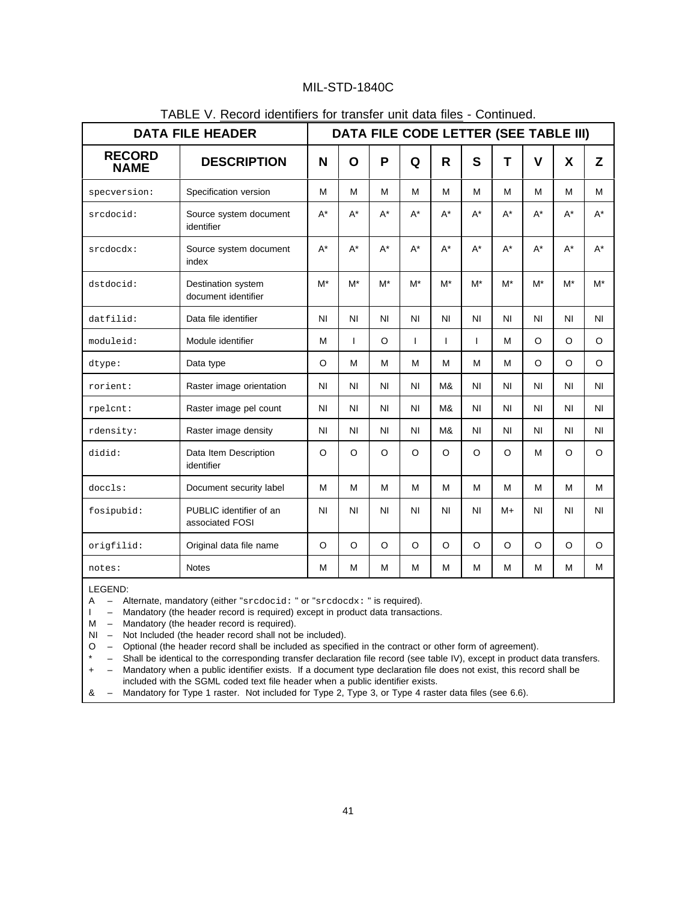TABLE V. Record identifiers for transfer unit data files - Continued.

| DATA FILE HEADER | | DATA FILE CODE LETTER (SEE TABLE III) | | | | | | | | | |
|---|---|---|---|---|---|---|---|---|---|---|---|
| **RECORD NAME** | **DESCRIPTION** | **N** | **O** | **P** | **Q** | **R** | **S** | **T** | **V** | **X** | **Z** |
| `specversion:` | Specification version | M | M | M | M | M | M | M | M | M | M |
| `srcdocid:` | Source system document identifier | A* | A* | A* | A* | A* | A* | A* | A* | A* | A* |
| `srcdocdx:` | Source system document index | A* | A* | A* | A* | A* | A* | A* | A* | A* | A* |
| `dstdocid:` | Destination system document identifier | M* | M* | M* | M* | M* | M* | M* | M* | M* | M* |
| `datfilid:` | Data file identifier | NI | NI | NI | NI | NI | NI | NI | NI | NI | NI |
| `moduleid:` | Module identifier | M | I | O | I | I | I | M | O | O | O |
| `dtype:` | Data type | O | M | M | M | M | M | M | O | O | O |
| `rorient:` | Raster image orientation | NI | NI | NI | NI | M& | NI | NI | NI | NI | NI |
| `rpelcnt:` | Raster image pel count | NI | NI | NI | NI | M& | NI | NI | NI | NI | NI |
| `rdensity:` | Raster image density | NI | NI | NI | NI | M& | NI | NI | NI | NI | NI |
| `didid:` | Data Item Description identifier | O | O | O | O | O | O | O | M | O | O |
| `doccls:` | Document security label | M | M | M | M | M | M | M | M | M | M |
| `fosipubid:` | PUBLIC identifier of an associated FOSI | NI | NI | NI | NI | NI | NI | M+ | NI | NI | NI |
| `origfilid:` | Original data file name | O | O | O | O | O | O | O | O | O | O |
| `notes:` | Notes | M | M | M | M | M | M | M | M | M | M |

LEGEND:

- A – Alternate, mandatory (either "`srcdocid:`" or "`srcdocdx:`" is required).
- I – Mandatory (the header record is required) except in product data transactions.
- M – Mandatory (the header record is required).
- NI – Not Included (the header record shall not be included).
- O – Optional (the header record shall be included as specified in the contract or other form of agreement).
- * – Shall be identical to the corresponding transfer declaration file record (see table IV), except in product data transfers.
- + – Mandatory when a public identifier exists. If a document type declaration file does not exist, this record shall be included with the SGML coded text file header when a public identifier exists.
- & – Mandatory for Type 1 raster. Not included for Type 2, Type 3, or Type 4 raster data files (see 6.6).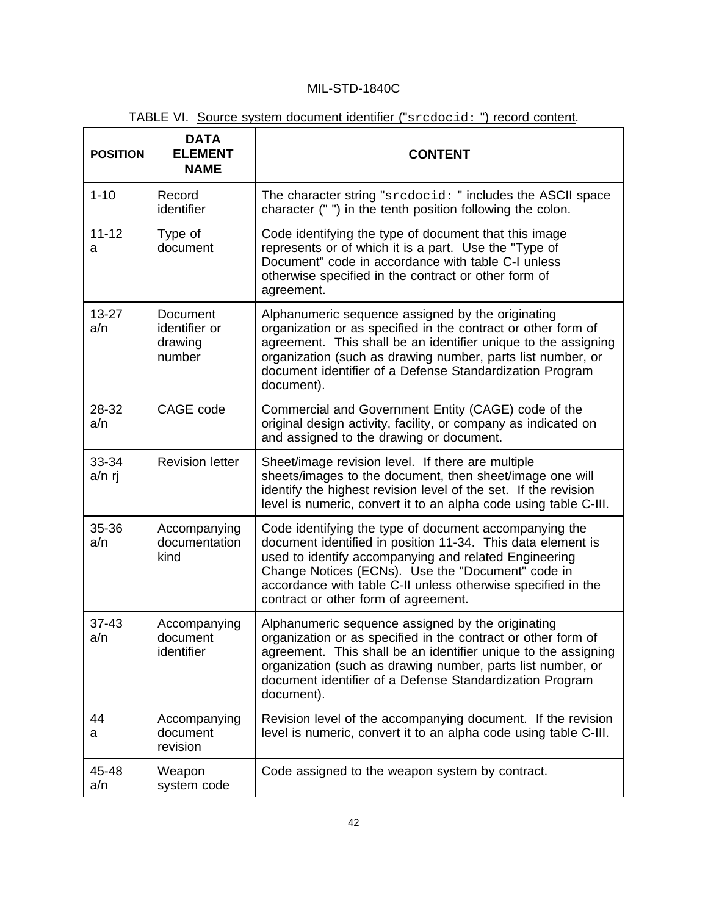TABLE VI. Source system document identifier ("srcdocid: ") record content.

| POSITION | DATA ELEMENT NAME | CONTENT |
|---|---|---|
| 1-10 | Record identifier | The character string "srcdocid: " includes the ASCII space character (" ") in the tenth position following the colon. |
| 11-12<br>a | Type of document | Code identifying the type of document that this image represents or of which it is a part. Use the "Type of Document" code in accordance with table C-I unless otherwise specified in the contract or other form of agreement. |
| 13-27<br>a/n | Document identifier or drawing number | Alphanumeric sequence assigned by the originating organization or as specified in the contract or other form of agreement. This shall be an identifier unique to the assigning organization (such as drawing number, parts list number, or document identifier of a Defense Standardization Program document). |
| 28-32<br>a/n | CAGE code | Commercial and Government Entity (CAGE) code of the original design activity, facility, or company as indicated on and assigned to the drawing or document. |
| 33-34<br>a/n rj | Revision letter | Sheet/image revision level. If there are multiple sheets/images to the document, then sheet/image one will identify the highest revision level of the set. If the revision level is numeric, convert it to an alpha code using table C-III. |
| 35-36<br>a/n | Accompanying documentation kind | Code identifying the type of document accompanying the document identified in position 11-34. This data element is used to identify accompanying and related Engineering Change Notices (ECNs). Use the "Document" code in accordance with table C-II unless otherwise specified in the contract or other form of agreement. |
| 37-43<br>a/n | Accompanying document identifier | Alphanumeric sequence assigned by the originating organization or as specified in the contract or other form of agreement. This shall be an identifier unique to the assigning organization (such as drawing number, parts list number, or document identifier of a Defense Standardization Program document). |
| 44<br>a | Accompanying document revision | Revision level of the accompanying document. If the revision level is numeric, convert it to an alpha code using table C-III. |
| 45-48<br>a/n | Weapon system code | Code assigned to the weapon system by contract. |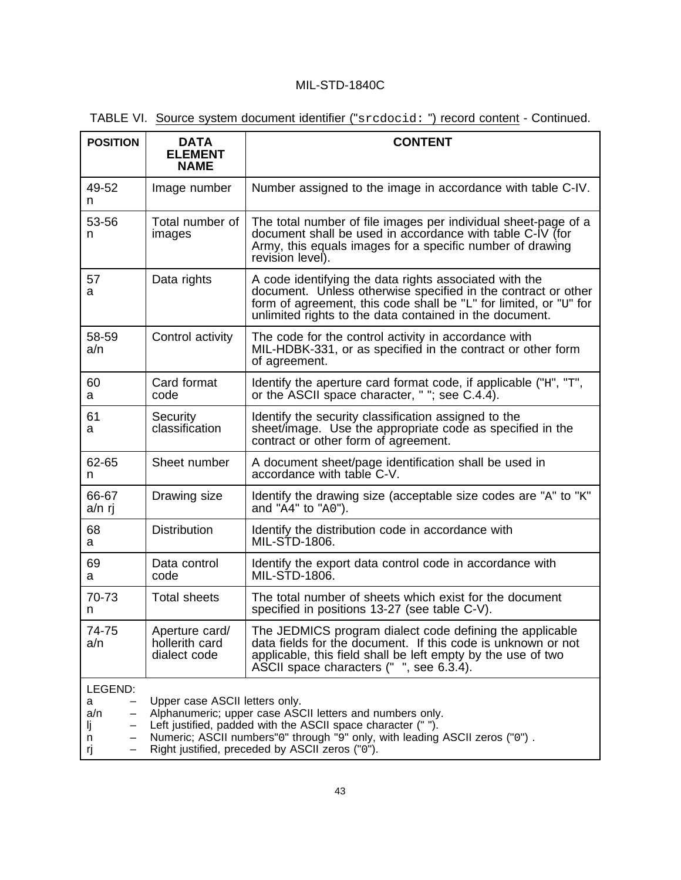TABLE VI. Source system document identifier ("srcdocid: ") record content - Continued.

| POSITION | DATA ELEMENT NAME | CONTENT |
|---|---|---|
| 49-52<br>n | Image number | Number assigned to the image in accordance with table C-IV. |
| 53-56<br>n | Total number of images | The total number of file images per individual sheet-page of a document shall be used in accordance with table C-IV (for Army, this equals images for a specific number of drawing revision level). |
| 57<br>a | Data rights | A code identifying the data rights associated with the document. Unless otherwise specified in the contract or other form of agreement, this code shall be "L" for limited, or "U" for unlimited rights to the data contained in the document. |
| 58-59<br>a/n | Control activity | The code for the control activity in accordance with MIL-HDBK-331, or as specified in the contract or other form of agreement. |
| 60<br>a | Card format code | Identify the aperture card format code, if applicable ("H", "T", or the ASCII space character, " "; see C.4.4). |
| 61<br>a | Security classification | Identify the security classification assigned to the sheet/image. Use the appropriate code as specified in the contract or other form of agreement. |
| 62-65<br>n | Sheet number | A document sheet/page identification shall be used in accordance with table C-V. |
| 66-67<br>a/n rj | Drawing size | Identify the drawing size (acceptable size codes are "A" to "K" and "A4" to "A0"). |
| 68<br>a | Distribution | Identify the distribution code in accordance with MIL-STD-1806. |
| 69<br>a | Data control code | Identify the export data control code in accordance with MIL-STD-1806. |
| 70-73<br>n | Total sheets | The total number of sheets which exist for the document specified in positions 13-27 (see table C-V). |
| 74-75<br>a/n | Aperture card/ hollerith card dialect code | The JEDMICS program dialect code defining the applicable data fields for the document. If this code is unknown or not applicable, this field shall be left empty by the use of two ASCII space characters ("  ", see 6.3.4). |

LEGEND:
- a – Upper case ASCII letters only.
- a/n – Alphanumeric; upper case ASCII letters and numbers only.
- lj – Left justified, padded with the ASCII space character (" ").
- n – Numeric; ASCII numbers "0" through "9" only, with leading ASCII zeros ("0") .
- rj – Right justified, preceded by ASCII zeros ("0").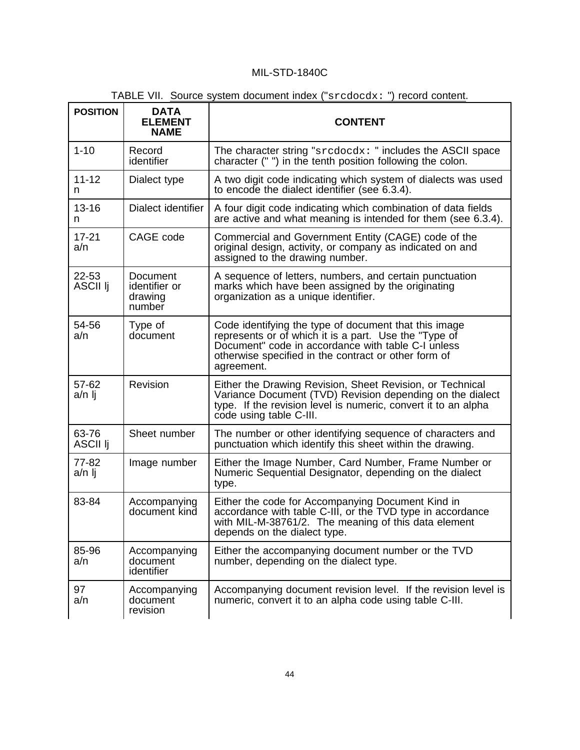TABLE VII. Source system document index ("`srcdocdx: `") record content.

| POSITION | DATA ELEMENT NAME | CONTENT |
|---|---|---|
| 1-10 | Record identifier | The character string "`srcdocdx: `" includes the ASCII space character (" ") in the tenth position following the colon. |
| 11-12 n | Dialect type | A two digit code indicating which system of dialects was used to encode the dialect identifier (see 6.3.4). |
| 13-16 n | Dialect identifier | A four digit code indicating which combination of data fields are active and what meaning is intended for them (see 6.3.4). |
| 17-21 a/n | CAGE code | Commercial and Government Entity (CAGE) code of the original design, activity, or company as indicated on and assigned to the drawing number. |
| 22-53 ASCII lj | Document identifier or drawing number | A sequence of letters, numbers, and certain punctuation marks which have been assigned by the originating organization as a unique identifier. |
| 54-56 a/n | Type of document | Code identifying the type of document that this image represents or of which it is a part. Use the "Type of Document" code in accordance with table C-I unless otherwise specified in the contract or other form of agreement. |
| 57-62 a/n lj | Revision | Either the Drawing Revision, Sheet Revision, or Technical Variance Document (TVD) Revision depending on the dialect type. If the revision level is numeric, convert it to an alpha code using table C-III. |
| 63-76 ASCII lj | Sheet number | The number or other identifying sequence of characters and punctuation which identify this sheet within the drawing. |
| 77-82 a/n lj | Image number | Either the Image Number, Card Number, Frame Number or Numeric Sequential Designator, depending on the dialect type. |
| 83-84 | Accompanying document kind | Either the code for Accompanying Document Kind in accordance with table C-III, or the TVD type in accordance with MIL-M-38761/2. The meaning of this data element depends on the dialect type. |
| 85-96 a/n | Accompanying document identifier | Either the accompanying document number or the TVD number, depending on the dialect type. |
| 97 a/n | Accompanying document revision | Accompanying document revision level. If the revision level is numeric, convert it to an alpha code using table C-III. |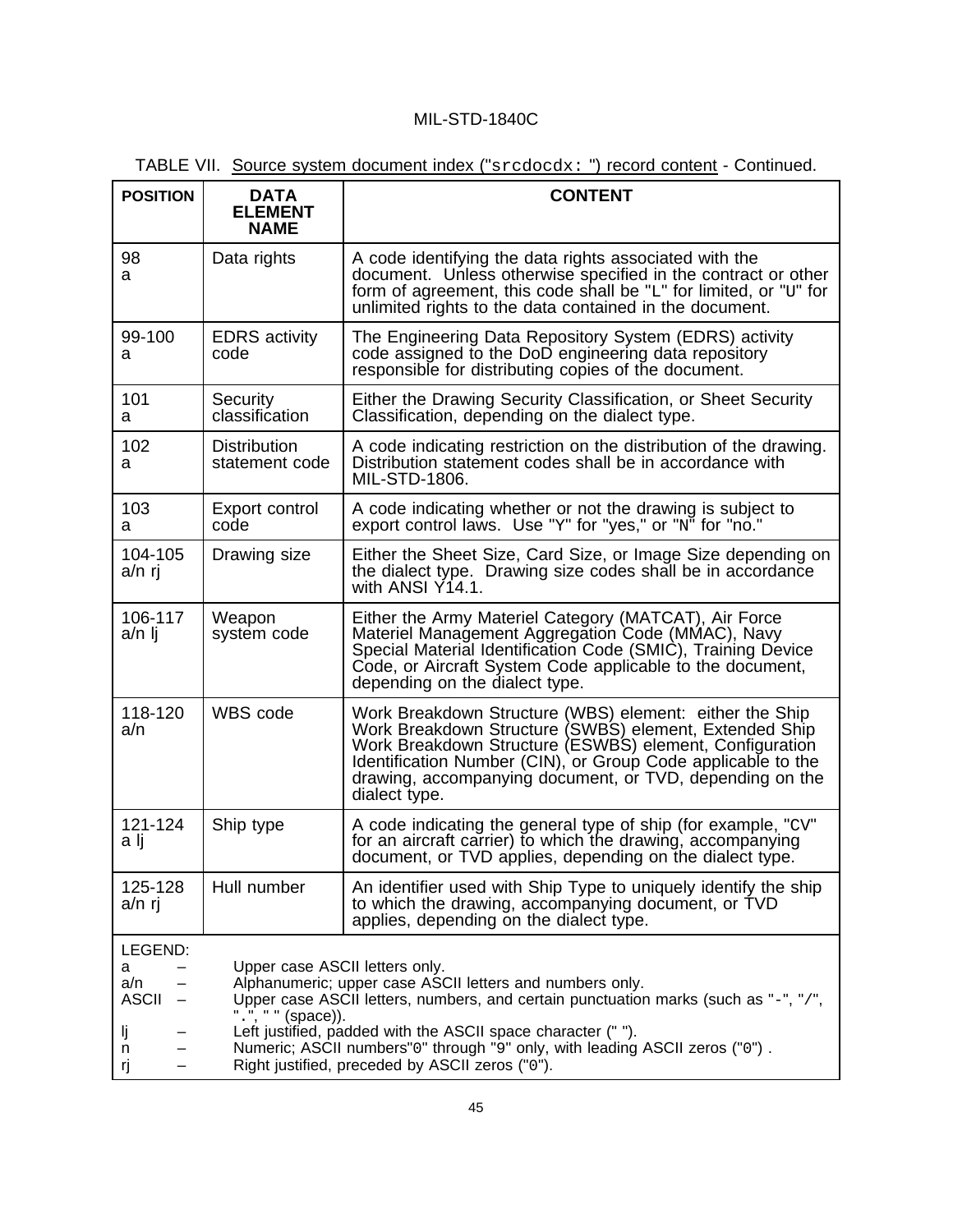TABLE VII. Source system document index ("srcdocdx: ") record content - Continued.

| POSITION | DATA ELEMENT NAME | CONTENT |
|---|---|---|
| 98<br>a | Data rights | A code identifying the data rights associated with the document. Unless otherwise specified in the contract or other form of agreement, this code shall be "L" for limited, or "U" for unlimited rights to the data contained in the document. |
| 99-100<br>a | EDRS activity code | The Engineering Data Repository System (EDRS) activity code assigned to the DoD engineering data repository responsible for distributing copies of the document. |
| 101<br>a | Security classification | Either the Drawing Security Classification, or Sheet Security Classification, depending on the dialect type. |
| 102<br>a | Distribution statement code | A code indicating restriction on the distribution of the drawing. Distribution statement codes shall be in accordance with MIL-STD-1806. |
| 103<br>a | Export control code | A code indicating whether or not the drawing is subject to export control laws. Use "Y" for "yes," or "N" for "no." |
| 104-105<br>a/n rj | Drawing size | Either the Sheet Size, Card Size, or Image Size depending on the dialect type. Drawing size codes shall be in accordance with ANSI Y14.1. |
| 106-117<br>a/n lj | Weapon system code | Either the Army Materiel Category (MATCAT), Air Force Materiel Management Aggregation Code (MMAC), Navy Special Material Identification Code (SMIC), Training Device Code, or Aircraft System Code applicable to the document, depending on the dialect type. |
| 118-120<br>a/n | WBS code | Work Breakdown Structure (WBS) element: either the Ship Work Breakdown Structure (SWBS) element, Extended Ship Work Breakdown Structure (ESWBS) element, Configuration Identification Number (CIN), or Group Code applicable to the drawing, accompanying document, or TVD, depending on the dialect type. |
| 121-124<br>a lj | Ship type | A code indicating the general type of ship (for example, "CV" for an aircraft carrier) to which the drawing, accompanying document, or TVD applies, depending on the dialect type. |
| 125-128<br>a/n rj | Hull number | An identifier used with Ship Type to uniquely identify the ship to which the drawing, accompanying document, or TVD applies, depending on the dialect type. |

LEGEND:
- a – Upper case ASCII letters only.
- a/n – Alphanumeric; upper case ASCII letters and numbers only.
- ASCII – Upper case ASCII letters, numbers, and certain punctuation marks (such as "-", "/", ".", " " (space)).
- lj – Left justified, padded with the ASCII space character (" ").
- n – Numeric; ASCII numbers"0" through "9" only, with leading ASCII zeros ("0") .
- rj – Right justified, preceded by ASCII zeros ("0").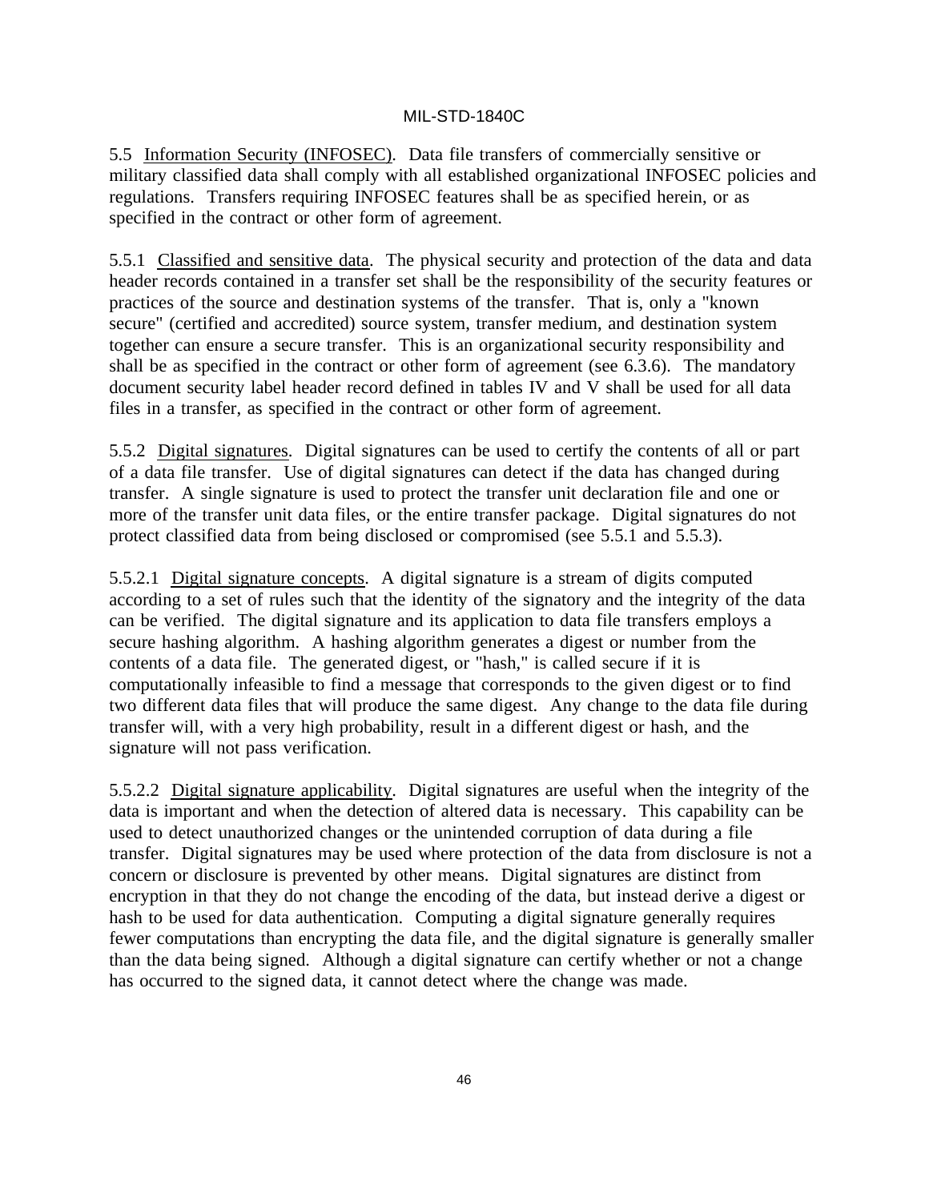5.5 Information Security (INFOSEC). Data file transfers of commercially sensitive or military classified data shall comply with all established organizational INFOSEC policies and regulations. Transfers requiring INFOSEC features shall be as specified herein, or as specified in the contract or other form of agreement.

5.5.1 Classified and sensitive data. The physical security and protection of the data and data header records contained in a transfer set shall be the responsibility of the security features or practices of the source and destination systems of the transfer. That is, only a "known secure" (certified and accredited) source system, transfer medium, and destination system together can ensure a secure transfer. This is an organizational security responsibility and shall be as specified in the contract or other form of agreement (see 6.3.6). The mandatory document security label header record defined in tables IV and V shall be used for all data files in a transfer, as specified in the contract or other form of agreement.

5.5.2 Digital signatures. Digital signatures can be used to certify the contents of all or part of a data file transfer. Use of digital signatures can detect if the data has changed during transfer. A single signature is used to protect the transfer unit declaration file and one or more of the transfer unit data files, or the entire transfer package. Digital signatures do not protect classified data from being disclosed or compromised (see 5.5.1 and 5.5.3).

5.5.2.1 Digital signature concepts. A digital signature is a stream of digits computed according to a set of rules such that the identity of the signatory and the integrity of the data can be verified. The digital signature and its application to data file transfers employs a secure hashing algorithm. A hashing algorithm generates a digest or number from the contents of a data file. The generated digest, or "hash," is called secure if it is computationally infeasible to find a message that corresponds to the given digest or to find two different data files that will produce the same digest. Any change to the data file during transfer will, with a very high probability, result in a different digest or hash, and the signature will not pass verification.

5.5.2.2 Digital signature applicability. Digital signatures are useful when the integrity of the data is important and when the detection of altered data is necessary. This capability can be used to detect unauthorized changes or the unintended corruption of data during a file transfer. Digital signatures may be used where protection of the data from disclosure is not a concern or disclosure is prevented by other means. Digital signatures are distinct from encryption in that they do not change the encoding of the data, but instead derive a digest or hash to be used for data authentication. Computing a digital signature generally requires fewer computations than encrypting the data file, and the digital signature is generally smaller than the data being signed. Although a digital signature can certify whether or not a change has occurred to the signed data, it cannot detect where the change was made.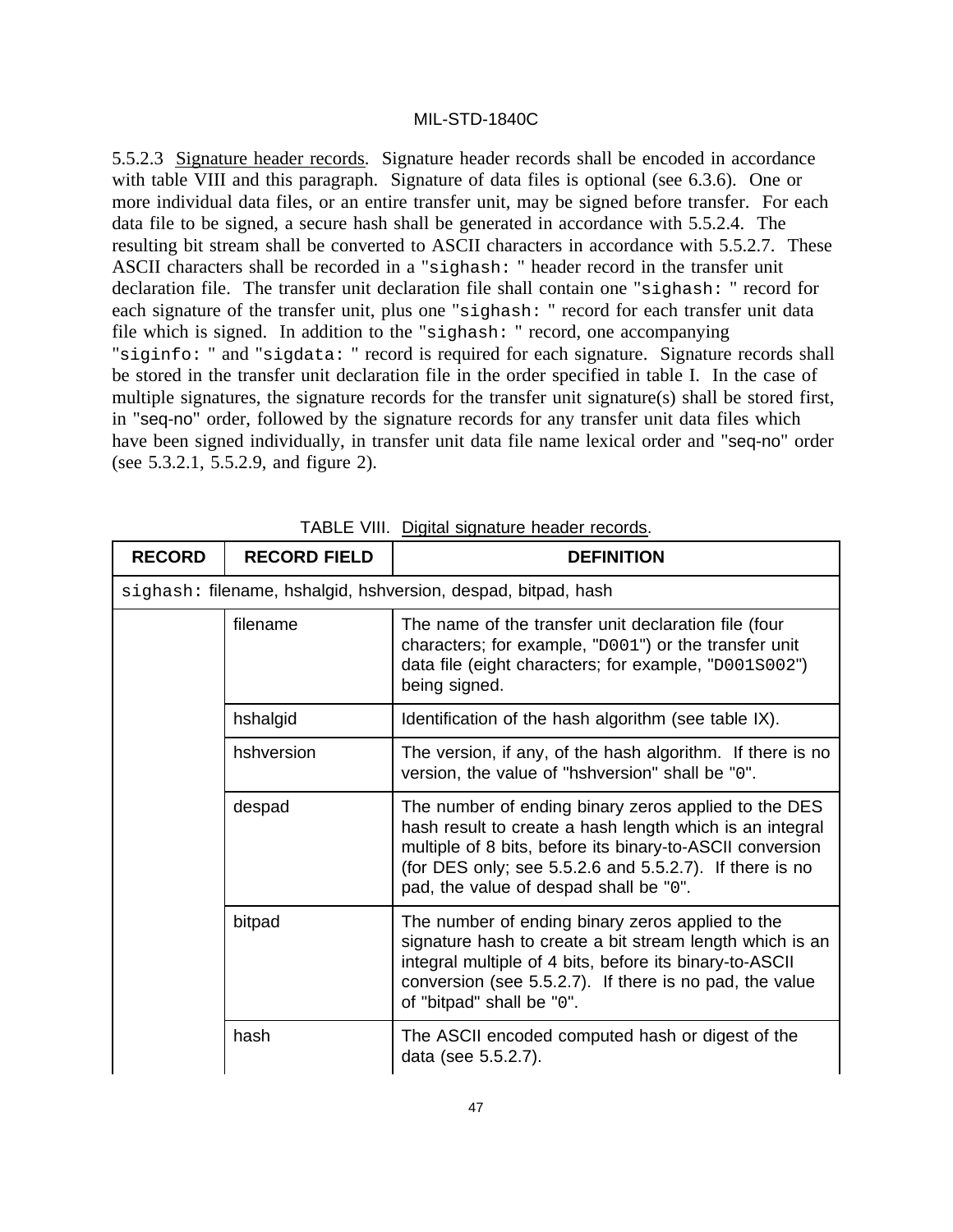5.5.2.3 Signature header records. Signature header records shall be encoded in accordance with table VIII and this paragraph. Signature of data files is optional (see 6.3.6). One or more individual data files, or an entire transfer unit, may be signed before transfer. For each data file to be signed, a secure hash shall be generated in accordance with 5.5.2.4. The resulting bit stream shall be converted to ASCII characters in accordance with 5.5.2.7. These ASCII characters shall be recorded in a "`sighash:` " header record in the transfer unit declaration file. The transfer unit declaration file shall contain one "`sighash:` " record for each signature of the transfer unit, plus one "`sighash:` " record for each transfer unit data file which is signed. In addition to the "`sighash:` " record, one accompanying "`siginfo:` " and "`sigdata:` " record is required for each signature. Signature records shall be stored in the transfer unit declaration file in the order specified in table I. In the case of multiple signatures, the signature records for the transfer unit signature(s) shall be stored first, in "seq-no" order, followed by the signature records for any transfer unit data files which have been signed individually, in transfer unit data file name lexical order and "seq-no" order (see 5.3.2.1, 5.5.2.9, and figure 2).

TABLE VIII. Digital signature header records.

| RECORD | RECORD FIELD | DEFINITION |
|---|---|---|
| `sighash:` filename, hshalgid, hshversion, despad, bitpad, hash | | |
| | filename | The name of the transfer unit declaration file (four characters; for example, "`D001`") or the transfer unit data file (eight characters; for example, "`D001S002`") being signed. |
| | hshalgid | Identification of the hash algorithm (see table IX). |
| | hshversion | The version, if any, of the hash algorithm. If there is no version, the value of "hshversion" shall be "`0`". |
| | despad | The number of ending binary zeros applied to the DES hash result to create a hash length which is an integral multiple of 8 bits, before its binary-to-ASCII conversion (for DES only; see 5.5.2.6 and 5.5.2.7). If there is no pad, the value of despad shall be "`0`". |
| | bitpad | The number of ending binary zeros applied to the signature hash to create a bit stream length which is an integral multiple of 4 bits, before its binary-to-ASCII conversion (see 5.5.2.7). If there is no pad, the value of "bitpad" shall be "`0`". |
| | hash | The ASCII encoded computed hash or digest of the data (see 5.5.2.7). |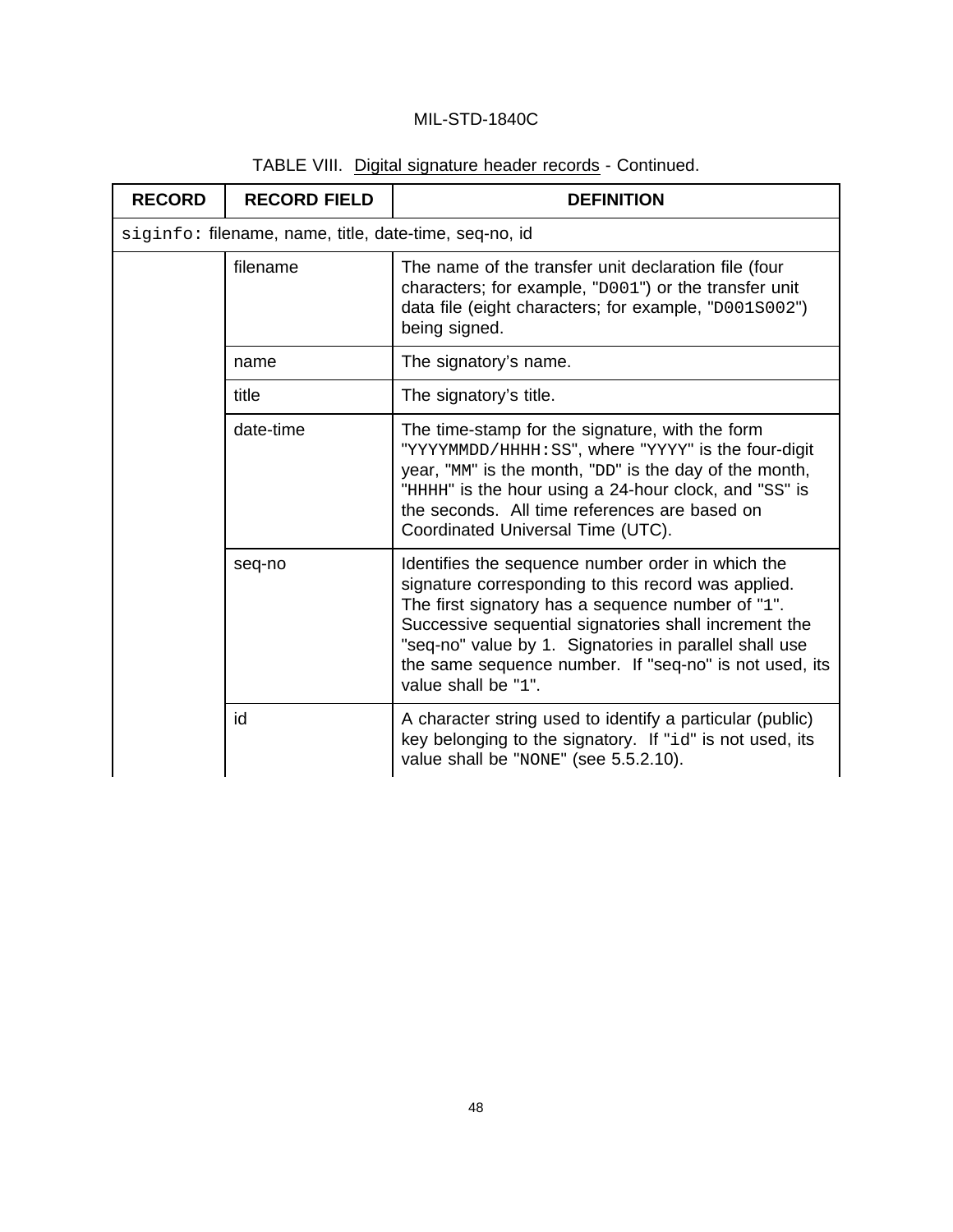TABLE VIII. Digital signature header records - Continued.

| RECORD | RECORD FIELD | DEFINITION |
|---|---|---|
| `siginfo:` filename, name, title, date-time, seq-no, id | | |
| | filename | The name of the transfer unit declaration file (four characters; for example, "`D001`") or the transfer unit data file (eight characters; for example, "`D001S002`") being signed. |
| | name | The signatory's name. |
| | title | The signatory's title. |
| | date-time | The time-stamp for the signature, with the form "`YYYYMMDD/HHHH:SS`", where "`YYYY`" is the four-digit year, "`MM`" is the month, "`DD`" is the day of the month, "`HHHH`" is the hour using a 24-hour clock, and "`SS`" is the seconds. All time references are based on Coordinated Universal Time (UTC). |
| | seq-no | Identifies the sequence number order in which the signature corresponding to this record was applied. The first signatory has a sequence number of "`1`". Successive sequential signatories shall increment the "seq-no" value by 1. Signatories in parallel shall use the same sequence number. If "seq-no" is not used, its value shall be "`1`". |
| | id | A character string used to identify a particular (public) key belonging to the signatory. If "`id`" is not used, its value shall be "`NONE`" (see 5.5.2.10). |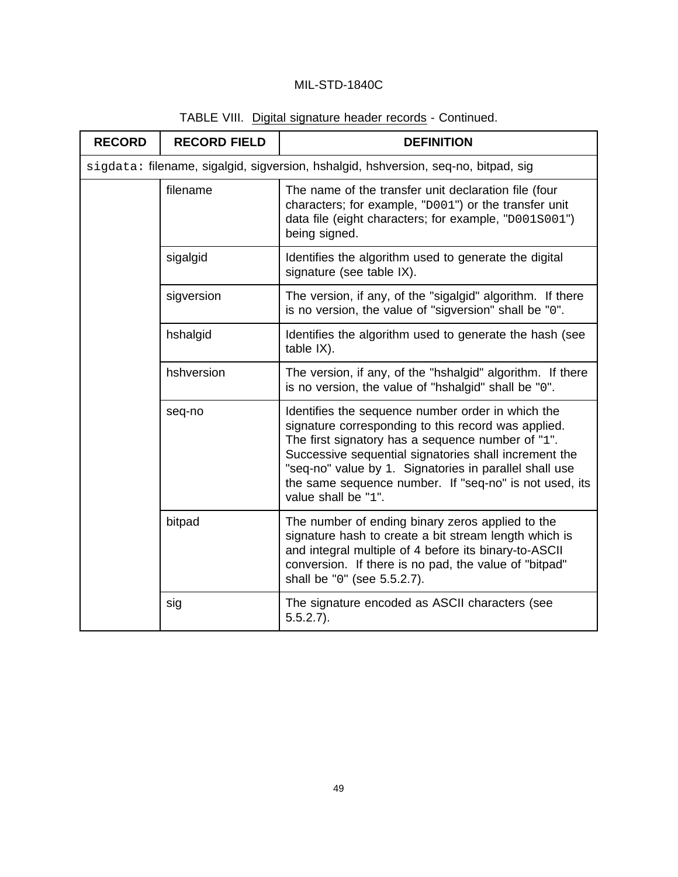TABLE VIII. Digital signature header records - Continued.

| RECORD | RECORD FIELD | DEFINITION |
|---|---|---|
| `sigdata:` filename, sigalgid, sigversion, hshalgid, hshversion, seq-no, bitpad, sig | | |
| | filename | The name of the transfer unit declaration file (four characters; for example, "`D001`") or the transfer unit data file (eight characters; for example, "`D001S001`") being signed. |
| | sigalgid | Identifies the algorithm used to generate the digital signature (see table IX). |
| | sigversion | The version, if any, of the "sigalgid" algorithm. If there is no version, the value of "sigversion" shall be "`0`". |
| | hshalgid | Identifies the algorithm used to generate the hash (see table IX). |
| | hshversion | The version, if any, of the "hshalgid" algorithm. If there is no version, the value of "hshalgid" shall be "`0`". |
| | seq-no | Identifies the sequence number order in which the signature corresponding to this record was applied. The first signatory has a sequence number of "`1`". Successive sequential signatories shall increment the "seq-no" value by 1. Signatories in parallel shall use the same sequence number. If "seq-no" is not used, its value shall be "`1`". |
| | bitpad | The number of ending binary zeros applied to the signature hash to create a bit stream length which is and integral multiple of 4 before its binary-to-ASCII conversion. If there is no pad, the value of "bitpad" shall be "`0`" (see 5.5.2.7). |
| | sig | The signature encoded as ASCII characters (see 5.5.2.7). |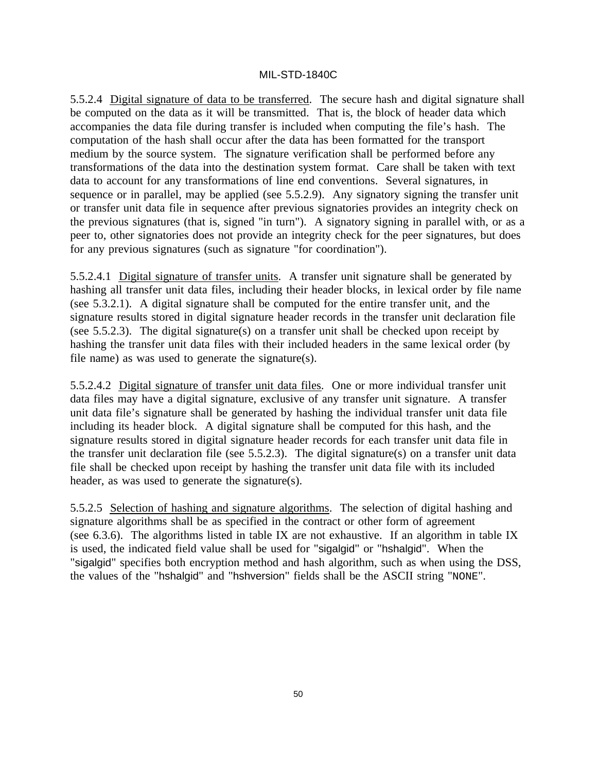5.5.2.4 Digital signature of data to be transferred. The secure hash and digital signature shall be computed on the data as it will be transmitted. That is, the block of header data which accompanies the data file during transfer is included when computing the file's hash. The computation of the hash shall occur after the data has been formatted for the transport medium by the source system. The signature verification shall be performed before any transformations of the data into the destination system format. Care shall be taken with text data to account for any transformations of line end conventions. Several signatures, in sequence or in parallel, may be applied (see 5.5.2.9). Any signatory signing the transfer unit or transfer unit data file in sequence after previous signatories provides an integrity check on the previous signatures (that is, signed "in turn"). A signatory signing in parallel with, or as a peer to, other signatories does not provide an integrity check for the peer signatures, but does for any previous signatures (such as signature "for coordination").

5.5.2.4.1 Digital signature of transfer units. A transfer unit signature shall be generated by hashing all transfer unit data files, including their header blocks, in lexical order by file name (see 5.3.2.1). A digital signature shall be computed for the entire transfer unit, and the signature results stored in digital signature header records in the transfer unit declaration file (see 5.5.2.3). The digital signature(s) on a transfer unit shall be checked upon receipt by hashing the transfer unit data files with their included headers in the same lexical order (by file name) as was used to generate the signature(s).

5.5.2.4.2 Digital signature of transfer unit data files. One or more individual transfer unit data files may have a digital signature, exclusive of any transfer unit signature. A transfer unit data file's signature shall be generated by hashing the individual transfer unit data file including its header block. A digital signature shall be computed for this hash, and the signature results stored in digital signature header records for each transfer unit data file in the transfer unit declaration file (see 5.5.2.3). The digital signature(s) on a transfer unit data file shall be checked upon receipt by hashing the transfer unit data file with its included header, as was used to generate the signature(s).

5.5.2.5 Selection of hashing and signature algorithms. The selection of digital hashing and signature algorithms shall be as specified in the contract or other form of agreement (see 6.3.6). The algorithms listed in table IX are not exhaustive. If an algorithm in table IX is used, the indicated field value shall be used for "sigalgid" or "hshalgid". When the "sigalgid" specifies both encryption method and hash algorithm, such as when using the DSS, the values of the "hshalgid" and "hshversion" fields shall be the ASCII string "NONE".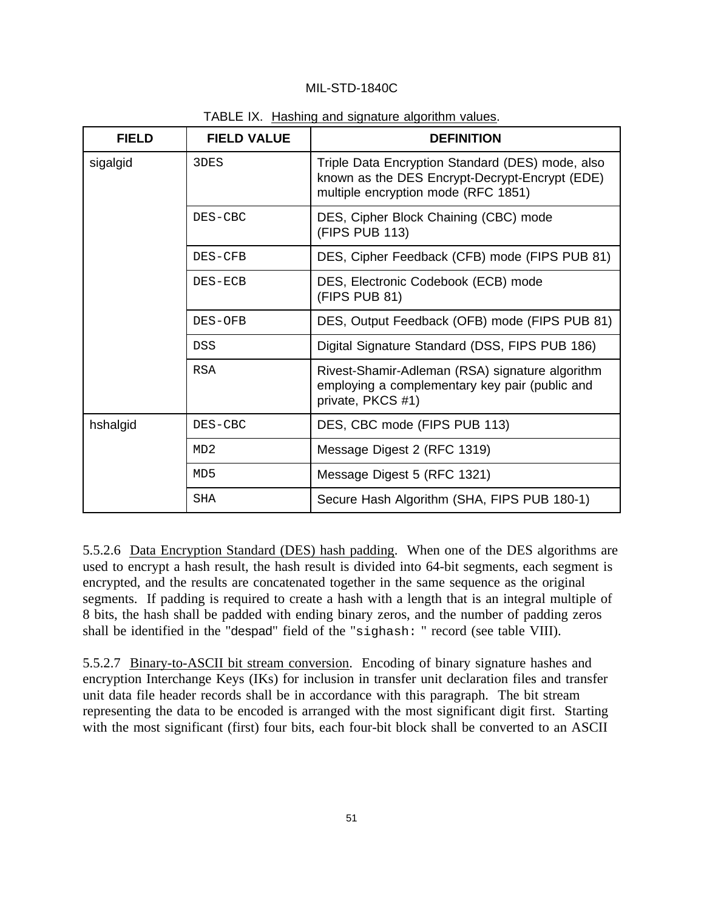TABLE IX. Hashing and signature algorithm values.

| FIELD | FIELD VALUE | DEFINITION |
|---|---|---|
| sigalgid | `3DES` | Triple Data Encryption Standard (DES) mode, also known as the DES Encrypt-Decrypt-Encrypt (EDE) multiple encryption mode (RFC 1851) |
| | `DES-CBC` | DES, Cipher Block Chaining (CBC) mode (FIPS PUB 113) |
| | `DES-CFB` | DES, Cipher Feedback (CFB) mode (FIPS PUB 81) |
| | `DES-ECB` | DES, Electronic Codebook (ECB) mode (FIPS PUB 81) |
| | `DES-OFB` | DES, Output Feedback (OFB) mode (FIPS PUB 81) |
| | `DSS` | Digital Signature Standard (DSS, FIPS PUB 186) |
| | `RSA` | Rivest-Shamir-Adleman (RSA) signature algorithm employing a complementary key pair (public and private, PKCS #1) |
| hshalgid | `DES-CBC` | DES, CBC mode (FIPS PUB 113) |
| | `MD2` | Message Digest 2 (RFC 1319) |
| | `MD5` | Message Digest 5 (RFC 1321) |
| | `SHA` | Secure Hash Algorithm (SHA, FIPS PUB 180-1) |

5.5.2.6 Data Encryption Standard (DES) hash padding. When one of the DES algorithms are used to encrypt a hash result, the hash result is divided into 64-bit segments, each segment is encrypted, and the results are concatenated together in the same sequence as the original segments. If padding is required to create a hash with a length that is an integral multiple of 8 bits, the hash shall be padded with ending binary zeros, and the number of padding zeros shall be identified in the "despad" field of the "`sighash: `" record (see table VIII).

5.5.2.7 Binary-to-ASCII bit stream conversion. Encoding of binary signature hashes and encryption Interchange Keys (IKs) for inclusion in transfer unit declaration files and transfer unit data file header records shall be in accordance with this paragraph. The bit stream representing the data to be encoded is arranged with the most significant digit first. Starting with the most significant (first) four bits, each four-bit block shall be converted to an ASCII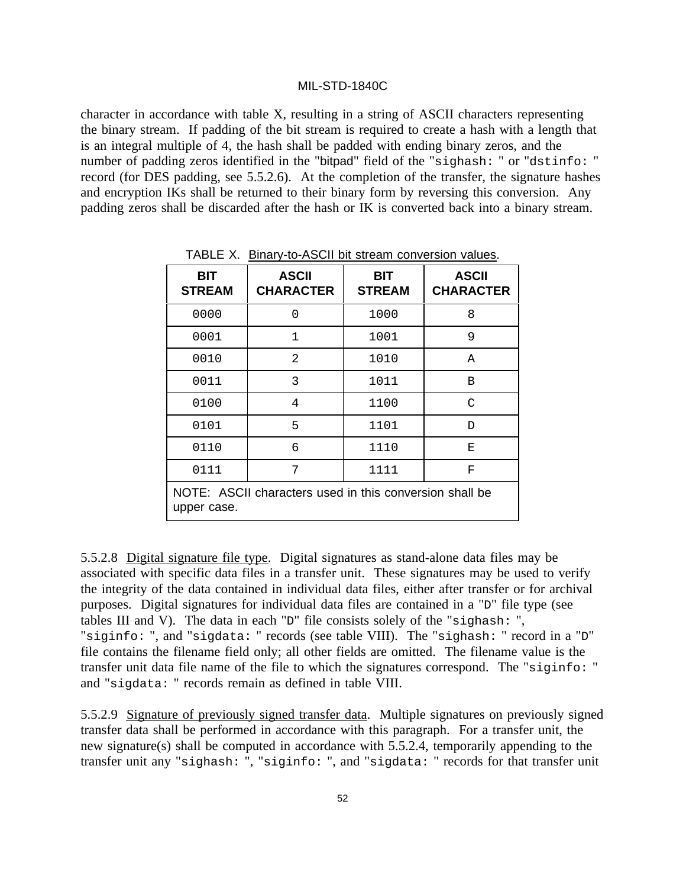character in accordance with table X, resulting in a string of ASCII characters representing the binary stream. If padding of the bit stream is required to create a hash with a length that is an integral multiple of 4, the hash shall be padded with ending binary zeros, and the number of padding zeros identified in the "bitpad" field of the "`sighash: `" or "`dstinfo: `" record (for DES padding, see 5.5.2.6). At the completion of the transfer, the signature hashes and encryption IKs shall be returned to their binary form by reversing this conversion. Any padding zeros shall be discarded after the hash or IK is converted back into a binary stream.

TABLE X. Binary-to-ASCII bit stream conversion values.

| BIT STREAM | ASCII CHARACTER | BIT STREAM | ASCII CHARACTER |
|---|---|---|---|
| 0000 | 0 | 1000 | 8 |
| 0001 | 1 | 1001 | 9 |
| 0010 | 2 | 1010 | A |
| 0011 | 3 | 1011 | B |
| 0100 | 4 | 1100 | C |
| 0101 | 5 | 1101 | D |
| 0110 | 6 | 1110 | E |
| 0111 | 7 | 1111 | F |
| NOTE: ASCII characters used in this conversion shall be upper case. | | | |

5.5.2.8 Digital signature file type. Digital signatures as stand-alone data files may be associated with specific data files in a transfer unit. These signatures may be used to verify the integrity of the data contained in individual data files, either after transfer or for archival purposes. Digital signatures for individual data files are contained in a "`D`" file type (see tables III and V). The data in each "`D`" file consists solely of the "`sighash: `", "`siginfo: `", and "`sigdata: `" records (see table VIII). The "`sighash: `" record in a "`D`" file contains the filename field only; all other fields are omitted. The filename value is the transfer unit data file name of the file to which the signatures correspond. The "`siginfo: `" and "`sigdata: `" records remain as defined in table VIII.

5.5.2.9 Signature of previously signed transfer data. Multiple signatures on previously signed transfer data shall be performed in accordance with this paragraph. For a transfer unit, the new signature(s) shall be computed in accordance with 5.5.2.4, temporarily appending to the transfer unit any "`sighash: `", "`siginfo: `", and "`sigdata: `" records for that transfer unit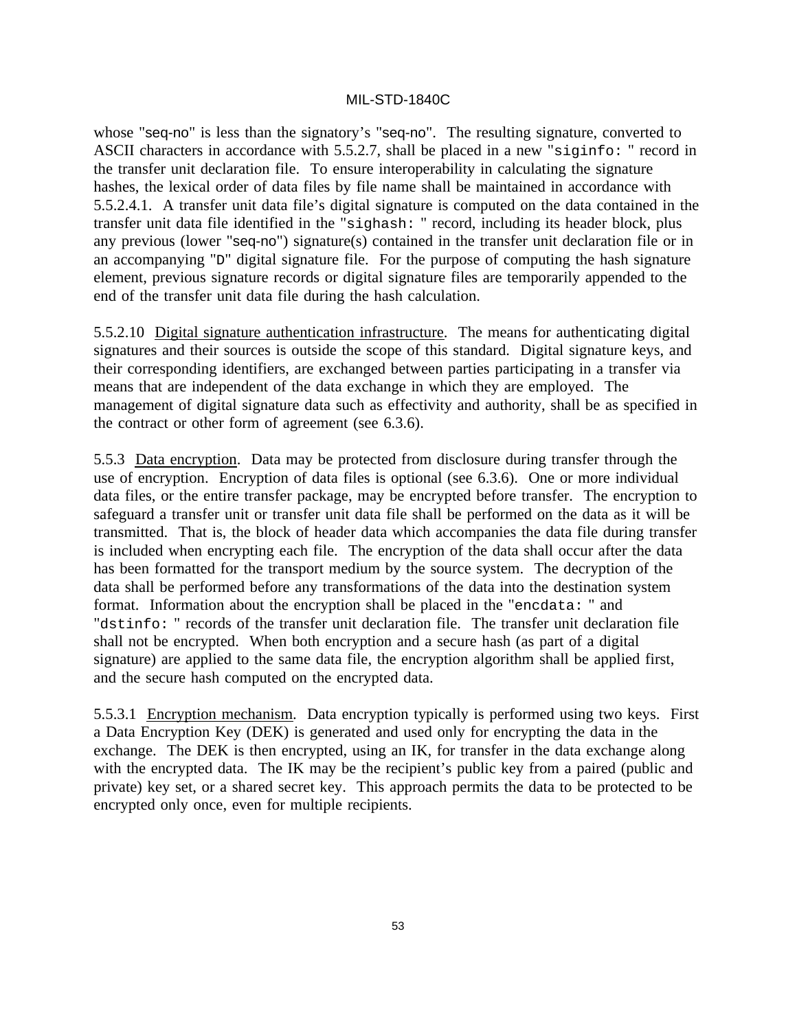whose "seq-no" is less than the signatory's "seq-no". The resulting signature, converted to ASCII characters in accordance with 5.5.2.7, shall be placed in a new "siginfo: " record in the transfer unit declaration file. To ensure interoperability in calculating the signature hashes, the lexical order of data files by file name shall be maintained in accordance with 5.5.2.4.1. A transfer unit data file's digital signature is computed on the data contained in the transfer unit data file identified in the "sighash: " record, including its header block, plus any previous (lower "seq-no") signature(s) contained in the transfer unit declaration file or in an accompanying "D" digital signature file. For the purpose of computing the hash signature element, previous signature records or digital signature files are temporarily appended to the end of the transfer unit data file during the hash calculation.

5.5.2.10 Digital signature authentication infrastructure. The means for authenticating digital signatures and their sources is outside the scope of this standard. Digital signature keys, and their corresponding identifiers, are exchanged between parties participating in a transfer via means that are independent of the data exchange in which they are employed. The management of digital signature data such as effectivity and authority, shall be as specified in the contract or other form of agreement (see 6.3.6).

5.5.3 Data encryption. Data may be protected from disclosure during transfer through the use of encryption. Encryption of data files is optional (see 6.3.6). One or more individual data files, or the entire transfer package, may be encrypted before transfer. The encryption to safeguard a transfer unit or transfer unit data file shall be performed on the data as it will be transmitted. That is, the block of header data which accompanies the data file during transfer is included when encrypting each file. The encryption of the data shall occur after the data has been formatted for the transport medium by the source system. The decryption of the data shall be performed before any transformations of the data into the destination system format. Information about the encryption shall be placed in the "encdata: " and "dstinfo: " records of the transfer unit declaration file. The transfer unit declaration file shall not be encrypted. When both encryption and a secure hash (as part of a digital signature) are applied to the same data file, the encryption algorithm shall be applied first, and the secure hash computed on the encrypted data.

5.5.3.1 Encryption mechanism. Data encryption typically is performed using two keys. First a Data Encryption Key (DEK) is generated and used only for encrypting the data in the exchange. The DEK is then encrypted, using an IK, for transfer in the data exchange along with the encrypted data. The IK may be the recipient's public key from a paired (public and private) key set, or a shared secret key. This approach permits the data to be protected to be encrypted only once, even for multiple recipients.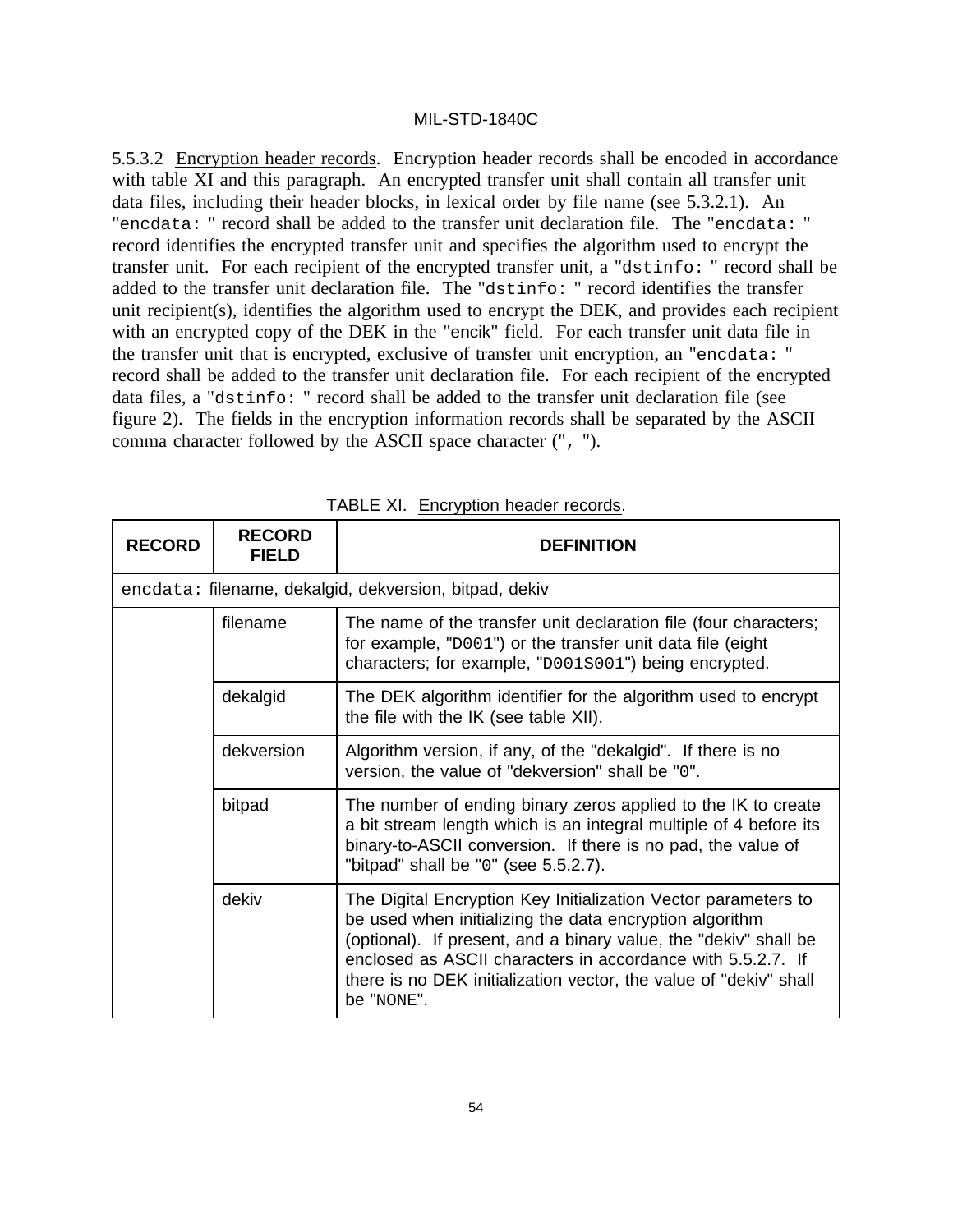5.5.3.2 Encryption header records. Encryption header records shall be encoded in accordance with table XI and this paragraph. An encrypted transfer unit shall contain all transfer unit data files, including their header blocks, in lexical order by file name (see 5.3.2.1). An "encdata: " record shall be added to the transfer unit declaration file. The "encdata: " record identifies the encrypted transfer unit and specifies the algorithm used to encrypt the transfer unit. For each recipient of the encrypted transfer unit, a "dstinfo: " record shall be added to the transfer unit declaration file. The "dstinfo: " record identifies the transfer unit recipient(s), identifies the algorithm used to encrypt the DEK, and provides each recipient with an encrypted copy of the DEK in the "encik" field. For each transfer unit data file in the transfer unit that is encrypted, exclusive of transfer unit encryption, an "encdata: " record shall be added to the transfer unit declaration file. For each recipient of the encrypted data files, a "dstinfo: " record shall be added to the transfer unit declaration file (see figure 2). The fields in the encryption information records shall be separated by the ASCII comma character followed by the ASCII space character (", ").

TABLE XI. Encryption header records.

| RECORD | RECORD FIELD | DEFINITION |
|---|---|---|
| encdata: filename, dekalgid, dekversion, bitpad, dekiv | | |
| | filename | The name of the transfer unit declaration file (four characters; for example, "D001") or the transfer unit data file (eight characters; for example, "D001S001") being encrypted. |
| | dekalgid | The DEK algorithm identifier for the algorithm used to encrypt the file with the IK (see table XII). |
| | dekversion | Algorithm version, if any, of the "dekalgid". If there is no version, the value of "dekversion" shall be "0". |
| | bitpad | The number of ending binary zeros applied to the IK to create a bit stream length which is an integral multiple of 4 before its binary-to-ASCII conversion. If there is no pad, the value of "bitpad" shall be "0" (see 5.5.2.7). |
| | dekiv | The Digital Encryption Key Initialization Vector parameters to be used when initializing the data encryption algorithm (optional). If present, and a binary value, the "dekiv" shall be enclosed as ASCII characters in accordance with 5.5.2.7. If there is no DEK initialization vector, the value of "dekiv" shall be "NONE". |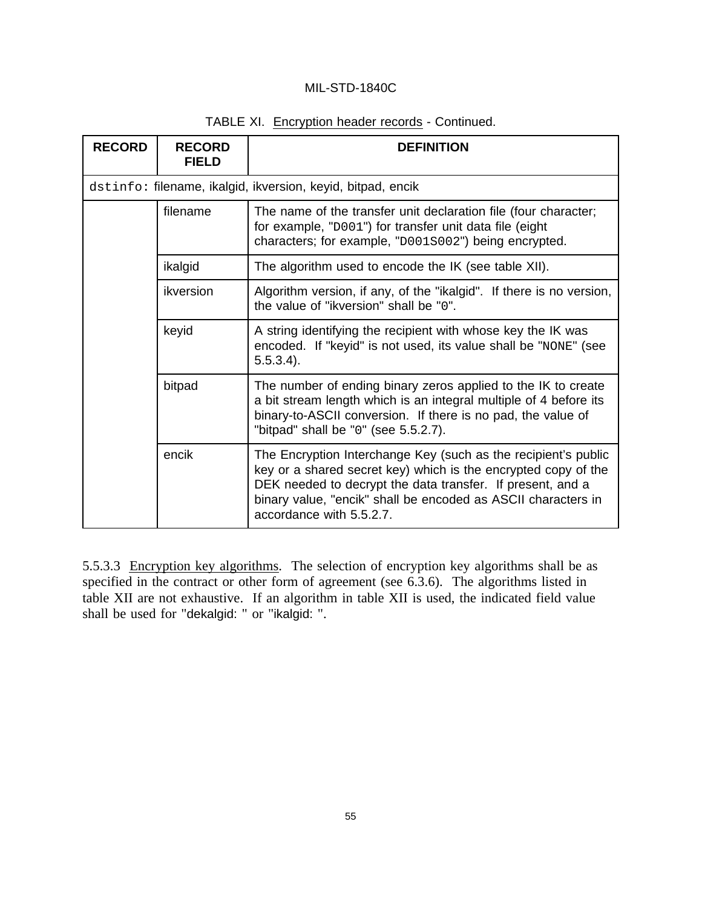TABLE XI. Encryption header records - Continued.

| RECORD | RECORD FIELD | DEFINITION |
|---|---|---|
| `dstinfo:` filename, ikalgid, ikversion, keyid, bitpad, encik | | |
| | filename | The name of the transfer unit declaration file (four character; for example, "`D001`") for transfer unit data file (eight characters; for example, "`D001S002`") being encrypted. |
| | ikalgid | The algorithm used to encode the IK (see table XII). |
| | ikversion | Algorithm version, if any, of the "ikalgid". If there is no version, the value of "ikversion" shall be "`0`". |
| | keyid | A string identifying the recipient with whose key the IK was encoded. If "keyid" is not used, its value shall be "`NONE`" (see 5.5.3.4). |
| | bitpad | The number of ending binary zeros applied to the IK to create a bit stream length which is an integral multiple of 4 before its binary-to-ASCII conversion. If there is no pad, the value of "bitpad" shall be "`0`" (see 5.5.2.7). |
| | encik | The Encryption Interchange Key (such as the recipient's public key or a shared secret key) which is the encrypted copy of the DEK needed to decrypt the data transfer. If present, and a binary value, "encik" shall be encoded as ASCII characters in accordance with 5.5.2.7. |

5.5.3.3 Encryption key algorithms. The selection of encryption key algorithms shall be as specified in the contract or other form of agreement (see 6.3.6). The algorithms listed in table XII are not exhaustive. If an algorithm in table XII is used, the indicated field value shall be used for "dekalgid: " or "ikalgid: ".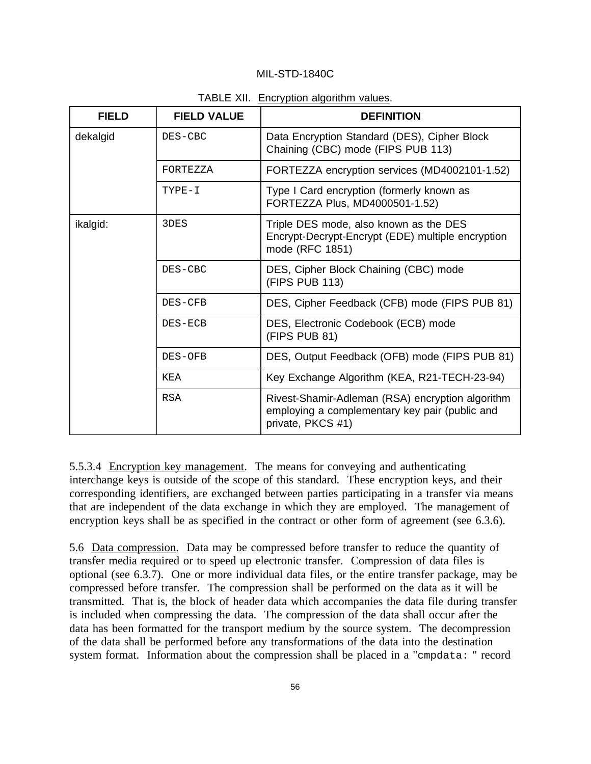TABLE XII. Encryption algorithm values.

| FIELD | FIELD VALUE | DEFINITION |
|---|---|---|
| dekalgid | DES-CBC | Data Encryption Standard (DES), Cipher Block Chaining (CBC) mode (FIPS PUB 113) |
| | FORTEZZA | FORTEZZA encryption services (MD4002101-1.52) |
| | TYPE-I | Type I Card encryption (formerly known as FORTEZZA Plus, MD4000501-1.52) |
| ikalgid: | 3DES | Triple DES mode, also known as the DES Encrypt-Decrypt-Encrypt (EDE) multiple encryption mode (RFC 1851) |
| | DES-CBC | DES, Cipher Block Chaining (CBC) mode (FIPS PUB 113) |
| | DES-CFB | DES, Cipher Feedback (CFB) mode (FIPS PUB 81) |
| | DES-ECB | DES, Electronic Codebook (ECB) mode (FIPS PUB 81) |
| | DES-OFB | DES, Output Feedback (OFB) mode (FIPS PUB 81) |
| | KEA | Key Exchange Algorithm (KEA, R21-TECH-23-94) |
| | RSA | Rivest-Shamir-Adleman (RSA) encryption algorithm employing a complementary key pair (public and private, PKCS #1) |

5.5.3.4 Encryption key management. The means for conveying and authenticating interchange keys is outside of the scope of this standard. These encryption keys, and their corresponding identifiers, are exchanged between parties participating in a transfer via means that are independent of the data exchange in which they are employed. The management of encryption keys shall be as specified in the contract or other form of agreement (see 6.3.6).

5.6 Data compression. Data may be compressed before transfer to reduce the quantity of transfer media required or to speed up electronic transfer. Compression of data files is optional (see 6.3.7). One or more individual data files, or the entire transfer package, may be compressed before transfer. The compression shall be performed on the data as it will be transmitted. That is, the block of header data which accompanies the data file during transfer is included when compressing the data. The compression of the data shall occur after the data has been formatted for the transport medium by the source system. The decompression of the data shall be performed before any transformations of the data into the destination system format. Information about the compression shall be placed in a "`cmpdata: `" record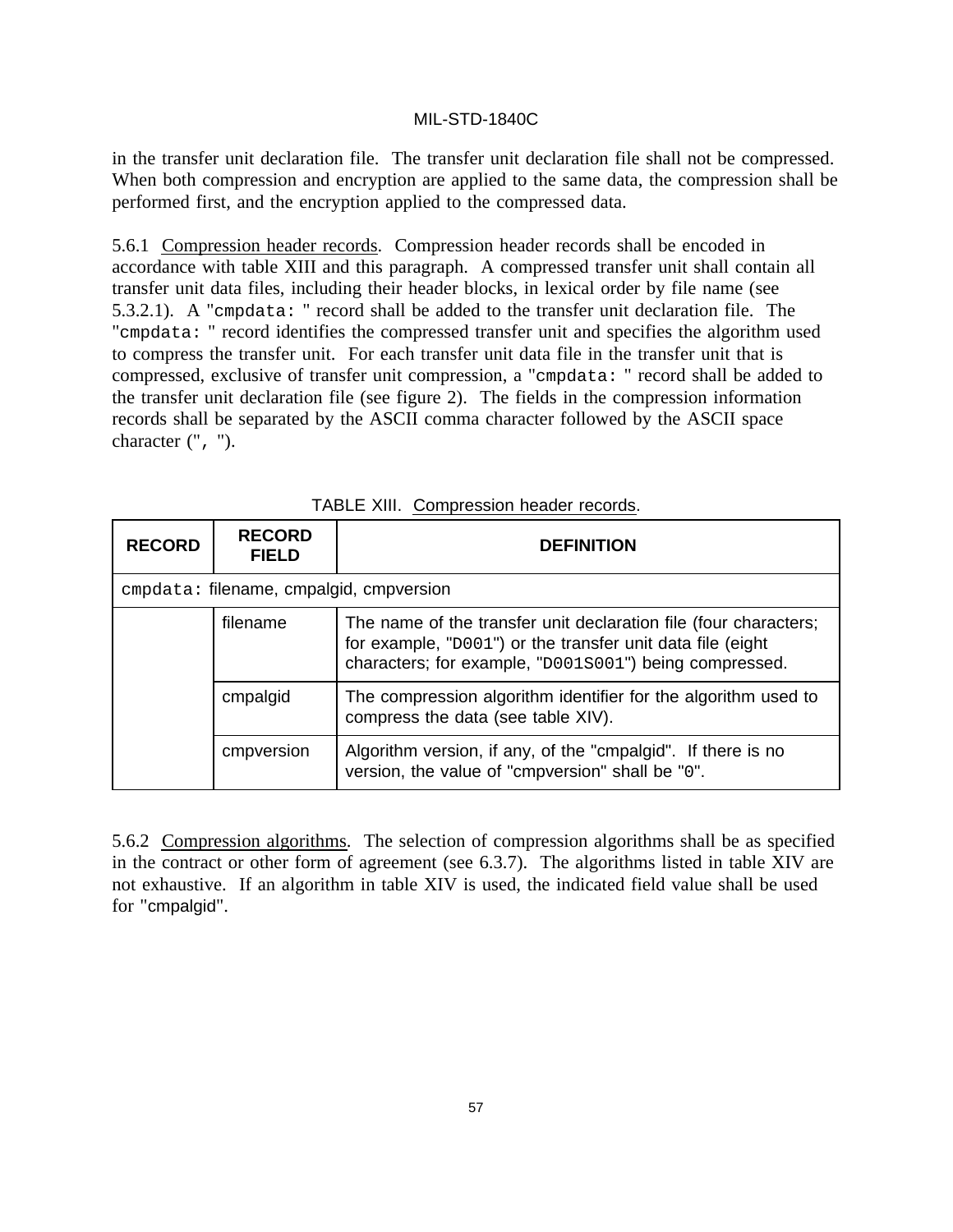in the transfer unit declaration file. The transfer unit declaration file shall not be compressed. When both compression and encryption are applied to the same data, the compression shall be performed first, and the encryption applied to the compressed data.

5.6.1 Compression header records. Compression header records shall be encoded in accordance with table XIII and this paragraph. A compressed transfer unit shall contain all transfer unit data files, including their header blocks, in lexical order by file name (see 5.3.2.1). A "`cmpdata: `" record shall be added to the transfer unit declaration file. The "`cmpdata: `" record identifies the compressed transfer unit and specifies the algorithm used to compress the transfer unit. For each transfer unit data file in the transfer unit that is compressed, exclusive of transfer unit compression, a "`cmpdata: `" record shall be added to the transfer unit declaration file (see figure 2). The fields in the compression information records shall be separated by the ASCII comma character followed by the ASCII space character ("`, `").

TABLE XIII. Compression header records.

| RECORD | RECORD FIELD | DEFINITION |
|---|---|---|
| `cmpdata:` filename, cmpalgid, cmpversion | | |
| | filename | The name of the transfer unit declaration file (four characters; for example, "`D001`") or the transfer unit data file (eight characters; for example, "`D001S001`") being compressed. |
| | cmpalgid | The compression algorithm identifier for the algorithm used to compress the data (see table XIV). |
| | cmpversion | Algorithm version, if any, of the "cmpalgid". If there is no version, the value of "cmpversion" shall be "`0`". |

5.6.2 Compression algorithms. The selection of compression algorithms shall be as specified in the contract or other form of agreement (see 6.3.7). The algorithms listed in table XIV are not exhaustive. If an algorithm in table XIV is used, the indicated field value shall be used for "cmpalgid".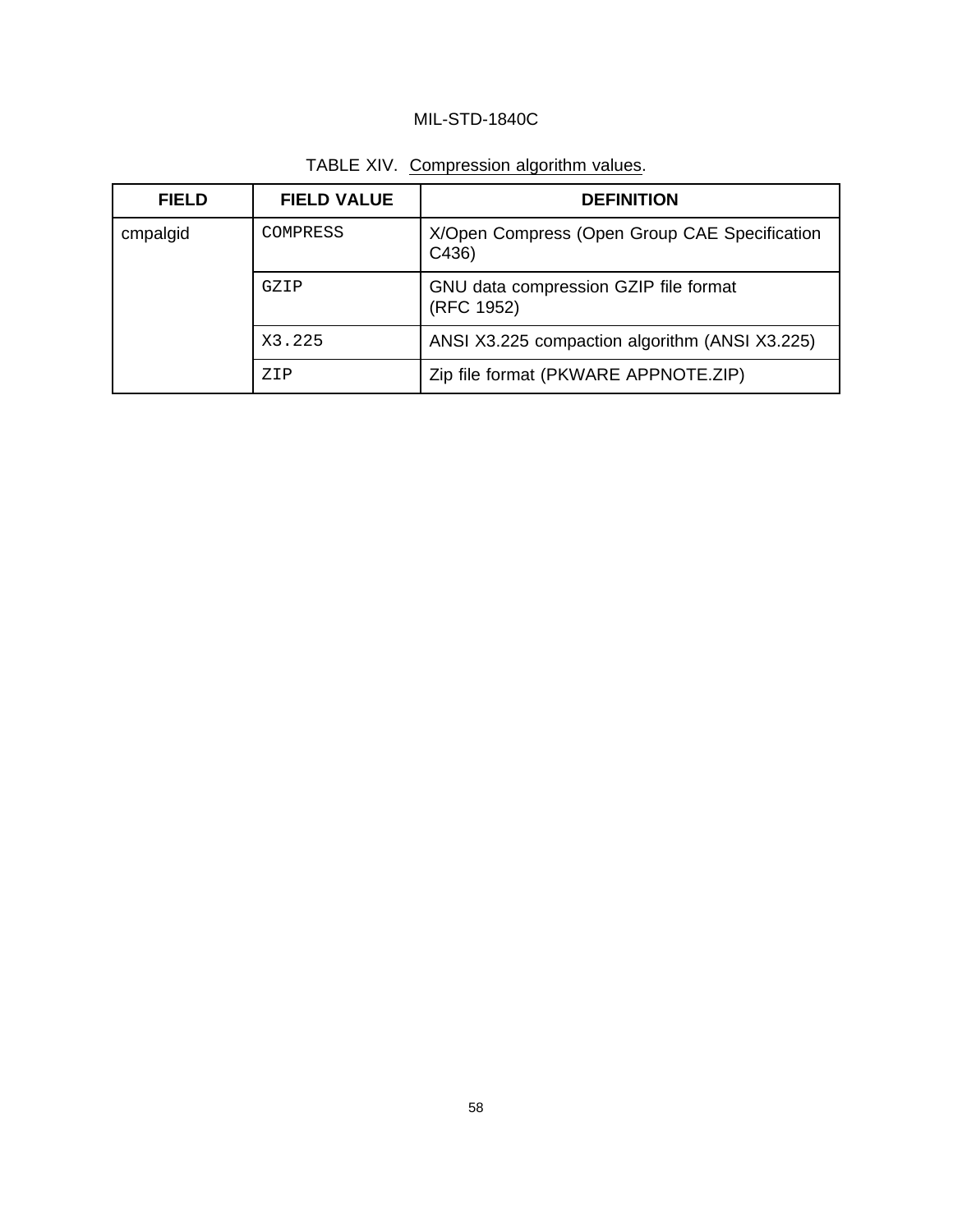TABLE XIV. Compression algorithm values.

| FIELD | FIELD VALUE | DEFINITION |
|---|---|---|
| cmpalgid | `COMPRESS` | X/Open Compress (Open Group CAE Specification C436) |
| | `GZIP` | GNU data compression GZIP file format (RFC 1952) |
| | `X3.225` | ANSI X3.225 compaction algorithm (ANSI X3.225) |
| | `ZIP` | Zip file format (PKWARE APPNOTE.ZIP) |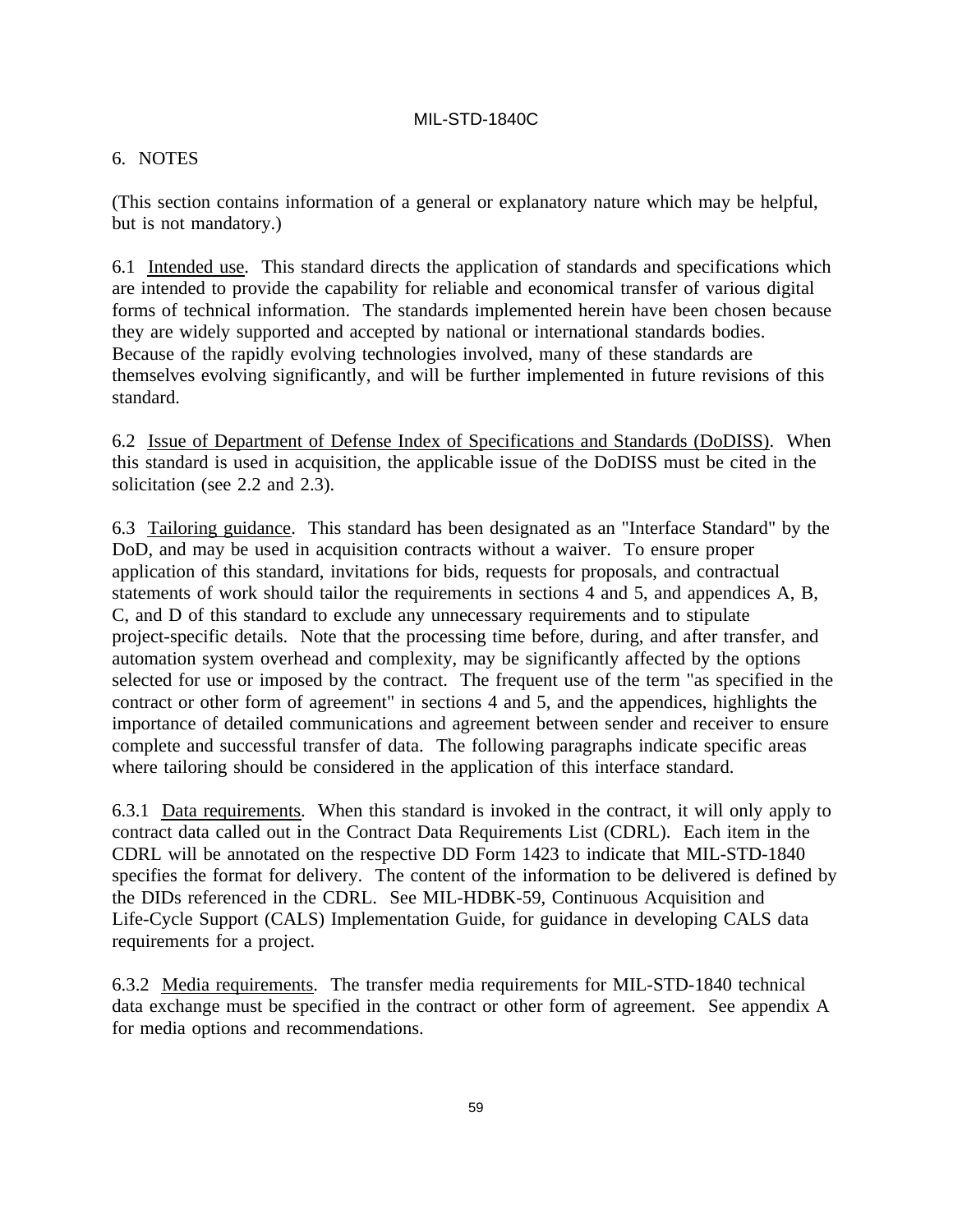## 6. NOTES

(This section contains information of a general or explanatory nature which may be helpful, but is not mandatory.)

6.1 Intended use. This standard directs the application of standards and specifications which are intended to provide the capability for reliable and economical transfer of various digital forms of technical information. The standards implemented herein have been chosen because they are widely supported and accepted by national or international standards bodies. Because of the rapidly evolving technologies involved, many of these standards are themselves evolving significantly, and will be further implemented in future revisions of this standard.

6.2 Issue of Department of Defense Index of Specifications and Standards (DoDISS). When this standard is used in acquisition, the applicable issue of the DoDISS must be cited in the solicitation (see 2.2 and 2.3).

6.3 Tailoring guidance. This standard has been designated as an "Interface Standard" by the DoD, and may be used in acquisition contracts without a waiver. To ensure proper application of this standard, invitations for bids, requests for proposals, and contractual statements of work should tailor the requirements in sections 4 and 5, and appendices A, B, C, and D of this standard to exclude any unnecessary requirements and to stipulate project-specific details. Note that the processing time before, during, and after transfer, and automation system overhead and complexity, may be significantly affected by the options selected for use or imposed by the contract. The frequent use of the term "as specified in the contract or other form of agreement" in sections 4 and 5, and the appendices, highlights the importance of detailed communications and agreement between sender and receiver to ensure complete and successful transfer of data. The following paragraphs indicate specific areas where tailoring should be considered in the application of this interface standard.

6.3.1 Data requirements. When this standard is invoked in the contract, it will only apply to contract data called out in the Contract Data Requirements List (CDRL). Each item in the CDRL will be annotated on the respective DD Form 1423 to indicate that MIL-STD-1840 specifies the format for delivery. The content of the information to be delivered is defined by the DIDs referenced in the CDRL. See MIL-HDBK-59, Continuous Acquisition and Life-Cycle Support (CALS) Implementation Guide, for guidance in developing CALS data requirements for a project.

6.3.2 Media requirements. The transfer media requirements for MIL-STD-1840 technical data exchange must be specified in the contract or other form of agreement. See appendix A for media options and recommendations.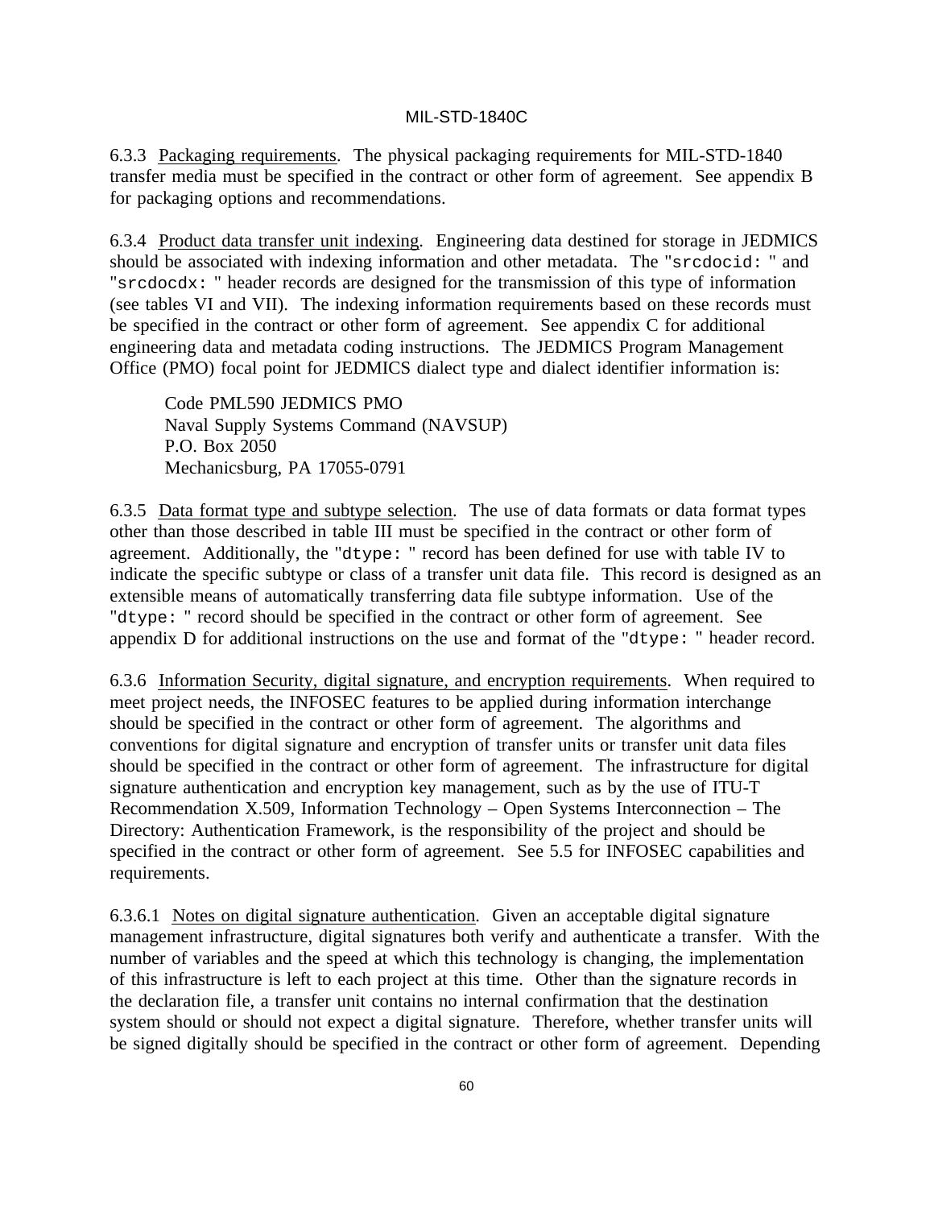6.3.3 Packaging requirements. The physical packaging requirements for MIL-STD-1840 transfer media must be specified in the contract or other form of agreement. See appendix B for packaging options and recommendations.

6.3.4 Product data transfer unit indexing. Engineering data destined for storage in JEDMICS should be associated with indexing information and other metadata. The "`srcdocid: `" and "`srcdocdx: `" header records are designed for the transmission of this type of information (see tables VI and VII). The indexing information requirements based on these records must be specified in the contract or other form of agreement. See appendix C for additional engineering data and metadata coding instructions. The JEDMICS Program Management Office (PMO) focal point for JEDMICS dialect type and dialect identifier information is:

> Code PML590 JEDMICS PMO
> Naval Supply Systems Command (NAVSUP)
> P.O. Box 2050
> Mechanicsburg, PA 17055-0791

6.3.5 Data format type and subtype selection. The use of data formats or data format types other than those described in table III must be specified in the contract or other form of agreement. Additionally, the "`dtype: `" record has been defined for use with table IV to indicate the specific subtype or class of a transfer unit data file. This record is designed as an extensible means of automatically transferring data file subtype information. Use of the "`dtype: `" record should be specified in the contract or other form of agreement. See appendix D for additional instructions on the use and format of the "`dtype: `" header record.

6.3.6 Information Security, digital signature, and encryption requirements. When required to meet project needs, the INFOSEC features to be applied during information interchange should be specified in the contract or other form of agreement. The algorithms and conventions for digital signature and encryption of transfer units or transfer unit data files should be specified in the contract or other form of agreement. The infrastructure for digital signature authentication and encryption key management, such as by the use of ITU-T Recommendation X.509, Information Technology – Open Systems Interconnection – The Directory: Authentication Framework, is the responsibility of the project and should be specified in the contract or other form of agreement. See 5.5 for INFOSEC capabilities and requirements.

6.3.6.1 Notes on digital signature authentication. Given an acceptable digital signature management infrastructure, digital signatures both verify and authenticate a transfer. With the number of variables and the speed at which this technology is changing, the implementation of this infrastructure is left to each project at this time. Other than the signature records in the declaration file, a transfer unit contains no internal confirmation that the destination system should or should not expect a digital signature. Therefore, whether transfer units will be signed digitally should be specified in the contract or other form of agreement. Depending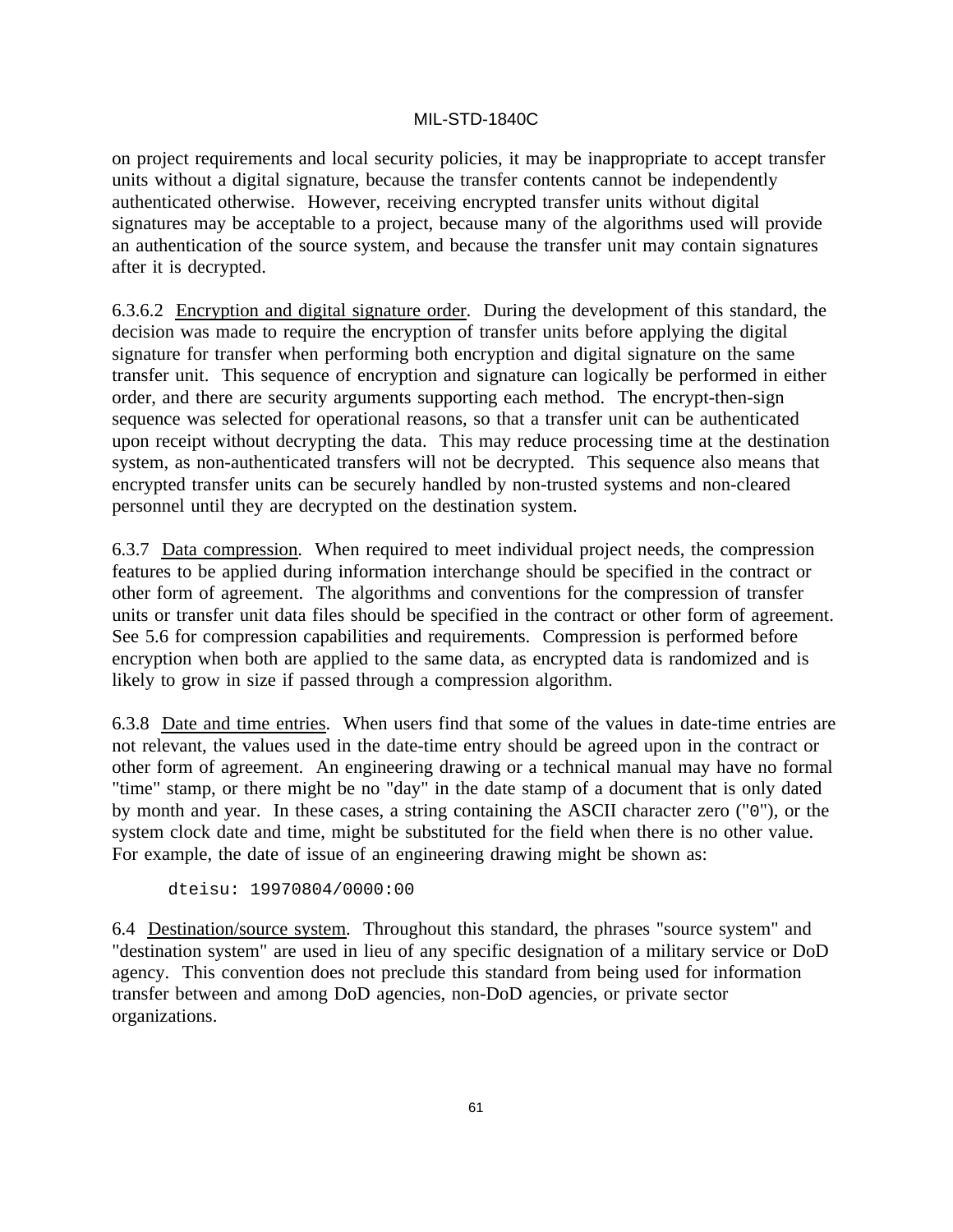on project requirements and local security policies, it may be inappropriate to accept transfer units without a digital signature, because the transfer contents cannot be independently authenticated otherwise. However, receiving encrypted transfer units without digital signatures may be acceptable to a project, because many of the algorithms used will provide an authentication of the source system, and because the transfer unit may contain signatures after it is decrypted.

6.3.6.2 Encryption and digital signature order. During the development of this standard, the decision was made to require the encryption of transfer units before applying the digital signature for transfer when performing both encryption and digital signature on the same transfer unit. This sequence of encryption and signature can logically be performed in either order, and there are security arguments supporting each method. The encrypt-then-sign sequence was selected for operational reasons, so that a transfer unit can be authenticated upon receipt without decrypting the data. This may reduce processing time at the destination system, as non-authenticated transfers will not be decrypted. This sequence also means that encrypted transfer units can be securely handled by non-trusted systems and non-cleared personnel until they are decrypted on the destination system.

6.3.7 Data compression. When required to meet individual project needs, the compression features to be applied during information interchange should be specified in the contract or other form of agreement. The algorithms and conventions for the compression of transfer units or transfer unit data files should be specified in the contract or other form of agreement. See 5.6 for compression capabilities and requirements. Compression is performed before encryption when both are applied to the same data, as encrypted data is randomized and is likely to grow in size if passed through a compression algorithm.

6.3.8 Date and time entries. When users find that some of the values in date-time entries are not relevant, the values used in the date-time entry should be agreed upon in the contract or other form of agreement. An engineering drawing or a technical manual may have no formal "time" stamp, or there might be no "day" in the date stamp of a document that is only dated by month and year. In these cases, a string containing the ASCII character zero ("0"), or the system clock date and time, might be substituted for the field when there is no other value. For example, the date of issue of an engineering drawing might be shown as:

```
dteisu: 19970804/0000:00
```

6.4 Destination/source system. Throughout this standard, the phrases "source system" and "destination system" are used in lieu of any specific designation of a military service or DoD agency. This convention does not preclude this standard from being used for information transfer between and among DoD agencies, non-DoD agencies, or private sector organizations.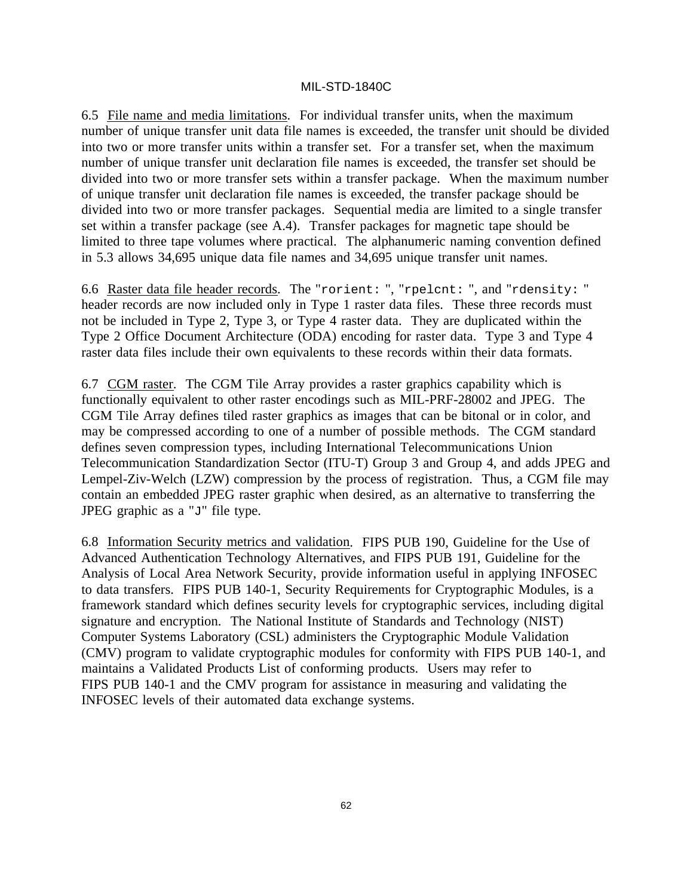6.5 File name and media limitations. For individual transfer units, when the maximum number of unique transfer unit data file names is exceeded, the transfer unit should be divided into two or more transfer units within a transfer set. For a transfer set, when the maximum number of unique transfer unit declaration file names is exceeded, the transfer set should be divided into two or more transfer sets within a transfer package. When the maximum number of unique transfer unit declaration file names is exceeded, the transfer package should be divided into two or more transfer packages. Sequential media are limited to a single transfer set within a transfer package (see A.4). Transfer packages for magnetic tape should be limited to three tape volumes where practical. The alphanumeric naming convention defined in 5.3 allows 34,695 unique data file names and 34,695 unique transfer unit names.

6.6 Raster data file header records. The "`rorient: `", "`rpelcnt: `", and "`rdensity: `" header records are now included only in Type 1 raster data files. These three records must not be included in Type 2, Type 3, or Type 4 raster data. They are duplicated within the Type 2 Office Document Architecture (ODA) encoding for raster data. Type 3 and Type 4 raster data files include their own equivalents to these records within their data formats.

6.7 CGM raster. The CGM Tile Array provides a raster graphics capability which is functionally equivalent to other raster encodings such as MIL-PRF-28002 and JPEG. The CGM Tile Array defines tiled raster graphics as images that can be bitonal or in color, and may be compressed according to one of a number of possible methods. The CGM standard defines seven compression types, including International Telecommunications Union Telecommunication Standardization Sector (ITU-T) Group 3 and Group 4, and adds JPEG and Lempel-Ziv-Welch (LZW) compression by the process of registration. Thus, a CGM file may contain an embedded JPEG raster graphic when desired, as an alternative to transferring the JPEG graphic as a "`J`" file type.

6.8 Information Security metrics and validation. FIPS PUB 190, Guideline for the Use of Advanced Authentication Technology Alternatives, and FIPS PUB 191, Guideline for the Analysis of Local Area Network Security, provide information useful in applying INFOSEC to data transfers. FIPS PUB 140-1, Security Requirements for Cryptographic Modules, is a framework standard which defines security levels for cryptographic services, including digital signature and encryption. The National Institute of Standards and Technology (NIST) Computer Systems Laboratory (CSL) administers the Cryptographic Module Validation (CMV) program to validate cryptographic modules for conformity with FIPS PUB 140-1, and maintains a Validated Products List of conforming products. Users may refer to FIPS PUB 140-1 and the CMV program for assistance in measuring and validating the INFOSEC levels of their automated data exchange systems.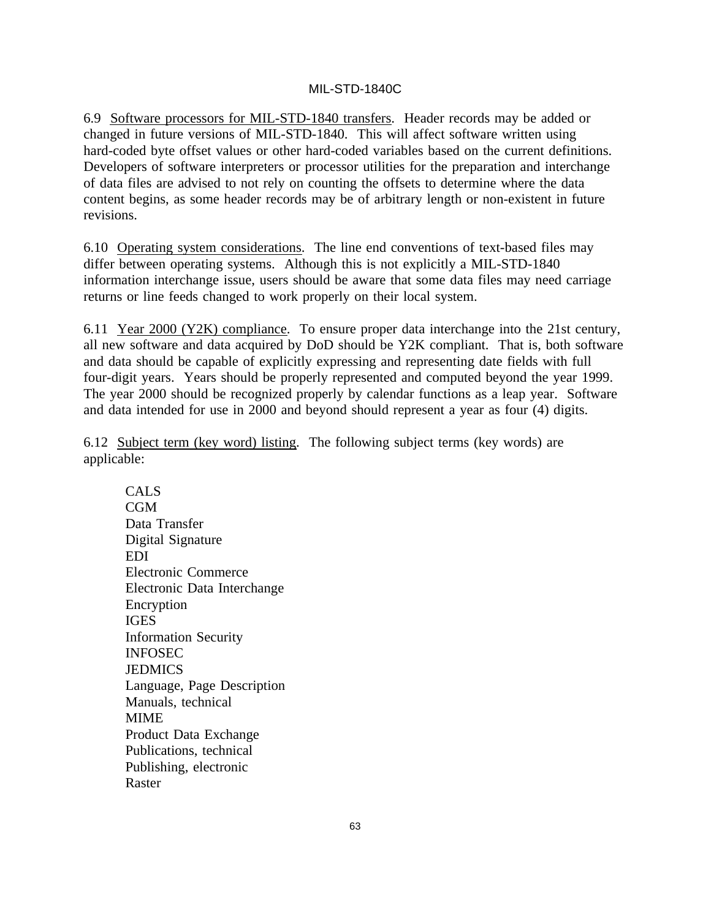6.9 Software processors for MIL-STD-1840 transfers. Header records may be added or changed in future versions of MIL-STD-1840. This will affect software written using hard-coded byte offset values or other hard-coded variables based on the current definitions. Developers of software interpreters or processor utilities for the preparation and interchange of data files are advised to not rely on counting the offsets to determine where the data content begins, as some header records may be of arbitrary length or non-existent in future revisions.

6.10 Operating system considerations. The line end conventions of text-based files may differ between operating systems. Although this is not explicitly a MIL-STD-1840 information interchange issue, users should be aware that some data files may need carriage returns or line feeds changed to work properly on their local system.

6.11 Year 2000 (Y2K) compliance. To ensure proper data interchange into the 21st century, all new software and data acquired by DoD should be Y2K compliant. That is, both software and data should be capable of explicitly expressing and representing date fields with full four-digit years. Years should be properly represented and computed beyond the year 1999. The year 2000 should be recognized properly by calendar functions as a leap year. Software and data intended for use in 2000 and beyond should represent a year as four (4) digits.

6.12 Subject term (key word) listing. The following subject terms (key words) are applicable:

- CALS
- CGM
- Data Transfer
- Digital Signature
- EDI
- Electronic Commerce
- Electronic Data Interchange
- Encryption
- IGES
- Information Security
- INFOSEC
- JEDMICS
- Language, Page Description
- Manuals, technical
- MIME
- Product Data Exchange
- Publications, technical
- Publishing, electronic
- Raster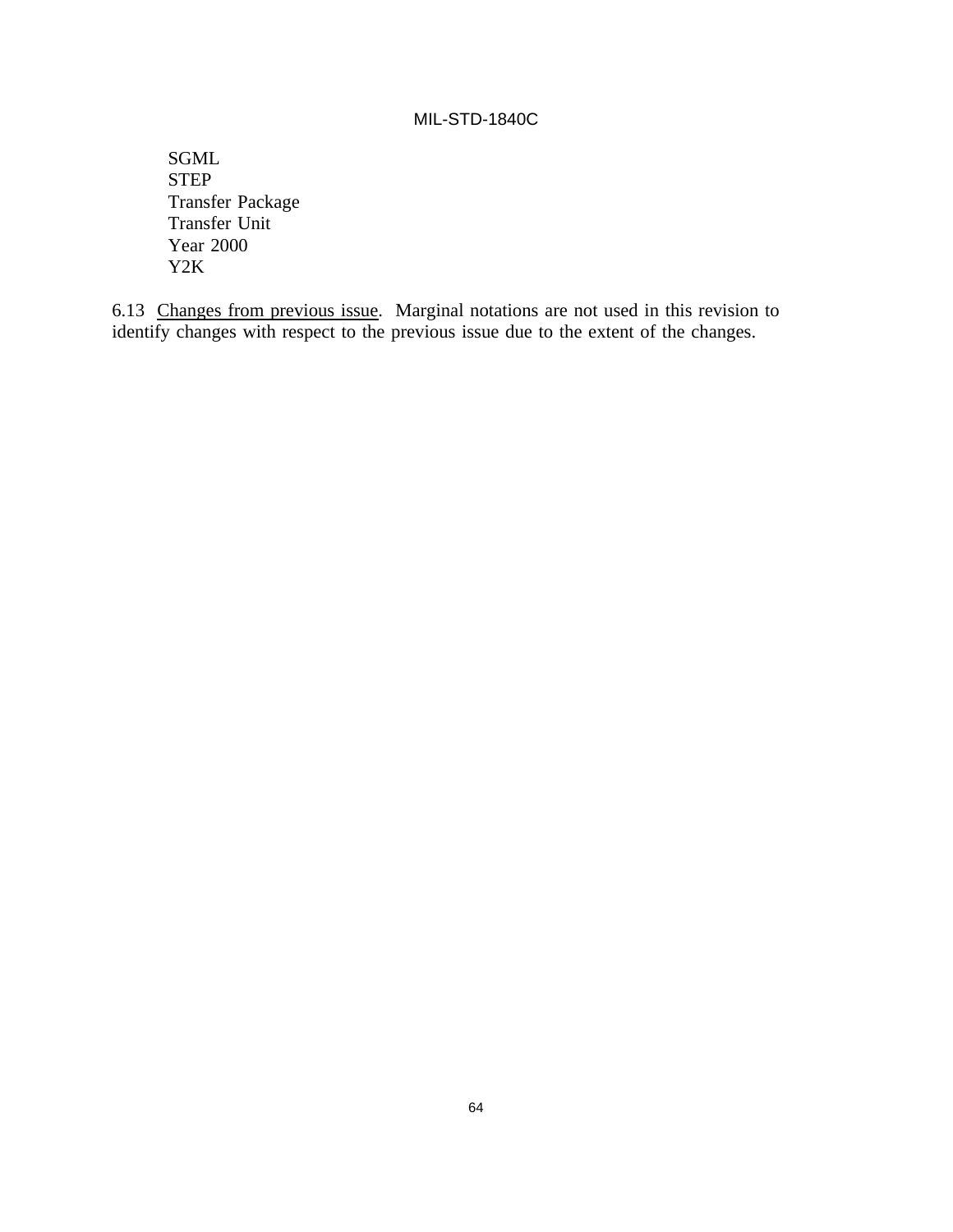SGML
STEP
Transfer Package
Transfer Unit
Year 2000
Y2K

6.13 Changes from previous issue. Marginal notations are not used in this revision to identify changes with respect to the previous issue due to the extent of the changes.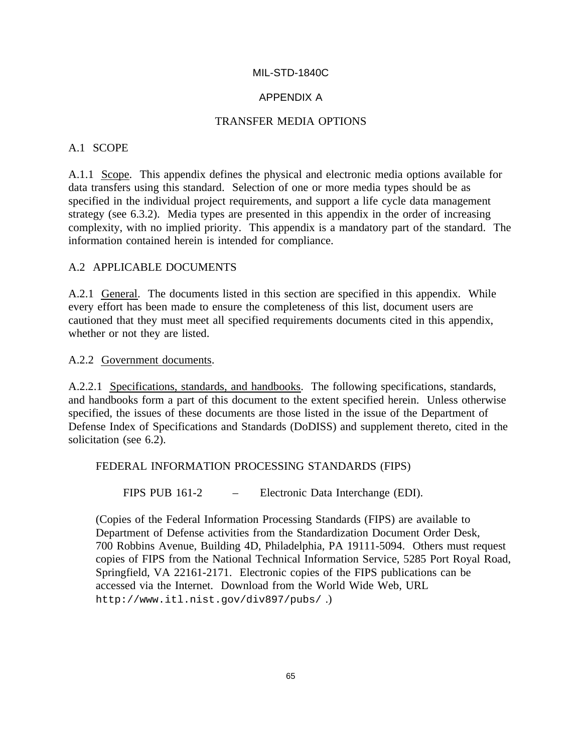# APPENDIX A

# TRANSFER MEDIA OPTIONS

## A.1 SCOPE

A.1.1 Scope. This appendix defines the physical and electronic media options available for data transfers using this standard. Selection of one or more media types should be as specified in the individual project requirements, and support a life cycle data management strategy (see 6.3.2). Media types are presented in this appendix in the order of increasing complexity, with no implied priority. This appendix is a mandatory part of the standard. The information contained herein is intended for compliance.

## A.2 APPLICABLE DOCUMENTS

A.2.1 General. The documents listed in this section are specified in this appendix. While every effort has been made to ensure the completeness of this list, document users are cautioned that they must meet all specified requirements documents cited in this appendix, whether or not they are listed.

A.2.2 Government documents.

A.2.2.1 Specifications, standards, and handbooks. The following specifications, standards, and handbooks form a part of this document to the extent specified herein. Unless otherwise specified, the issues of these documents are those listed in the issue of the Department of Defense Index of Specifications and Standards (DoDISS) and supplement thereto, cited in the solicitation (see 6.2).

FEDERAL INFORMATION PROCESSING STANDARDS (FIPS)

FIPS PUB 161-2 – Electronic Data Interchange (EDI).

(Copies of the Federal Information Processing Standards (FIPS) are available to Department of Defense activities from the Standardization Document Order Desk, 700 Robbins Avenue, Building 4D, Philadelphia, PA 19111-5094. Others must request copies of FIPS from the National Technical Information Service, 5285 Port Royal Road, Springfield, VA 22161-2171. Electronic copies of the FIPS publications can be accessed via the Internet. Download from the World Wide Web, URL `http://www.itl.nist.gov/div897/pubs/` .)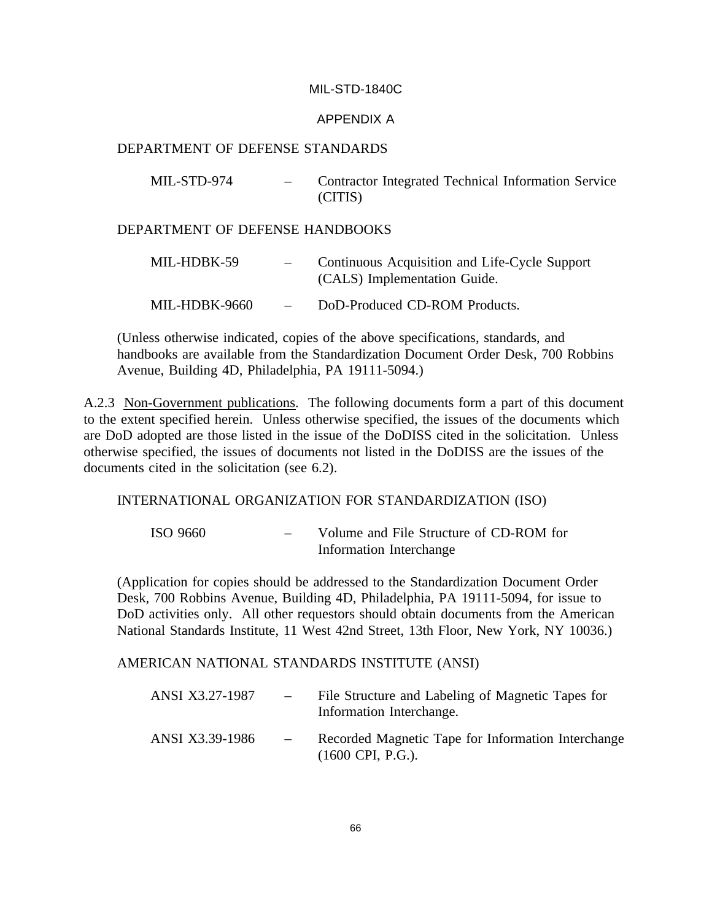DEPARTMENT OF DEFENSE STANDARDS

| | | |
|---|---|---|
| MIL-STD-974 | – | Contractor Integrated Technical Information Service (CITIS) |

DEPARTMENT OF DEFENSE HANDBOOKS

| | | |
|---|---|---|
| MIL-HDBK-59 | – | Continuous Acquisition and Life-Cycle Support (CALS) Implementation Guide. |
| MIL-HDBK-9660 | – | DoD-Produced CD-ROM Products. |

(Unless otherwise indicated, copies of the above specifications, standards, and handbooks are available from the Standardization Document Order Desk, 700 Robbins Avenue, Building 4D, Philadelphia, PA 19111-5094.)

A.2.3 Non-Government publications. The following documents form a part of this document to the extent specified herein. Unless otherwise specified, the issues of the documents which are DoD adopted are those listed in the issue of the DoDISS cited in the solicitation. Unless otherwise specified, the issues of documents not listed in the DoDISS are the issues of the documents cited in the solicitation (see 6.2).

INTERNATIONAL ORGANIZATION FOR STANDARDIZATION (ISO)

| | | |
|---|---|---|
| ISO 9660 | – | Volume and File Structure of CD-ROM for Information Interchange |

(Application for copies should be addressed to the Standardization Document Order Desk, 700 Robbins Avenue, Building 4D, Philadelphia, PA 19111-5094, for issue to DoD activities only. All other requestors should obtain documents from the American National Standards Institute, 11 West 42nd Street, 13th Floor, New York, NY 10036.)

AMERICAN NATIONAL STANDARDS INSTITUTE (ANSI)

| | | |
|---|---|---|
| ANSI X3.27-1987 | – | File Structure and Labeling of Magnetic Tapes for Information Interchange. |
| ANSI X3.39-1986 | – | Recorded Magnetic Tape for Information Interchange (1600 CPI, P.G.). |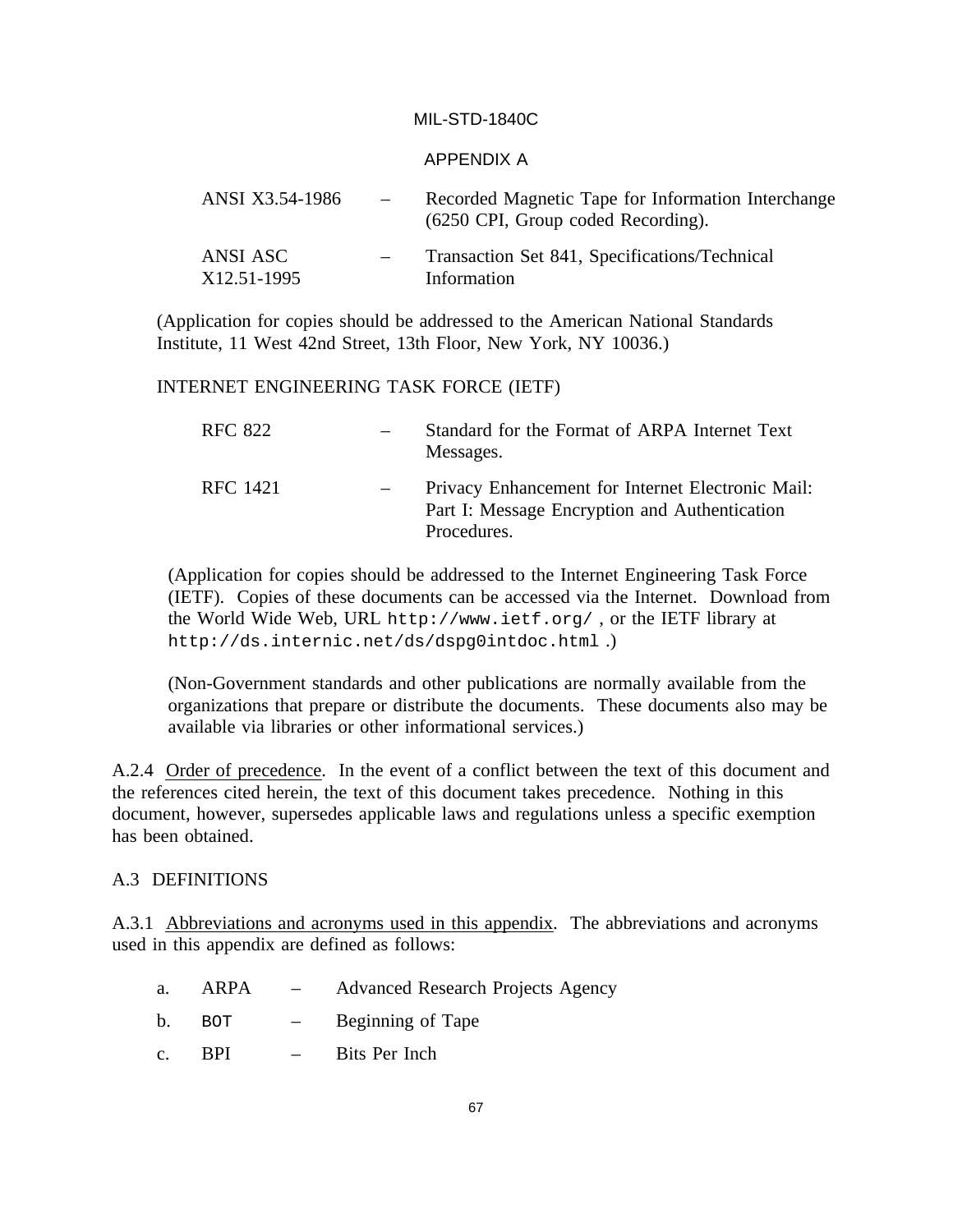| | | |
|---|---|---|
| ANSI X3.54-1986 | – | Recorded Magnetic Tape for Information Interchange (6250 CPI, Group coded Recording). |
| ANSI ASC X12.51-1995 | – | Transaction Set 841, Specifications/Technical Information |

(Application for copies should be addressed to the American National Standards Institute, 11 West 42nd Street, 13th Floor, New York, NY 10036.)

INTERNET ENGINEERING TASK FORCE (IETF)

| | | |
|---|---|---|
| RFC 822 | – | Standard for the Format of ARPA Internet Text Messages. |
| RFC 1421 | – | Privacy Enhancement for Internet Electronic Mail: Part I: Message Encryption and Authentication Procedures. |

(Application for copies should be addressed to the Internet Engineering Task Force (IETF). Copies of these documents can be accessed via the Internet. Download from the World Wide Web, URL `http://www.ietf.org/` , or the IETF library at `http://ds.internic.net/ds/dspg0intdoc.html` .)

(Non-Government standards and other publications are normally available from the organizations that prepare or distribute the documents. These documents also may be available via libraries or other informational services.)

A.2.4 Order of precedence. In the event of a conflict between the text of this document and the references cited herein, the text of this document takes precedence. Nothing in this document, however, supersedes applicable laws and regulations unless a specific exemption has been obtained.

## A.3 DEFINITIONS

A.3.1 Abbreviations and acronyms used in this appendix. The abbreviations and acronyms used in this appendix are defined as follows:

a. ARPA – Advanced Research Projects Agency

b. BOT – Beginning of Tape

c. BPI – Bits Per Inch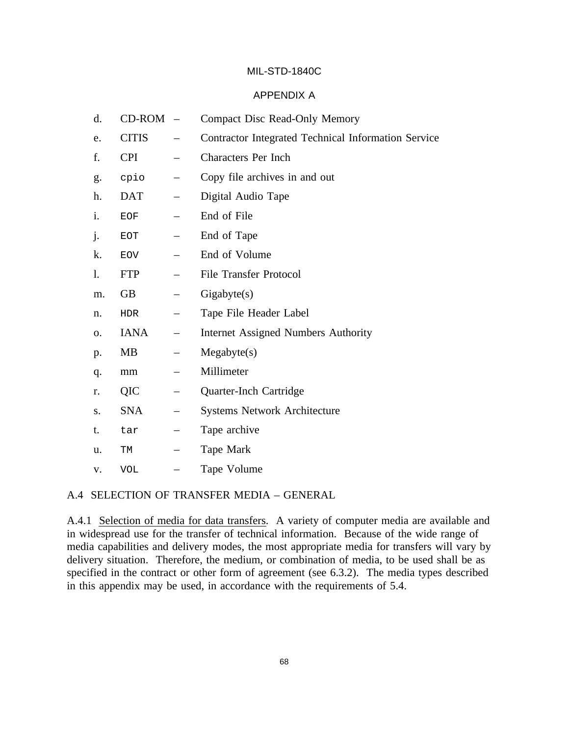d. CD-ROM – Compact Disc Read-Only Memory

e. CITIS – Contractor Integrated Technical Information Service

f. CPI – Characters Per Inch

g. `cpio` – Copy file archives in and out

h. DAT – Digital Audio Tape

i. `EOF` – End of File

j. `EOT` – End of Tape

k. `EOV` – End of Volume

l. FTP – File Transfer Protocol

m. GB – Gigabyte(s)

n. `HDR` – Tape File Header Label

o. IANA – Internet Assigned Numbers Authority

p. MB – Megabyte(s)

q. mm – Millimeter

r. QIC – Quarter-Inch Cartridge

s. SNA – Systems Network Architecture

t. `tar` – Tape archive

u. `TM` – Tape Mark

v. `VOL` – Tape Volume

## A.4 SELECTION OF TRANSFER MEDIA – GENERAL

A.4.1 Selection of media for data transfers. A variety of computer media are available and in widespread use for the transfer of technical information. Because of the wide range of media capabilities and delivery modes, the most appropriate media for transfers will vary by delivery situation. Therefore, the medium, or combination of media, to be used shall be as specified in the contract or other form of agreement (see 6.3.2). The media types described in this appendix may be used, in accordance with the requirements of 5.4.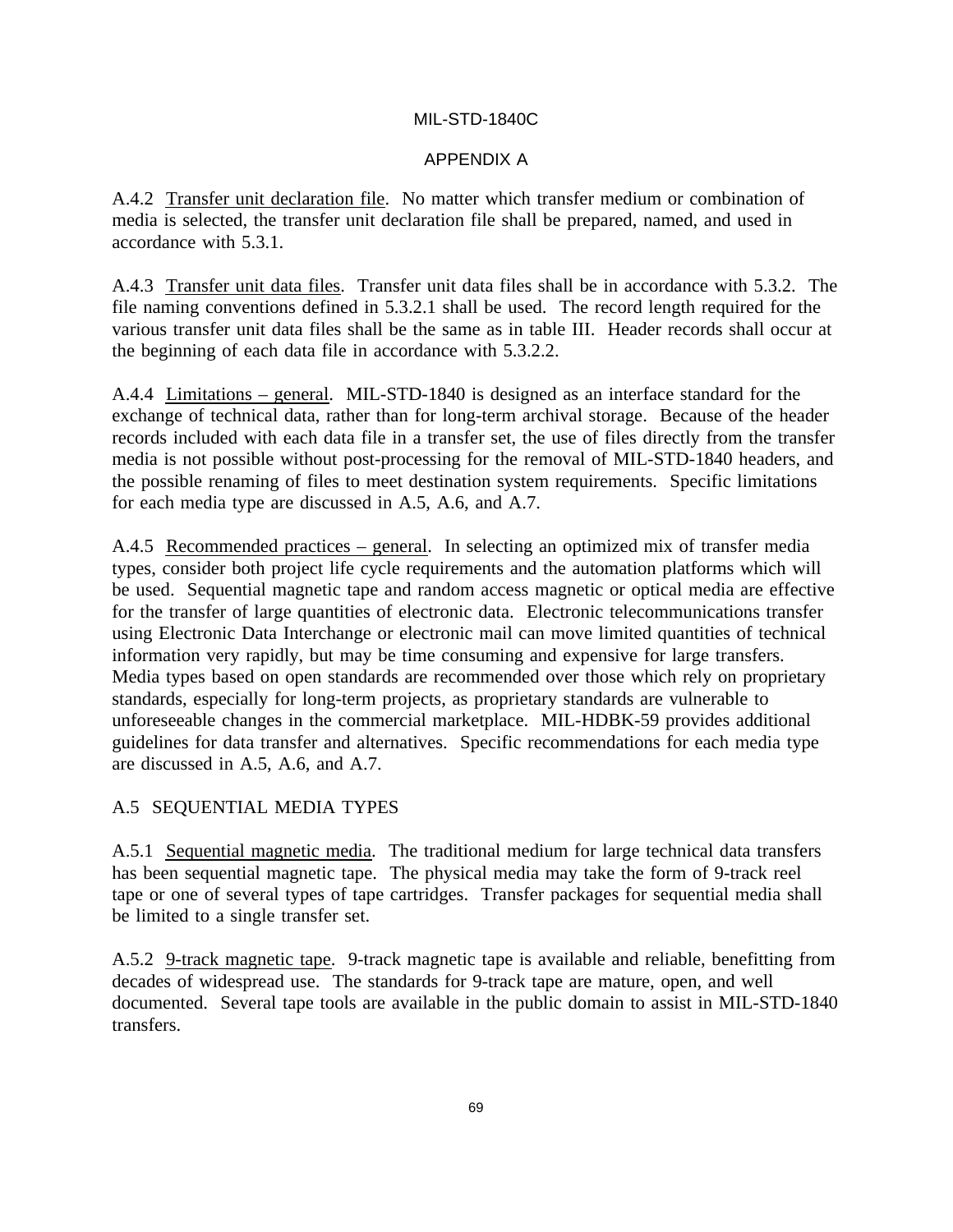A.4.2 Transfer unit declaration file. No matter which transfer medium or combination of media is selected, the transfer unit declaration file shall be prepared, named, and used in accordance with 5.3.1.

A.4.3 Transfer unit data files. Transfer unit data files shall be in accordance with 5.3.2. The file naming conventions defined in 5.3.2.1 shall be used. The record length required for the various transfer unit data files shall be the same as in table III. Header records shall occur at the beginning of each data file in accordance with 5.3.2.2.

A.4.4 Limitations – general. MIL-STD-1840 is designed as an interface standard for the exchange of technical data, rather than for long-term archival storage. Because of the header records included with each data file in a transfer set, the use of files directly from the transfer media is not possible without post-processing for the removal of MIL-STD-1840 headers, and the possible renaming of files to meet destination system requirements. Specific limitations for each media type are discussed in A.5, A.6, and A.7.

A.4.5 Recommended practices – general. In selecting an optimized mix of transfer media types, consider both project life cycle requirements and the automation platforms which will be used. Sequential magnetic tape and random access magnetic or optical media are effective for the transfer of large quantities of electronic data. Electronic telecommunications transfer using Electronic Data Interchange or electronic mail can move limited quantities of technical information very rapidly, but may be time consuming and expensive for large transfers. Media types based on open standards are recommended over those which rely on proprietary standards, especially for long-term projects, as proprietary standards are vulnerable to unforeseeable changes in the commercial marketplace. MIL-HDBK-59 provides additional guidelines for data transfer and alternatives. Specific recommendations for each media type are discussed in A.5, A.6, and A.7.

## A.5 SEQUENTIAL MEDIA TYPES

A.5.1 Sequential magnetic media. The traditional medium for large technical data transfers has been sequential magnetic tape. The physical media may take the form of 9-track reel tape or one of several types of tape cartridges. Transfer packages for sequential media shall be limited to a single transfer set.

A.5.2 9-track magnetic tape. 9-track magnetic tape is available and reliable, benefitting from decades of widespread use. The standards for 9-track tape are mature, open, and well documented. Several tape tools are available in the public domain to assist in MIL-STD-1840 transfers.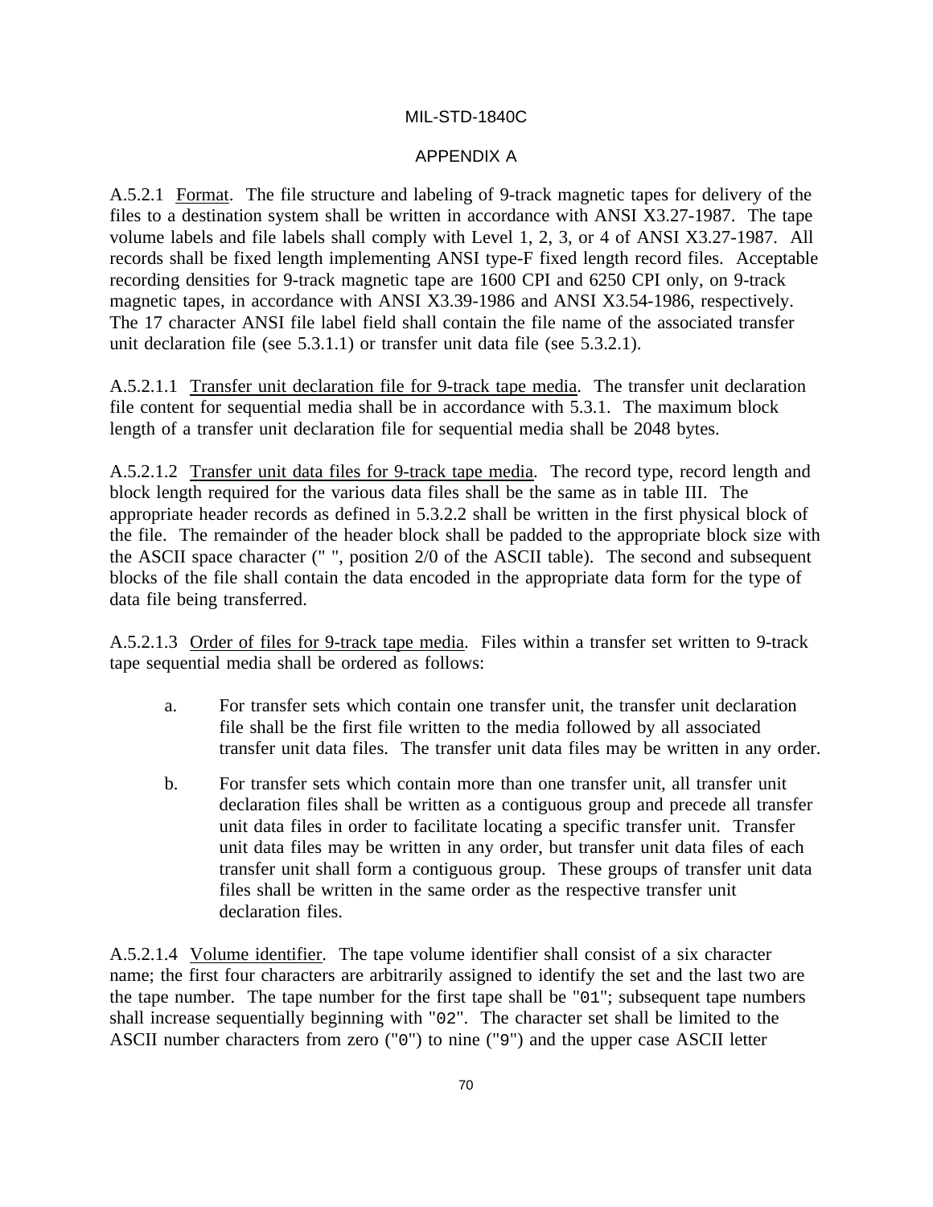APPENDIX A

A.5.2.1 Format. The file structure and labeling of 9-track magnetic tapes for delivery of the files to a destination system shall be written in accordance with ANSI X3.27-1987. The tape volume labels and file labels shall comply with Level 1, 2, 3, or 4 of ANSI X3.27-1987. All records shall be fixed length implementing ANSI type-F fixed length record files. Acceptable recording densities for 9-track magnetic tape are 1600 CPI and 6250 CPI only, on 9-track magnetic tapes, in accordance with ANSI X3.39-1986 and ANSI X3.54-1986, respectively. The 17 character ANSI file label field shall contain the file name of the associated transfer unit declaration file (see 5.3.1.1) or transfer unit data file (see 5.3.2.1).

A.5.2.1.1 Transfer unit declaration file for 9-track tape media. The transfer unit declaration file content for sequential media shall be in accordance with 5.3.1. The maximum block length of a transfer unit declaration file for sequential media shall be 2048 bytes.

A.5.2.1.2 Transfer unit data files for 9-track tape media. The record type, record length and block length required for the various data files shall be the same as in table III. The appropriate header records as defined in 5.3.2.2 shall be written in the first physical block of the file. The remainder of the header block shall be padded to the appropriate block size with the ASCII space character (" ", position 2/0 of the ASCII table). The second and subsequent blocks of the file shall contain the data encoded in the appropriate data form for the type of data file being transferred.

A.5.2.1.3 Order of files for 9-track tape media. Files within a transfer set written to 9-track tape sequential media shall be ordered as follows:

a. For transfer sets which contain one transfer unit, the transfer unit declaration file shall be the first file written to the media followed by all associated transfer unit data files. The transfer unit data files may be written in any order.

b. For transfer sets which contain more than one transfer unit, all transfer unit declaration files shall be written as a contiguous group and precede all transfer unit data files in order to facilitate locating a specific transfer unit. Transfer unit data files may be written in any order, but transfer unit data files of each transfer unit shall form a contiguous group. These groups of transfer unit data files shall be written in the same order as the respective transfer unit declaration files.

A.5.2.1.4 Volume identifier. The tape volume identifier shall consist of a six character name; the first four characters are arbitrarily assigned to identify the set and the last two are the tape number. The tape number for the first tape shall be "01"; subsequent tape numbers shall increase sequentially beginning with "02". The character set shall be limited to the ASCII number characters from zero ("0") to nine ("9") and the upper case ASCII letter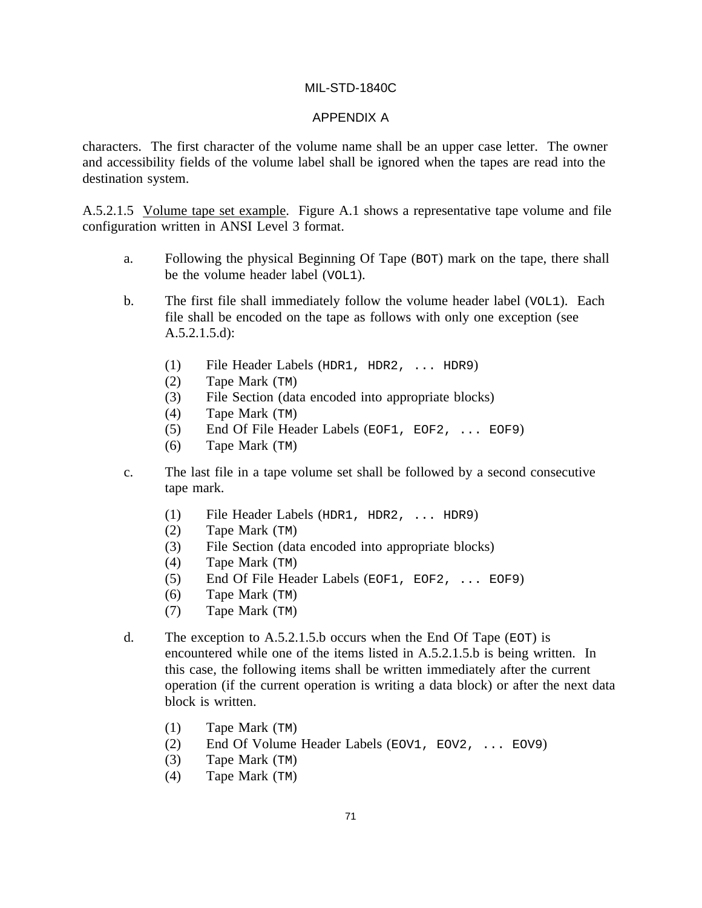characters. The first character of the volume name shall be an upper case letter. The owner and accessibility fields of the volume label shall be ignored when the tapes are read into the destination system.

A.5.2.1.5 Volume tape set example. Figure A.1 shows a representative tape volume and file configuration written in ANSI Level 3 format.

a. Following the physical Beginning Of Tape (`BOT`) mark on the tape, there shall be the volume header label (`VOL1`).

b. The first file shall immediately follow the volume header label (`VOL1`). Each file shall be encoded on the tape as follows with only one exception (see A.5.2.1.5.d):

   (1) File Header Labels (`HDR1, HDR2, ... HDR9`)
   (2) Tape Mark (`TM`)
   (3) File Section (data encoded into appropriate blocks)
   (4) Tape Mark (`TM`)
   (5) End Of File Header Labels (`EOF1, EOF2, ... EOF9`)
   (6) Tape Mark (`TM`)

c. The last file in a tape volume set shall be followed by a second consecutive tape mark.

   (1) File Header Labels (`HDR1, HDR2, ... HDR9`)
   (2) Tape Mark (`TM`)
   (3) File Section (data encoded into appropriate blocks)
   (4) Tape Mark (`TM`)
   (5) End Of File Header Labels (`EOF1, EOF2, ... EOF9`)
   (6) Tape Mark (`TM`)
   (7) Tape Mark (`TM`)

d. The exception to A.5.2.1.5.b occurs when the End Of Tape (`EOT`) is encountered while one of the items listed in A.5.2.1.5.b is being written. In this case, the following items shall be written immediately after the current operation (if the current operation is writing a data block) or after the next data block is written.

   (1) Tape Mark (`TM`)
   (2) End Of Volume Header Labels (`EOV1, EOV2, ... EOV9`)
   (3) Tape Mark (`TM`)
   (4) Tape Mark (`TM`)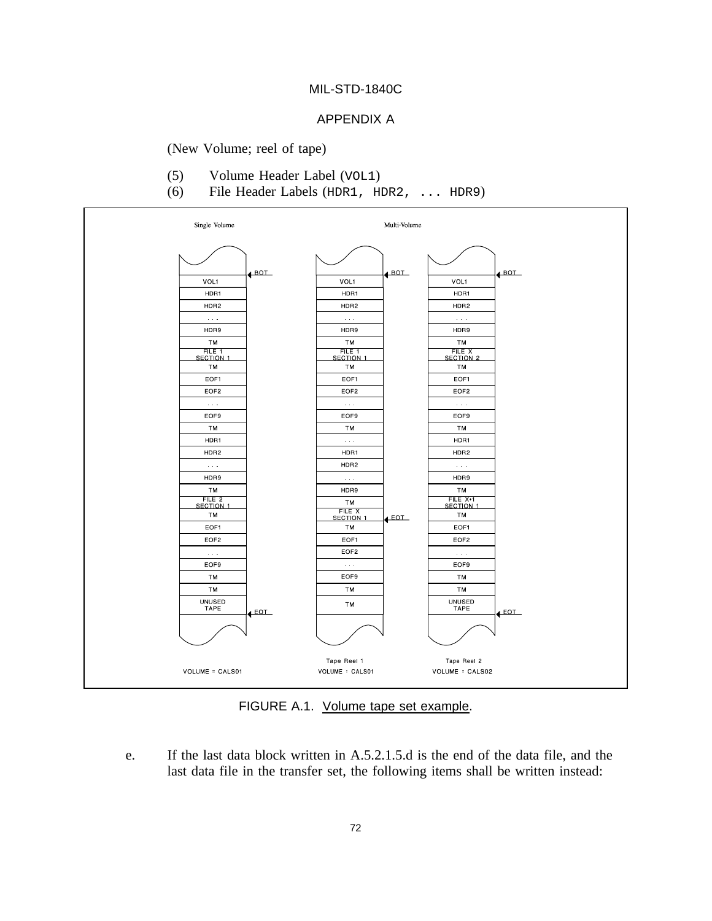(New Volume; reel of tape)

(5) Volume Header Label (`VOL1`)

(6) File Header Labels (`HDR1, HDR2, ... HDR9`)

| Single Volume | Multi-Volume Tape Reel 1 | Multi-Volume Tape Reel 2 |
|---|---|---|
| BOT | BOT | BOT |
| VOL1 | VOL1 | VOL1 |
| HDR1 | HDR1 | HDR1 |
| HDR2 | HDR2 | HDR2 |
| . . . | . . . | . . . |
| HDR9 | HDR9 | HDR9 |
| TM | TM | TM |
| FILE 1 SECTION 1 | FILE 1 SECTION 1 | FILE X SECTION 2 |
| TM | TM | TM |
| EOF1 | EOF1 | EOF1 |
| EOF2 | EOF2 | EOF2 |
| . . . | . . . | . . . |
| EOF9 | EOF9 | EOF9 |
| TM | TM | TM |
| HDR1 | . . . | HDR1 |
| HDR2 | HDR1 | HDR2 |
| . . . | HDR2 | . . . |
| HDR9 | . . . | HDR9 |
| TM | HDR9 | TM |
| FILE 2 SECTION 1 | TM | FILE X+1 SECTION 1 |
| TM | FILE X SECTION 1 (EOT) | TM |
| EOF1 | TM | EOF1 |
| EOF2 | EOF1 | EOF2 |
| . . . | EOF2 | . . . |
| EOF9 | . . . | EOF9 |
| TM | EOF9 | TM |
| TM | TM | TM |
| UNUSED TAPE | TM | UNUSED TAPE |
| EOT | | EOT |
| VOLUME = CALS01 | VOLUME = CALS01 | VOLUME = CALS02 |

FIGURE A.1. Volume tape set example.

e. If the last data block written in A.5.2.1.5.d is the end of the data file, and the last data file in the transfer set, the following items shall be written instead: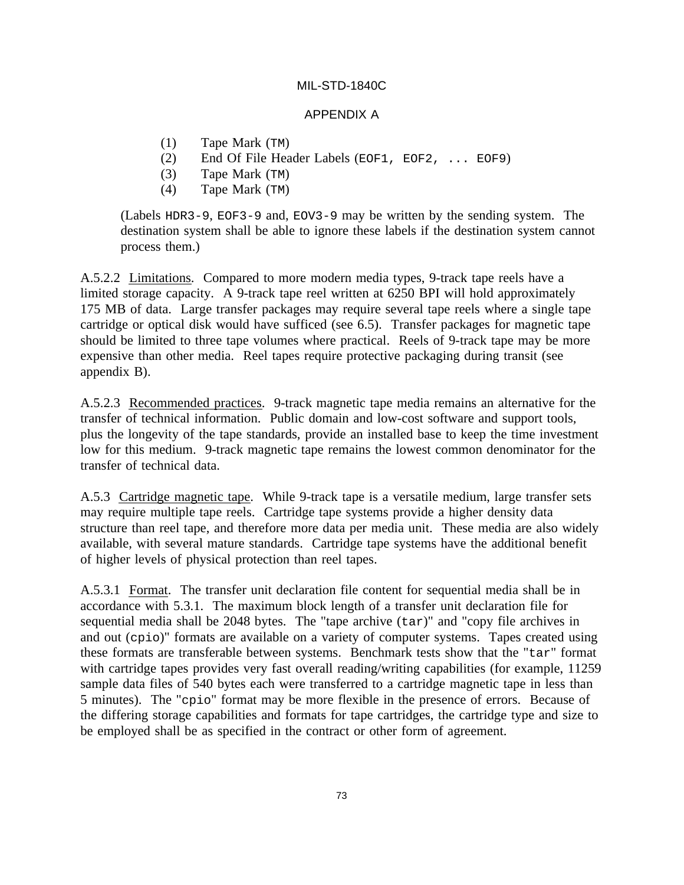(1) Tape Mark (`TM`)
(2) End Of File Header Labels (`EOF1, EOF2, ... EOF9`)
(3) Tape Mark (`TM`)
(4) Tape Mark (`TM`)

(Labels `HDR3-9`, `EOF3-9` and, `EOV3-9` may be written by the sending system. The destination system shall be able to ignore these labels if the destination system cannot process them.)

A.5.2.2 Limitations. Compared to more modern media types, 9-track tape reels have a limited storage capacity. A 9-track tape reel written at 6250 BPI will hold approximately 175 MB of data. Large transfer packages may require several tape reels where a single tape cartridge or optical disk would have sufficed (see 6.5). Transfer packages for magnetic tape should be limited to three tape volumes where practical. Reels of 9-track tape may be more expensive than other media. Reel tapes require protective packaging during transit (see appendix B).

A.5.2.3 Recommended practices. 9-track magnetic tape media remains an alternative for the transfer of technical information. Public domain and low-cost software and support tools, plus the longevity of the tape standards, provide an installed base to keep the time investment low for this medium. 9-track magnetic tape remains the lowest common denominator for the transfer of technical data.

A.5.3 Cartridge magnetic tape. While 9-track tape is a versatile medium, large transfer sets may require multiple tape reels. Cartridge tape systems provide a higher density data structure than reel tape, and therefore more data per media unit. These media are also widely available, with several mature standards. Cartridge tape systems have the additional benefit of higher levels of physical protection than reel tapes.

A.5.3.1 Format. The transfer unit declaration file content for sequential media shall be in accordance with 5.3.1. The maximum block length of a transfer unit declaration file for sequential media shall be 2048 bytes. The "tape archive (`tar`)" and "copy file archives in and out (`cpio`)" formats are available on a variety of computer systems. Tapes created using these formats are transferable between systems. Benchmark tests show that the "`tar`" format with cartridge tapes provides very fast overall reading/writing capabilities (for example, 11259 sample data files of 540 bytes each were transferred to a cartridge magnetic tape in less than 5 minutes). The "`cpio`" format may be more flexible in the presence of errors. Because of the differing storage capabilities and formats for tape cartridges, the cartridge type and size to be employed shall be as specified in the contract or other form of agreement.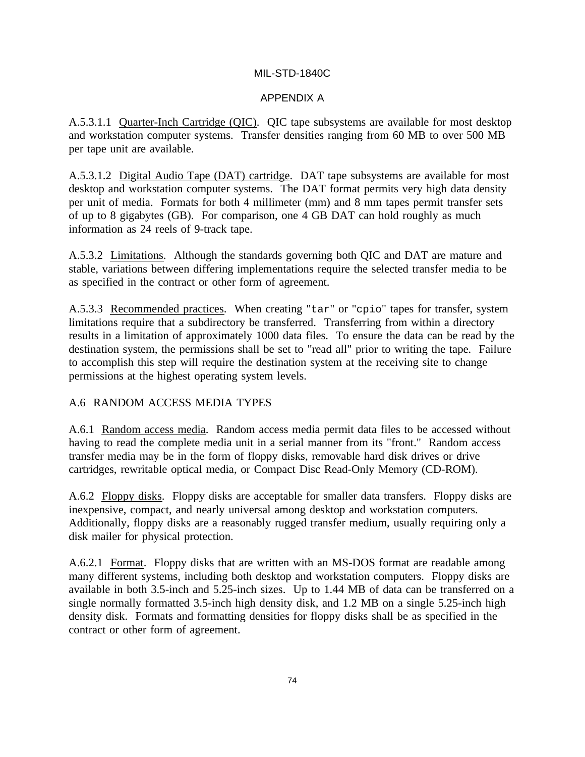A.5.3.1.1 Quarter-Inch Cartridge (QIC). QIC tape subsystems are available for most desktop and workstation computer systems. Transfer densities ranging from 60 MB to over 500 MB per tape unit are available.

A.5.3.1.2 Digital Audio Tape (DAT) cartridge. DAT tape subsystems are available for most desktop and workstation computer systems. The DAT format permits very high data density per unit of media. Formats for both 4 millimeter (mm) and 8 mm tapes permit transfer sets of up to 8 gigabytes (GB). For comparison, one 4 GB DAT can hold roughly as much information as 24 reels of 9-track tape.

A.5.3.2 Limitations. Although the standards governing both QIC and DAT are mature and stable, variations between differing implementations require the selected transfer media to be as specified in the contract or other form of agreement.

A.5.3.3 Recommended practices. When creating "`tar`" or "`cpio`" tapes for transfer, system limitations require that a subdirectory be transferred. Transferring from within a directory results in a limitation of approximately 1000 data files. To ensure the data can be read by the destination system, the permissions shall be set to "read all" prior to writing the tape. Failure to accomplish this step will require the destination system at the receiving site to change permissions at the highest operating system levels.

## A.6 RANDOM ACCESS MEDIA TYPES

A.6.1 Random access media. Random access media permit data files to be accessed without having to read the complete media unit in a serial manner from its "front." Random access transfer media may be in the form of floppy disks, removable hard disk drives or drive cartridges, rewritable optical media, or Compact Disc Read-Only Memory (CD-ROM).

A.6.2 Floppy disks. Floppy disks are acceptable for smaller data transfers. Floppy disks are inexpensive, compact, and nearly universal among desktop and workstation computers. Additionally, floppy disks are a reasonably rugged transfer medium, usually requiring only a disk mailer for physical protection.

A.6.2.1 Format. Floppy disks that are written with an MS-DOS format are readable among many different systems, including both desktop and workstation computers. Floppy disks are available in both 3.5-inch and 5.25-inch sizes. Up to 1.44 MB of data can be transferred on a single normally formatted 3.5-inch high density disk, and 1.2 MB on a single 5.25-inch high density disk. Formats and formatting densities for floppy disks shall be as specified in the contract or other form of agreement.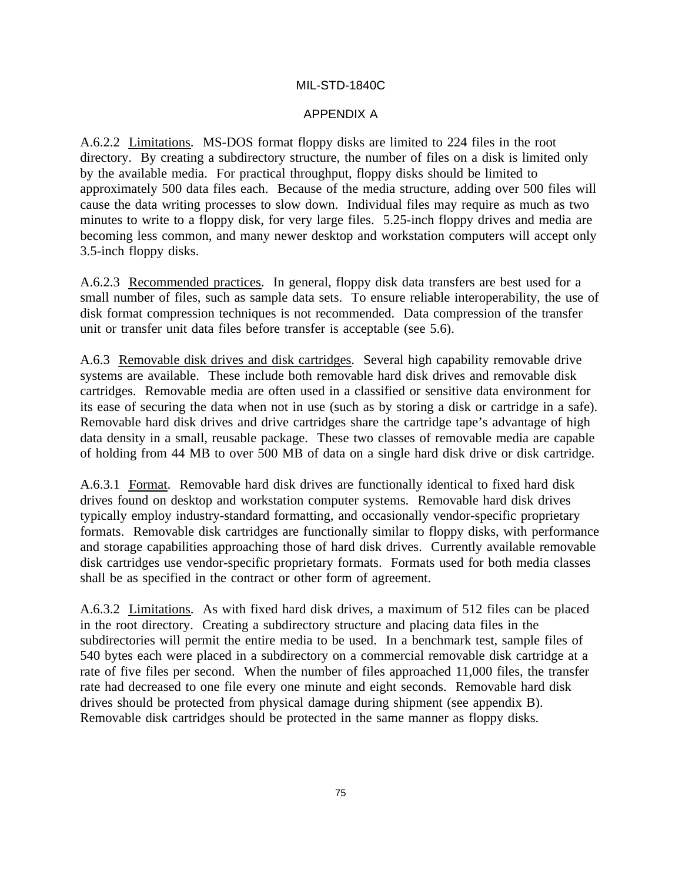A.6.2.2 Limitations. MS-DOS format floppy disks are limited to 224 files in the root directory. By creating a subdirectory structure, the number of files on a disk is limited only by the available media. For practical throughput, floppy disks should be limited to approximately 500 data files each. Because of the media structure, adding over 500 files will cause the data writing processes to slow down. Individual files may require as much as two minutes to write to a floppy disk, for very large files. 5.25-inch floppy drives and media are becoming less common, and many newer desktop and workstation computers will accept only 3.5-inch floppy disks.

A.6.2.3 Recommended practices. In general, floppy disk data transfers are best used for a small number of files, such as sample data sets. To ensure reliable interoperability, the use of disk format compression techniques is not recommended. Data compression of the transfer unit or transfer unit data files before transfer is acceptable (see 5.6).

A.6.3 Removable disk drives and disk cartridges. Several high capability removable drive systems are available. These include both removable hard disk drives and removable disk cartridges. Removable media are often used in a classified or sensitive data environment for its ease of securing the data when not in use (such as by storing a disk or cartridge in a safe). Removable hard disk drives and drive cartridges share the cartridge tape's advantage of high data density in a small, reusable package. These two classes of removable media are capable of holding from 44 MB to over 500 MB of data on a single hard disk drive or disk cartridge.

A.6.3.1 Format. Removable hard disk drives are functionally identical to fixed hard disk drives found on desktop and workstation computer systems. Removable hard disk drives typically employ industry-standard formatting, and occasionally vendor-specific proprietary formats. Removable disk cartridges are functionally similar to floppy disks, with performance and storage capabilities approaching those of hard disk drives. Currently available removable disk cartridges use vendor-specific proprietary formats. Formats used for both media classes shall be as specified in the contract or other form of agreement.

A.6.3.2 Limitations. As with fixed hard disk drives, a maximum of 512 files can be placed in the root directory. Creating a subdirectory structure and placing data files in the subdirectories will permit the entire media to be used. In a benchmark test, sample files of 540 bytes each were placed in a subdirectory on a commercial removable disk cartridge at a rate of five files per second. When the number of files approached 11,000 files, the transfer rate had decreased to one file every one minute and eight seconds. Removable hard disk drives should be protected from physical damage during shipment (see appendix B). Removable disk cartridges should be protected in the same manner as floppy disks.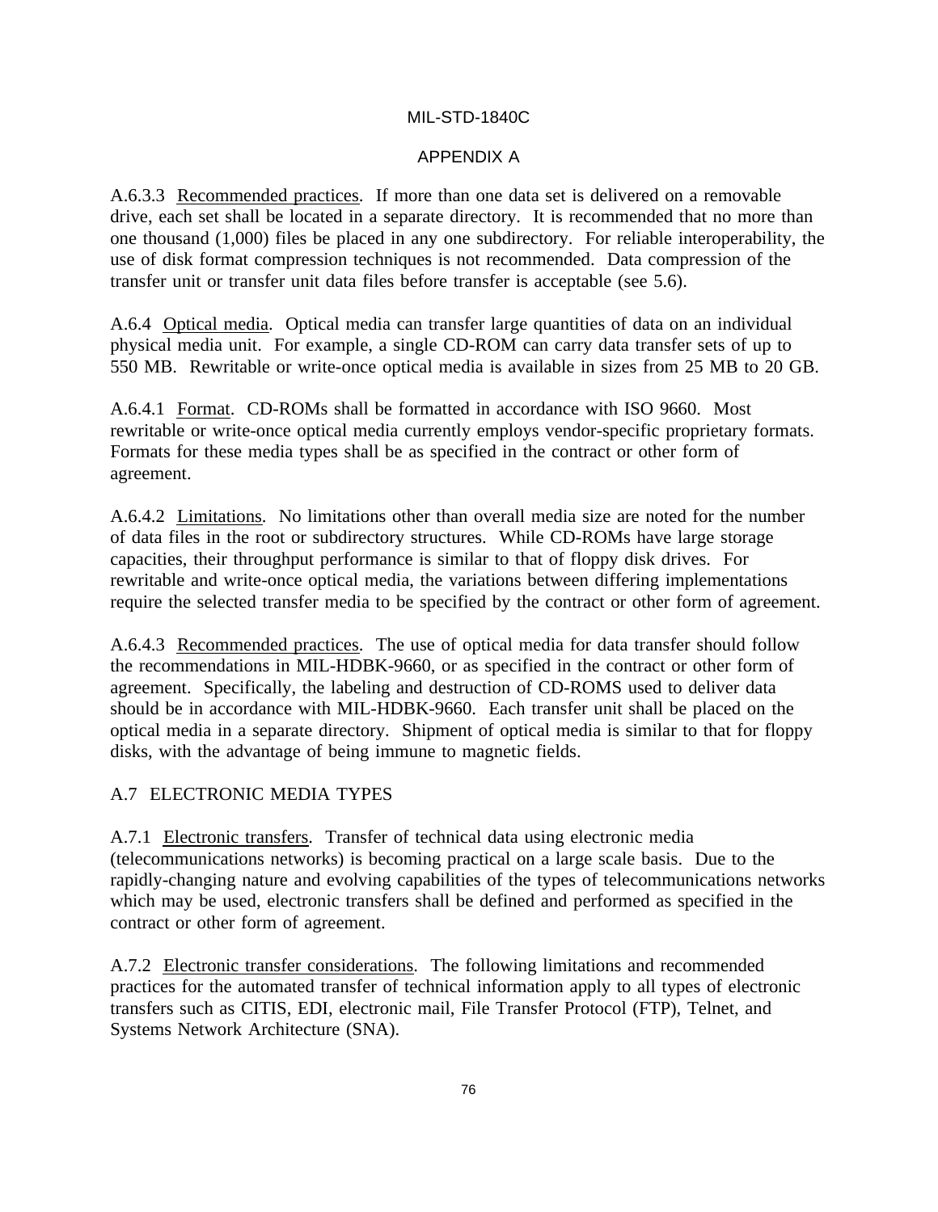A.6.3.3 Recommended practices. If more than one data set is delivered on a removable drive, each set shall be located in a separate directory. It is recommended that no more than one thousand (1,000) files be placed in any one subdirectory. For reliable interoperability, the use of disk format compression techniques is not recommended. Data compression of the transfer unit or transfer unit data files before transfer is acceptable (see 5.6).

A.6.4 Optical media. Optical media can transfer large quantities of data on an individual physical media unit. For example, a single CD-ROM can carry data transfer sets of up to 550 MB. Rewritable or write-once optical media is available in sizes from 25 MB to 20 GB.

A.6.4.1 Format. CD-ROMs shall be formatted in accordance with ISO 9660. Most rewritable or write-once optical media currently employs vendor-specific proprietary formats. Formats for these media types shall be as specified in the contract or other form of agreement.

A.6.4.2 Limitations. No limitations other than overall media size are noted for the number of data files in the root or subdirectory structures. While CD-ROMs have large storage capacities, their throughput performance is similar to that of floppy disk drives. For rewritable and write-once optical media, the variations between differing implementations require the selected transfer media to be specified by the contract or other form of agreement.

A.6.4.3 Recommended practices. The use of optical media for data transfer should follow the recommendations in MIL-HDBK-9660, or as specified in the contract or other form of agreement. Specifically, the labeling and destruction of CD-ROMS used to deliver data should be in accordance with MIL-HDBK-9660. Each transfer unit shall be placed on the optical media in a separate directory. Shipment of optical media is similar to that for floppy disks, with the advantage of being immune to magnetic fields.

## A.7 ELECTRONIC MEDIA TYPES

A.7.1 Electronic transfers. Transfer of technical data using electronic media (telecommunications networks) is becoming practical on a large scale basis. Due to the rapidly-changing nature and evolving capabilities of the types of telecommunications networks which may be used, electronic transfers shall be defined and performed as specified in the contract or other form of agreement.

A.7.2 Electronic transfer considerations. The following limitations and recommended practices for the automated transfer of technical information apply to all types of electronic transfers such as CITIS, EDI, electronic mail, File Transfer Protocol (FTP), Telnet, and Systems Network Architecture (SNA).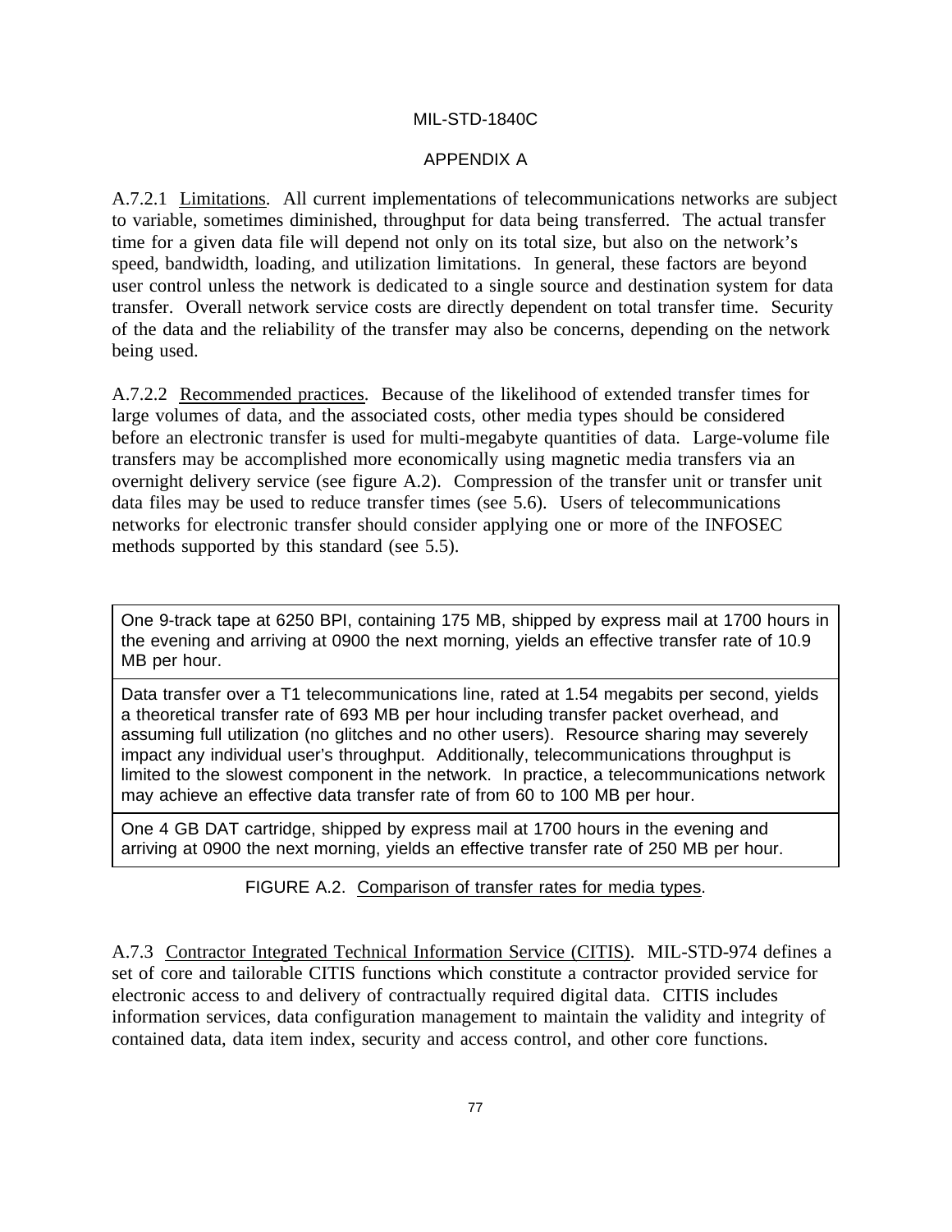A.7.2.1 Limitations. All current implementations of telecommunications networks are subject to variable, sometimes diminished, throughput for data being transferred. The actual transfer time for a given data file will depend not only on its total size, but also on the network's speed, bandwidth, loading, and utilization limitations. In general, these factors are beyond user control unless the network is dedicated to a single source and destination system for data transfer. Overall network service costs are directly dependent on total transfer time. Security of the data and the reliability of the transfer may also be concerns, depending on the network being used.

A.7.2.2 Recommended practices. Because of the likelihood of extended transfer times for large volumes of data, and the associated costs, other media types should be considered before an electronic transfer is used for multi-megabyte quantities of data. Large-volume file transfers may be accomplished more economically using magnetic media transfers via an overnight delivery service (see figure A.2). Compression of the transfer unit or transfer unit data files may be used to reduce transfer times (see 5.6). Users of telecommunications networks for electronic transfer should consider applying one or more of the INFOSEC methods supported by this standard (see 5.5).

| |
|---|
| One 9-track tape at 6250 BPI, containing 175 MB, shipped by express mail at 1700 hours in the evening and arriving at 0900 the next morning, yields an effective transfer rate of 10.9 MB per hour. |
| Data transfer over a T1 telecommunications line, rated at 1.54 megabits per second, yields a theoretical transfer rate of 693 MB per hour including transfer packet overhead, and assuming full utilization (no glitches and no other users). Resource sharing may severely impact any individual user's throughput. Additionally, telecommunications throughput is limited to the slowest component in the network. In practice, a telecommunications network may achieve an effective data transfer rate of from 60 to 100 MB per hour. |
| One 4 GB DAT cartridge, shipped by express mail at 1700 hours in the evening and arriving at 0900 the next morning, yields an effective transfer rate of 250 MB per hour. |

FIGURE A.2. Comparison of transfer rates for media types.

A.7.3 Contractor Integrated Technical Information Service (CITIS). MIL-STD-974 defines a set of core and tailorable CITIS functions which constitute a contractor provided service for electronic access to and delivery of contractually required digital data. CITIS includes information services, data configuration management to maintain the validity and integrity of contained data, data item index, security and access control, and other core functions.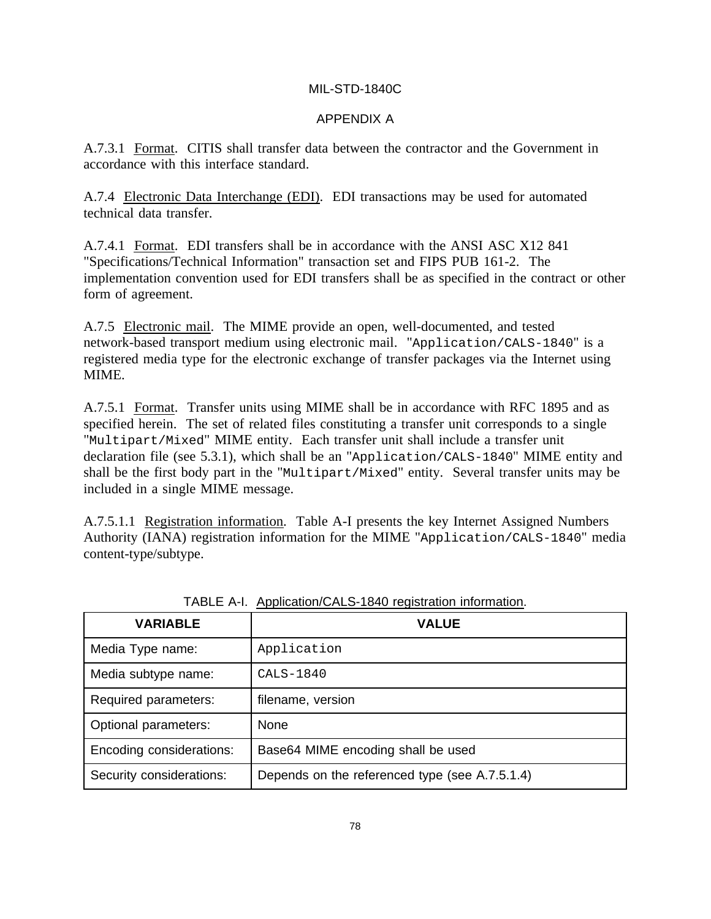A.7.3.1 Format. CITIS shall transfer data between the contractor and the Government in accordance with this interface standard.

A.7.4 Electronic Data Interchange (EDI). EDI transactions may be used for automated technical data transfer.

A.7.4.1 Format. EDI transfers shall be in accordance with the ANSI ASC X12 841 "Specifications/Technical Information" transaction set and FIPS PUB 161-2. The implementation convention used for EDI transfers shall be as specified in the contract or other form of agreement.

A.7.5 Electronic mail. The MIME provide an open, well-documented, and tested network-based transport medium using electronic mail. "`Application/CALS-1840`" is a registered media type for the electronic exchange of transfer packages via the Internet using MIME.

A.7.5.1 Format. Transfer units using MIME shall be in accordance with RFC 1895 and as specified herein. The set of related files constituting a transfer unit corresponds to a single "`Multipart/Mixed`" MIME entity. Each transfer unit shall include a transfer unit declaration file (see 5.3.1), which shall be an "`Application/CALS-1840`" MIME entity and shall be the first body part in the "`Multipart/Mixed`" entity. Several transfer units may be included in a single MIME message.

A.7.5.1.1 Registration information. Table A-I presents the key Internet Assigned Numbers Authority (IANA) registration information for the MIME "`Application/CALS-1840`" media content-type/subtype.

TABLE A-I. Application/CALS-1840 registration information.

| VARIABLE | VALUE |
|---|---|
| Media Type name: | `Application` |
| Media subtype name: | `CALS-1840` |
| Required parameters: | filename, version |
| Optional parameters: | None |
| Encoding considerations: | Base64 MIME encoding shall be used |
| Security considerations: | Depends on the referenced type (see A.7.5.1.4) |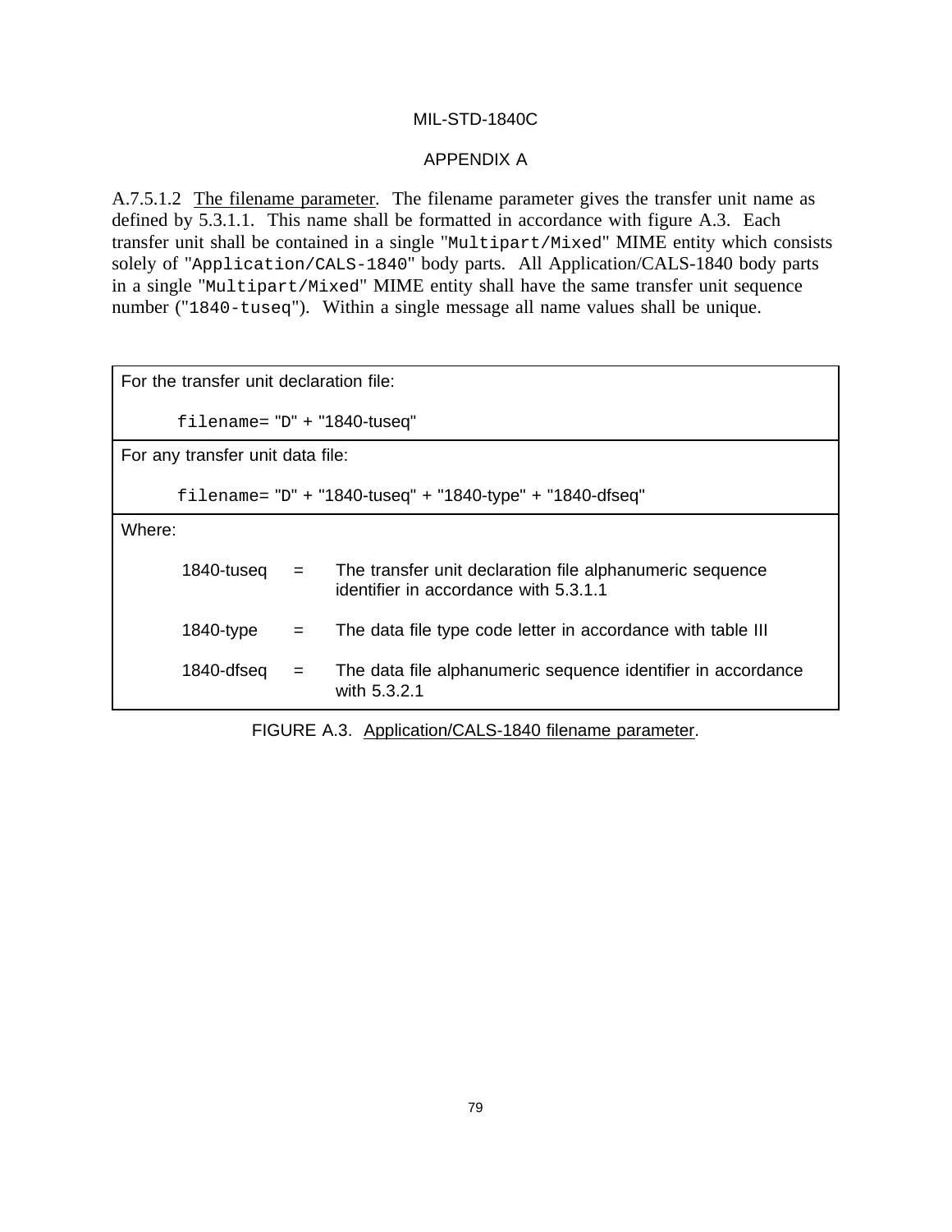A.7.5.1.2 The filename parameter. The filename parameter gives the transfer unit name as defined by 5.3.1.1. This name shall be formatted in accordance with figure A.3. Each transfer unit shall be contained in a single "`Multipart/Mixed`" MIME entity which consists solely of "`Application/CALS-1840`" body parts. All Application/CALS-1840 body parts in a single "`Multipart/Mixed`" MIME entity shall have the same transfer unit sequence number ("`1840-tuseq`"). Within a single message all name values shall be unique.

| |
|---|
| For the transfer unit declaration file:<br><br>`filename=` "D" + "1840-tuseq" |
| For any transfer unit data file:<br><br>`filename=` "D" + "1840-tuseq" + "1840-type" + "1840-dfseq" |
| Where:<br><br>1840-tuseq = The transfer unit declaration file alphanumeric sequence identifier in accordance with 5.3.1.1<br><br>1840-type = The data file type code letter in accordance with table III<br><br>1840-dfseq = The data file alphanumeric sequence identifier in accordance with 5.3.2.1 |

FIGURE A.3. Application/CALS-1840 filename parameter.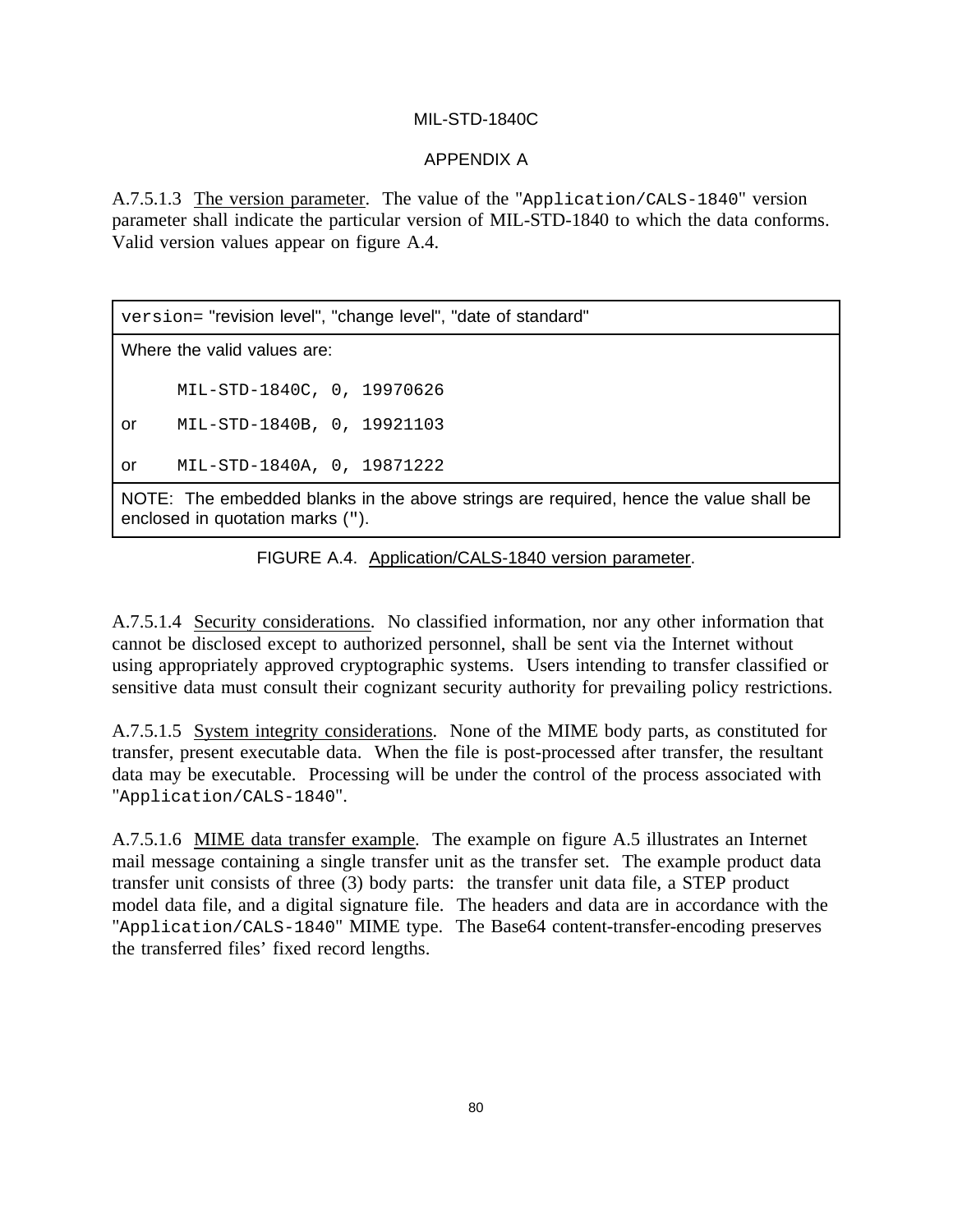A.7.5.1.3 The version parameter. The value of the "`Application/CALS-1840`" version parameter shall indicate the particular version of MIL-STD-1840 to which the data conforms. Valid version values appear on figure A.4.

| `version=` "revision level", "change level", "date of standard" |
|---|
| Where the valid values are:<br><br>`MIL-STD-1840C, 0, 19970626`<br><br>or `MIL-STD-1840B, 0, 19921103`<br><br>or `MIL-STD-1840A, 0, 19871222` |
| NOTE: The embedded blanks in the above strings are required, hence the value shall be enclosed in quotation marks ("). |

FIGURE A.4. Application/CALS-1840 version parameter.

A.7.5.1.4 Security considerations. No classified information, nor any other information that cannot be disclosed except to authorized personnel, shall be sent via the Internet without using appropriately approved cryptographic systems. Users intending to transfer classified or sensitive data must consult their cognizant security authority for prevailing policy restrictions.

A.7.5.1.5 System integrity considerations. None of the MIME body parts, as constituted for transfer, present executable data. When the file is post-processed after transfer, the resultant data may be executable. Processing will be under the control of the process associated with "`Application/CALS-1840`".

A.7.5.1.6 MIME data transfer example. The example on figure A.5 illustrates an Internet mail message containing a single transfer unit as the transfer set. The example product data transfer unit consists of three (3) body parts: the transfer unit data file, a STEP product model data file, and a digital signature file. The headers and data are in accordance with the "`Application/CALS-1840`" MIME type. The Base64 content-transfer-encoding preserves the transferred files' fixed record lengths.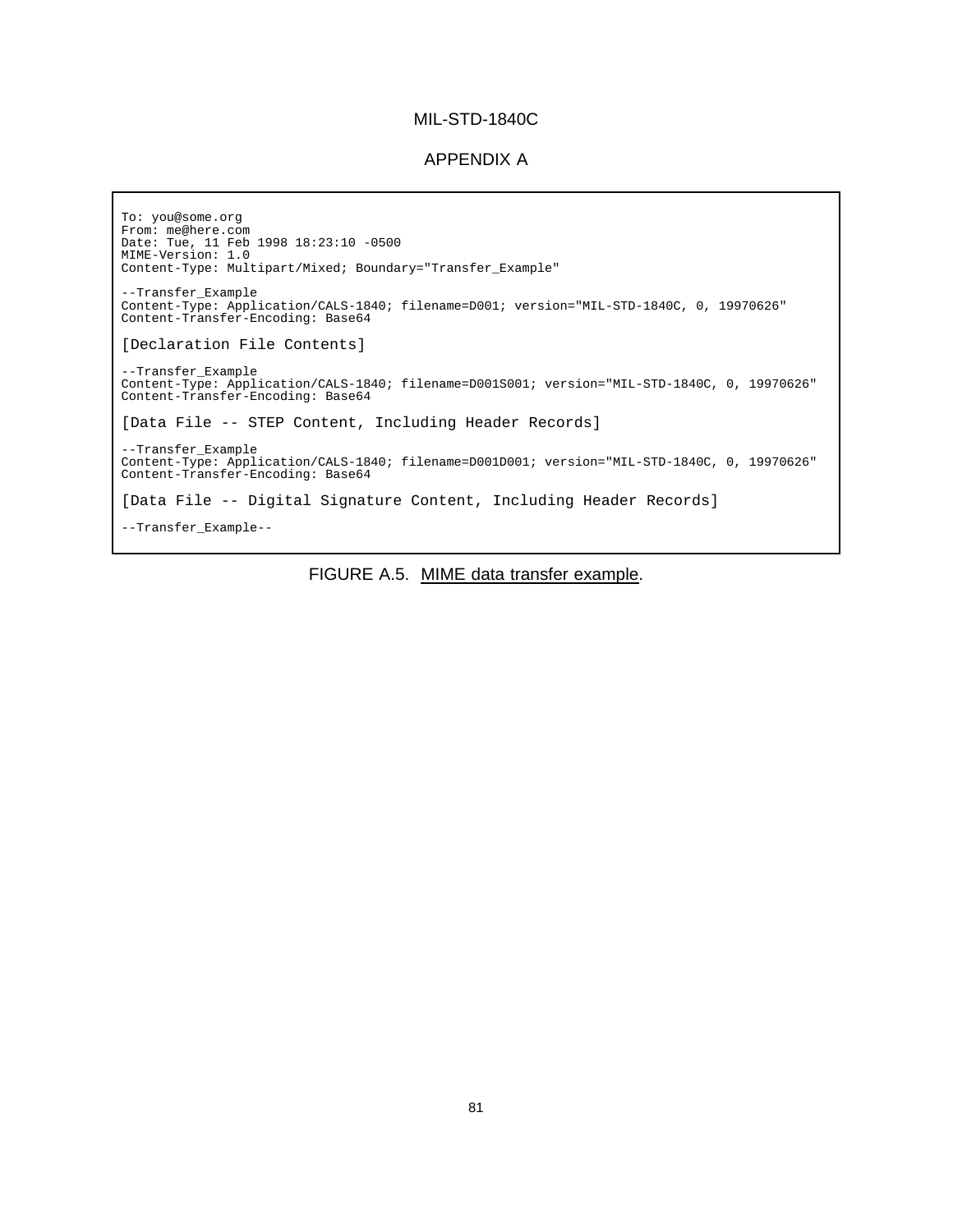```
To: you@some.org
From: me@here.com
Date: Tue, 11 Feb 1998 18:23:10 -0500
MIME-Version: 1.0
Content-Type: Multipart/Mixed; Boundary="Transfer_Example"

--Transfer_Example
Content-Type: Application/CALS-1840; filename=D001; version="MIL-STD-1840C, 0, 19970626"
Content-Transfer-Encoding: Base64

[Declaration File Contents]

--Transfer_Example
Content-Type: Application/CALS-1840; filename=D001S001; version="MIL-STD-1840C, 0, 19970626"
Content-Transfer-Encoding: Base64

[Data File -- STEP Content, Including Header Records]

--Transfer_Example
Content-Type: Application/CALS-1840; filename=D001D001; version="MIL-STD-1840C, 0, 19970626"
Content-Transfer-Encoding: Base64

[Data File -- Digital Signature Content, Including Header Records]

--Transfer_Example--
```

FIGURE A.5. MIME data transfer example.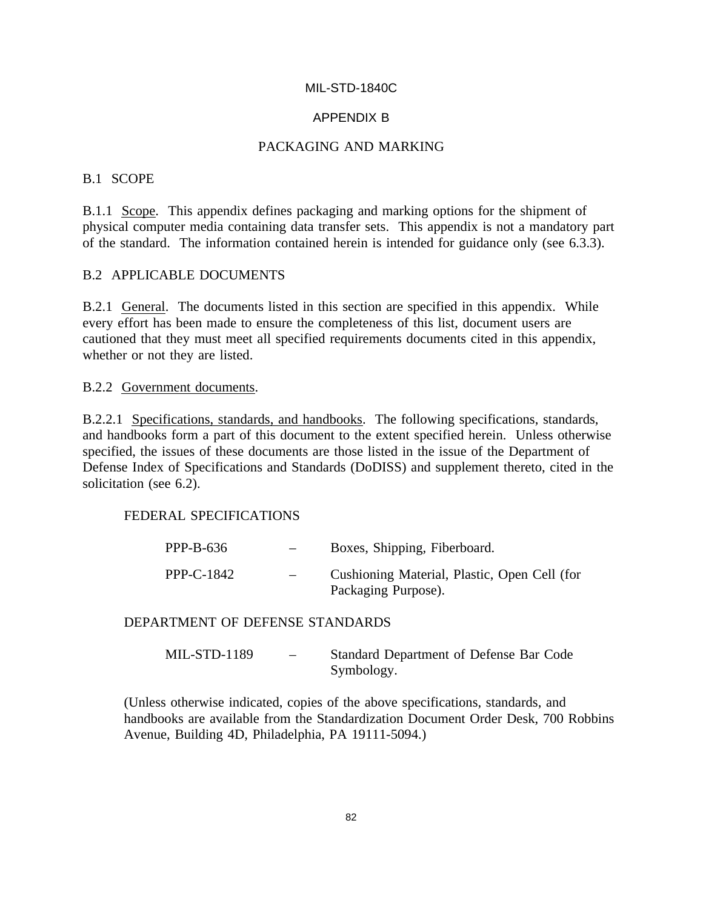# APPENDIX B

## PACKAGING AND MARKING

### B.1 SCOPE

B.1.1 Scope. This appendix defines packaging and marking options for the shipment of physical computer media containing data transfer sets. This appendix is not a mandatory part of the standard. The information contained herein is intended for guidance only (see 6.3.3).

### B.2 APPLICABLE DOCUMENTS

B.2.1 General. The documents listed in this section are specified in this appendix. While every effort has been made to ensure the completeness of this list, document users are cautioned that they must meet all specified requirements documents cited in this appendix, whether or not they are listed.

B.2.2 Government documents.

B.2.2.1 Specifications, standards, and handbooks. The following specifications, standards, and handbooks form a part of this document to the extent specified herein. Unless otherwise specified, the issues of these documents are those listed in the issue of the Department of Defense Index of Specifications and Standards (DoDISS) and supplement thereto, cited in the solicitation (see 6.2).

FEDERAL SPECIFICATIONS

| | | |
|---|---|---|
| PPP-B-636 | – | Boxes, Shipping, Fiberboard. |
| PPP-C-1842 | – | Cushioning Material, Plastic, Open Cell (for Packaging Purpose). |

DEPARTMENT OF DEFENSE STANDARDS

| | | |
|---|---|---|
| MIL-STD-1189 | – | Standard Department of Defense Bar Code Symbology. |

(Unless otherwise indicated, copies of the above specifications, standards, and handbooks are available from the Standardization Document Order Desk, 700 Robbins Avenue, Building 4D, Philadelphia, PA 19111-5094.)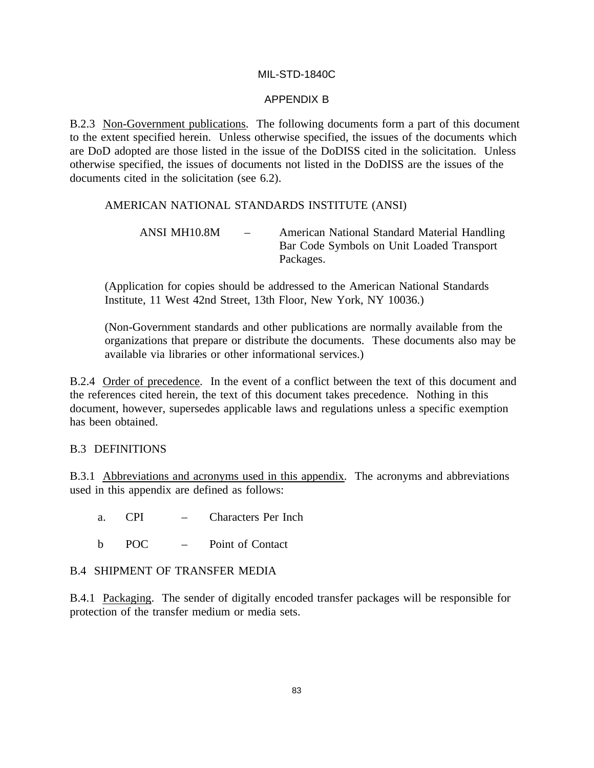B.2.3 Non-Government publications. The following documents form a part of this document to the extent specified herein. Unless otherwise specified, the issues of the documents which are DoD adopted are those listed in the issue of the DoDISS cited in the solicitation. Unless otherwise specified, the issues of documents not listed in the DoDISS are the issues of the documents cited in the solicitation (see 6.2).

AMERICAN NATIONAL STANDARDS INSTITUTE (ANSI)

ANSI MH10.8M – American National Standard Material Handling Bar Code Symbols on Unit Loaded Transport Packages.

(Application for copies should be addressed to the American National Standards Institute, 11 West 42nd Street, 13th Floor, New York, NY 10036.)

(Non-Government standards and other publications are normally available from the organizations that prepare or distribute the documents. These documents also may be available via libraries or other informational services.)

B.2.4 Order of precedence. In the event of a conflict between the text of this document and the references cited herein, the text of this document takes precedence. Nothing in this document, however, supersedes applicable laws and regulations unless a specific exemption has been obtained.

## B.3 DEFINITIONS

B.3.1 Abbreviations and acronyms used in this appendix. The acronyms and abbreviations used in this appendix are defined as follows:

a. CPI – Characters Per Inch

b POC – Point of Contact

## B.4 SHIPMENT OF TRANSFER MEDIA

B.4.1 Packaging. The sender of digitally encoded transfer packages will be responsible for protection of the transfer medium or media sets.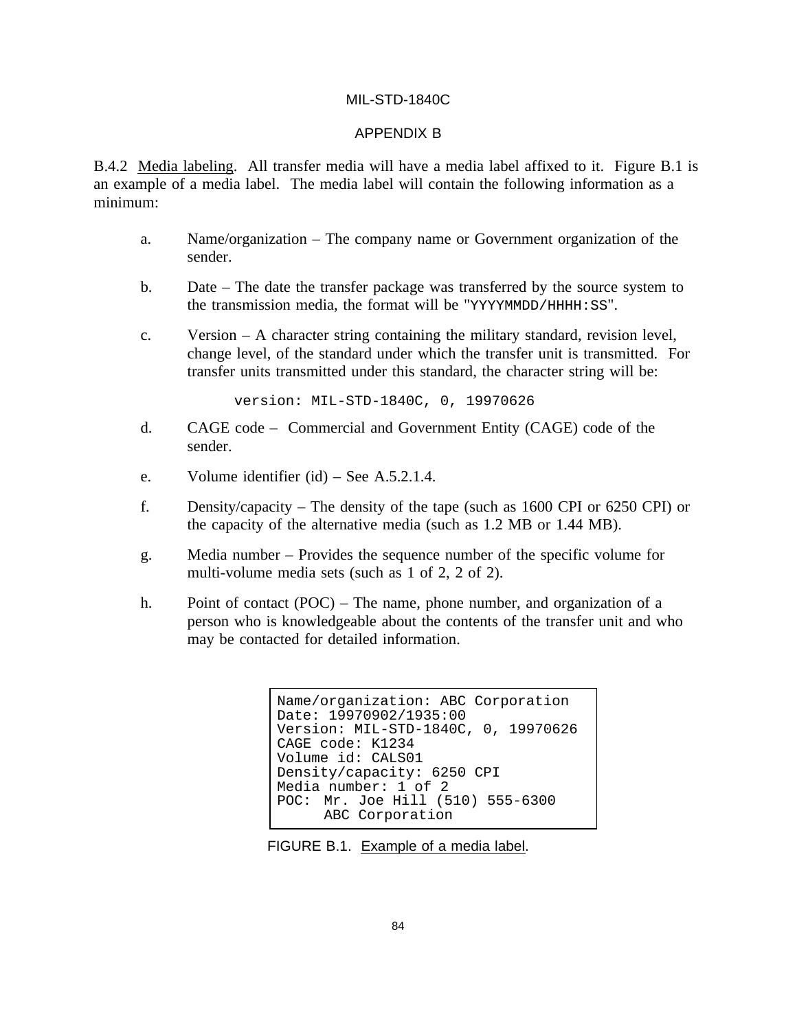B.4.2 Media labeling. All transfer media will have a media label affixed to it. Figure B.1 is an example of a media label. The media label will contain the following information as a minimum:

a. Name/organization – The company name or Government organization of the sender.

b. Date – The date the transfer package was transferred by the source system to the transmission media, the format will be "YYYYMMDD/HHHH:SS".

c. Version – A character string containing the military standard, revision level, change level, of the standard under which the transfer unit is transmitted. For transfer units transmitted under this standard, the character string will be:

```
version: MIL-STD-1840C, 0, 19970626
```

d. CAGE code – Commercial and Government Entity (CAGE) code of the sender.

e. Volume identifier (id) – See A.5.2.1.4.

f. Density/capacity – The density of the tape (such as 1600 CPI or 6250 CPI) or the capacity of the alternative media (such as 1.2 MB or 1.44 MB).

g. Media number – Provides the sequence number of the specific volume for multi-volume media sets (such as 1 of 2, 2 of 2).

h. Point of contact (POC) – The name, phone number, and organization of a person who is knowledgeable about the contents of the transfer unit and who may be contacted for detailed information.

```
Name/organization: ABC Corporation
Date: 19970902/1935:00
Version: MIL-STD-1840C, 0, 19970626
CAGE code: K1234
Volume id: CALS01
Density/capacity: 6250 CPI
Media number: 1 of 2
POC:  Mr. Joe Hill (510) 555-6300
      ABC Corporation
```

FIGURE B.1. Example of a media label.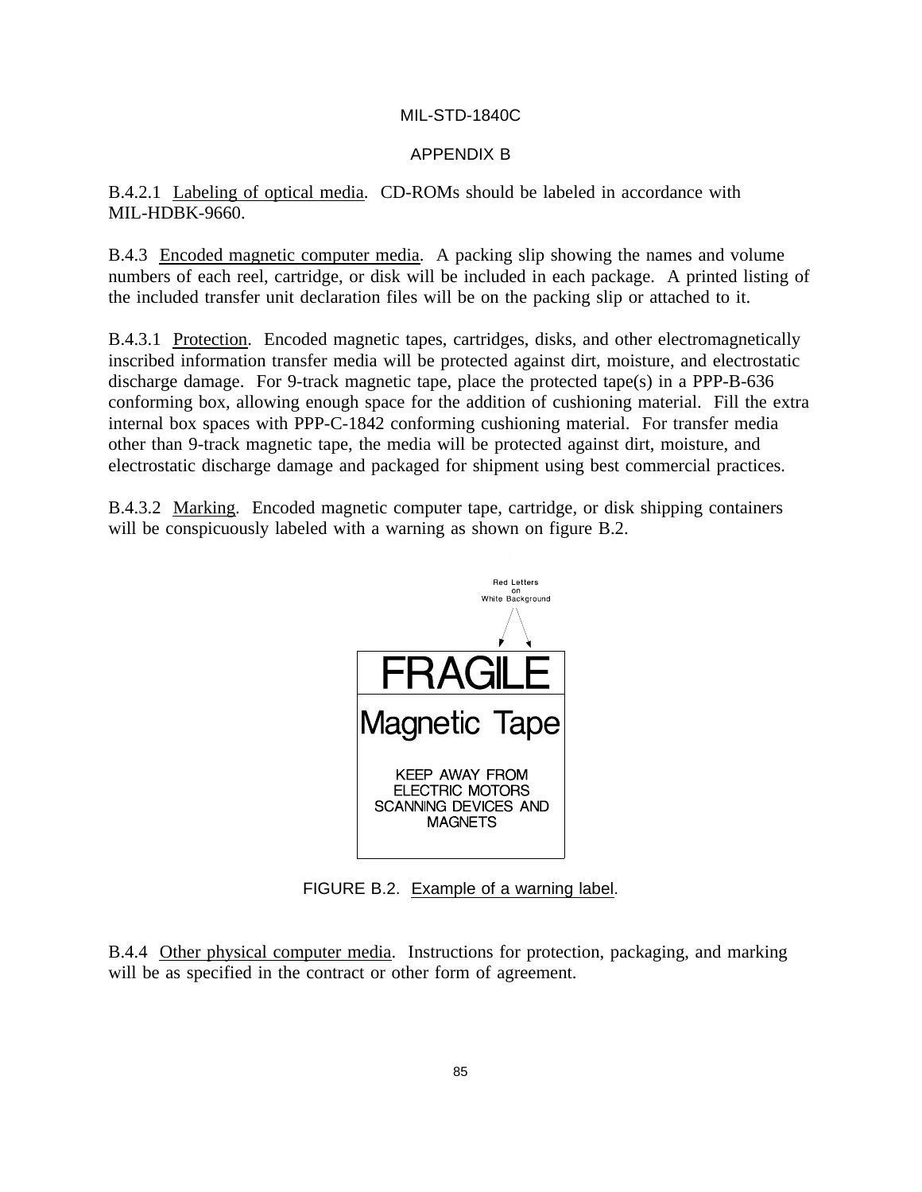B.4.2.1 Labeling of optical media. CD-ROMs should be labeled in accordance with MIL-HDBK-9660.

B.4.3 Encoded magnetic computer media. A packing slip showing the names and volume numbers of each reel, cartridge, or disk will be included in each package. A printed listing of the included transfer unit declaration files will be on the packing slip or attached to it.

B.4.3.1 Protection. Encoded magnetic tapes, cartridges, disks, and other electromagnetically inscribed information transfer media will be protected against dirt, moisture, and electrostatic discharge damage. For 9-track magnetic tape, place the protected tape(s) in a PPP-B-636 conforming box, allowing enough space for the addition of cushioning material. Fill the extra internal box spaces with PPP-C-1842 conforming cushioning material. For transfer media other than 9-track magnetic tape, the media will be protected against dirt, moisture, and electrostatic discharge damage and packaged for shipment using best commercial practices.

B.4.3.2 Marking. Encoded magnetic computer tape, cartridge, or disk shipping containers will be conspicuously labeled with a warning as shown on figure B.2.

Red Letters on White Background

**FRAGILE**

**Magnetic Tape**

KEEP AWAY FROM ELECTRIC MOTORS SCANNING DEVICES AND MAGNETS

FIGURE B.2. Example of a warning label.

B.4.4 Other physical computer media. Instructions for protection, packaging, and marking will be as specified in the contract or other form of agreement.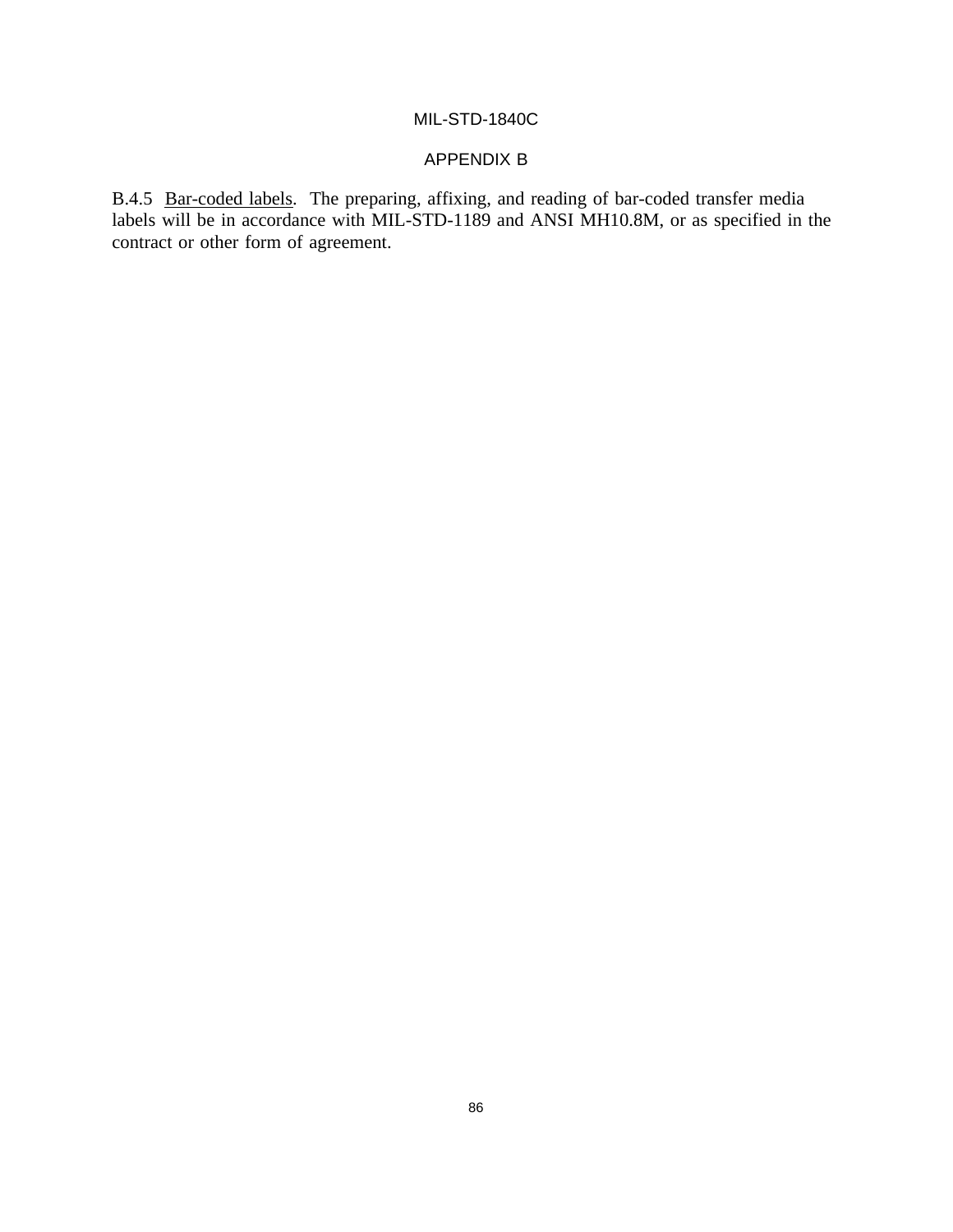B.4.5 Bar-coded labels. The preparing, affixing, and reading of bar-coded transfer media labels will be in accordance with MIL-STD-1189 and ANSI MH10.8M, or as specified in the contract or other form of agreement.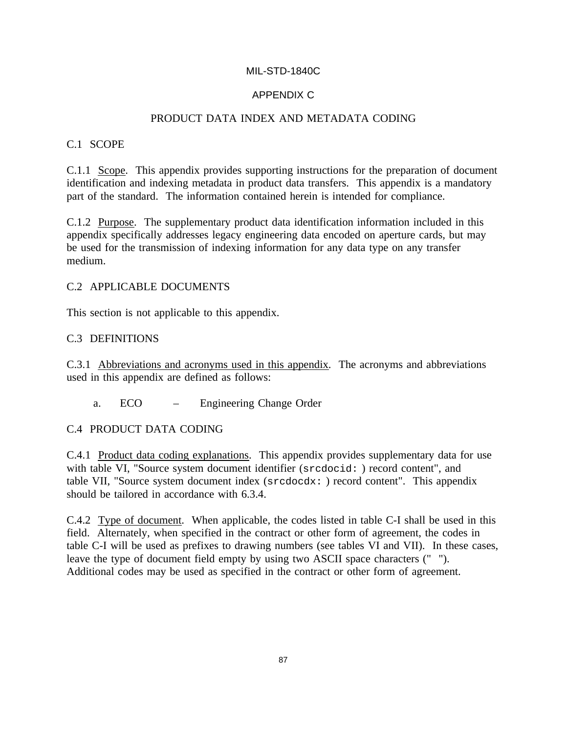# MIL-STD-1840C

## APPENDIX C

## PRODUCT DATA INDEX AND METADATA CODING

### C.1 SCOPE

C.1.1 Scope. This appendix provides supporting instructions for the preparation of document identification and indexing metadata in product data transfers. This appendix is a mandatory part of the standard. The information contained herein is intended for compliance.

C.1.2 Purpose. The supplementary product data identification information included in this appendix specifically addresses legacy engineering data encoded on aperture cards, but may be used for the transmission of indexing information for any data type on any transfer medium.

### C.2 APPLICABLE DOCUMENTS

This section is not applicable to this appendix.

### C.3 DEFINITIONS

C.3.1 Abbreviations and acronyms used in this appendix. The acronyms and abbreviations used in this appendix are defined as follows:

a. ECO – Engineering Change Order

### C.4 PRODUCT DATA CODING

C.4.1 Product data coding explanations. This appendix provides supplementary data for use with table VI, "Source system document identifier (`srcdocid:` ) record content", and table VII, "Source system document index (`srcdocdx:` ) record content". This appendix should be tailored in accordance with 6.3.4.

C.4.2 Type of document. When applicable, the codes listed in table C-I shall be used in this field. Alternately, when specified in the contract or other form of agreement, the codes in table C-I will be used as prefixes to drawing numbers (see tables VI and VII). In these cases, leave the type of document field empty by using two ASCII space characters ("  "). Additional codes may be used as specified in the contract or other form of agreement.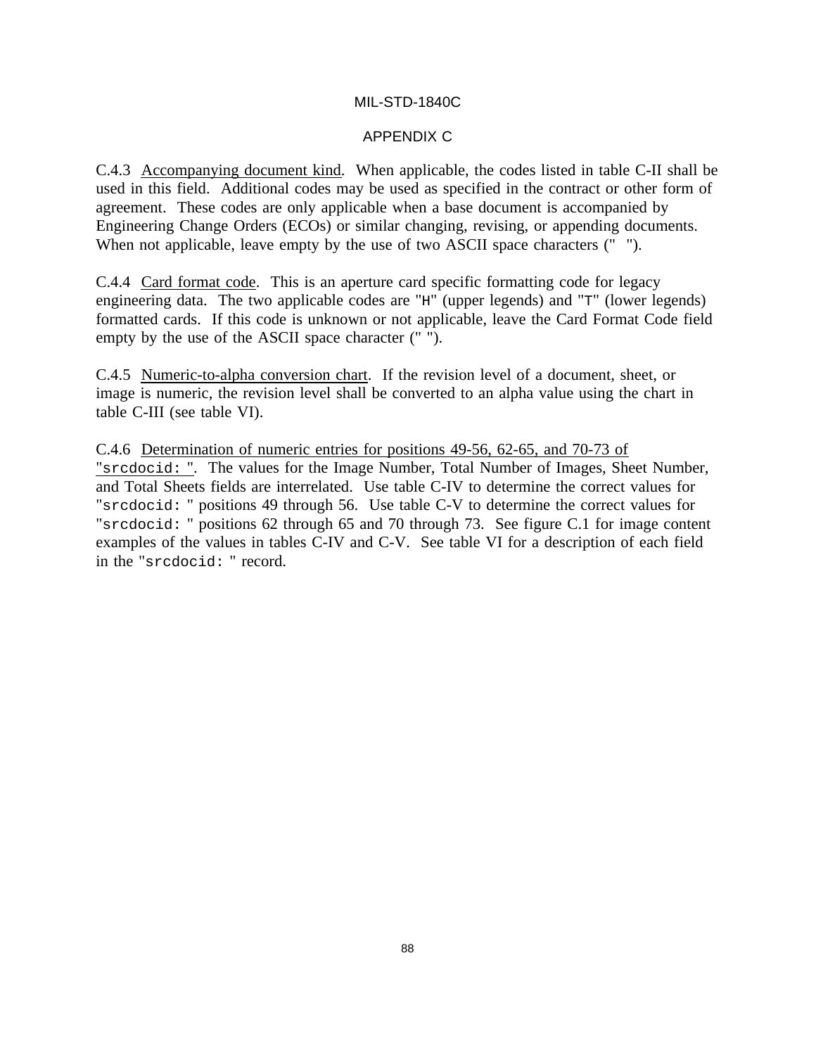C.4.3 Accompanying document kind. When applicable, the codes listed in table C-II shall be used in this field. Additional codes may be used as specified in the contract or other form of agreement. These codes are only applicable when a base document is accompanied by Engineering Change Orders (ECOs) or similar changing, revising, or appending documents. When not applicable, leave empty by the use of two ASCII space characters ("  ").

C.4.4 Card format code. This is an aperture card specific formatting code for legacy engineering data. The two applicable codes are "`H`" (upper legends) and "`T`" (lower legends) formatted cards. If this code is unknown or not applicable, leave the Card Format Code field empty by the use of the ASCII space character (" ").

C.4.5 Numeric-to-alpha conversion chart. If the revision level of a document, sheet, or image is numeric, the revision level shall be converted to an alpha value using the chart in table C-III (see table VI).

C.4.6 Determination of numeric entries for positions 49-56, 62-65, and 70-73 of "`srcdocid: `". The values for the Image Number, Total Number of Images, Sheet Number, and Total Sheets fields are interrelated. Use table C-IV to determine the correct values for "`srcdocid: `" positions 49 through 56. Use table C-V to determine the correct values for "`srcdocid: `" positions 62 through 65 and 70 through 73. See figure C.1 for image content examples of the values in tables C-IV and C-V. See table VI for a description of each field in the "`srcdocid: `" record.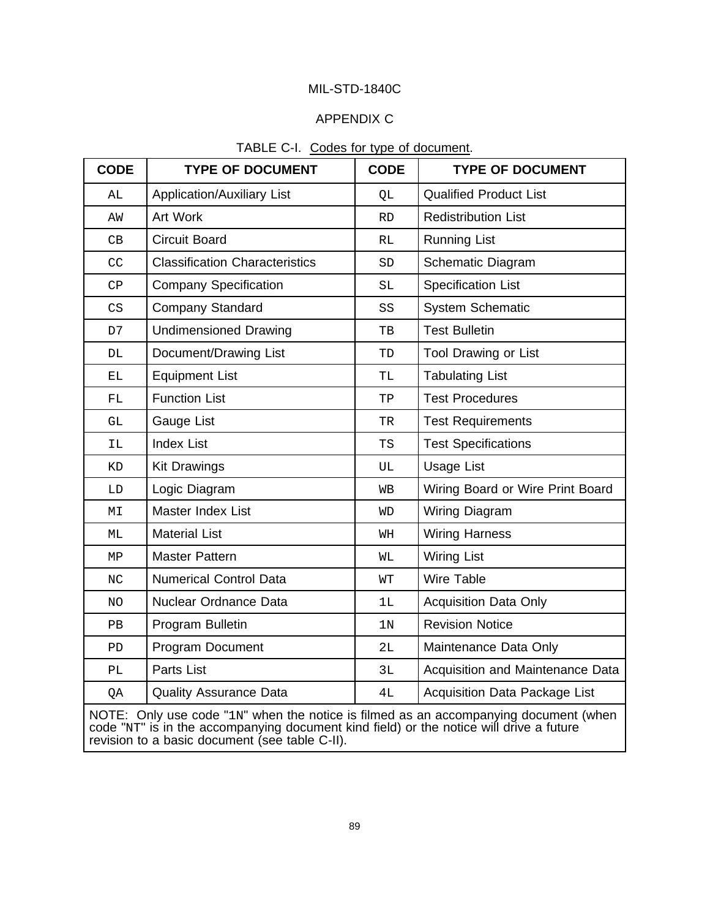MIL-STD-1840C

APPENDIX C

TABLE C-I. Codes for type of document.

| CODE | TYPE OF DOCUMENT | CODE | TYPE OF DOCUMENT |
|---|---|---|---|
| AL | Application/Auxiliary List | QL | Qualified Product List |
| AW | Art Work | RD | Redistribution List |
| CB | Circuit Board | RL | Running List |
| CC | Classification Characteristics | SD | Schematic Diagram |
| CP | Company Specification | SL | Specification List |
| CS | Company Standard | SS | System Schematic |
| D7 | Undimensioned Drawing | TB | Test Bulletin |
| DL | Document/Drawing List | TD | Tool Drawing or List |
| EL | Equipment List | TL | Tabulating List |
| FL | Function List | TP | Test Procedures |
| GL | Gauge List | TR | Test Requirements |
| IL | Index List | TS | Test Specifications |
| KD | Kit Drawings | UL | Usage List |
| LD | Logic Diagram | WB | Wiring Board or Wire Print Board |
| MI | Master Index List | WD | Wiring Diagram |
| ML | Material List | WH | Wiring Harness |
| MP | Master Pattern | WL | Wiring List |
| NC | Numerical Control Data | WT | Wire Table |
| NO | Nuclear Ordnance Data | 1L | Acquisition Data Only |
| PB | Program Bulletin | 1N | Revision Notice |
| PD | Program Document | 2L | Maintenance Data Only |
| PL | Parts List | 3L | Acquisition and Maintenance Data |
| QA | Quality Assurance Data | 4L | Acquisition Data Package List |

NOTE: Only use code "1N" when the notice is filmed as an accompanying document (when code "NT" is in the accompanying document kind field) or the notice will drive a future revision to a basic document (see table C-II).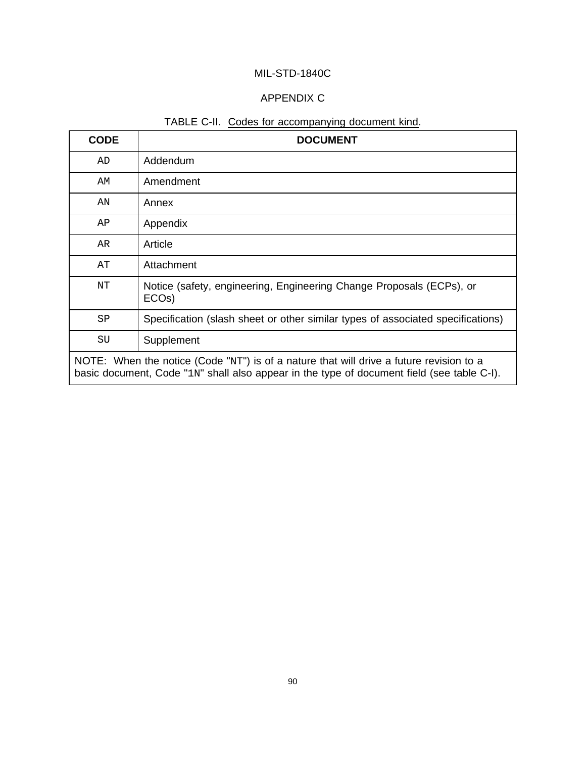APPENDIX C

TABLE C-II. Codes for accompanying document kind.

| CODE | DOCUMENT |
|---|---|
| AD | Addendum |
| AM | Amendment |
| AN | Annex |
| AP | Appendix |
| AR | Article |
| AT | Attachment |
| NT | Notice (safety, engineering, Engineering Change Proposals (ECPs), or ECOs) |
| SP | Specification (slash sheet or other similar types of associated specifications) |
| SU | Supplement |
| NOTE: When the notice (Code "NT") is of a nature that will drive a future revision to a basic document, Code "1N" shall also appear in the type of document field (see table C-I). | |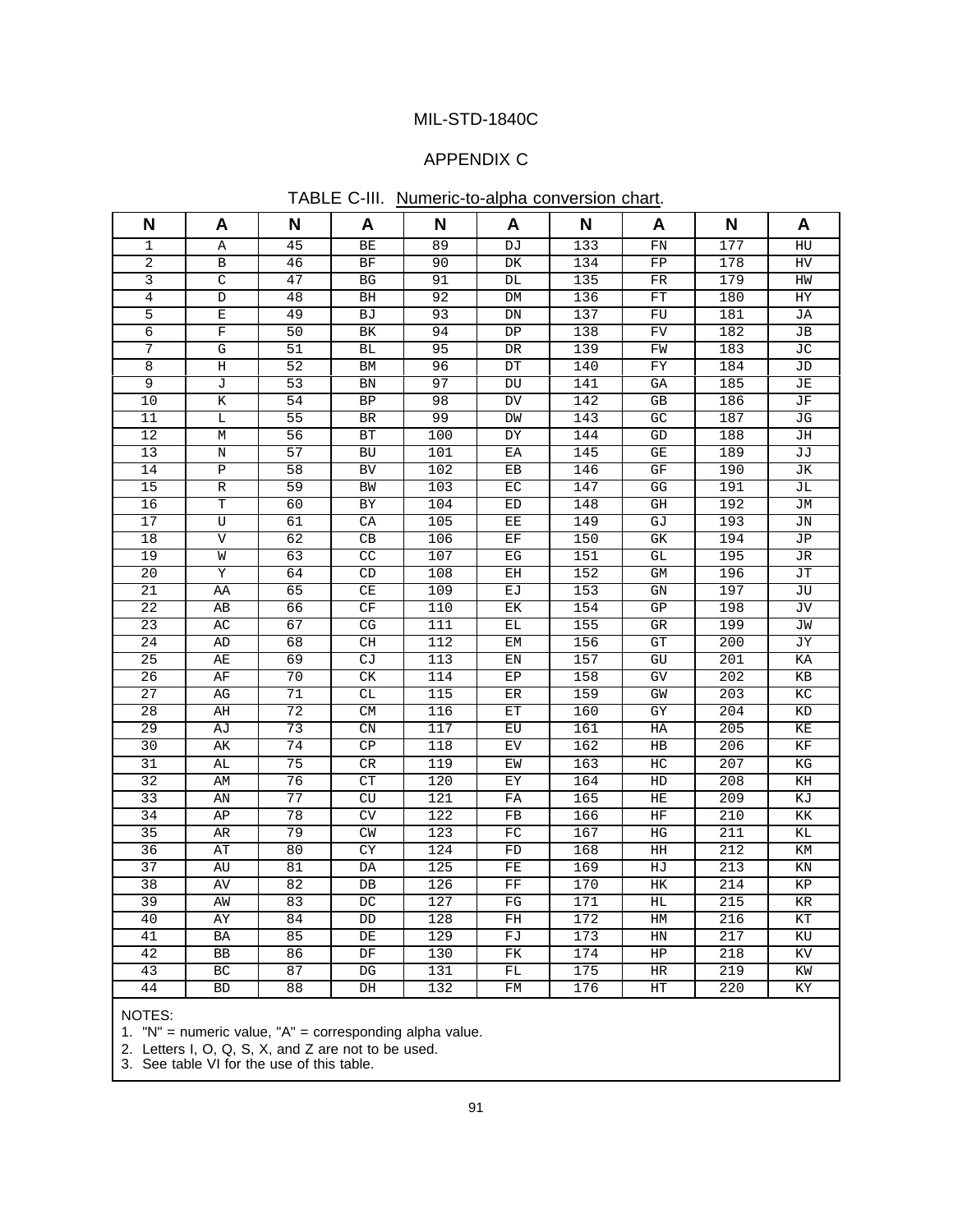APPENDIX C

TABLE C-III. Numeric-to-alpha conversion chart.

| N | A | N | A | N | A | N | A | N | A |
|---|---|---|---|---|---|---|---|---|---|
| 1 | A | 45 | BE | 89 | DJ | 133 | FN | 177 | HU |
| 2 | B | 46 | BF | 90 | DK | 134 | FP | 178 | HV |
| 3 | C | 47 | BG | 91 | DL | 135 | FR | 179 | HW |
| 4 | D | 48 | BH | 92 | DM | 136 | FT | 180 | HY |
| 5 | E | 49 | BJ | 93 | DN | 137 | FU | 181 | JA |
| 6 | F | 50 | BK | 94 | DP | 138 | FV | 182 | JB |
| 7 | G | 51 | BL | 95 | DR | 139 | FW | 183 | JC |
| 8 | H | 52 | BM | 96 | DT | 140 | FY | 184 | JD |
| 9 | J | 53 | BN | 97 | DU | 141 | GA | 185 | JE |
| 10 | K | 54 | BP | 98 | DV | 142 | GB | 186 | JF |
| 11 | L | 55 | BR | 99 | DW | 143 | GC | 187 | JG |
| 12 | M | 56 | BT | 100 | DY | 144 | GD | 188 | JH |
| 13 | N | 57 | BU | 101 | EA | 145 | GE | 189 | JJ |
| 14 | P | 58 | BV | 102 | EB | 146 | GF | 190 | JK |
| 15 | R | 59 | BW | 103 | EC | 147 | GG | 191 | JL |
| 16 | T | 60 | BY | 104 | ED | 148 | GH | 192 | JM |
| 17 | U | 61 | CA | 105 | EE | 149 | GJ | 193 | JN |
| 18 | V | 62 | CB | 106 | EF | 150 | GK | 194 | JP |
| 19 | W | 63 | CC | 107 | EG | 151 | GL | 195 | JR |
| 20 | Y | 64 | CD | 108 | EH | 152 | GM | 196 | JT |
| 21 | AA | 65 | CE | 109 | EJ | 153 | GN | 197 | JU |
| 22 | AB | 66 | CF | 110 | EK | 154 | GP | 198 | JV |
| 23 | AC | 67 | CG | 111 | EL | 155 | GR | 199 | JW |
| 24 | AD | 68 | CH | 112 | EM | 156 | GT | 200 | JY |
| 25 | AE | 69 | CJ | 113 | EN | 157 | GU | 201 | KA |
| 26 | AF | 70 | CK | 114 | EP | 158 | GV | 202 | KB |
| 27 | AG | 71 | CL | 115 | ER | 159 | GW | 203 | KC |
| 28 | AH | 72 | CM | 116 | ET | 160 | GY | 204 | KD |
| 29 | AJ | 73 | CN | 117 | EU | 161 | HA | 205 | KE |
| 30 | AK | 74 | CP | 118 | EV | 162 | HB | 206 | KF |
| 31 | AL | 75 | CR | 119 | EW | 163 | HC | 207 | KG |
| 32 | AM | 76 | CT | 120 | EY | 164 | HD | 208 | KH |
| 33 | AN | 77 | CU | 121 | FA | 165 | HE | 209 | KJ |
| 34 | AP | 78 | CV | 122 | FB | 166 | HF | 210 | KK |
| 35 | AR | 79 | CW | 123 | FC | 167 | HG | 211 | KL |
| 36 | AT | 80 | CY | 124 | FD | 168 | HH | 212 | KM |
| 37 | AU | 81 | DA | 125 | FE | 169 | HJ | 213 | KN |
| 38 | AV | 82 | DB | 126 | FF | 170 | HK | 214 | KP |
| 39 | AW | 83 | DC | 127 | FG | 171 | HL | 215 | KR |
| 40 | AY | 84 | DD | 128 | FH | 172 | HM | 216 | KT |
| 41 | BA | 85 | DE | 129 | FJ | 173 | HN | 217 | KU |
| 42 | BB | 86 | DF | 130 | FK | 174 | HP | 218 | KV |
| 43 | BC | 87 | DG | 131 | FL | 175 | HR | 219 | KW |
| 44 | BD | 88 | DH | 132 | FM | 176 | HT | 220 | KY |

NOTES:
1. "N" = numeric value, "A" = corresponding alpha value.
2. Letters I, O, Q, S, X, and Z are not to be used.
3. See table VI for the use of this table.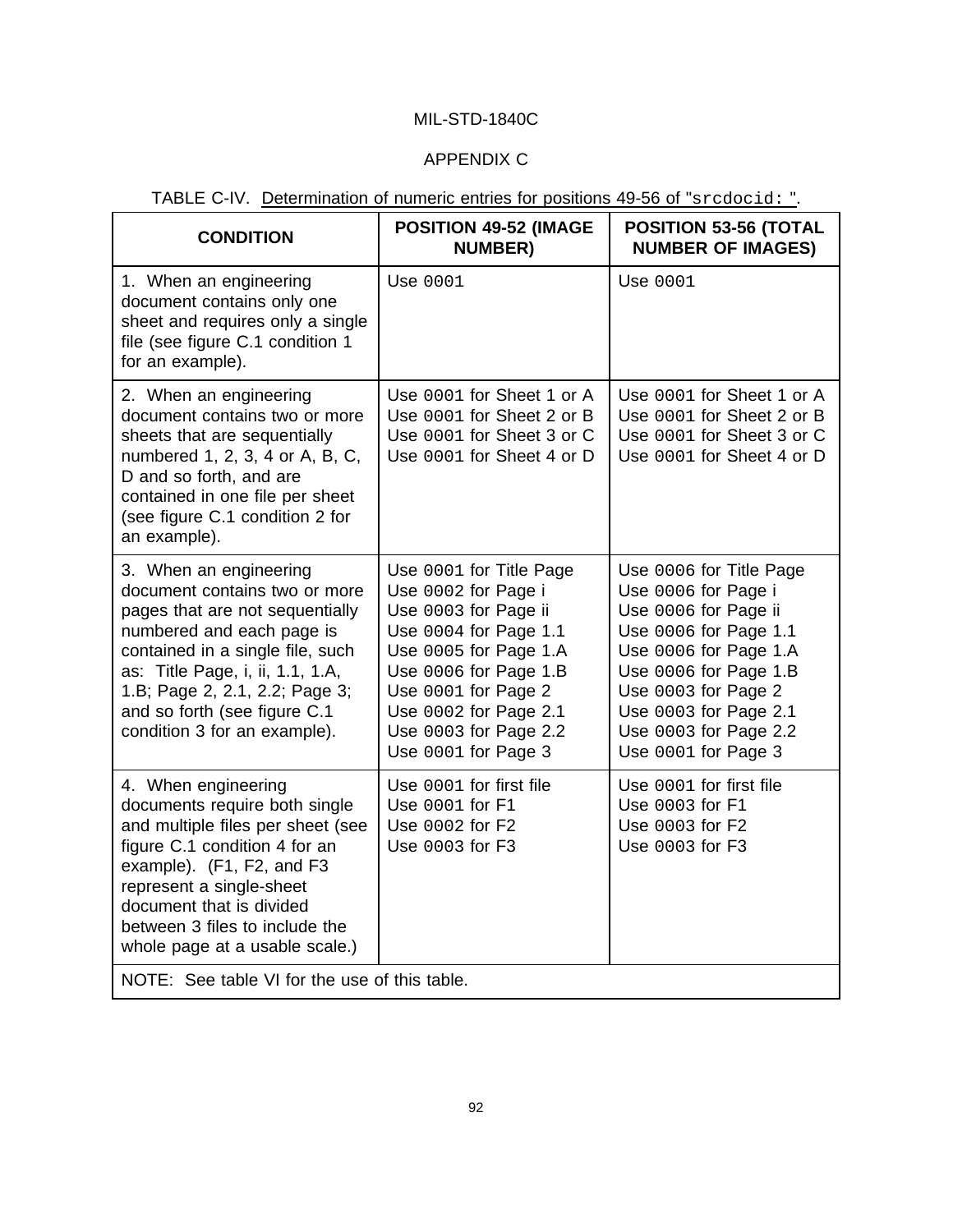APPENDIX C

TABLE C-IV. Determination of numeric entries for positions 49-56 of "`srcdocid: `".

| CONDITION | POSITION 49-52 (IMAGE NUMBER) | POSITION 53-56 (TOTAL NUMBER OF IMAGES) |
|---|---|---|
| 1. When an engineering document contains only one sheet and requires only a single file (see figure C.1 condition 1 for an example). | Use `0001` | Use `0001` |
| 2. When an engineering document contains two or more sheets that are sequentially numbered 1, 2, 3, 4 or A, B, C, D and so forth, and are contained in one file per sheet (see figure C.1 condition 2 for an example). | Use `0001` for Sheet 1 or A<br>Use `0001` for Sheet 2 or B<br>Use `0001` for Sheet 3 or C<br>Use `0001` for Sheet 4 or D | Use `0001` for Sheet 1 or A<br>Use `0001` for Sheet 2 or B<br>Use `0001` for Sheet 3 or C<br>Use `0001` for Sheet 4 or D |
| 3. When an engineering document contains two or more pages that are not sequentially numbered and each page is contained in a single file, such as: Title Page, i, ii, 1.1, 1.A, 1.B; Page 2, 2.1, 2.2; Page 3; and so forth (see figure C.1 condition 3 for an example). | Use `0001` for Title Page<br>Use `0002` for Page i<br>Use `0003` for Page ii<br>Use `0004` for Page 1.1<br>Use `0005` for Page 1.A<br>Use `0006` for Page 1.B<br>Use `0001` for Page 2<br>Use `0002` for Page 2.1<br>Use `0003` for Page 2.2<br>Use `0001` for Page 3 | Use `0006` for Title Page<br>Use `0006` for Page i<br>Use `0006` for Page ii<br>Use `0006` for Page 1.1<br>Use `0006` for Page 1.A<br>Use `0006` for Page 1.B<br>Use `0003` for Page 2<br>Use `0003` for Page 2.1<br>Use `0003` for Page 2.2<br>Use `0001` for Page 3 |
| 4. When engineering documents require both single and multiple files per sheet (see figure C.1 condition 4 for an example). (F1, F2, and F3 represent a single-sheet document that is divided between 3 files to include the whole page at a usable scale.) | Use `0001` for first file<br>Use `0001` for F1<br>Use `0002` for F2<br>Use `0003` for F3 | Use `0001` for first file<br>Use `0003` for F1<br>Use `0003` for F2<br>Use `0003` for F3 |
| NOTE: See table VI for the use of this table. | | |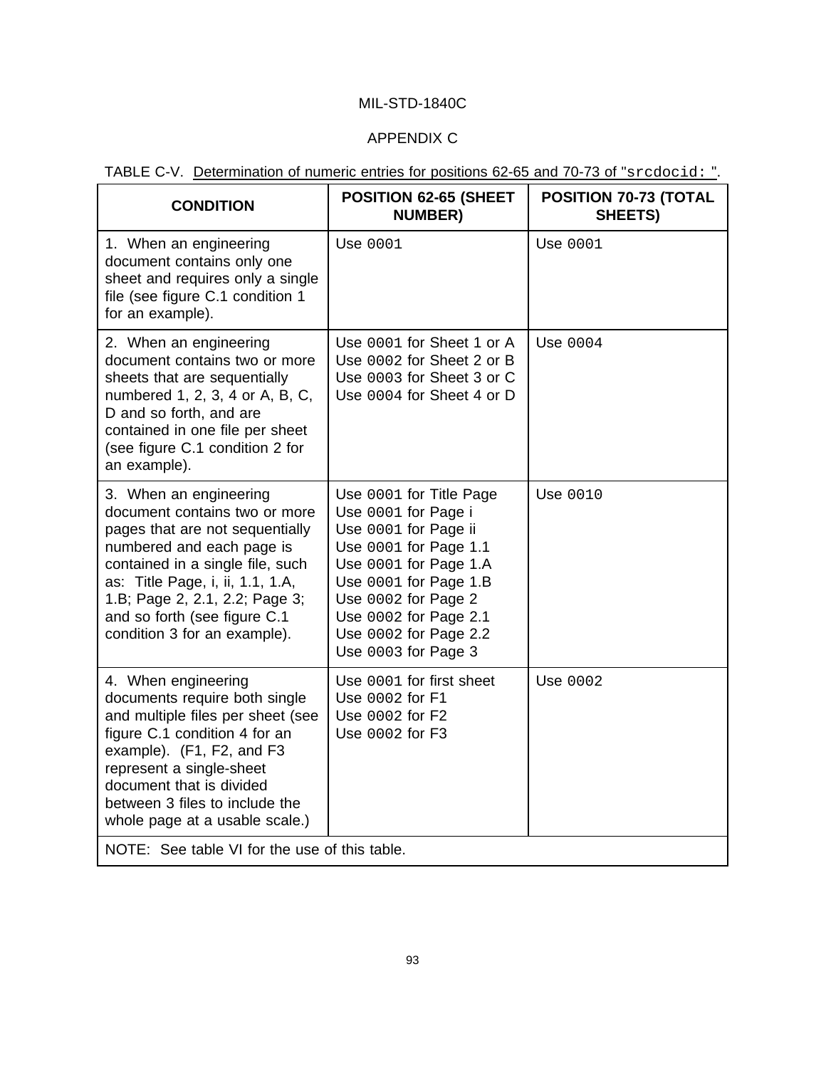APPENDIX C

TABLE C-V. Determination of numeric entries for positions 62-65 and 70-73 of "`srcdocid: `".

| CONDITION | POSITION 62-65 (SHEET NUMBER) | POSITION 70-73 (TOTAL SHEETS) |
|---|---|---|
| 1. When an engineering document contains only one sheet and requires only a single file (see figure C.1 condition 1 for an example). | Use `0001` | Use `0001` |
| 2. When an engineering document contains two or more sheets that are sequentially numbered 1, 2, 3, 4 or A, B, C, D and so forth, and are contained in one file per sheet (see figure C.1 condition 2 for an example). | Use `0001` for Sheet 1 or A<br>Use `0002` for Sheet 2 or B<br>Use `0003` for Sheet 3 or C<br>Use `0004` for Sheet 4 or D | Use `0004` |
| 3. When an engineering document contains two or more pages that are not sequentially numbered and each page is contained in a single file, such as: Title Page, i, ii, 1.1, 1.A, 1.B; Page 2, 2.1, 2.2; Page 3; and so forth (see figure C.1 condition 3 for an example). | Use `0001` for Title Page<br>Use `0001` for Page i<br>Use `0001` for Page ii<br>Use `0001` for Page 1.1<br>Use `0001` for Page 1.A<br>Use `0001` for Page 1.B<br>Use `0002` for Page 2<br>Use `0002` for Page 2.1<br>Use `0002` for Page 2.2<br>Use `0003` for Page 3 | Use `0010` |
| 4. When engineering documents require both single and multiple files per sheet (see figure C.1 condition 4 for an example). (F1, F2, and F3 represent a single-sheet document that is divided between 3 files to include the whole page at a usable scale.) | Use `0001` for first sheet<br>Use `0002` for F1<br>Use `0002` for F2<br>Use `0002` for F3 | Use `0002` |
| NOTE: See table VI for the use of this table. | | |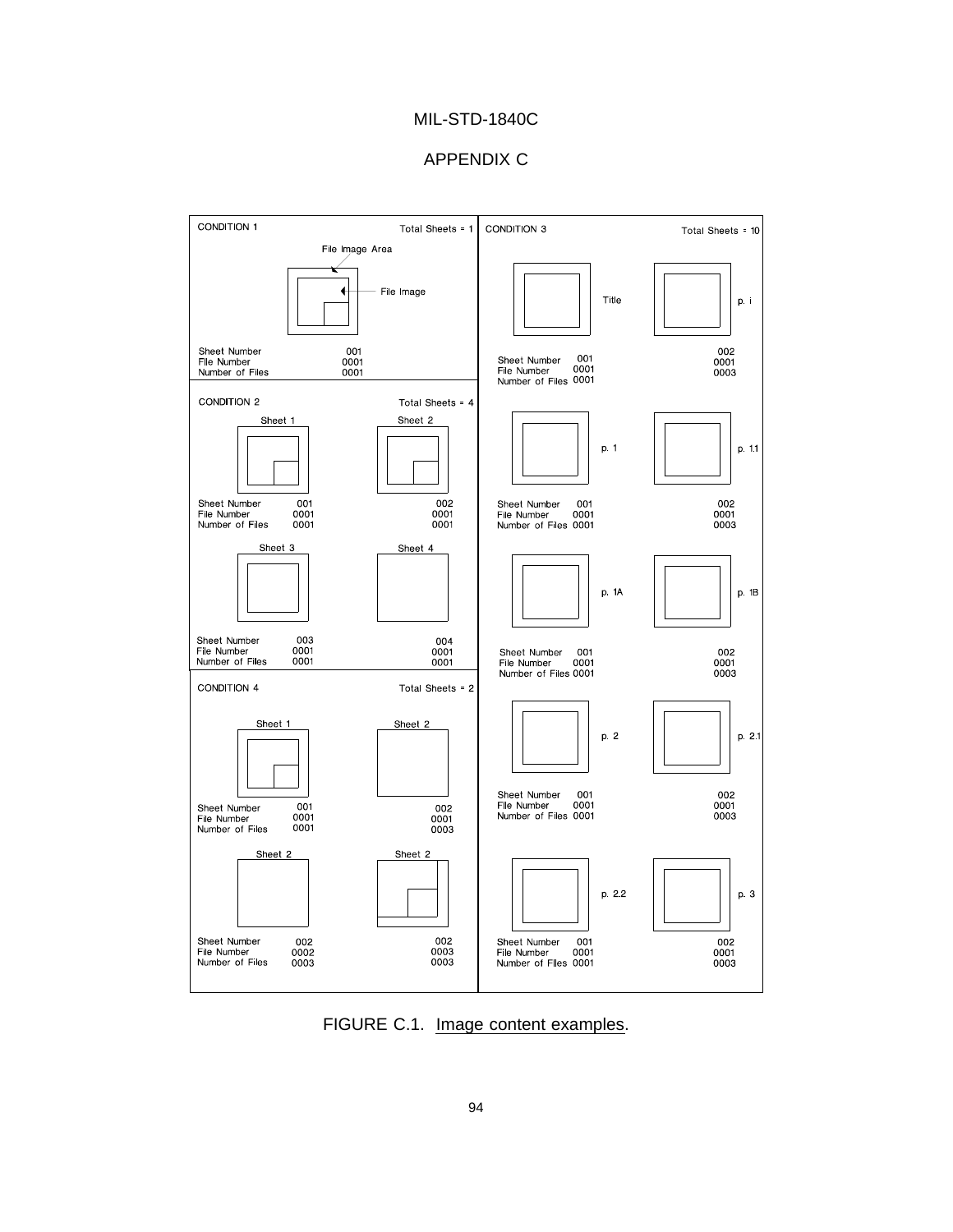# APPENDIX C

CONDITION 1 — Total Sheets = 1

File Image Area

File Image

Sheet Number 001
File Number 0001
Number of Files 0001

CONDITION 2 — Total Sheets = 4

Sheet 1 — Sheet Number 001, File Number 0001, Number of Files 0001

Sheet 2 — Sheet Number 002, File Number 0001, Number of Files 0001

Sheet 3 — Sheet Number 003, File Number 0001, Number of Files 0001

Sheet 4 — Sheet Number 004, File Number 0001, Number of Files 0001

CONDITION 4 — Total Sheets = 2

Sheet 1 — Sheet Number 001, File Number 0001, Number of Files 0001

Sheet 2 — Sheet Number 002, File Number 0001, Number of Files 0003

Sheet 2 — Sheet Number 002, File Number 0002, Number of Files 0003

Sheet 2 — Sheet Number 002, File Number 0003, Number of Files 0003

CONDITION 3 — Total Sheets = 10

Title — Sheet Number 001, File Number 0001, Number of Files 0001

p. i — Sheet Number 002, File Number 0001, Number of Files 0003

p. 1 — Sheet Number 001, File Number 0001, Number of Files 0001

p. 1.1 — Sheet Number 002, File Number 0001, Number of Files 0003

p. 1A — Sheet Number 001, File Number 0001, Number of Files 0001

p. 1B — Sheet Number 002, File Number 0001, Number of Files 0003

p. 2 — Sheet Number 001, File Number 0001, Number of Files 0001

p. 2.1 — Sheet Number 002, File Number 0001, Number of Files 0003

p. 2.2 — Sheet Number 001, File Number 0001, Number of Files 0001

p. 3 — Sheet Number 002, File Number 0001, Number of Files 0003

FIGURE C.1. Image content examples.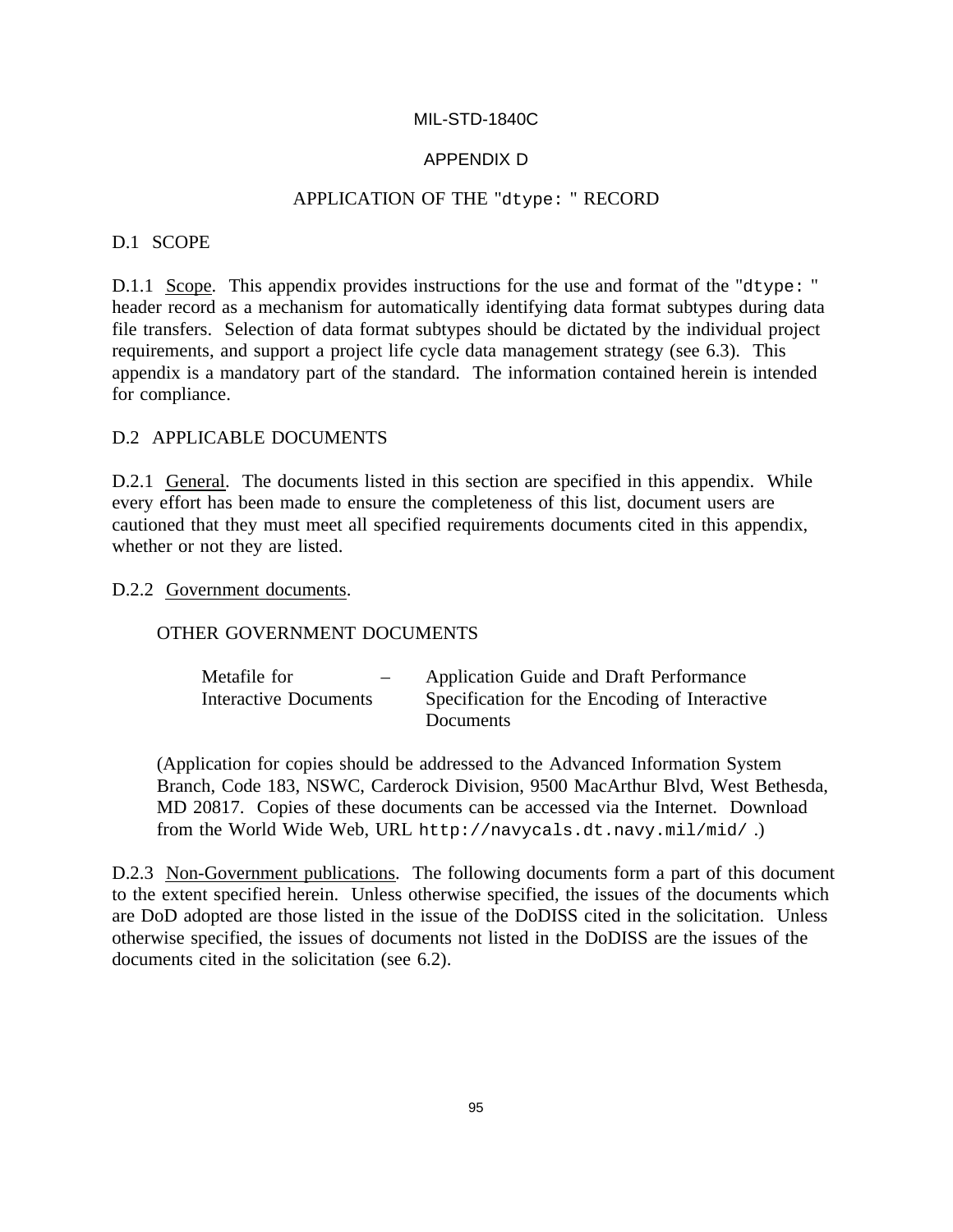# APPENDIX D

## APPLICATION OF THE "`dtype: `" RECORD

### D.1 SCOPE

D.1.1 Scope. This appendix provides instructions for the use and format of the "`dtype: `" header record as a mechanism for automatically identifying data format subtypes during data file transfers. Selection of data format subtypes should be dictated by the individual project requirements, and support a project life cycle data management strategy (see 6.3). This appendix is a mandatory part of the standard. The information contained herein is intended for compliance.

### D.2 APPLICABLE DOCUMENTS

D.2.1 General. The documents listed in this section are specified in this appendix. While every effort has been made to ensure the completeness of this list, document users are cautioned that they must meet all specified requirements documents cited in this appendix, whether or not they are listed.

D.2.2 Government documents.

OTHER GOVERNMENT DOCUMENTS

| | | |
|---|---|---|
| Metafile for Interactive Documents | – | Application Guide and Draft Performance Specification for the Encoding of Interactive Documents |

(Application for copies should be addressed to the Advanced Information System Branch, Code 183, NSWC, Carderock Division, 9500 MacArthur Blvd, West Bethesda, MD 20817. Copies of these documents can be accessed via the Internet. Download from the World Wide Web, URL `http://navycals.dt.navy.mil/mid/` .)

D.2.3 Non-Government publications. The following documents form a part of this document to the extent specified herein. Unless otherwise specified, the issues of the documents which are DoD adopted are those listed in the issue of the DoDISS cited in the solicitation. Unless otherwise specified, the issues of documents not listed in the DoDISS are the issues of the documents cited in the solicitation (see 6.2).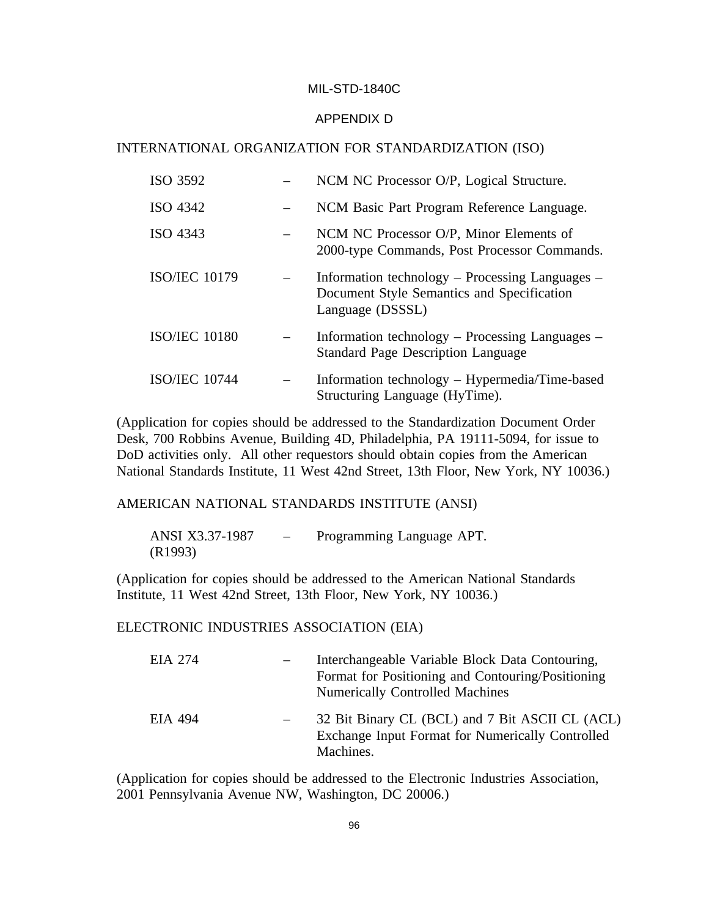## INTERNATIONAL ORGANIZATION FOR STANDARDIZATION (ISO)

| | | |
|---|---|---|
| ISO 3592 | – | NCM NC Processor O/P, Logical Structure. |
| ISO 4342 | – | NCM Basic Part Program Reference Language. |
| ISO 4343 | – | NCM NC Processor O/P, Minor Elements of 2000-type Commands, Post Processor Commands. |
| ISO/IEC 10179 | – | Information technology – Processing Languages – Document Style Semantics and Specification Language (DSSSL) |
| ISO/IEC 10180 | – | Information technology – Processing Languages – Standard Page Description Language |
| ISO/IEC 10744 | – | Information technology – Hypermedia/Time-based Structuring Language (HyTime). |

(Application for copies should be addressed to the Standardization Document Order Desk, 700 Robbins Avenue, Building 4D, Philadelphia, PA 19111-5094, for issue to DoD activities only. All other requestors should obtain copies from the American National Standards Institute, 11 West 42nd Street, 13th Floor, New York, NY 10036.)

## AMERICAN NATIONAL STANDARDS INSTITUTE (ANSI)

| | | |
|---|---|---|
| ANSI X3.37-1987 (R1993) | – | Programming Language APT. |

(Application for copies should be addressed to the American National Standards Institute, 11 West 42nd Street, 13th Floor, New York, NY 10036.)

## ELECTRONIC INDUSTRIES ASSOCIATION (EIA)

| | | |
|---|---|---|
| EIA 274 | – | Interchangeable Variable Block Data Contouring, Format for Positioning and Contouring/Positioning Numerically Controlled Machines |
| EIA 494 | – | 32 Bit Binary CL (BCL) and 7 Bit ASCII CL (ACL) Exchange Input Format for Numerically Controlled Machines. |

(Application for copies should be addressed to the Electronic Industries Association, 2001 Pennsylvania Avenue NW, Washington, DC 20006.)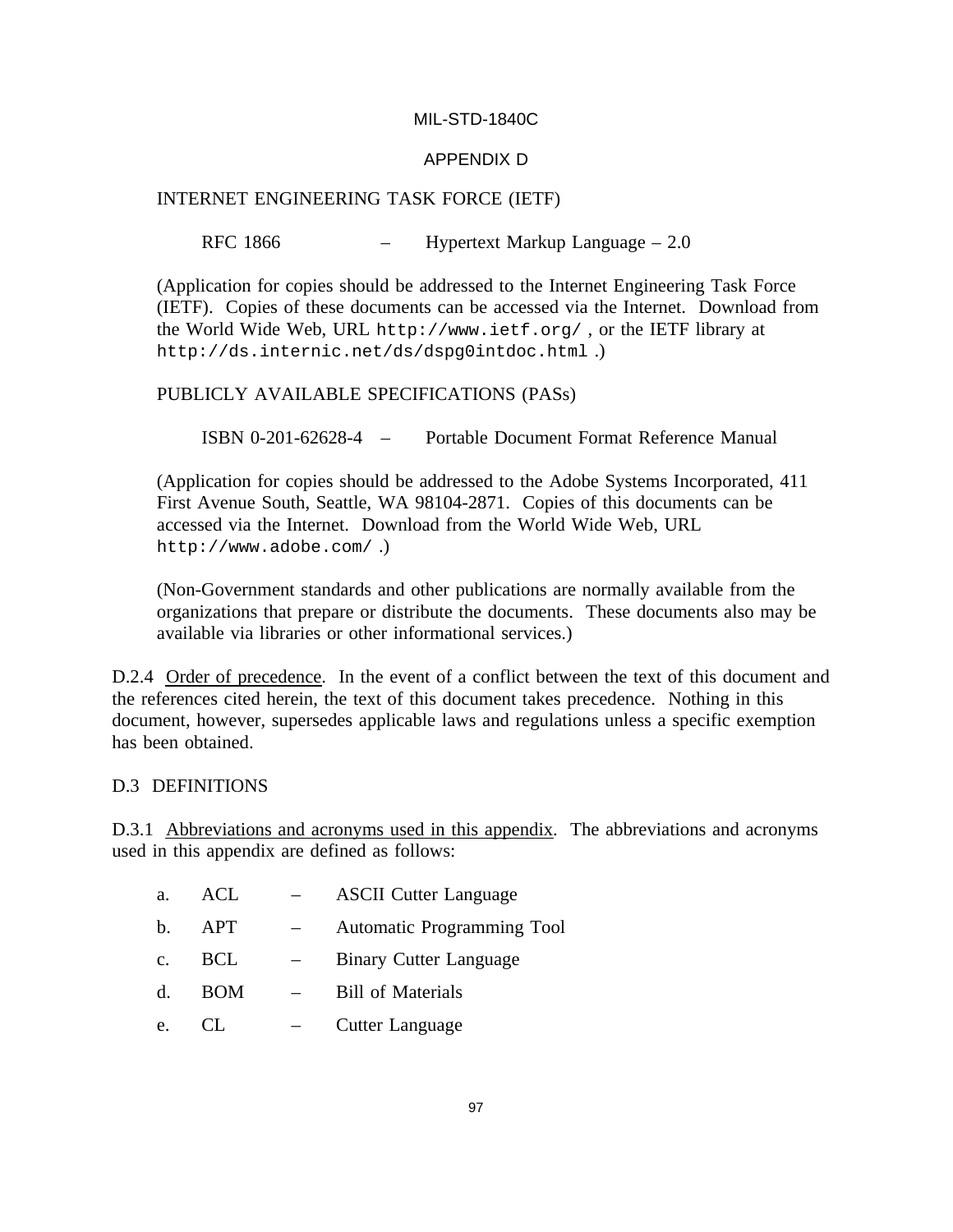INTERNET ENGINEERING TASK FORCE (IETF)

RFC 1866 – Hypertext Markup Language – 2.0

(Application for copies should be addressed to the Internet Engineering Task Force (IETF). Copies of these documents can be accessed via the Internet. Download from the World Wide Web, URL `http://www.ietf.org/` , or the IETF library at `http://ds.internic.net/ds/dspg0intdoc.html` .)

PUBLICLY AVAILABLE SPECIFICATIONS (PASs)

ISBN 0-201-62628-4 – Portable Document Format Reference Manual

(Application for copies should be addressed to the Adobe Systems Incorporated, 411 First Avenue South, Seattle, WA 98104-2871. Copies of this documents can be accessed via the Internet. Download from the World Wide Web, URL `http://www.adobe.com/` .)

(Non-Government standards and other publications are normally available from the organizations that prepare or distribute the documents. These documents also may be available via libraries or other informational services.)

D.2.4 Order of precedence. In the event of a conflict between the text of this document and the references cited herein, the text of this document takes precedence. Nothing in this document, however, supersedes applicable laws and regulations unless a specific exemption has been obtained.

## D.3 DEFINITIONS

D.3.1 Abbreviations and acronyms used in this appendix. The abbreviations and acronyms used in this appendix are defined as follows:

a. ACL – ASCII Cutter Language

b. APT – Automatic Programming Tool

c. BCL – Binary Cutter Language

d. BOM – Bill of Materials

e. CL – Cutter Language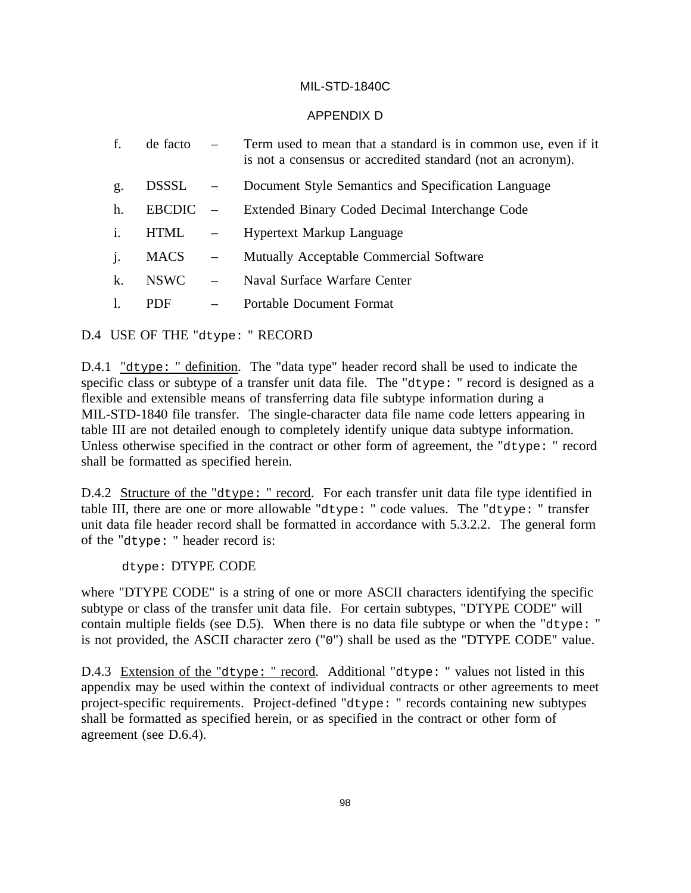f. de facto – Term used to mean that a standard is in common use, even if it is not a consensus or accredited standard (not an acronym).

g. DSSSL – Document Style Semantics and Specification Language

h. EBCDIC – Extended Binary Coded Decimal Interchange Code

i. HTML – Hypertext Markup Language

j. MACS – Mutually Acceptable Commercial Software

k. NSWC – Naval Surface Warfare Center

l. PDF – Portable Document Format

## D.4 USE OF THE "`dtype: `" RECORD

D.4.1 <u>"`dtype: `" definition</u>. The "data type" header record shall be used to indicate the specific class or subtype of a transfer unit data file. The "`dtype: `" record is designed as a flexible and extensible means of transferring data file subtype information during a MIL-STD-1840 file transfer. The single-character data file name code letters appearing in table III are not detailed enough to completely identify unique data subtype information. Unless otherwise specified in the contract or other form of agreement, the "`dtype: `" record shall be formatted as specified herein.

D.4.2 <u>Structure of the "`dtype: `" record</u>. For each transfer unit data file type identified in table III, there are one or more allowable "`dtype: `" code values. The "`dtype: `" transfer unit data file header record shall be formatted in accordance with 5.3.2.2. The general form of the "`dtype: `" header record is:

`dtype:` DTYPE CODE

where "DTYPE CODE" is a string of one or more ASCII characters identifying the specific subtype or class of the transfer unit data file. For certain subtypes, "DTYPE CODE" will contain multiple fields (see D.5). When there is no data file subtype or when the "`dtype: `" is not provided, the ASCII character zero ("`0`") shall be used as the "DTYPE CODE" value.

D.4.3 <u>Extension of the "`dtype: `" record</u>. Additional "`dtype: `" values not listed in this appendix may be used within the context of individual contracts or other agreements to meet project-specific requirements. Project-defined "`dtype: `" records containing new subtypes shall be formatted as specified herein, or as specified in the contract or other form of agreement (see D.6.4).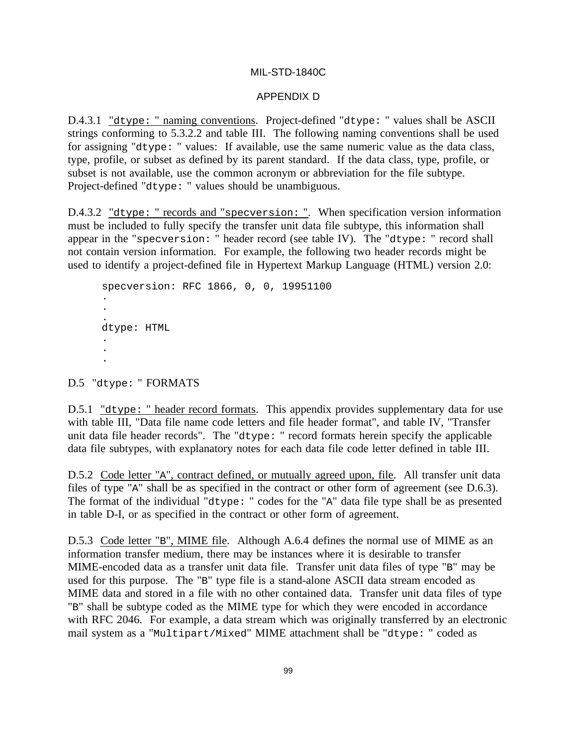D.4.3.1 <u>"dtype: " naming conventions</u>. Project-defined "dtype: " values shall be ASCII strings conforming to 5.3.2.2 and table III. The following naming conventions shall be used for assigning "dtype: " values: If available, use the same numeric value as the data class, type, profile, or subset as defined by its parent standard. If the data class, type, profile, or subset is not available, use the common acronym or abbreviation for the file subtype. Project-defined "dtype: " values should be unambiguous.

D.4.3.2 <u>"dtype: " records and "specversion: "</u>. When specification version information must be included to fully specify the transfer unit data file subtype, this information shall appear in the "specversion: " header record (see table IV). The "dtype: " record shall not contain version information. For example, the following two header records might be used to identify a project-defined file in Hypertext Markup Language (HTML) version 2.0:

```
specversion: RFC 1866, 0, 0, 19951100
.
.
.
dtype: HTML
.
.
.
```

## D.5 "dtype: " FORMATS

D.5.1 <u>"dtype: " header record formats</u>. This appendix provides supplementary data for use with table III, "Data file name code letters and file header format", and table IV, "Transfer unit data file header records". The "dtype: " record formats herein specify the applicable data file subtypes, with explanatory notes for each data file code letter defined in table III.

D.5.2 <u>Code letter "A", contract defined, or mutually agreed upon, file</u>. All transfer unit data files of type "A" shall be as specified in the contract or other form of agreement (see D.6.3). The format of the individual "dtype: " codes for the "A" data file type shall be as presented in table D-I, or as specified in the contract or other form of agreement.

D.5.3 <u>Code letter "B", MIME file</u>. Although A.6.4 defines the normal use of MIME as an information transfer medium, there may be instances where it is desirable to transfer MIME-encoded data as a transfer unit data file. Transfer unit data files of type "B" may be used for this purpose. The "B" type file is a stand-alone ASCII data stream encoded as MIME data and stored in a file with no other contained data. Transfer unit data files of type "B" shall be subtype coded as the MIME type for which they were encoded in accordance with RFC 2046. For example, a data stream which was originally transferred by an electronic mail system as a "Multipart/Mixed" MIME attachment shall be "dtype: " coded as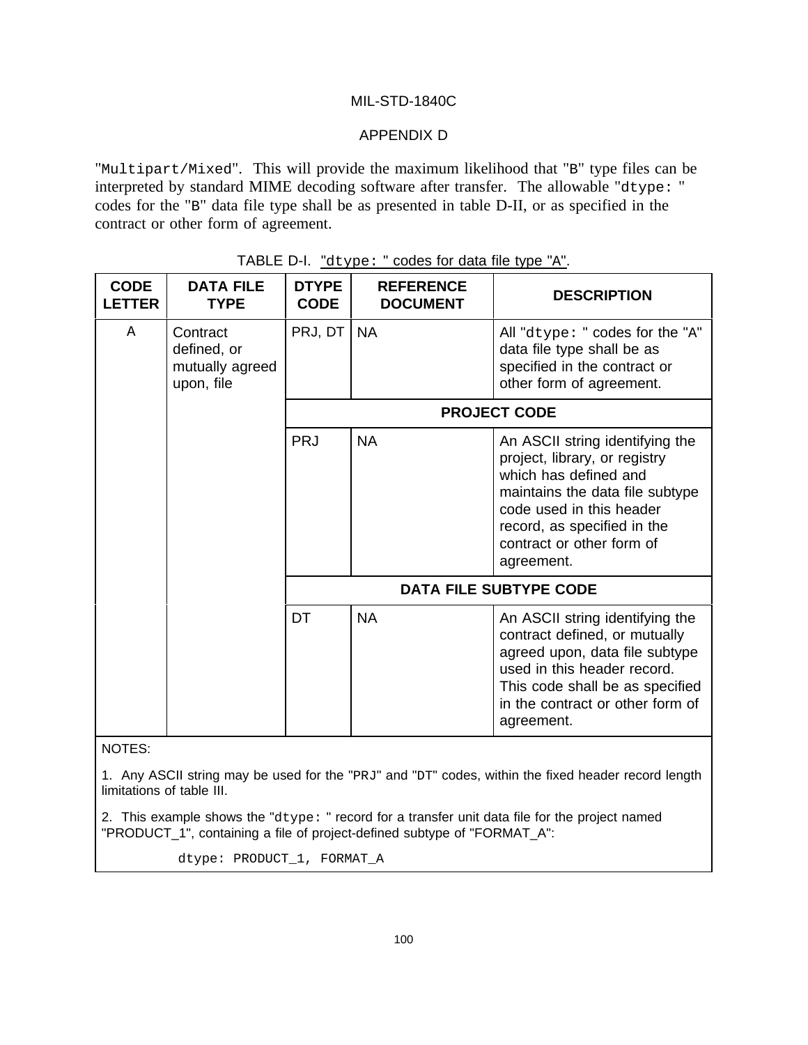"Multipart/Mixed". This will provide the maximum likelihood that "B" type files can be interpreted by standard MIME decoding software after transfer. The allowable "dtype: " codes for the "B" data file type shall be as presented in table D-II, or as specified in the contract or other form of agreement.

TABLE D-I. "dtype: " codes for data file type "A".

| CODE LETTER | DATA FILE TYPE | DTYPE CODE | REFERENCE DOCUMENT | DESCRIPTION |
|---|---|---|---|---|
| A | Contract defined, or mutually agreed upon, file | PRJ, DT | NA | All "dtype: " codes for the "A" data file type shall be as specified in the contract or other form of agreement. |
| | | **PROJECT CODE** | | |
| | | PRJ | NA | An ASCII string identifying the project, library, or registry which has defined and maintains the data file subtype code used in this header record, as specified in the contract or other form of agreement. |
| | | **DATA FILE SUBTYPE CODE** | | |
| | | DT | NA | An ASCII string identifying the contract defined, or mutually agreed upon, data file subtype used in this header record. This code shall be as specified in the contract or other form of agreement. |

NOTES:

1. Any ASCII string may be used for the "PRJ" and "DT" codes, within the fixed header record length limitations of table III.

2. This example shows the "dtype: " record for a transfer unit data file for the project named "PRODUCT_1", containing a file of project-defined subtype of "FORMAT_A":

```
dtype: PRODUCT_1, FORMAT_A
```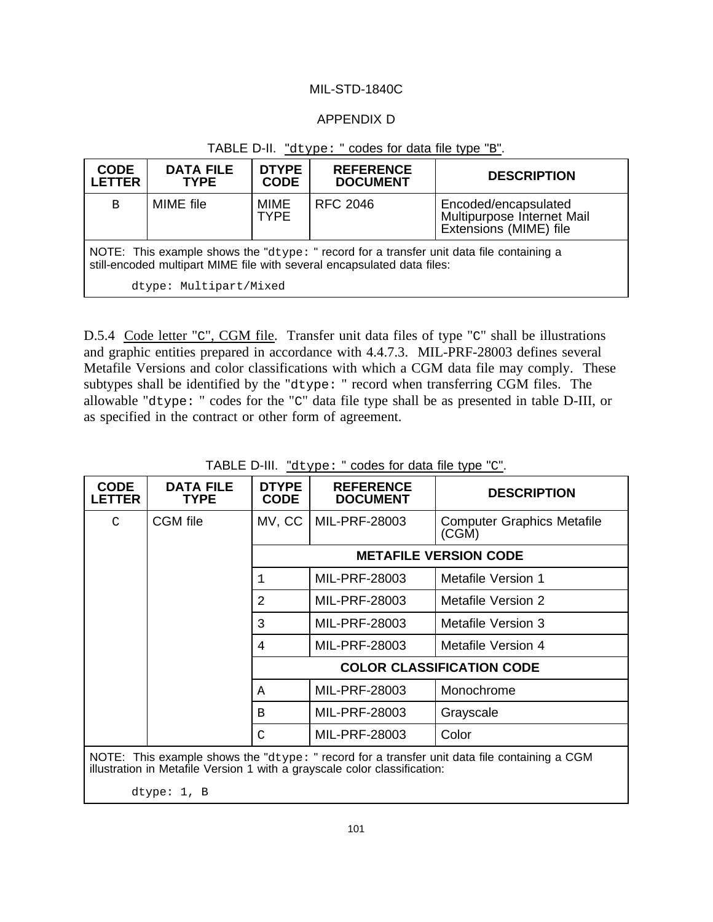MIL-STD-1840C

APPENDIX D

TABLE D-II. "dtype: " codes for data file type "B".

| CODE LETTER | DATA FILE TYPE | DTYPE CODE | REFERENCE DOCUMENT | DESCRIPTION |
|---|---|---|---|---|
| B | MIME file | MIME TYPE | RFC 2046 | Encoded/encapsulated Multipurpose Internet Mail Extensions (MIME) file |
| NOTE: This example shows the "dtype: " record for a transfer unit data file containing a still-encoded multipart MIME file with several encapsulated data files: `dtype: Multipart/Mixed` | | | | |

D.5.4 Code letter "C", CGM file. Transfer unit data files of type "C" shall be illustrations and graphic entities prepared in accordance with 4.4.7.3. MIL-PRF-28003 defines several Metafile Versions and color classifications with which a CGM data file may comply. These subtypes shall be identified by the "dtype: " record when transferring CGM files. The allowable "dtype: " codes for the "C" data file type shall be as presented in table D-III, or as specified in the contract or other form of agreement.

TABLE D-III. "dtype: " codes for data file type "C".

| CODE LETTER | DATA FILE TYPE | DTYPE CODE | REFERENCE DOCUMENT | DESCRIPTION |
|---|---|---|---|---|
| C | CGM file | MV, CC | MIL-PRF-28003 | Computer Graphics Metafile (CGM) |
| | | **METAFILE VERSION CODE** | | |
| | | 1 | MIL-PRF-28003 | Metafile Version 1 |
| | | 2 | MIL-PRF-28003 | Metafile Version 2 |
| | | 3 | MIL-PRF-28003 | Metafile Version 3 |
| | | 4 | MIL-PRF-28003 | Metafile Version 4 |
| | | **COLOR CLASSIFICATION CODE** | | |
| | | A | MIL-PRF-28003 | Monochrome |
| | | B | MIL-PRF-28003 | Grayscale |
| | | C | MIL-PRF-28003 | Color |
| NOTE: This example shows the "dtype: " record for a transfer unit data file containing a CGM illustration in Metafile Version 1 with a grayscale color classification: `dtype: 1, B` | | | | |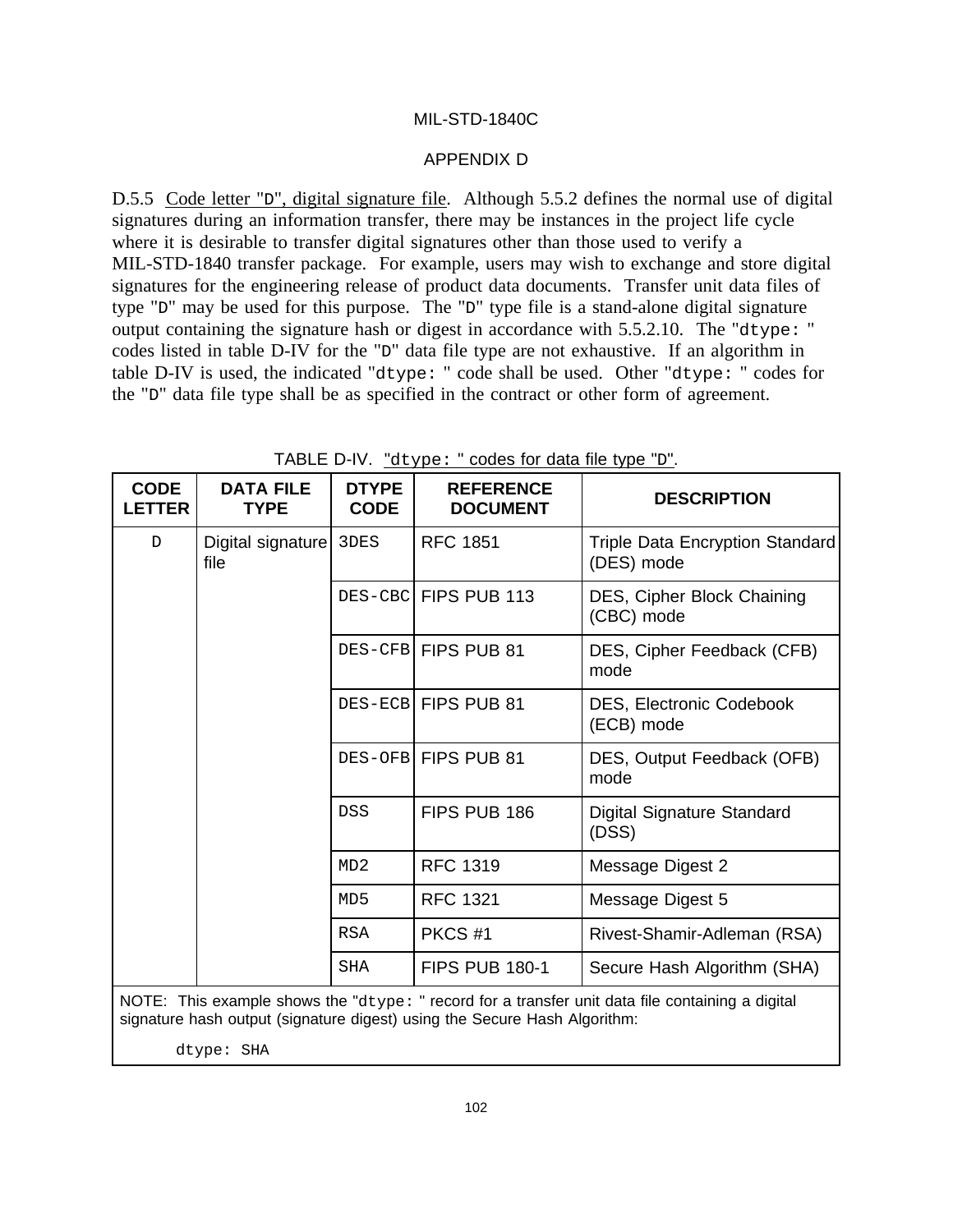# APPENDIX D

D.5.5 Code letter "D", digital signature file. Although 5.5.2 defines the normal use of digital signatures during an information transfer, there may be instances in the project life cycle where it is desirable to transfer digital signatures other than those used to verify a MIL-STD-1840 transfer package. For example, users may wish to exchange and store digital signatures for the engineering release of product data documents. Transfer unit data files of type "D" may be used for this purpose. The "D" type file is a stand-alone digital signature output containing the signature hash or digest in accordance with 5.5.2.10. The "dtype: " codes listed in table D-IV for the "D" data file type are not exhaustive. If an algorithm in table D-IV is used, the indicated "dtype: " code shall be used. Other "dtype: " codes for the "D" data file type shall be as specified in the contract or other form of agreement.

TABLE D-IV. "dtype: " codes for data file type "D".

| CODE LETTER | DATA FILE TYPE | DTYPE CODE | REFERENCE DOCUMENT | DESCRIPTION |
|---|---|---|---|---|
| D | Digital signature file | 3DES | RFC 1851 | Triple Data Encryption Standard (DES) mode |
| | | DES-CBC | FIPS PUB 113 | DES, Cipher Block Chaining (CBC) mode |
| | | DES-CFB | FIPS PUB 81 | DES, Cipher Feedback (CFB) mode |
| | | DES-ECB | FIPS PUB 81 | DES, Electronic Codebook (ECB) mode |
| | | DES-OFB | FIPS PUB 81 | DES, Output Feedback (OFB) mode |
| | | DSS | FIPS PUB 186 | Digital Signature Standard (DSS) |
| | | MD2 | RFC 1319 | Message Digest 2 |
| | | MD5 | RFC 1321 | Message Digest 5 |
| | | RSA | PKCS #1 | Rivest-Shamir-Adleman (RSA) |
| | | SHA | FIPS PUB 180-1 | Secure Hash Algorithm (SHA) |

NOTE: This example shows the "dtype: " record for a transfer unit data file containing a digital signature hash output (signature digest) using the Secure Hash Algorithm:

```
dtype: SHA
```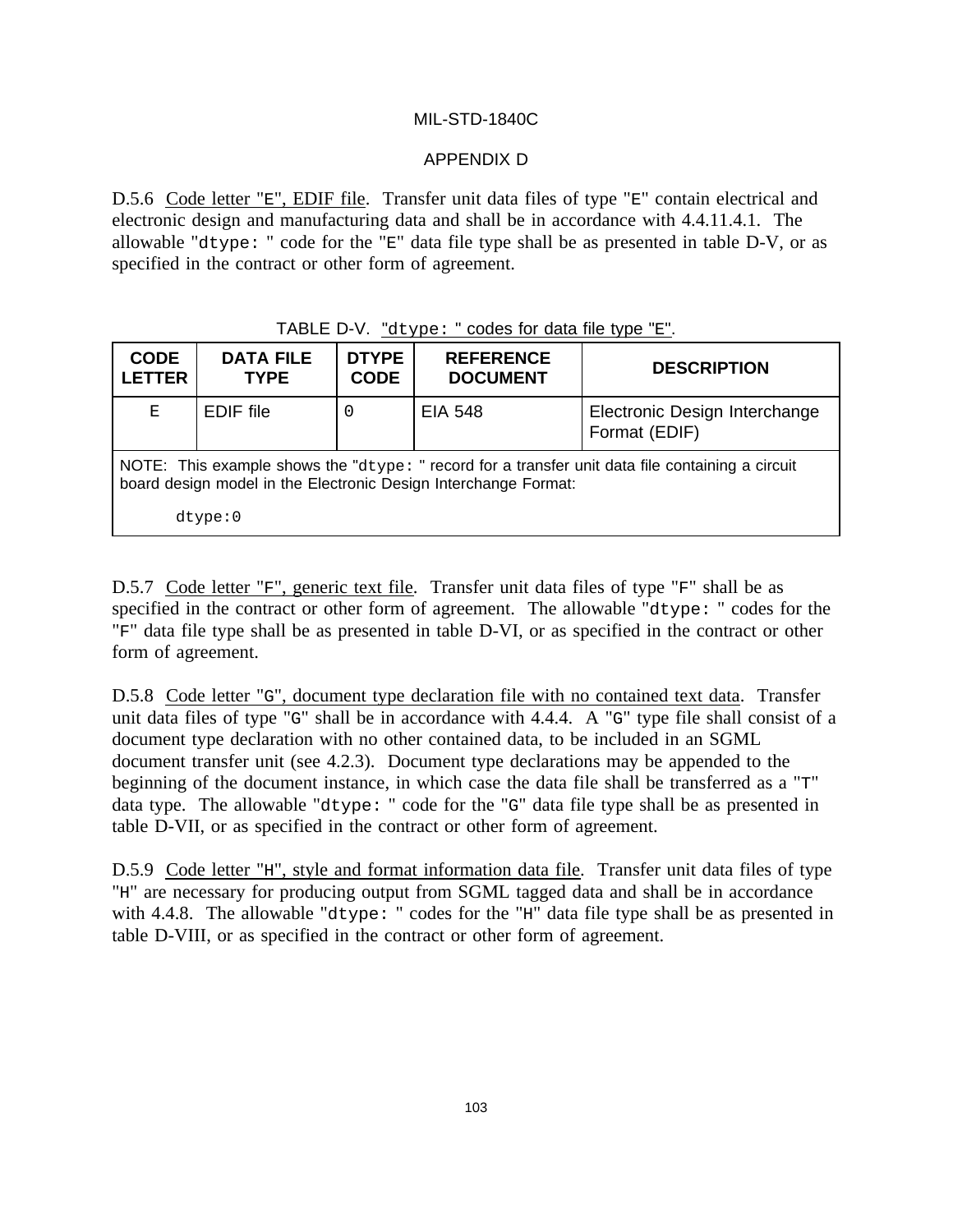D.5.6 Code letter "E", EDIF file. Transfer unit data files of type "E" contain electrical and electronic design and manufacturing data and shall be in accordance with 4.4.11.4.1. The allowable "dtype: " code for the "E" data file type shall be as presented in table D-V, or as specified in the contract or other form of agreement.

TABLE D-V. "dtype: " codes for data file type "E".

| CODE LETTER | DATA FILE TYPE | DTYPE CODE | REFERENCE DOCUMENT | DESCRIPTION |
|---|---|---|---|---|
| E | EDIF file | 0 | EIA 548 | Electronic Design Interchange Format (EDIF) |
| NOTE: This example shows the "dtype: " record for a transfer unit data file containing a circuit board design model in the Electronic Design Interchange Format: dtype:0 | | | | |

D.5.7 Code letter "F", generic text file. Transfer unit data files of type "F" shall be as specified in the contract or other form of agreement. The allowable "dtype: " codes for the "F" data file type shall be as presented in table D-VI, or as specified in the contract or other form of agreement.

D.5.8 Code letter "G", document type declaration file with no contained text data. Transfer unit data files of type "G" shall be in accordance with 4.4.4. A "G" type file shall consist of a document type declaration with no other contained data, to be included in an SGML document transfer unit (see 4.2.3). Document type declarations may be appended to the beginning of the document instance, in which case the data file shall be transferred as a "T" data type. The allowable "dtype: " code for the "G" data file type shall be as presented in table D-VII, or as specified in the contract or other form of agreement.

D.5.9 Code letter "H", style and format information data file. Transfer unit data files of type "H" are necessary for producing output from SGML tagged data and shall be in accordance with 4.4.8. The allowable "dtype: " codes for the "H" data file type shall be as presented in table D-VIII, or as specified in the contract or other form of agreement.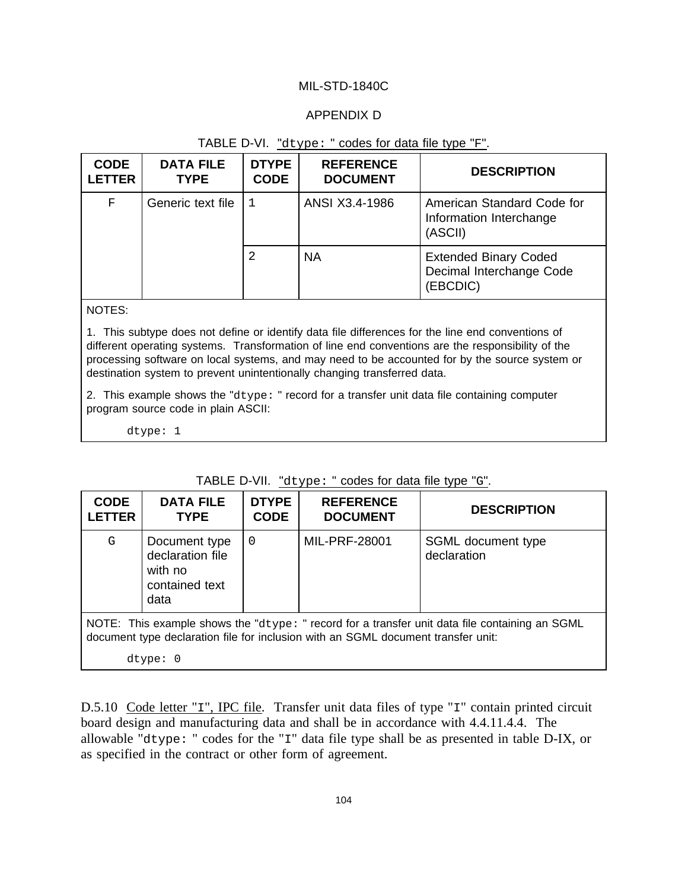APPENDIX D

TABLE D-VI. "dtype: " codes for data file type "F".

| CODE LETTER | DATA FILE TYPE | DTYPE CODE | REFERENCE DOCUMENT | DESCRIPTION |
|---|---|---|---|---|
| F | Generic text file | 1 | ANSI X3.4-1986 | American Standard Code for Information Interchange (ASCII) |
| | | 2 | NA | Extended Binary Coded Decimal Interchange Code (EBCDIC) |

NOTES:

1. This subtype does not define or identify data file differences for the line end conventions of different operating systems. Transformation of line end conventions are the responsibility of the processing software on local systems, and may need to be accounted for by the source system or destination system to prevent unintentionally changing transferred data.

2. This example shows the "dtype: " record for a transfer unit data file containing computer program source code in plain ASCII:

```
dtype: 1
```

TABLE D-VII. "dtype: " codes for data file type "G".

| CODE LETTER | DATA FILE TYPE | DTYPE CODE | REFERENCE DOCUMENT | DESCRIPTION |
|---|---|---|---|---|
| G | Document type declaration file with no contained text data | 0 | MIL-PRF-28001 | SGML document type declaration |

NOTE: This example shows the "dtype: " record for a transfer unit data file containing an SGML document type declaration file for inclusion with an SGML document transfer unit:

```
dtype: 0
```

D.5.10 Code letter "I", IPC file. Transfer unit data files of type "I" contain printed circuit board design and manufacturing data and shall be in accordance with 4.4.11.4.4. The allowable "dtype: " codes for the "I" data file type shall be as presented in table D-IX, or as specified in the contract or other form of agreement.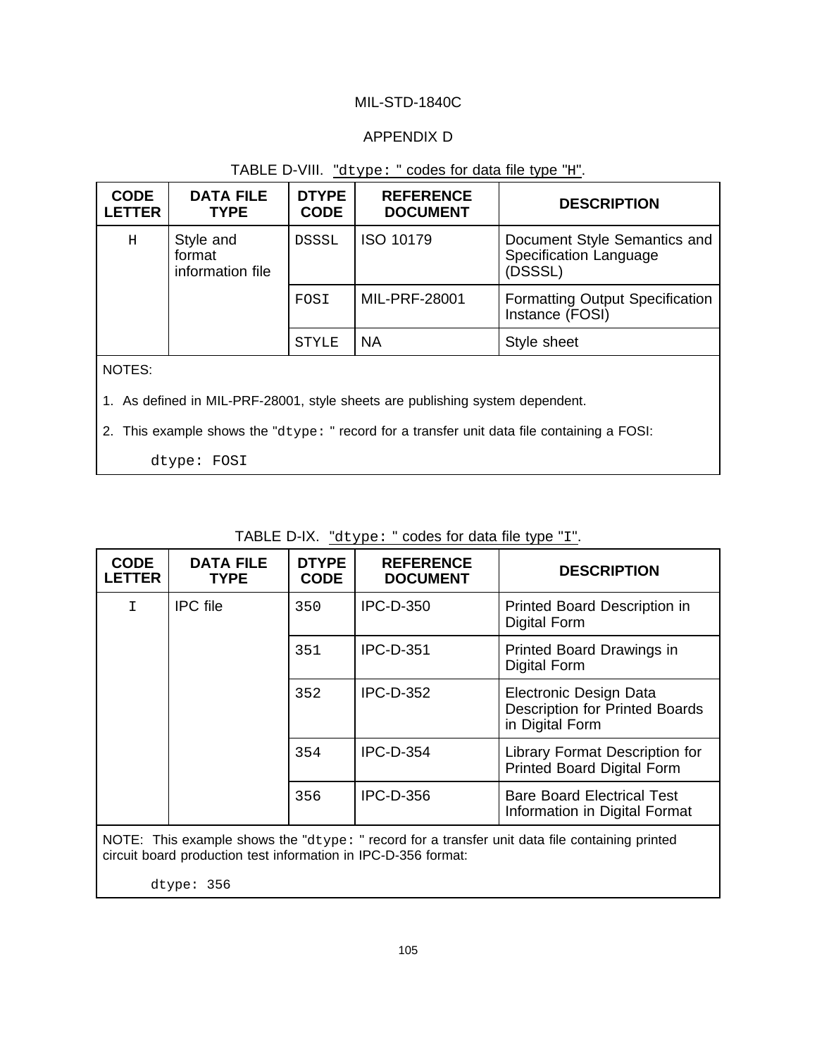MIL-STD-1840C

APPENDIX D

TABLE D-VIII. "dtype: " codes for data file type "H".

| CODE LETTER | DATA FILE TYPE | DTYPE CODE | REFERENCE DOCUMENT | DESCRIPTION |
|---|---|---|---|---|
| H | Style and format information file | DSSSL | ISO 10179 | Document Style Semantics and Specification Language (DSSSL) |
| | | FOSI | MIL-PRF-28001 | Formatting Output Specification Instance (FOSI) |
| | | STYLE | NA | Style sheet |

NOTES:

1. As defined in MIL-PRF-28001, style sheets are publishing system dependent.
2. This example shows the "dtype: " record for a transfer unit data file containing a FOSI:

```
dtype: FOSI
```

TABLE D-IX. "dtype: " codes for data file type "I".

| CODE LETTER | DATA FILE TYPE | DTYPE CODE | REFERENCE DOCUMENT | DESCRIPTION |
|---|---|---|---|---|
| I | IPC file | 350 | IPC-D-350 | Printed Board Description in Digital Form |
| | | 351 | IPC-D-351 | Printed Board Drawings in Digital Form |
| | | 352 | IPC-D-352 | Electronic Design Data Description for Printed Boards in Digital Form |
| | | 354 | IPC-D-354 | Library Format Description for Printed Board Digital Form |
| | | 356 | IPC-D-356 | Bare Board Electrical Test Information in Digital Format |

NOTE: This example shows the "dtype: " record for a transfer unit data file containing printed circuit board production test information in IPC-D-356 format:

```
dtype: 356
```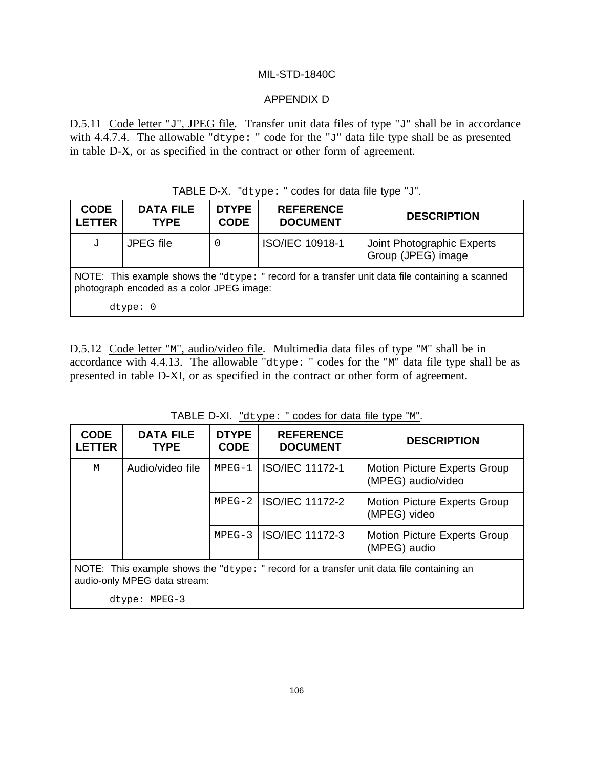APPENDIX D

D.5.11 Code letter "J", JPEG file. Transfer unit data files of type "J" shall be in accordance with 4.4.7.4. The allowable "dtype: " code for the "J" data file type shall be as presented in table D-X, or as specified in the contract or other form of agreement.

TABLE D-X. "dtype: " codes for data file type "J".

| CODE LETTER | DATA FILE TYPE | DTYPE CODE | REFERENCE DOCUMENT | DESCRIPTION |
|---|---|---|---|---|
| J | JPEG file | 0 | ISO/IEC 10918-1 | Joint Photographic Experts Group (JPEG) image |
| NOTE: This example shows the "dtype: " record for a transfer unit data file containing a scanned photograph encoded as a color JPEG image:<br><br>dtype: 0 | | | | |

D.5.12 Code letter "M", audio/video file. Multimedia data files of type "M" shall be in accordance with 4.4.13. The allowable "dtype: " codes for the "M" data file type shall be as presented in table D-XI, or as specified in the contract or other form of agreement.

TABLE D-XI. "dtype: " codes for data file type "M".

| CODE LETTER | DATA FILE TYPE | DTYPE CODE | REFERENCE DOCUMENT | DESCRIPTION |
|---|---|---|---|---|
| M | Audio/video file | MPEG-1 | ISO/IEC 11172-1 | Motion Picture Experts Group (MPEG) audio/video |
| | | MPEG-2 | ISO/IEC 11172-2 | Motion Picture Experts Group (MPEG) video |
| | | MPEG-3 | ISO/IEC 11172-3 | Motion Picture Experts Group (MPEG) audio |
| NOTE: This example shows the "dtype: " record for a transfer unit data file containing an audio-only MPEG data stream:<br><br>dtype: MPEG-3 | | | | |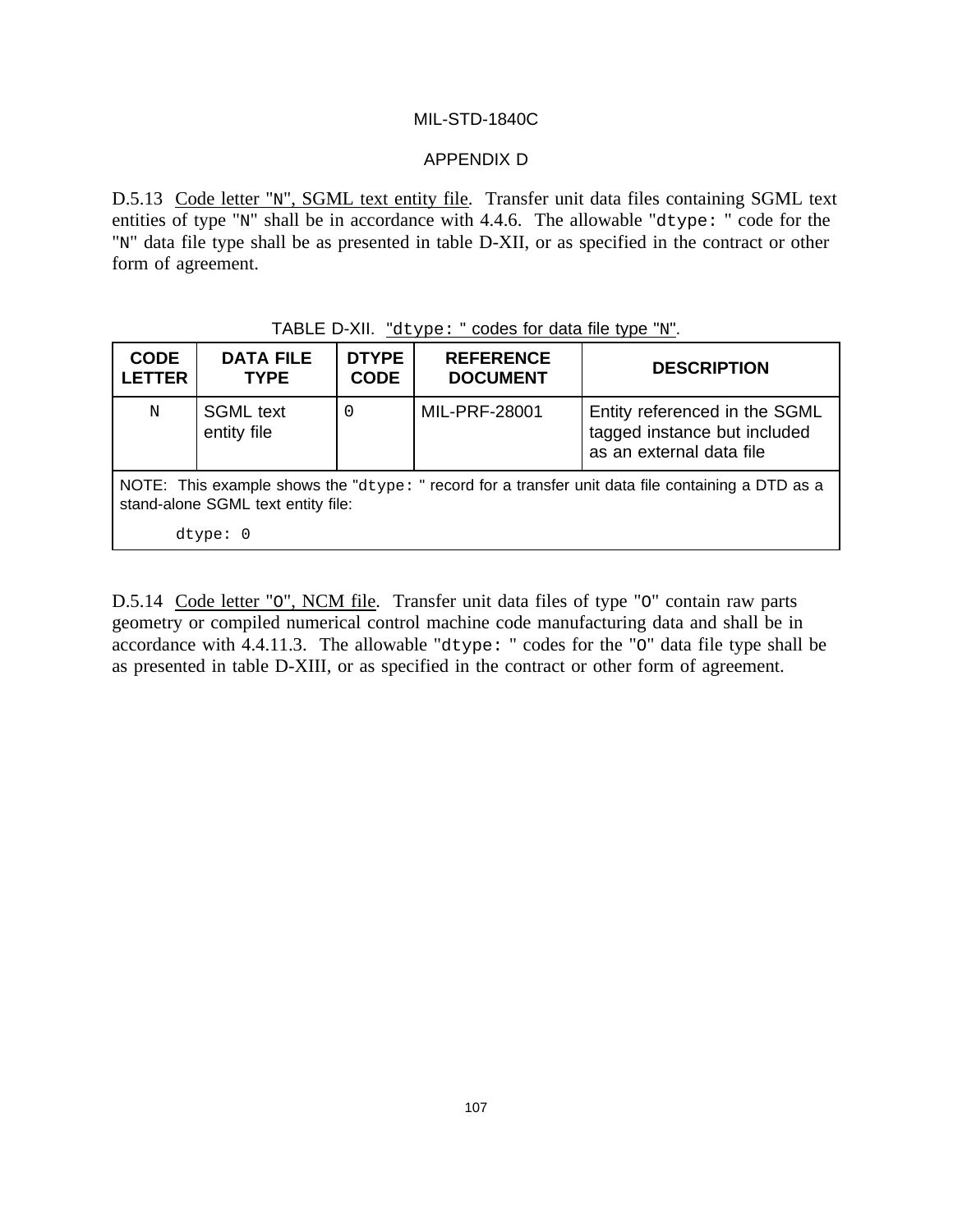D.5.13 Code letter "N", SGML text entity file. Transfer unit data files containing SGML text entities of type "N" shall be in accordance with 4.4.6. The allowable "dtype: " code for the "N" data file type shall be as presented in table D-XII, or as specified in the contract or other form of agreement.

TABLE D-XII. "dtype: " codes for data file type "N".

| CODE LETTER | DATA FILE TYPE | DTYPE CODE | REFERENCE DOCUMENT | DESCRIPTION |
|---|---|---|---|---|
| N | SGML text entity file | 0 | MIL-PRF-28001 | Entity referenced in the SGML tagged instance but included as an external data file |
| NOTE: This example shows the "dtype: " record for a transfer unit data file containing a DTD as a stand-alone SGML text entity file: <br><br> dtype: 0 | | | | |

D.5.14 Code letter "O", NCM file. Transfer unit data files of type "O" contain raw parts geometry or compiled numerical control machine code manufacturing data and shall be in accordance with 4.4.11.3. The allowable "dtype: " codes for the "O" data file type shall be as presented in table D-XIII, or as specified in the contract or other form of agreement.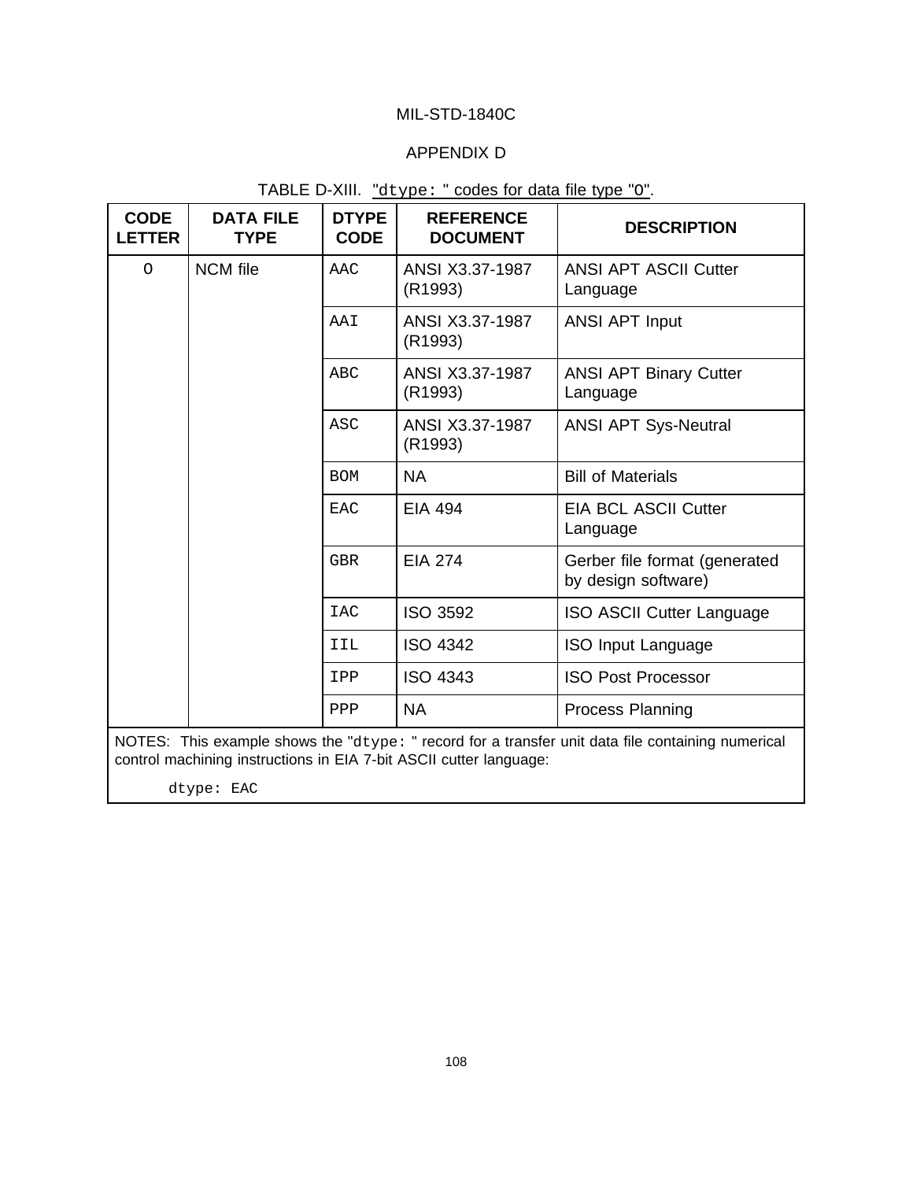APPENDIX D

TABLE D-XIII. "dtype: " codes for data file type "O".

| CODE LETTER | DATA FILE TYPE | DTYPE CODE | REFERENCE DOCUMENT | DESCRIPTION |
|---|---|---|---|---|
| O | NCM file | AAC | ANSI X3.37-1987 (R1993) | ANSI APT ASCII Cutter Language |
| | | AAI | ANSI X3.37-1987 (R1993) | ANSI APT Input |
| | | ABC | ANSI X3.37-1987 (R1993) | ANSI APT Binary Cutter Language |
| | | ASC | ANSI X3.37-1987 (R1993) | ANSI APT Sys-Neutral |
| | | BOM | NA | Bill of Materials |
| | | EAC | EIA 494 | EIA BCL ASCII Cutter Language |
| | | GBR | EIA 274 | Gerber file format (generated by design software) |
| | | IAC | ISO 3592 | ISO ASCII Cutter Language |
| | | IIL | ISO 4342 | ISO Input Language |
| | | IPP | ISO 4343 | ISO Post Processor |
| | | PPP | NA | Process Planning |

NOTES: This example shows the "dtype: " record for a transfer unit data file containing numerical control machining instructions in EIA 7-bit ASCII cutter language:

```
dtype: EAC
```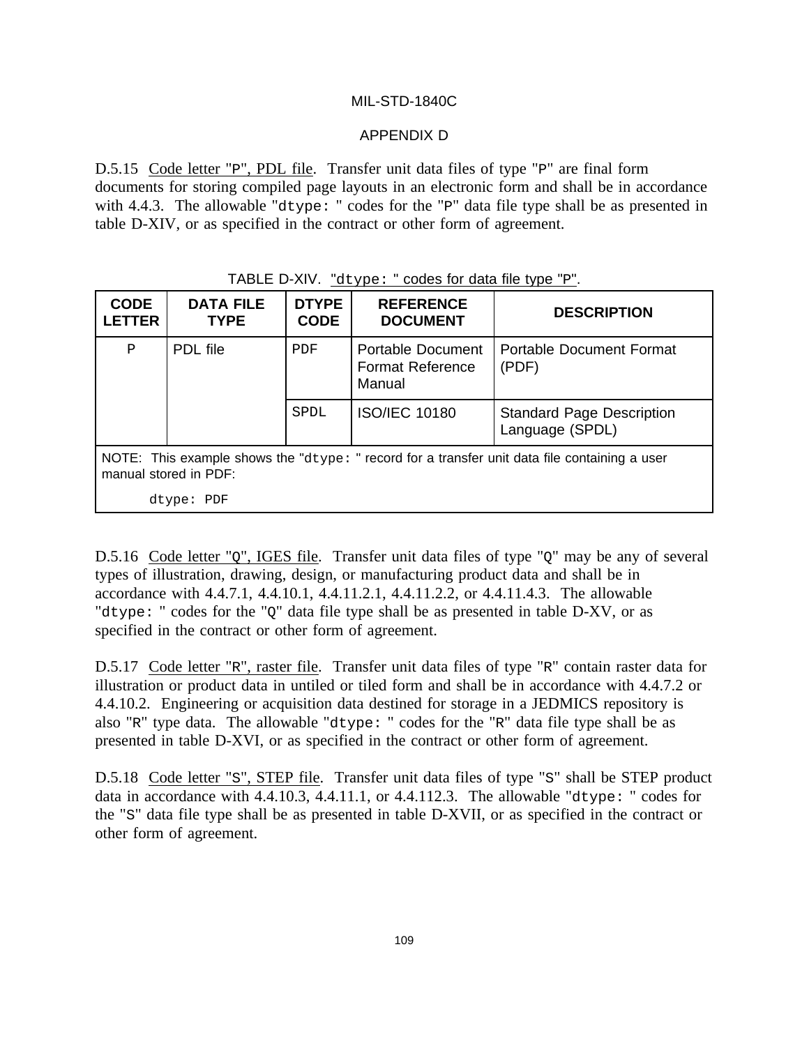D.5.15 Code letter "P", PDL file. Transfer unit data files of type "P" are final form documents for storing compiled page layouts in an electronic form and shall be in accordance with 4.4.3. The allowable "dtype: " codes for the "P" data file type shall be as presented in table D-XIV, or as specified in the contract or other form of agreement.

TABLE D-XIV. "dtype: " codes for data file type "P".

| CODE LETTER | DATA FILE TYPE | DTYPE CODE | REFERENCE DOCUMENT | DESCRIPTION |
|---|---|---|---|---|
| P | PDL file | PDF | Portable Document Format Reference Manual | Portable Document Format (PDF) |
| | | SPDL | ISO/IEC 10180 | Standard Page Description Language (SPDL) |
| NOTE: This example shows the "dtype: " record for a transfer unit data file containing a user manual stored in PDF: `dtype: PDF` | | | | |

D.5.16 Code letter "Q", IGES file. Transfer unit data files of type "Q" may be any of several types of illustration, drawing, design, or manufacturing product data and shall be in accordance with 4.4.7.1, 4.4.10.1, 4.4.11.2.1, 4.4.11.2.2, or 4.4.11.4.3. The allowable "dtype: " codes for the "Q" data file type shall be as presented in table D-XV, or as specified in the contract or other form of agreement.

D.5.17 Code letter "R", raster file. Transfer unit data files of type "R" contain raster data for illustration or product data in untiled or tiled form and shall be in accordance with 4.4.7.2 or 4.4.10.2. Engineering or acquisition data destined for storage in a JEDMICS repository is also "R" type data. The allowable "dtype: " codes for the "R" data file type shall be as presented in table D-XVI, or as specified in the contract or other form of agreement.

D.5.18 Code letter "S", STEP file. Transfer unit data files of type "S" shall be STEP product data in accordance with 4.4.10.3, 4.4.11.1, or 4.4.112.3. The allowable "dtype: " codes for the "S" data file type shall be as presented in table D-XVII, or as specified in the contract or other form of agreement.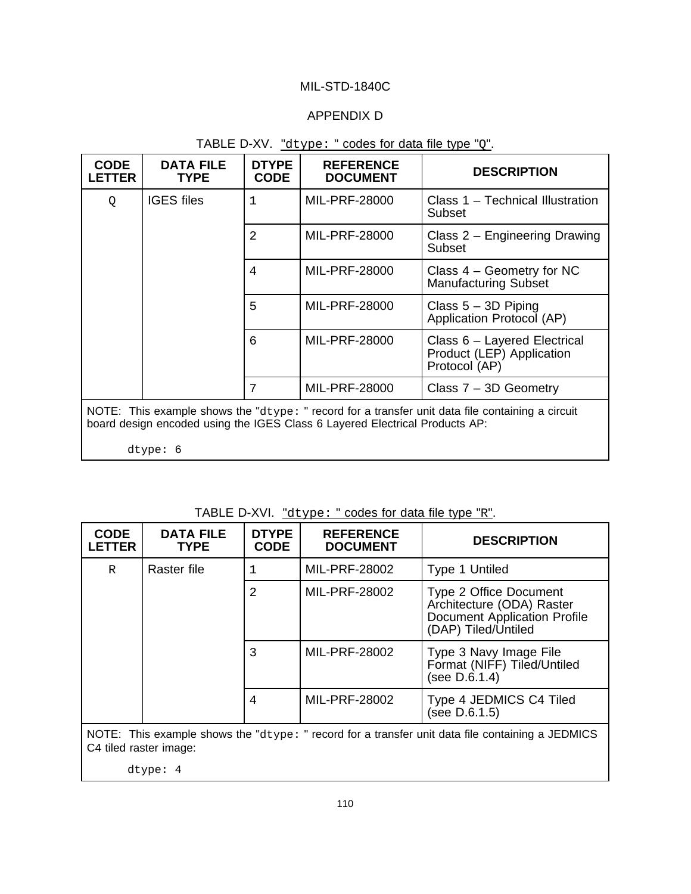APPENDIX D

TABLE D-XV. "dtype: " codes for data file type "Q".

| CODE LETTER | DATA FILE TYPE | DTYPE CODE | REFERENCE DOCUMENT | DESCRIPTION |
|---|---|---|---|---|
| Q | IGES files | 1 | MIL-PRF-28000 | Class 1 – Technical Illustration Subset |
| | | 2 | MIL-PRF-28000 | Class 2 – Engineering Drawing Subset |
| | | 4 | MIL-PRF-28000 | Class 4 – Geometry for NC Manufacturing Subset |
| | | 5 | MIL-PRF-28000 | Class 5 – 3D Piping Application Protocol (AP) |
| | | 6 | MIL-PRF-28000 | Class 6 – Layered Electrical Product (LEP) Application Protocol (AP) |
| | | 7 | MIL-PRF-28000 | Class 7 – 3D Geometry |

NOTE: This example shows the "dtype: " record for a transfer unit data file containing a circuit board design encoded using the IGES Class 6 Layered Electrical Products AP:

```
dtype: 6
```

TABLE D-XVI. "dtype: " codes for data file type "R".

| CODE LETTER | DATA FILE TYPE | DTYPE CODE | REFERENCE DOCUMENT | DESCRIPTION |
|---|---|---|---|---|
| R | Raster file | 1 | MIL-PRF-28002 | Type 1 Untiled |
| | | 2 | MIL-PRF-28002 | Type 2 Office Document Architecture (ODA) Raster Document Application Profile (DAP) Tiled/Untiled |
| | | 3 | MIL-PRF-28002 | Type 3 Navy Image File Format (NIFF) Tiled/Untiled (see D.6.1.4) |
| | | 4 | MIL-PRF-28002 | Type 4 JEDMICS C4 Tiled (see D.6.1.5) |

NOTE: This example shows the "dtype: " record for a transfer unit data file containing a JEDMICS C4 tiled raster image:

```
dtype: 4
```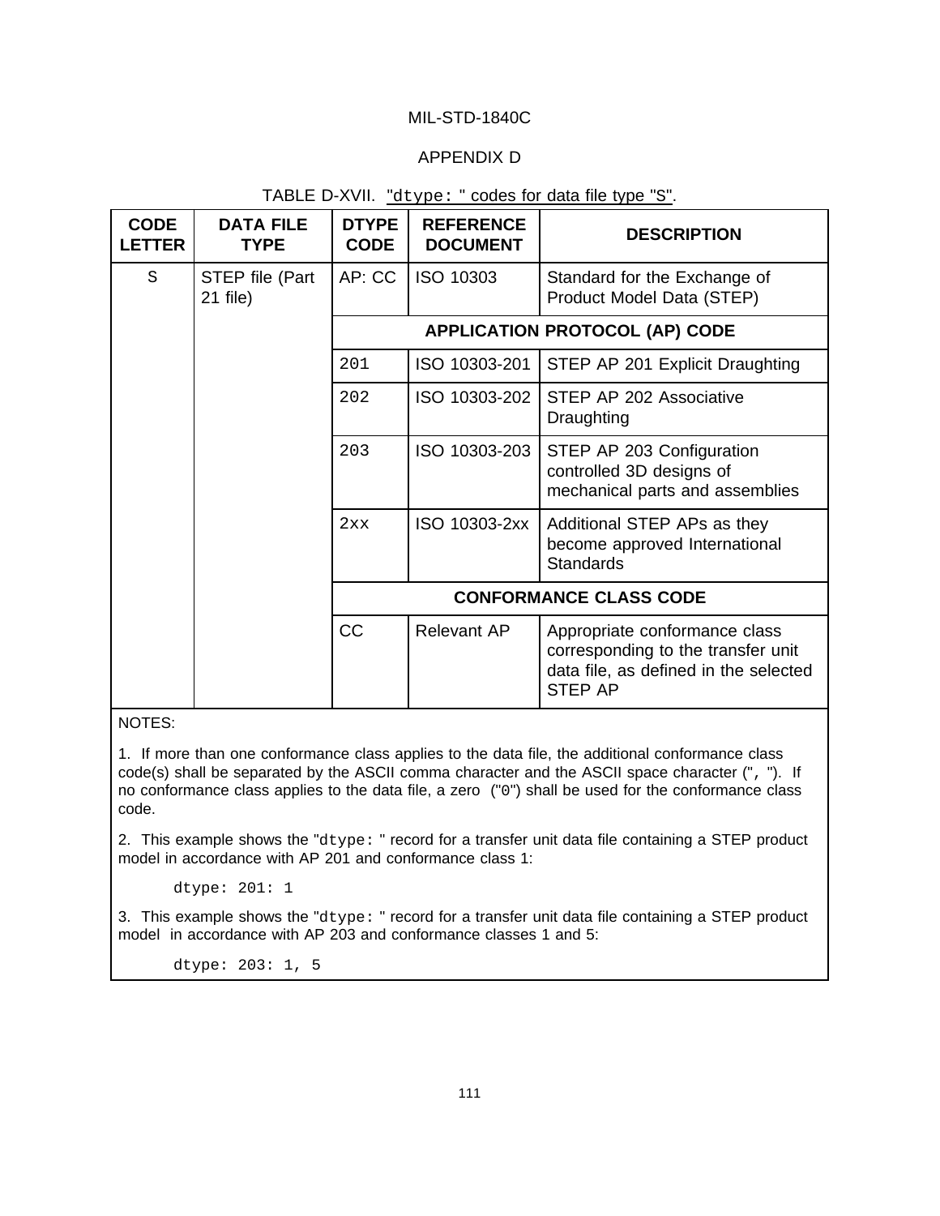MIL-STD-1840C

APPENDIX D

TABLE D-XVII. "dtype: " codes for data file type "S".

| CODE LETTER | DATA FILE TYPE | DTYPE CODE | REFERENCE DOCUMENT | DESCRIPTION |
|---|---|---|---|---|
| S | STEP file (Part 21 file) | AP: CC | ISO 10303 | Standard for the Exchange of Product Model Data (STEP) |
| | | **APPLICATION PROTOCOL (AP) CODE** | | |
| | | 201 | ISO 10303-201 | STEP AP 201 Explicit Draughting |
| | | 202 | ISO 10303-202 | STEP AP 202 Associative Draughting |
| | | 203 | ISO 10303-203 | STEP AP 203 Configuration controlled 3D designs of mechanical parts and assemblies |
| | | 2xx | ISO 10303-2xx | Additional STEP APs as they become approved International Standards |
| | | **CONFORMANCE CLASS CODE** | | |
| | | CC | Relevant AP | Appropriate conformance class corresponding to the transfer unit data file, as defined in the selected STEP AP |

NOTES:

1. If more than one conformance class applies to the data file, the additional conformance class code(s) shall be separated by the ASCII comma character and the ASCII space character (", "). If no conformance class applies to the data file, a zero ("0") shall be used for the conformance class code.

2. This example shows the "dtype: " record for a transfer unit data file containing a STEP product model in accordance with AP 201 and conformance class 1:

```
dtype: 201: 1
```

3. This example shows the "dtype: " record for a transfer unit data file containing a STEP product model in accordance with AP 203 and conformance classes 1 and 5:

```
dtype: 203: 1, 5
```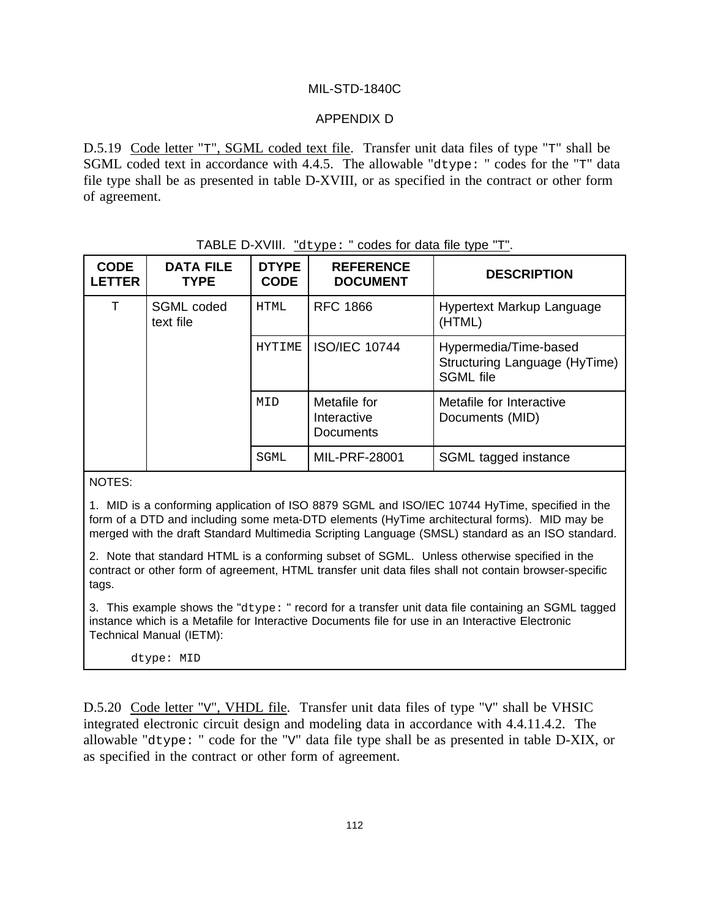D.5.19 Code letter "T", SGML coded text file. Transfer unit data files of type "T" shall be SGML coded text in accordance with 4.4.5. The allowable "dtype: " codes for the "T" data file type shall be as presented in table D-XVIII, or as specified in the contract or other form of agreement.

TABLE D-XVIII. "dtype: " codes for data file type "T".

| CODE LETTER | DATA FILE TYPE | DTYPE CODE | REFERENCE DOCUMENT | DESCRIPTION |
|---|---|---|---|---|
| T | SGML coded text file | HTML | RFC 1866 | Hypertext Markup Language (HTML) |
| | | HYTIME | ISO/IEC 10744 | Hypermedia/Time-based Structuring Language (HyTime) SGML file |
| | | MID | Metafile for Interactive Documents | Metafile for Interactive Documents (MID) |
| | | SGML | MIL-PRF-28001 | SGML tagged instance |

NOTES:

1. MID is a conforming application of ISO 8879 SGML and ISO/IEC 10744 HyTime, specified in the form of a DTD and including some meta-DTD elements (HyTime architectural forms). MID may be merged with the draft Standard Multimedia Scripting Language (SMSL) standard as an ISO standard.

2. Note that standard HTML is a conforming subset of SGML. Unless otherwise specified in the contract or other form of agreement, HTML transfer unit data files shall not contain browser-specific tags.

3. This example shows the "dtype: " record for a transfer unit data file containing an SGML tagged instance which is a Metafile for Interactive Documents file for use in an Interactive Electronic Technical Manual (IETM):

```
dtype: MID
```

D.5.20 Code letter "V", VHDL file. Transfer unit data files of type "V" shall be VHSIC integrated electronic circuit design and modeling data in accordance with 4.4.11.4.2. The allowable "dtype: " code for the "V" data file type shall be as presented in table D-XIX, or as specified in the contract or other form of agreement.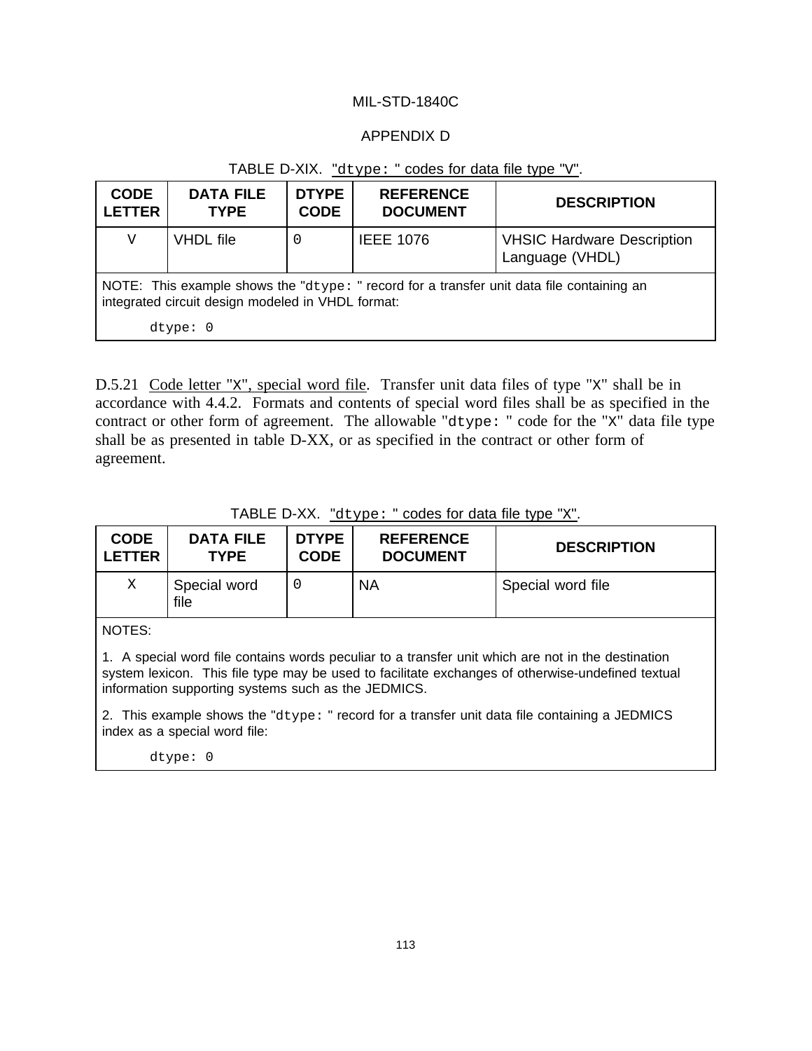TABLE D-XIX. "dtype: " codes for data file type "V".

| CODE LETTER | DATA FILE TYPE | DTYPE CODE | REFERENCE DOCUMENT | DESCRIPTION |
|---|---|---|---|---|
| V | VHDL file | 0 | IEEE 1076 | VHSIC Hardware Description Language (VHDL) |

NOTE: This example shows the "dtype: " record for a transfer unit data file containing an integrated circuit design modeled in VHDL format:

```
dtype: 0
```

D.5.21 Code letter "X", special word file. Transfer unit data files of type "X" shall be in accordance with 4.4.2. Formats and contents of special word files shall be as specified in the contract or other form of agreement. The allowable "dtype: " code for the "X" data file type shall be as presented in table D-XX, or as specified in the contract or other form of agreement.

TABLE D-XX. "dtype: " codes for data file type "X".

| CODE LETTER | DATA FILE TYPE | DTYPE CODE | REFERENCE DOCUMENT | DESCRIPTION |
|---|---|---|---|---|
| X | Special word file | 0 | NA | Special word file |

NOTES:

1. A special word file contains words peculiar to a transfer unit which are not in the destination system lexicon. This file type may be used to facilitate exchanges of otherwise-undefined textual information supporting systems such as the JEDMICS.

2. This example shows the "dtype: " record for a transfer unit data file containing a JEDMICS index as a special word file:

```
dtype: 0
```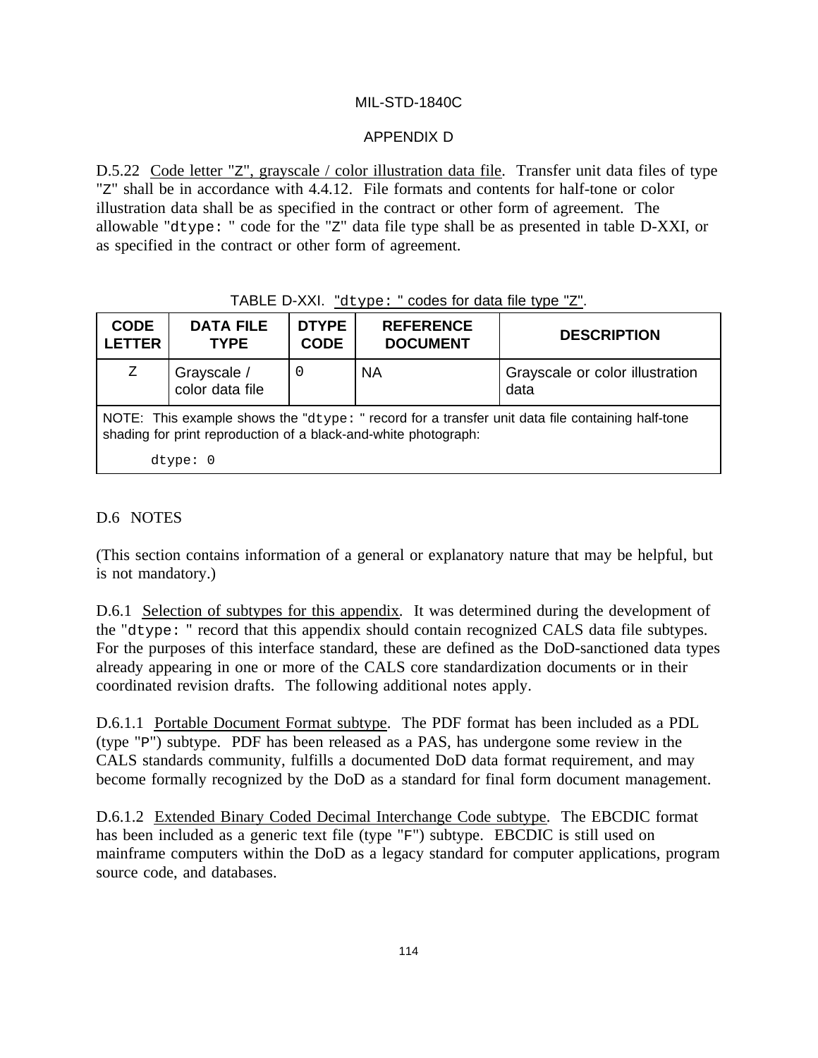D.5.22 Code letter "Z", grayscale / color illustration data file. Transfer unit data files of type "Z" shall be in accordance with 4.4.12. File formats and contents for half-tone or color illustration data shall be as specified in the contract or other form of agreement. The allowable "dtype: " code for the "Z" data file type shall be as presented in table D-XXI, or as specified in the contract or other form of agreement.

TABLE D-XXI. "dtype: " codes for data file type "Z".

| CODE LETTER | DATA FILE TYPE | DTYPE CODE | REFERENCE DOCUMENT | DESCRIPTION |
|---|---|---|---|---|
| Z | Grayscale / color data file | 0 | NA | Grayscale or color illustration data |
| NOTE: This example shows the "dtype: " record for a transfer unit data file containing half-tone shading for print reproduction of a black-and-white photograph: dtype: 0 | | | | |

## D.6 NOTES

(This section contains information of a general or explanatory nature that may be helpful, but is not mandatory.)

D.6.1 Selection of subtypes for this appendix. It was determined during the development of the "dtype: " record that this appendix should contain recognized CALS data file subtypes. For the purposes of this interface standard, these are defined as the DoD-sanctioned data types already appearing in one or more of the CALS core standardization documents or in their coordinated revision drafts. The following additional notes apply.

D.6.1.1 Portable Document Format subtype. The PDF format has been included as a PDL (type "P") subtype. PDF has been released as a PAS, has undergone some review in the CALS standards community, fulfills a documented DoD data format requirement, and may become formally recognized by the DoD as a standard for final form document management.

D.6.1.2 Extended Binary Coded Decimal Interchange Code subtype. The EBCDIC format has been included as a generic text file (type "F") subtype. EBCDIC is still used on mainframe computers within the DoD as a legacy standard for computer applications, program source code, and databases.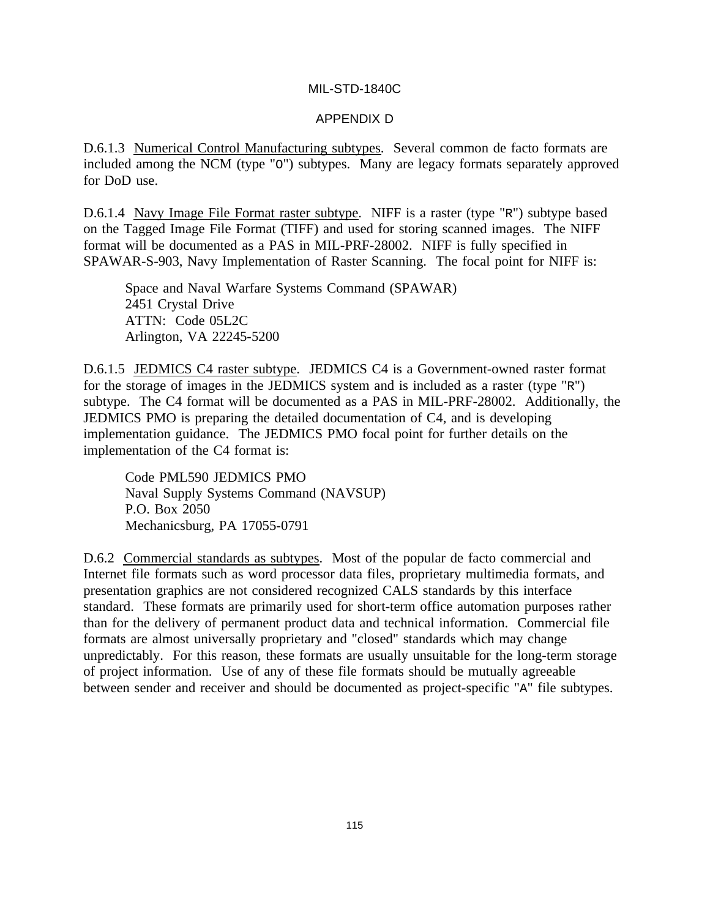D.6.1.3 Numerical Control Manufacturing subtypes. Several common de facto formats are included among the NCM (type "O") subtypes. Many are legacy formats separately approved for DoD use.

D.6.1.4 Navy Image File Format raster subtype. NIFF is a raster (type "R") subtype based on the Tagged Image File Format (TIFF) and used for storing scanned images. The NIFF format will be documented as a PAS in MIL-PRF-28002. NIFF is fully specified in SPAWAR-S-903, Navy Implementation of Raster Scanning. The focal point for NIFF is:

> Space and Naval Warfare Systems Command (SPAWAR)
> 2451 Crystal Drive
> ATTN: Code 05L2C
> Arlington, VA 22245-5200

D.6.1.5 JEDMICS C4 raster subtype. JEDMICS C4 is a Government-owned raster format for the storage of images in the JEDMICS system and is included as a raster (type "R") subtype. The C4 format will be documented as a PAS in MIL-PRF-28002. Additionally, the JEDMICS PMO is preparing the detailed documentation of C4, and is developing implementation guidance. The JEDMICS PMO focal point for further details on the implementation of the C4 format is:

> Code PML590 JEDMICS PMO
> Naval Supply Systems Command (NAVSUP)
> P.O. Box 2050
> Mechanicsburg, PA 17055-0791

D.6.2 Commercial standards as subtypes. Most of the popular de facto commercial and Internet file formats such as word processor data files, proprietary multimedia formats, and presentation graphics are not considered recognized CALS standards by this interface standard. These formats are primarily used for short-term office automation purposes rather than for the delivery of permanent product data and technical information. Commercial file formats are almost universally proprietary and "closed" standards which may change unpredictably. For this reason, these formats are usually unsuitable for the long-term storage of project information. Use of any of these file formats should be mutually agreeable between sender and receiver and should be documented as project-specific "A" file subtypes.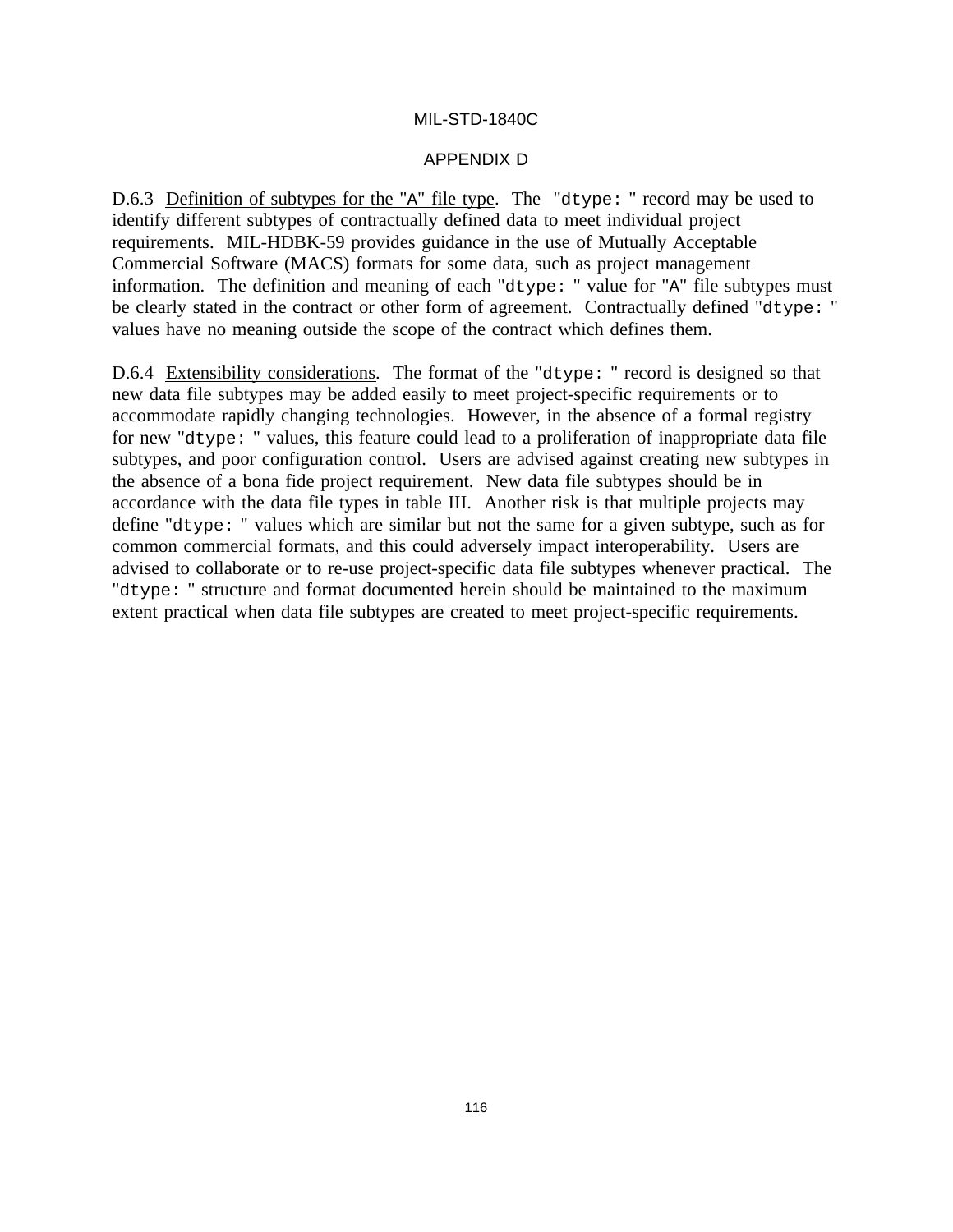D.6.3 Definition of subtypes for the "A" file type. The "dtype: " record may be used to identify different subtypes of contractually defined data to meet individual project requirements. MIL-HDBK-59 provides guidance in the use of Mutually Acceptable Commercial Software (MACS) formats for some data, such as project management information. The definition and meaning of each "dtype: " value for "A" file subtypes must be clearly stated in the contract or other form of agreement. Contractually defined "dtype: " values have no meaning outside the scope of the contract which defines them.

D.6.4 Extensibility considerations. The format of the "dtype: " record is designed so that new data file subtypes may be added easily to meet project-specific requirements or to accommodate rapidly changing technologies. However, in the absence of a formal registry for new "dtype: " values, this feature could lead to a proliferation of inappropriate data file subtypes, and poor configuration control. Users are advised against creating new subtypes in the absence of a bona fide project requirement. New data file subtypes should be in accordance with the data file types in table III. Another risk is that multiple projects may define "dtype: " values which are similar but not the same for a given subtype, such as for common commercial formats, and this could adversely impact interoperability. Users are advised to collaborate or to re-use project-specific data file subtypes whenever practical. The "dtype: " structure and format documented herein should be maintained to the maximum extent practical when data file subtypes are created to meet project-specific requirements.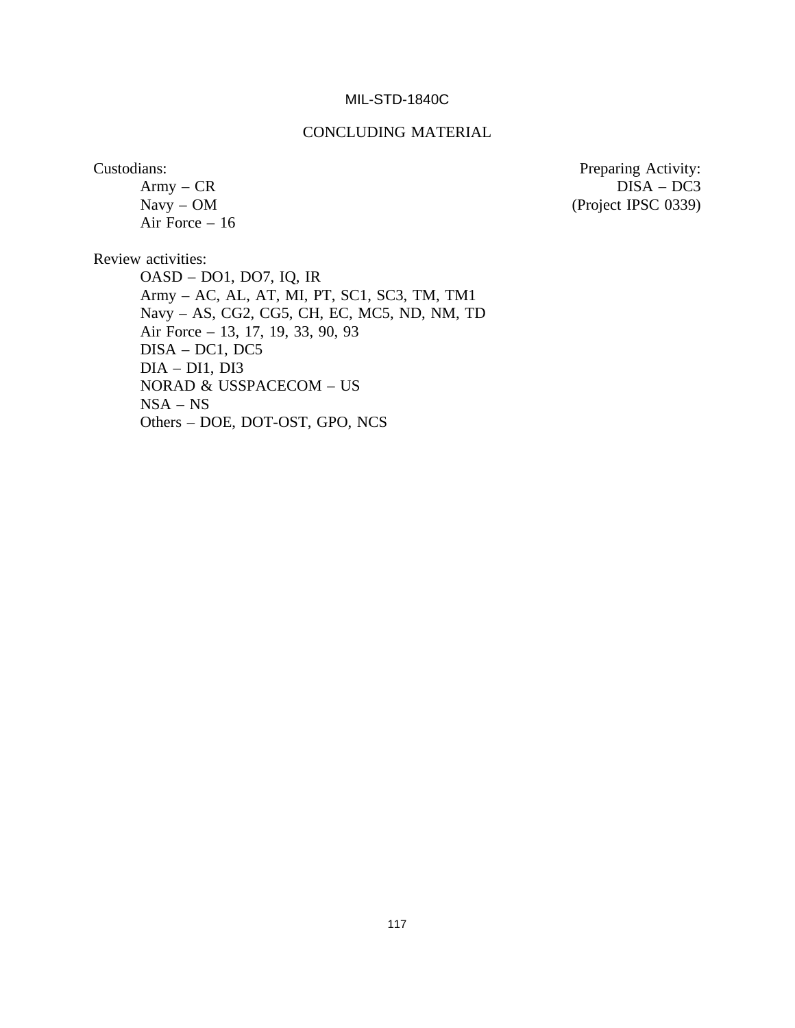# CONCLUDING MATERIAL

Custodians:
- Army – CR
- Navy – OM
- Air Force – 16

Preparing Activity:
- DISA – DC3
- (Project IPSC 0339)

Review activities:
- OASD – DO1, DO7, IQ, IR
- Army – AC, AL, AT, MI, PT, SC1, SC3, TM, TM1
- Navy – AS, CG2, CG5, CH, EC, MC5, ND, NM, TD
- Air Force – 13, 17, 19, 33, 90, 93
- DISA – DC1, DC5
- DIA – DI1, DI3
- NORAD & USSPACECOM – US
- NSA – NS
- Others – DOE, DOT-OST, GPO, NCS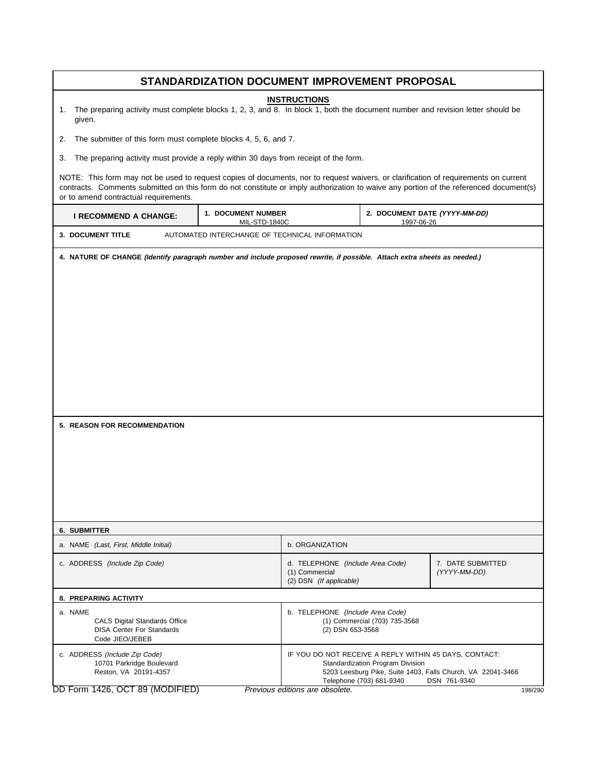# STANDARDIZATION DOCUMENT IMPROVEMENT PROPOSAL

## INSTRUCTIONS

1. The preparing activity must complete blocks 1, 2, 3, and 8. In block 1, both the document number and revision letter should be given.

2. The submitter of this form must complete blocks 4, 5, 6, and 7.

3. The preparing activity must provide a reply within 30 days from receipt of the form.

NOTE: This form may not be used to request copies of documents, nor to request waivers, or clarification of requirements on current contracts. Comments submitted on this form do not constitute or imply authorization to waive any portion of the referenced document(s) or to amend contractual requirements.

| **I RECOMMEND A CHANGE:** | **1. DOCUMENT NUMBER** MIL-STD-1840C | **2. DOCUMENT DATE *(YYYY-MM-DD)*** 1997-06-26 |
|---|---|---|

**3. DOCUMENT TITLE** AUTOMATED INTERCHANGE OF TECHNICAL INFORMATION

**4. NATURE OF CHANGE *(Identify paragraph number and include proposed rewrite, if possible. Attach extra sheets as needed.)***

**5. REASON FOR RECOMMENDATION**

**6. SUBMITTER**

| a. NAME *(Last, First, Middle Initial)* | b. ORGANIZATION | |
|---|---|---|
| c. ADDRESS *(Include Zip Code)* | d. TELEPHONE *(Include Area Code)* (1) Commercial (2) DSN *(If applicable)* | 7. DATE SUBMITTED *(YYYY-MM-DD)* |

**8. PREPARING ACTIVITY**

| a. NAME CALS Digital Standards Office DISA Center For Standards Code JIEO/JEBEB | b. TELEPHONE *(Include Area Code)* (1) Commercial (703) 735-3568 (2) DSN 653-3568 |
|---|---|
| c. ADDRESS *(Include Zip Code)* 10701 Parkridge Boulevard Reston, VA 20191-4357 | IF YOU DO NOT RECEIVE A REPLY WITHIN 45 DAYS, CONTACT: Standardization Program Division 5203 Leesburg Pike, Suite 1403, Falls Church, VA 22041-3466 Telephone (703) 681-9340 DSN 761-9340 |

DD Form 1426, OCT 89 (MODIFIED) *Previous editions are obsolete.* 198/290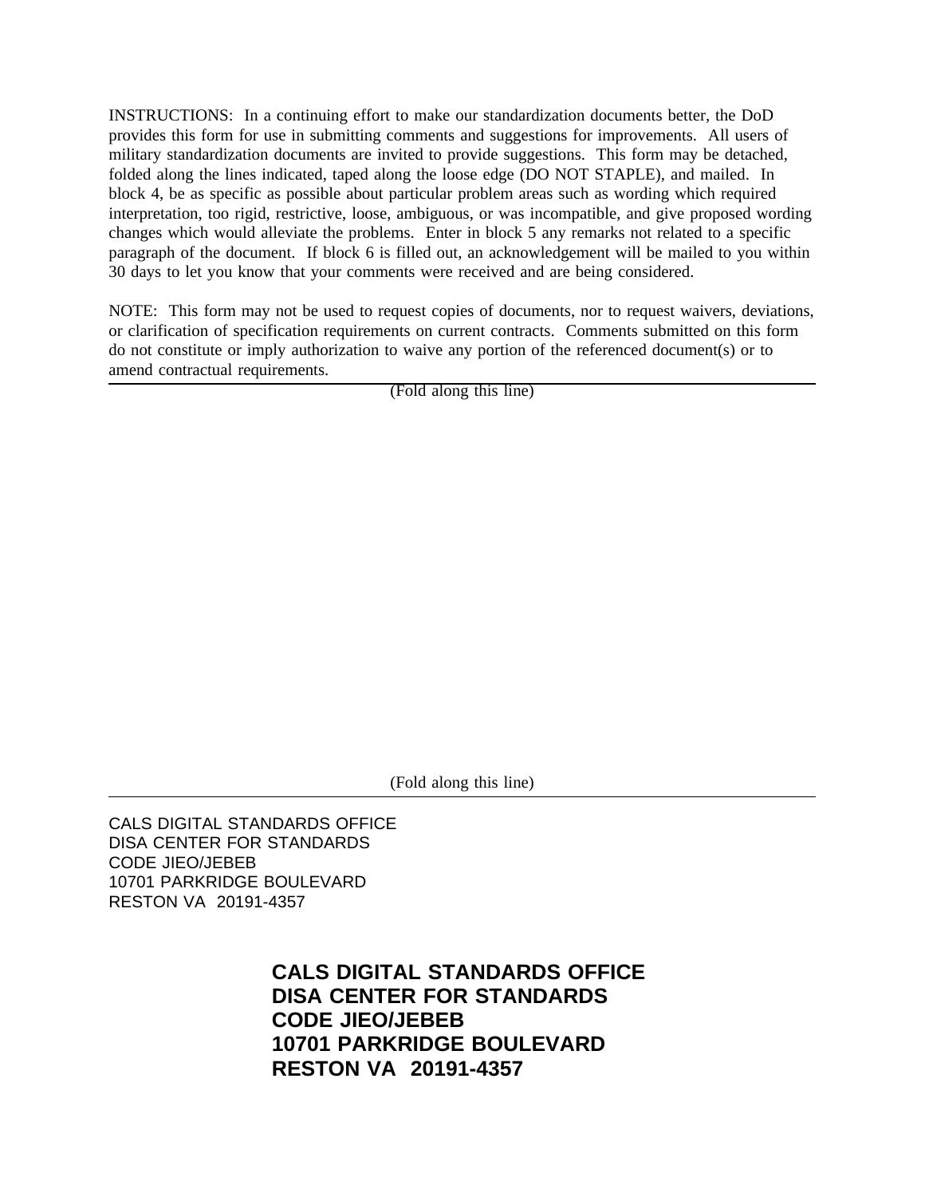INSTRUCTIONS: In a continuing effort to make our standardization documents better, the DoD provides this form for use in submitting comments and suggestions for improvements. All users of military standardization documents are invited to provide suggestions. This form may be detached, folded along the lines indicated, taped along the loose edge (DO NOT STAPLE), and mailed. In block 4, be as specific as possible about particular problem areas such as wording which required interpretation, too rigid, restrictive, loose, ambiguous, or was incompatible, and give proposed wording changes which would alleviate the problems. Enter in block 5 any remarks not related to a specific paragraph of the document. If block 6 is filled out, an acknowledgement will be mailed to you within 30 days to let you know that your comments were received and are being considered.

NOTE: This form may not be used to request copies of documents, nor to request waivers, deviations, or clarification of specification requirements on current contracts. Comments submitted on this form do not constitute or imply authorization to waive any portion of the referenced document(s) or to amend contractual requirements.

(Fold along this line)

(Fold along this line)

CALS DIGITAL STANDARDS OFFICE
DISA CENTER FOR STANDARDS
CODE JIEO/JEBEB
10701 PARKRIDGE BOULEVARD
RESTON VA 20191-4357

**CALS DIGITAL STANDARDS OFFICE**
**DISA CENTER FOR STANDARDS**
**CODE JIEO/JEBEB**
**10701 PARKRIDGE BOULEVARD**
**RESTON VA 20191-4357**